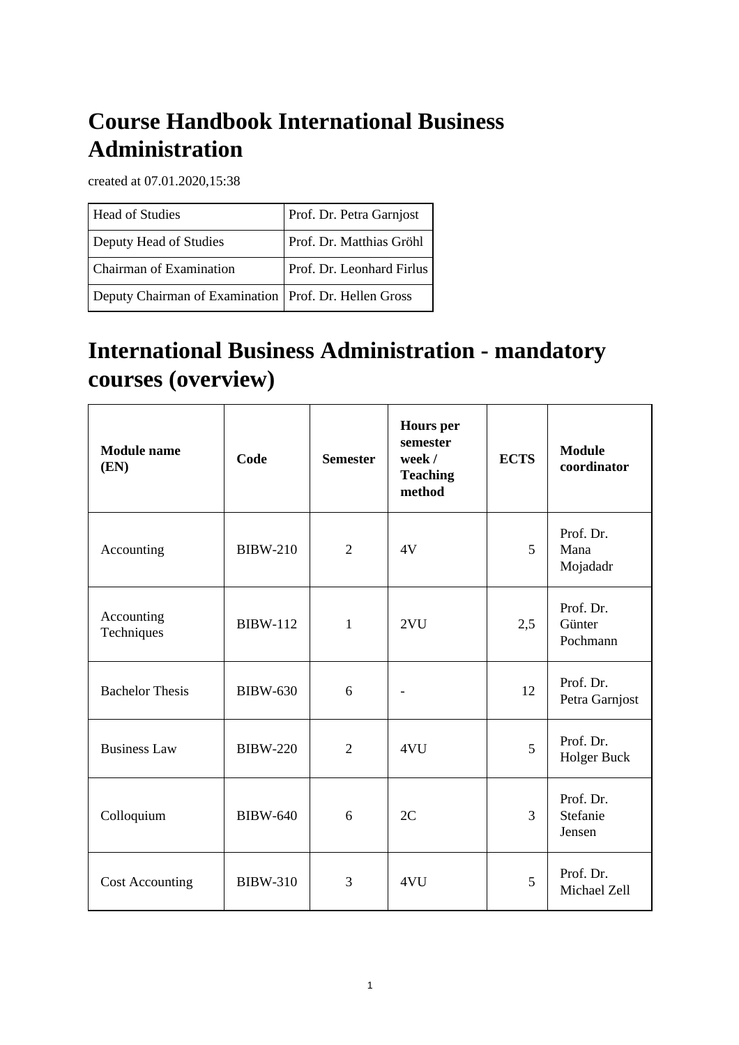# Course Handbook International Business Administration

created at 07.01.2020,15:38

| Head of Studies | Prof. Dr. Petra Garnjost |
|---|---|
| Deputy Head of Studies | Prof. Dr. Matthias Gröhl |
| Chairman of Examination | Prof. Dr. Leonhard Firlus |
| Deputy Chairman of Examination | Prof. Dr. Hellen Gross |

# International Business Administration - mandatory courses (overview)

| Module name (EN) | Code | Semester | Hours per semester week / Teaching method | ECTS | Module coordinator |
|---|---|---|---|---|---|
| Accounting | BIBW-210 | 2 | 4V | 5 | Prof. Dr. Mana Mojadadr |
| Accounting Techniques | BIBW-112 | 1 | 2VU | 2,5 | Prof. Dr. Günter Pochmann |
| Bachelor Thesis | BIBW-630 | 6 | - | 12 | Prof. Dr. Petra Garnjost |
| Business Law | BIBW-220 | 2 | 4VU | 5 | Prof. Dr. Holger Buck |
| Colloquium | BIBW-640 | 6 | 2C | 3 | Prof. Dr. Stefanie Jensen |
| Cost Accounting | BIBW-310 | 3 | 4VU | 5 | Prof. Dr. Michael Zell |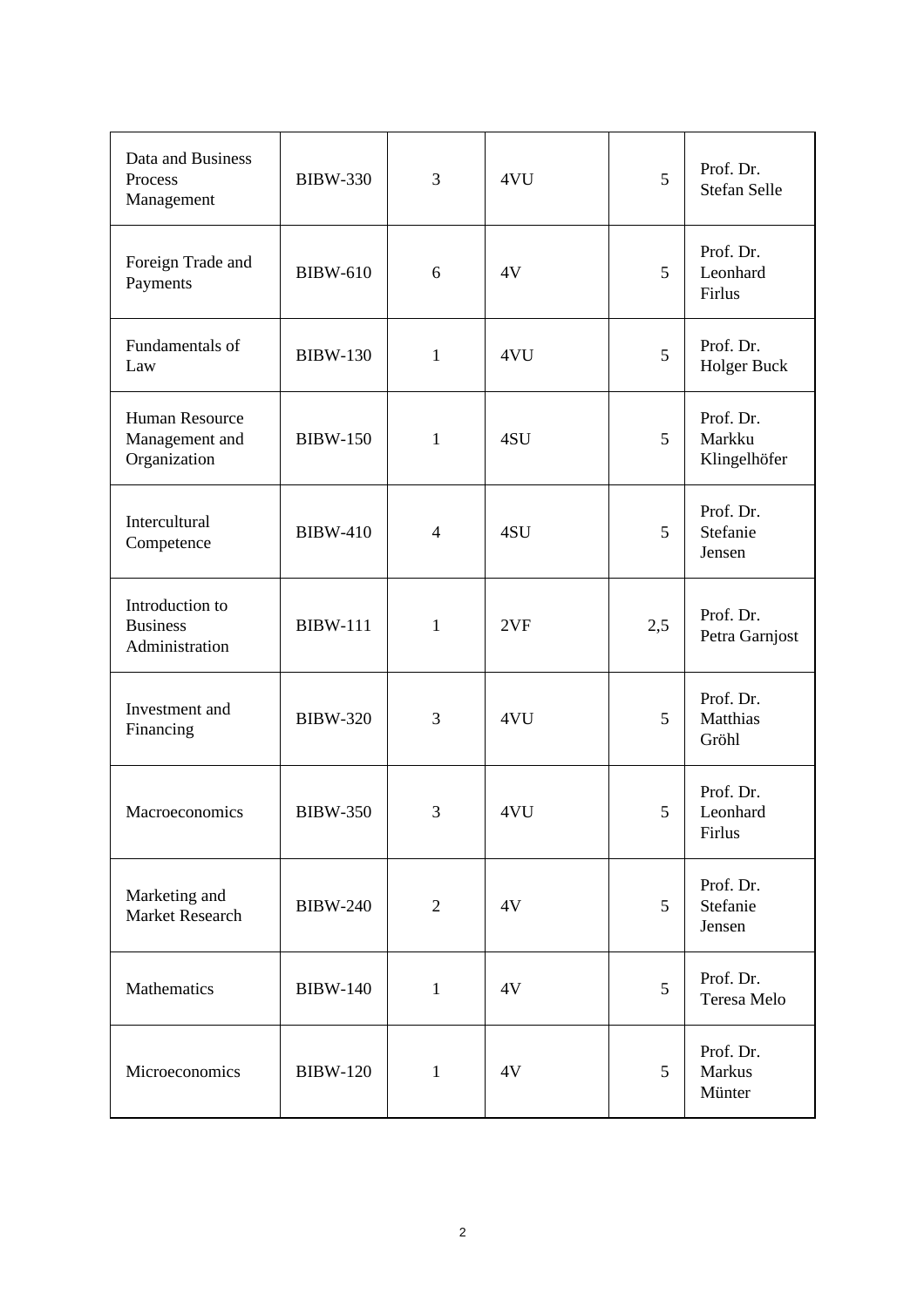| | | | | | |
|---|---|---|---|---|---|
| Data and Business Process Management | BIBW-330 | 3 | 4VU | 5 | Prof. Dr. Stefan Selle |
| Foreign Trade and Payments | BIBW-610 | 6 | 4V | 5 | Prof. Dr. Leonhard Firlus |
| Fundamentals of Law | BIBW-130 | 1 | 4VU | 5 | Prof. Dr. Holger Buck |
| Human Resource Management and Organization | BIBW-150 | 1 | 4SU | 5 | Prof. Dr. Markku Klingelhöfer |
| Intercultural Competence | BIBW-410 | 4 | 4SU | 5 | Prof. Dr. Stefanie Jensen |
| Introduction to Business Administration | BIBW-111 | 1 | 2VF | 2,5 | Prof. Dr. Petra Garnjost |
| Investment and Financing | BIBW-320 | 3 | 4VU | 5 | Prof. Dr. Matthias Gröhl |
| Macroeconomics | BIBW-350 | 3 | 4VU | 5 | Prof. Dr. Leonhard Firlus |
| Marketing and Market Research | BIBW-240 | 2 | 4V | 5 | Prof. Dr. Stefanie Jensen |
| Mathematics | BIBW-140 | 1 | 4V | 5 | Prof. Dr. Teresa Melo |
| Microeconomics | BIBW-120 | 1 | 4V | 5 | Prof. Dr. Markus Münter |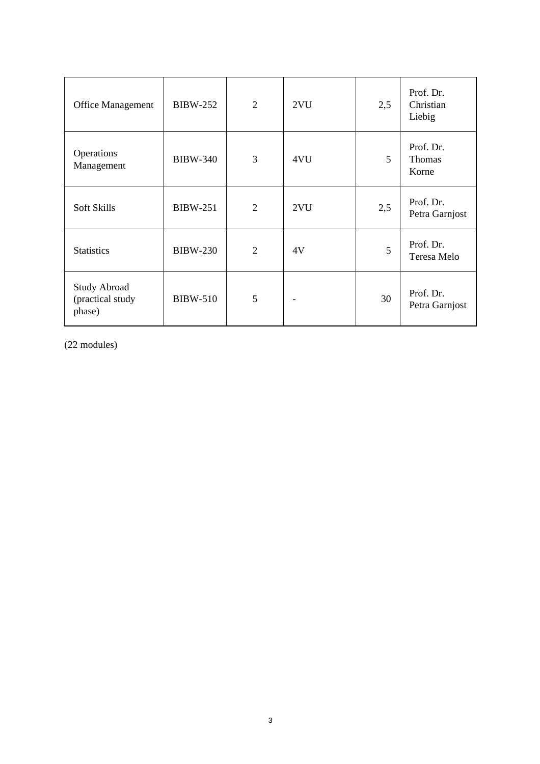| | | | | | |
|---|---|---|---|---|---|
| Office Management | BIBW-252 | 2 | 2VU | 2,5 | Prof. Dr. Christian Liebig |
| Operations Management | BIBW-340 | 3 | 4VU | 5 | Prof. Dr. Thomas Korne |
| Soft Skills | BIBW-251 | 2 | 2VU | 2,5 | Prof. Dr. Petra Garnjost |
| Statistics | BIBW-230 | 2 | 4V | 5 | Prof. Dr. Teresa Melo |
| Study Abroad (practical study phase) | BIBW-510 | 5 | - | 30 | Prof. Dr. Petra Garnjost |

(22 modules)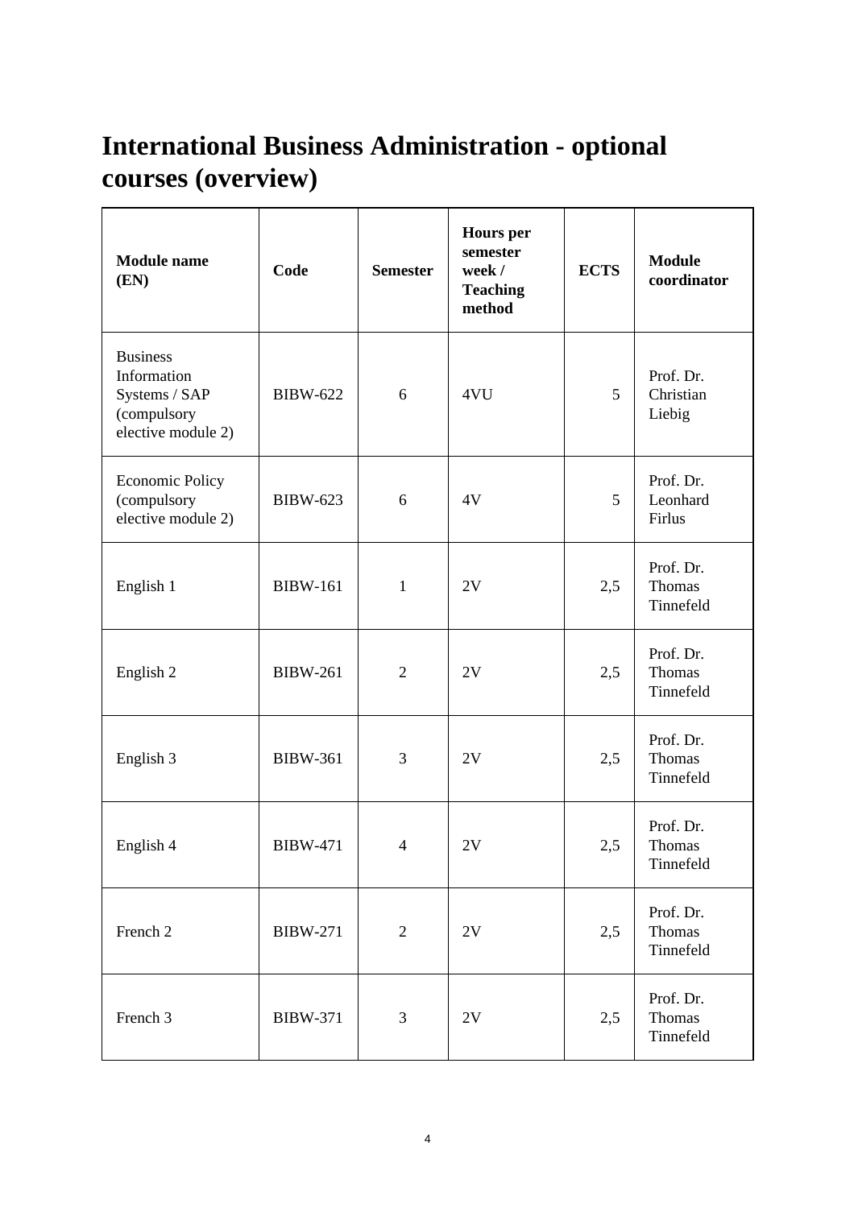# International Business Administration - optional courses (overview)

| Module name (EN) | Code | Semester | Hours per semester week / Teaching method | ECTS | Module coordinator |
|---|---|---|---|---|---|
| Business Information Systems / SAP (compulsory elective module 2) | BIBW-622 | 6 | 4VU | 5 | Prof. Dr. Christian Liebig |
| Economic Policy (compulsory elective module 2) | BIBW-623 | 6 | 4V | 5 | Prof. Dr. Leonhard Firlus |
| English 1 | BIBW-161 | 1 | 2V | 2,5 | Prof. Dr. Thomas Tinnefeld |
| English 2 | BIBW-261 | 2 | 2V | 2,5 | Prof. Dr. Thomas Tinnefeld |
| English 3 | BIBW-361 | 3 | 2V | 2,5 | Prof. Dr. Thomas Tinnefeld |
| English 4 | BIBW-471 | 4 | 2V | 2,5 | Prof. Dr. Thomas Tinnefeld |
| French 2 | BIBW-271 | 2 | 2V | 2,5 | Prof. Dr. Thomas Tinnefeld |
| French 3 | BIBW-371 | 3 | 2V | 2,5 | Prof. Dr. Thomas Tinnefeld |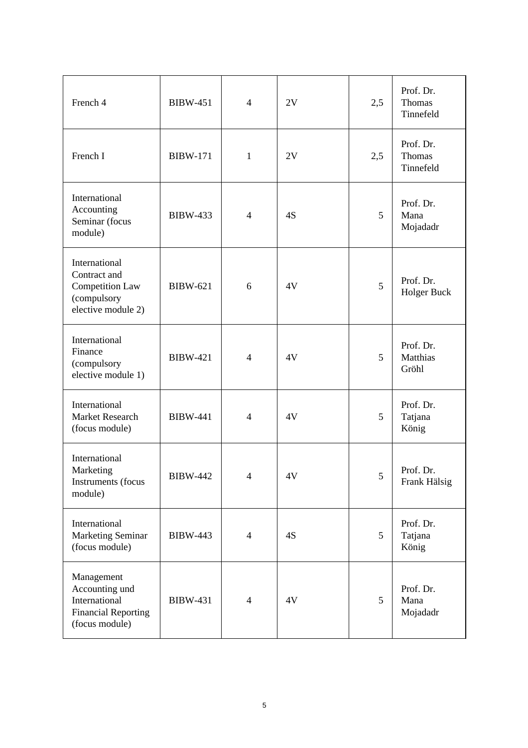| French 4 | BIBW-451 | 4 | 2V | 2,5 | Prof. Dr. Thomas Tinnefeld |
|---|---|---|---|---|---|
| French I | BIBW-171 | 1 | 2V | 2,5 | Prof. Dr. Thomas Tinnefeld |
| International Accounting Seminar (focus module) | BIBW-433 | 4 | 4S | 5 | Prof. Dr. Mana Mojadadr |
| International Contract and Competition Law (compulsory elective module 2) | BIBW-621 | 6 | 4V | 5 | Prof. Dr. Holger Buck |
| International Finance (compulsory elective module 1) | BIBW-421 | 4 | 4V | 5 | Prof. Dr. Matthias Gröhl |
| International Market Research (focus module) | BIBW-441 | 4 | 4V | 5 | Prof. Dr. Tatjana König |
| International Marketing Instruments (focus module) | BIBW-442 | 4 | 4V | 5 | Prof. Dr. Frank Hälsig |
| International Marketing Seminar (focus module) | BIBW-443 | 4 | 4S | 5 | Prof. Dr. Tatjana König |
| Management Accounting und International Financial Reporting (focus module) | BIBW-431 | 4 | 4V | 5 | Prof. Dr. Mana Mojadadr |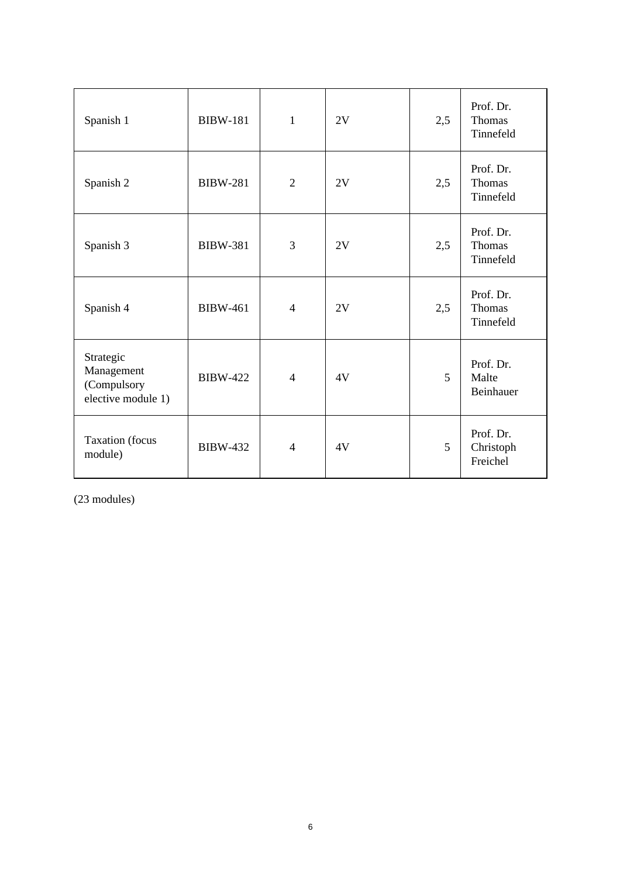| | | | | | |
|---|---|---|---|---|---|
| Spanish 1 | BIBW-181 | 1 | 2V | 2,5 | Prof. Dr. Thomas Tinnefeld |
| Spanish 2 | BIBW-281 | 2 | 2V | 2,5 | Prof. Dr. Thomas Tinnefeld |
| Spanish 3 | BIBW-381 | 3 | 2V | 2,5 | Prof. Dr. Thomas Tinnefeld |
| Spanish 4 | BIBW-461 | 4 | 2V | 2,5 | Prof. Dr. Thomas Tinnefeld |
| Strategic Management (Compulsory elective module 1) | BIBW-422 | 4 | 4V | 5 | Prof. Dr. Malte Beinhauer |
| Taxation (focus module) | BIBW-432 | 4 | 4V | 5 | Prof. Dr. Christoph Freichel |

(23 modules)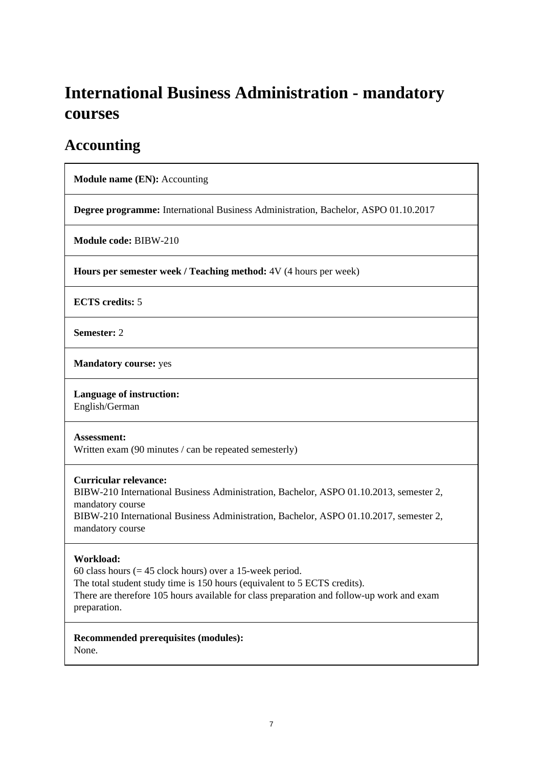# International Business Administration - mandatory courses

## Accounting

**Module name (EN):** Accounting

**Degree programme:** International Business Administration, Bachelor, ASPO 01.10.2017

**Module code:** BIBW-210

**Hours per semester week / Teaching method:** 4V (4 hours per week)

**ECTS credits:** 5

**Semester:** 2

**Mandatory course:** yes

**Language of instruction:**
English/German

**Assessment:**
Written exam (90 minutes / can be repeated semesterly)

**Curricular relevance:**
BIBW-210 International Business Administration, Bachelor, ASPO 01.10.2013, semester 2, mandatory course
BIBW-210 International Business Administration, Bachelor, ASPO 01.10.2017, semester 2, mandatory course

**Workload:**
60 class hours (= 45 clock hours) over a 15-week period.
The total student study time is 150 hours (equivalent to 5 ECTS credits).
There are therefore 105 hours available for class preparation and follow-up work and exam preparation.

**Recommended prerequisites (modules):**
None.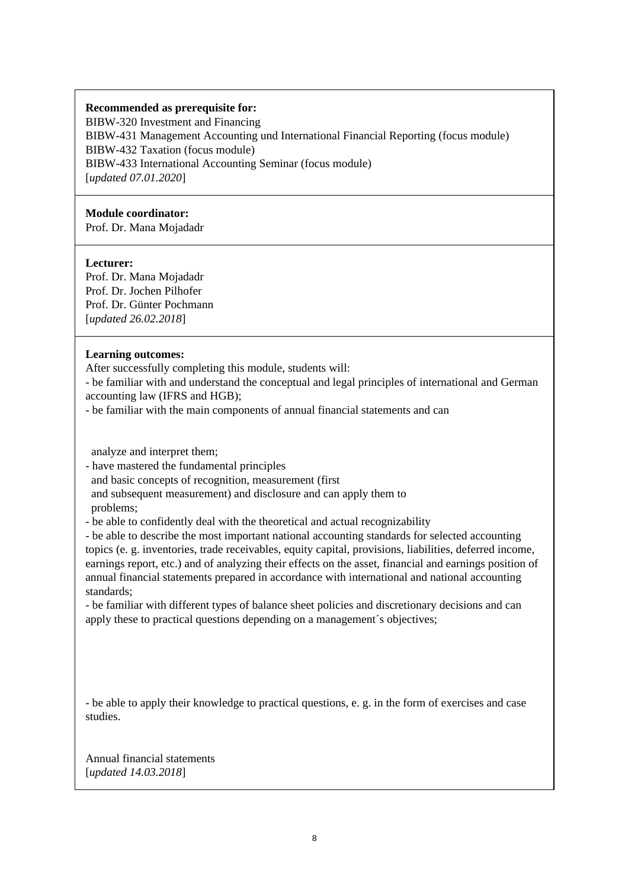**Recommended as prerequisite for:**
BIBW-320 Investment and Financing
BIBW-431 Management Accounting und International Financial Reporting (focus module)
BIBW-432 Taxation (focus module)
BIBW-433 International Accounting Seminar (focus module)
[*updated 07.01.2020*]

**Module coordinator:**
Prof. Dr. Mana Mojadadr

**Lecturer:**
Prof. Dr. Mana Mojadadr
Prof. Dr. Jochen Pilhofer
Prof. Dr. Günter Pochmann
[*updated 26.02.2018*]

**Learning outcomes:**
After successfully completing this module, students will:
- be familiar with and understand the conceptual and legal principles of international and German accounting law (IFRS and HGB);
- be familiar with the main components of annual financial statements and can

analyze and interpret them;
- have mastered the fundamental principles
and basic concepts of recognition, measurement (first
and subsequent measurement) and disclosure and can apply them to
problems;
- be able to confidently deal with the theoretical and actual recognizability
- be able to describe the most important national accounting standards for selected accounting topics (e. g. inventories, trade receivables, equity capital, provisions, liabilities, deferred income, earnings report, etc.) and of analyzing their effects on the asset, financial and earnings position of annual financial statements prepared in accordance with international and national accounting standards;
- be familiar with different types of balance sheet policies and discretionary decisions and can apply these to practical questions depending on a management´s objectives;

- be able to apply their knowledge to practical questions, e. g. in the form of exercises and case studies.

Annual financial statements
[*updated 14.03.2018*]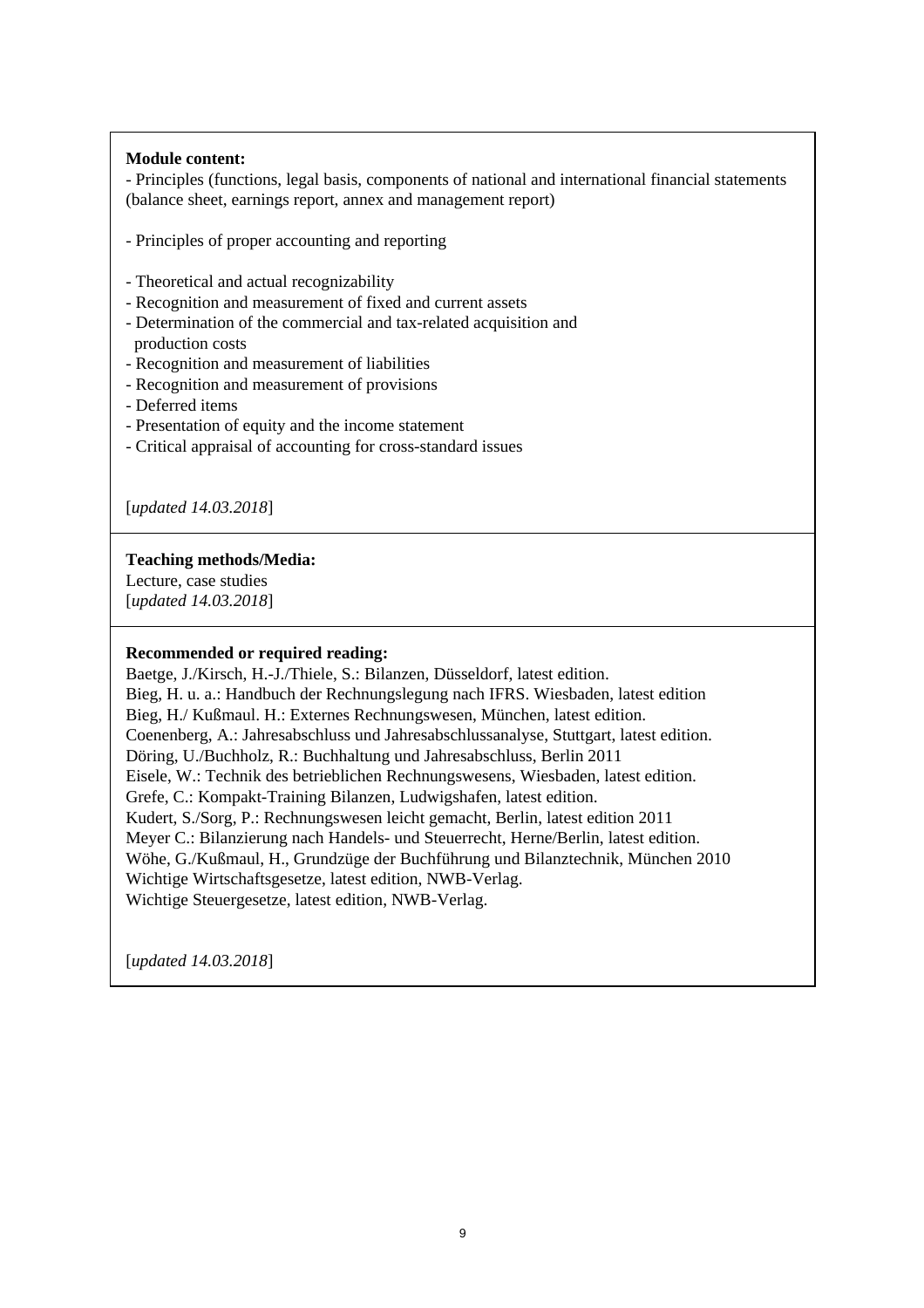**Module content:**

- Principles (functions, legal basis, components of national and international financial statements (balance sheet, earnings report, annex and management report)

- Principles of proper accounting and reporting

- Theoretical and actual recognizability
- Recognition and measurement of fixed and current assets
- Determination of the commercial and tax-related acquisition and production costs
- Recognition and measurement of liabilities
- Recognition and measurement of provisions
- Deferred items
- Presentation of equity and the income statement
- Critical appraisal of accounting for cross-standard issues

[*updated 14.03.2018*]

**Teaching methods/Media:**

Lecture, case studies

[*updated 14.03.2018*]

**Recommended or required reading:**

Baetge, J./Kirsch, H.-J./Thiele, S.: Bilanzen, Düsseldorf, latest edition.
Bieg, H. u. a.: Handbuch der Rechnungslegung nach IFRS. Wiesbaden, latest edition
Bieg, H./ Kußmaul. H.: Externes Rechnungswesen, München, latest edition.
Coenenberg, A.: Jahresabschluss und Jahresabschlussanalyse, Stuttgart, latest edition.
Döring, U./Buchholz, R.: Buchhaltung und Jahresabschluss, Berlin 2011
Eisele, W.: Technik des betrieblichen Rechnungswesens, Wiesbaden, latest edition.
Grefe, C.: Kompakt-Training Bilanzen, Ludwigshafen, latest edition.
Kudert, S./Sorg, P.: Rechnungswesen leicht gemacht, Berlin, latest edition 2011
Meyer C.: Bilanzierung nach Handels- und Steuerrecht, Herne/Berlin, latest edition.
Wöhe, G./Kußmaul, H., Grundzüge der Buchführung und Bilanztechnik, München 2010
Wichtige Wirtschaftsgesetze, latest edition, NWB-Verlag.
Wichtige Steuergesetze, latest edition, NWB-Verlag.

[*updated 14.03.2018*]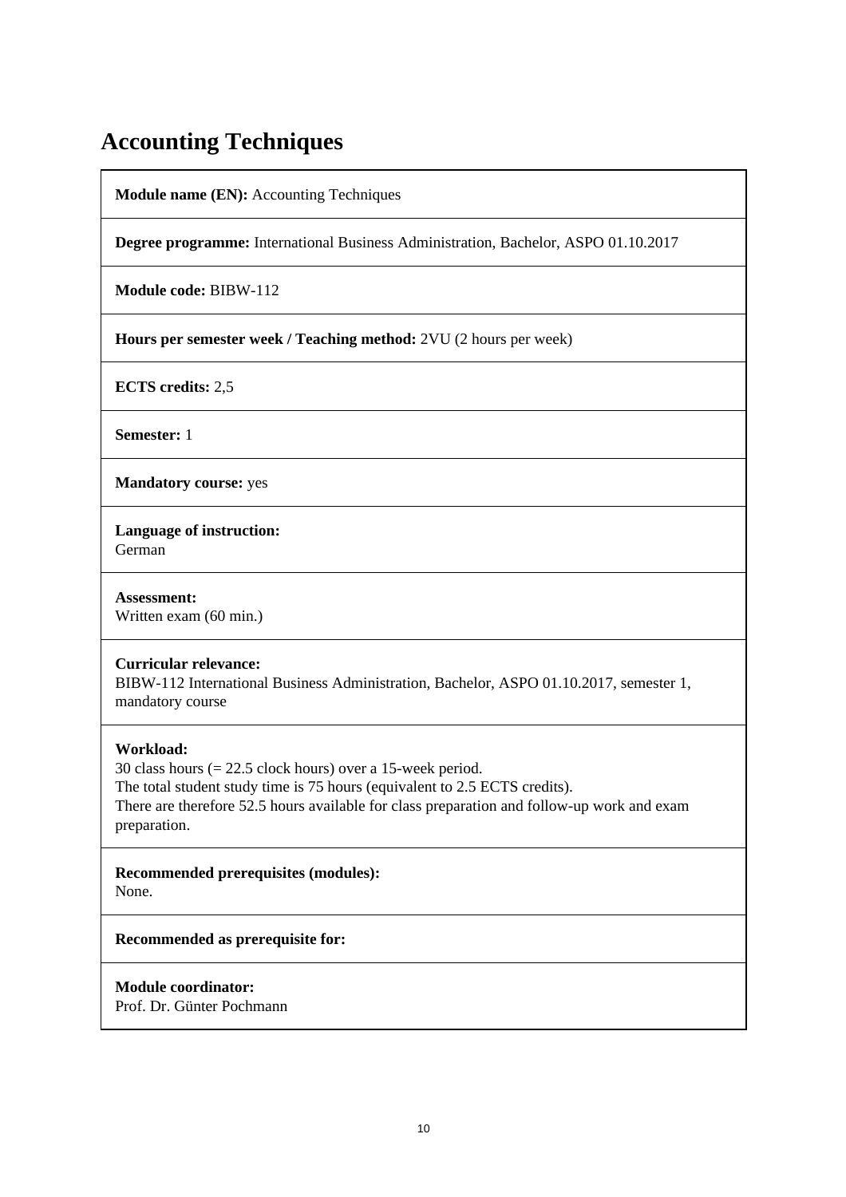# Accounting Techniques

**Module name (EN):** Accounting Techniques

**Degree programme:** International Business Administration, Bachelor, ASPO 01.10.2017

**Module code:** BIBW-112

**Hours per semester week / Teaching method:** 2VU (2 hours per week)

**ECTS credits:** 2,5

**Semester:** 1

**Mandatory course:** yes

**Language of instruction:**
German

**Assessment:**
Written exam (60 min.)

**Curricular relevance:**
BIBW-112 International Business Administration, Bachelor, ASPO 01.10.2017, semester 1, mandatory course

**Workload:**
30 class hours (= 22.5 clock hours) over a 15-week period.
The total student study time is 75 hours (equivalent to 2.5 ECTS credits).
There are therefore 52.5 hours available for class preparation and follow-up work and exam preparation.

**Recommended prerequisites (modules):**
None.

**Recommended as prerequisite for:**

**Module coordinator:**
Prof. Dr. Günter Pochmann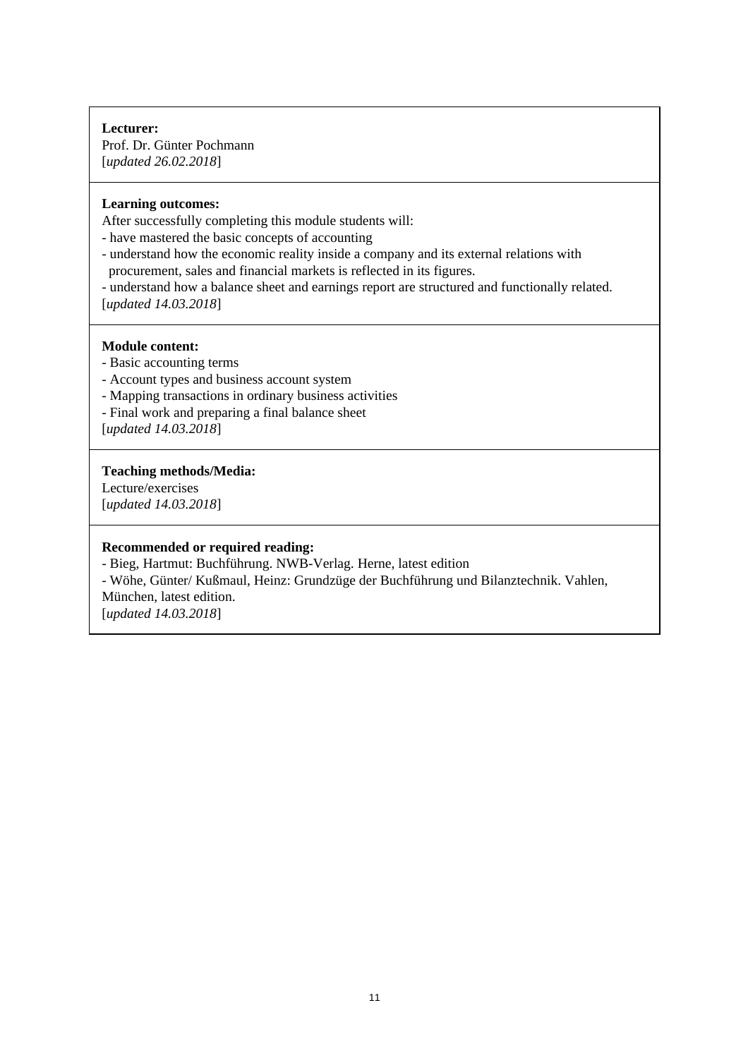**Lecturer:**
Prof. Dr. Günter Pochmann
[*updated 26.02.2018*]

**Learning outcomes:**
After successfully completing this module students will:
- have mastered the basic concepts of accounting
- understand how the economic reality inside a company and its external relations with procurement, sales and financial markets is reflected in its figures.
- understand how a balance sheet and earnings report are structured and functionally related.

[*updated 14.03.2018*]

**Module content:**
- Basic accounting terms
- Account types and business account system
- Mapping transactions in ordinary business activities
- Final work and preparing a final balance sheet

[*updated 14.03.2018*]

**Teaching methods/Media:**
Lecture/exercises
[*updated 14.03.2018*]

**Recommended or required reading:**
- Bieg, Hartmut: Buchführung. NWB-Verlag. Herne, latest edition
- Wöhe, Günter/ Kußmaul, Heinz: Grundzüge der Buchführung und Bilanztechnik. Vahlen, München, latest edition.

[*updated 14.03.2018*]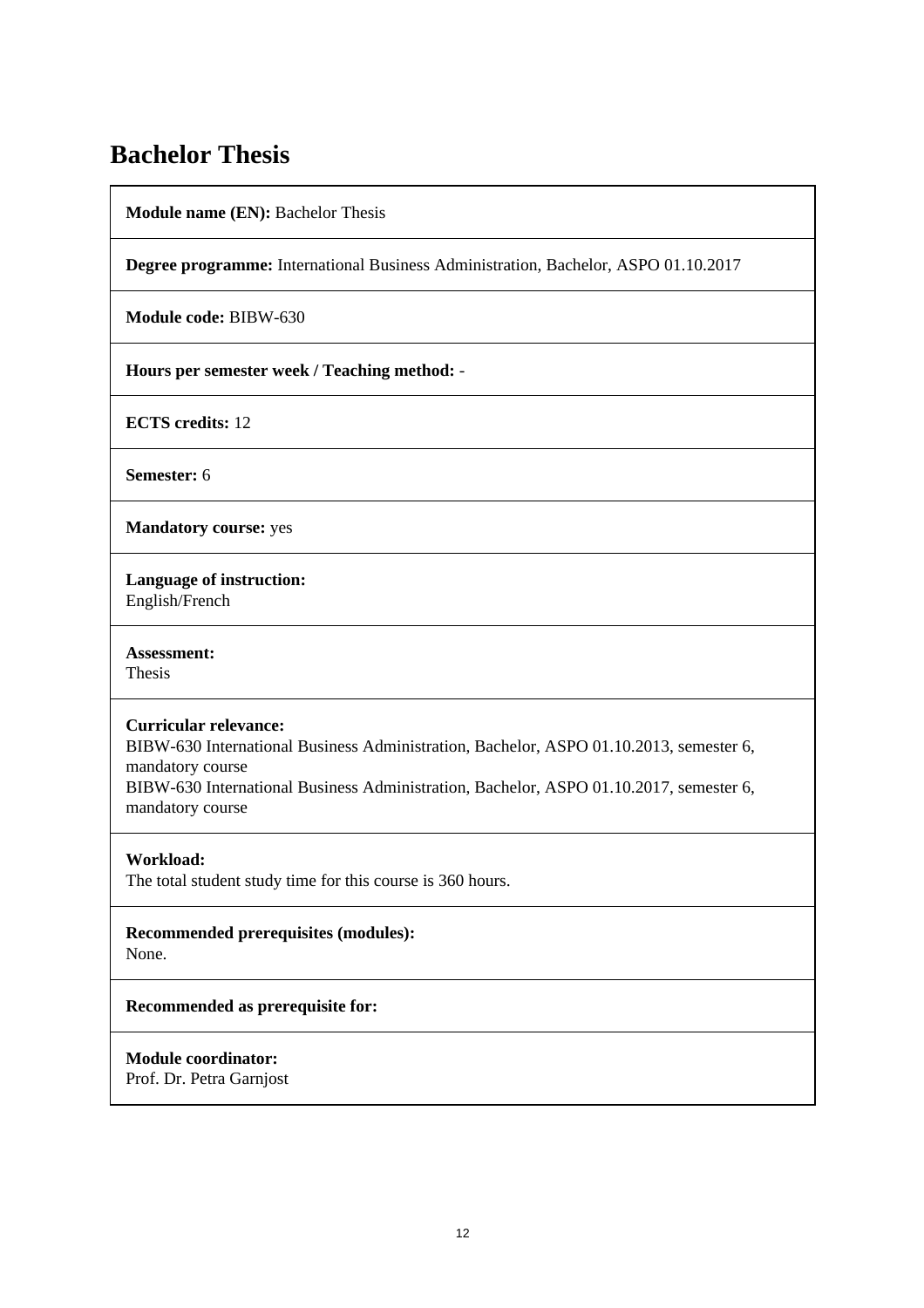# Bachelor Thesis

**Module name (EN):** Bachelor Thesis

**Degree programme:** International Business Administration, Bachelor, ASPO 01.10.2017

**Module code:** BIBW-630

**Hours per semester week / Teaching method:** -

**ECTS credits:** 12

**Semester:** 6

**Mandatory course:** yes

**Language of instruction:**
English/French

**Assessment:**
Thesis

**Curricular relevance:**
BIBW-630 International Business Administration, Bachelor, ASPO 01.10.2013, semester 6, mandatory course
BIBW-630 International Business Administration, Bachelor, ASPO 01.10.2017, semester 6, mandatory course

**Workload:**
The total student study time for this course is 360 hours.

**Recommended prerequisites (modules):**
None.

**Recommended as prerequisite for:**

**Module coordinator:**
Prof. Dr. Petra Garnjost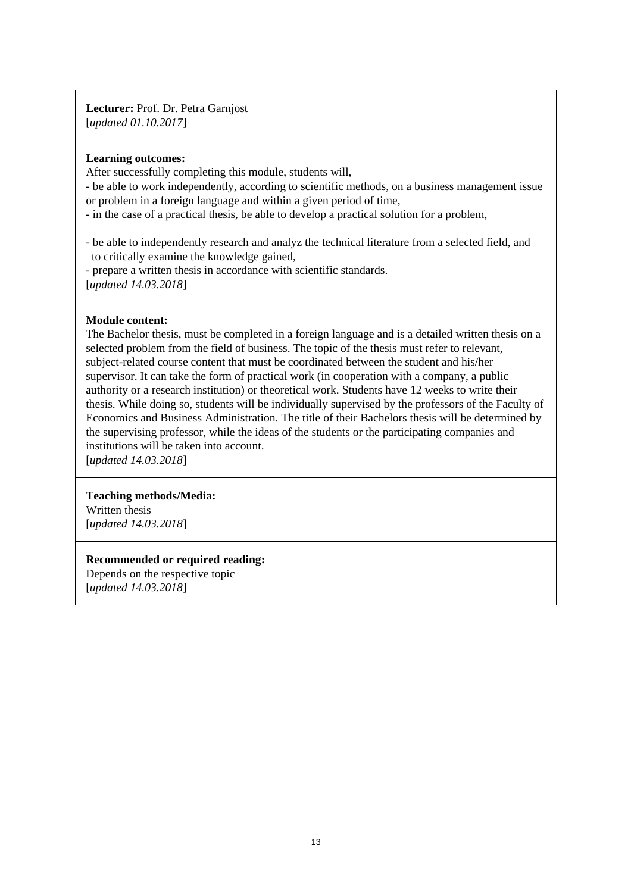**Lecturer:** Prof. Dr. Petra Garnjost
[*updated 01.10.2017*]

**Learning outcomes:**
After successfully completing this module, students will,
- be able to work independently, according to scientific methods, on a business management issue or problem in a foreign language and within a given period of time,
- in the case of a practical thesis, be able to develop a practical solution for a problem,

- be able to independently research and analyz the technical literature from a selected field, and to critically examine the knowledge gained,
- prepare a written thesis in accordance with scientific standards.
[*updated 14.03.2018*]

**Module content:**
The Bachelor thesis, must be completed in a foreign language and is a detailed written thesis on a selected problem from the field of business. The topic of the thesis must refer to relevant, subject-related course content that must be coordinated between the student and his/her supervisor. It can take the form of practical work (in cooperation with a company, a public authority or a research institution) or theoretical work. Students have 12 weeks to write their thesis. While doing so, students will be individually supervised by the professors of the Faculty of Economics and Business Administration. The title of their Bachelors thesis will be determined by the supervising professor, while the ideas of the students or the participating companies and institutions will be taken into account.
[*updated 14.03.2018*]

**Teaching methods/Media:**
Written thesis
[*updated 14.03.2018*]

**Recommended or required reading:**
Depends on the respective topic
[*updated 14.03.2018*]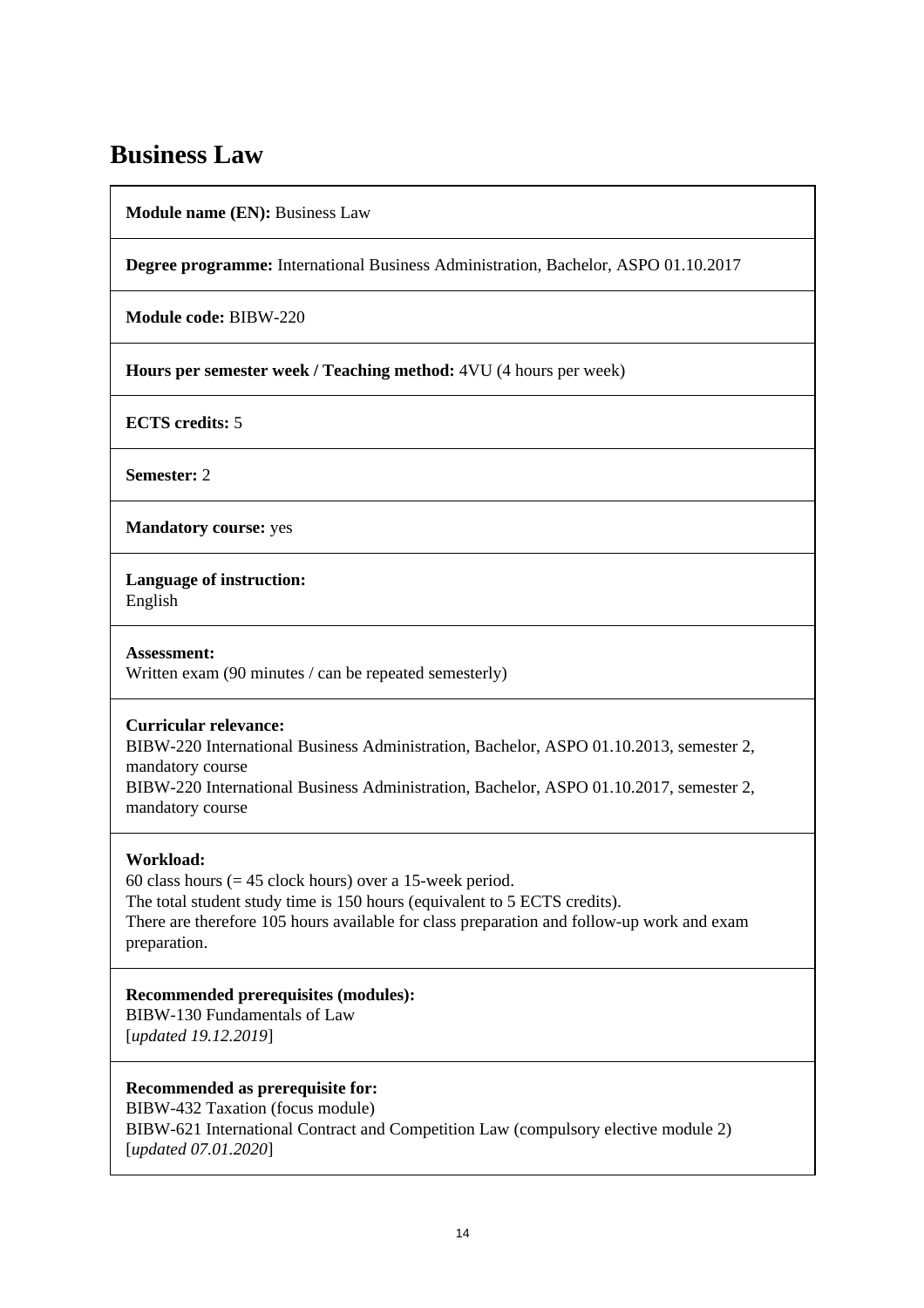# Business Law

**Module name (EN):** Business Law

**Degree programme:** International Business Administration, Bachelor, ASPO 01.10.2017

**Module code:** BIBW-220

**Hours per semester week / Teaching method:** 4VU (4 hours per week)

**ECTS credits:** 5

**Semester:** 2

**Mandatory course:** yes

**Language of instruction:**
English

**Assessment:**
Written exam (90 minutes / can be repeated semesterly)

**Curricular relevance:**
BIBW-220 International Business Administration, Bachelor, ASPO 01.10.2013, semester 2, mandatory course
BIBW-220 International Business Administration, Bachelor, ASPO 01.10.2017, semester 2, mandatory course

**Workload:**
60 class hours (= 45 clock hours) over a 15-week period.
The total student study time is 150 hours (equivalent to 5 ECTS credits).
There are therefore 105 hours available for class preparation and follow-up work and exam preparation.

**Recommended prerequisites (modules):**
BIBW-130 Fundamentals of Law
[*updated 19.12.2019*]

**Recommended as prerequisite for:**
BIBW-432 Taxation (focus module)
BIBW-621 International Contract and Competition Law (compulsory elective module 2)
[*updated 07.01.2020*]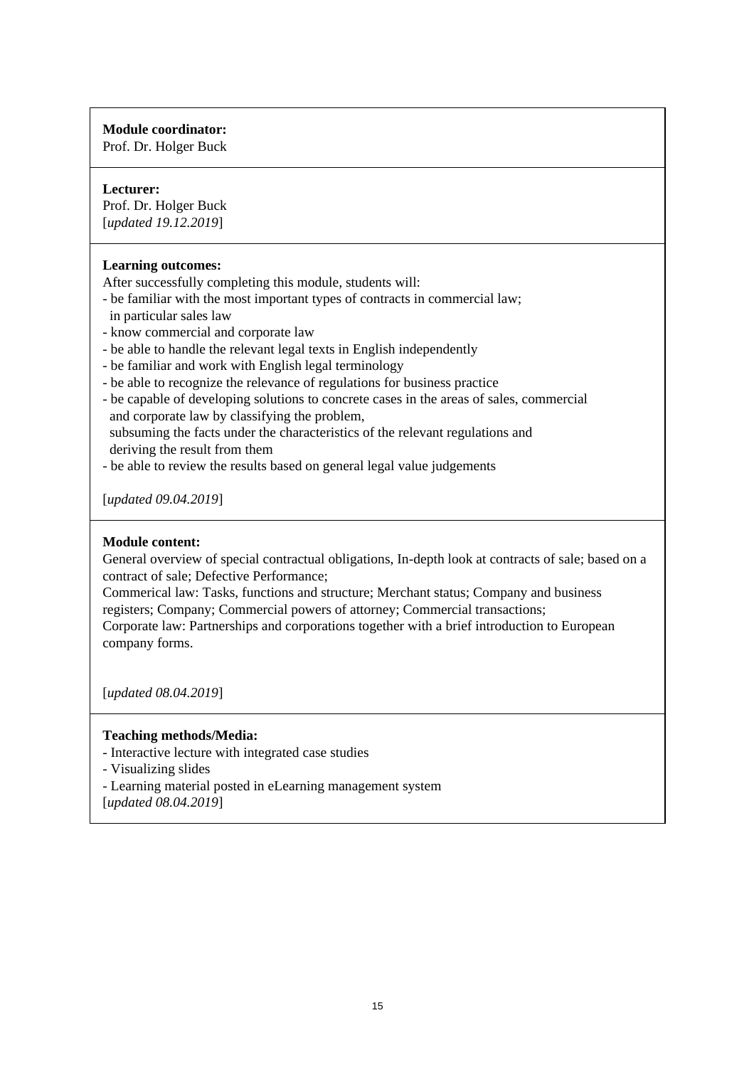**Module coordinator:**
Prof. Dr. Holger Buck

**Lecturer:**
Prof. Dr. Holger Buck
[*updated 19.12.2019*]

**Learning outcomes:**
After successfully completing this module, students will:
- be familiar with the most important types of contracts in commercial law; in particular sales law
- know commercial and corporate law
- be able to handle the relevant legal texts in English independently
- be familiar and work with English legal terminology
- be able to recognize the relevance of regulations for business practice
- be capable of developing solutions to concrete cases in the areas of sales, commercial and corporate law by classifying the problem, subsuming the facts under the characteristics of the relevant regulations and deriving the result from them
- be able to review the results based on general legal value judgements

[*updated 09.04.2019*]

**Module content:**
General overview of special contractual obligations, In-depth look at contracts of sale; based on a contract of sale; Defective Performance;
Commerical law: Tasks, functions and structure; Merchant status; Company and business registers; Company; Commercial powers of attorney; Commercial transactions;
Corporate law: Partnerships and corporations together with a brief introduction to European company forms.

[*updated 08.04.2019*]

**Teaching methods/Media:**
- Interactive lecture with integrated case studies
- Visualizing slides
- Learning material posted in eLearning management system
[*updated 08.04.2019*]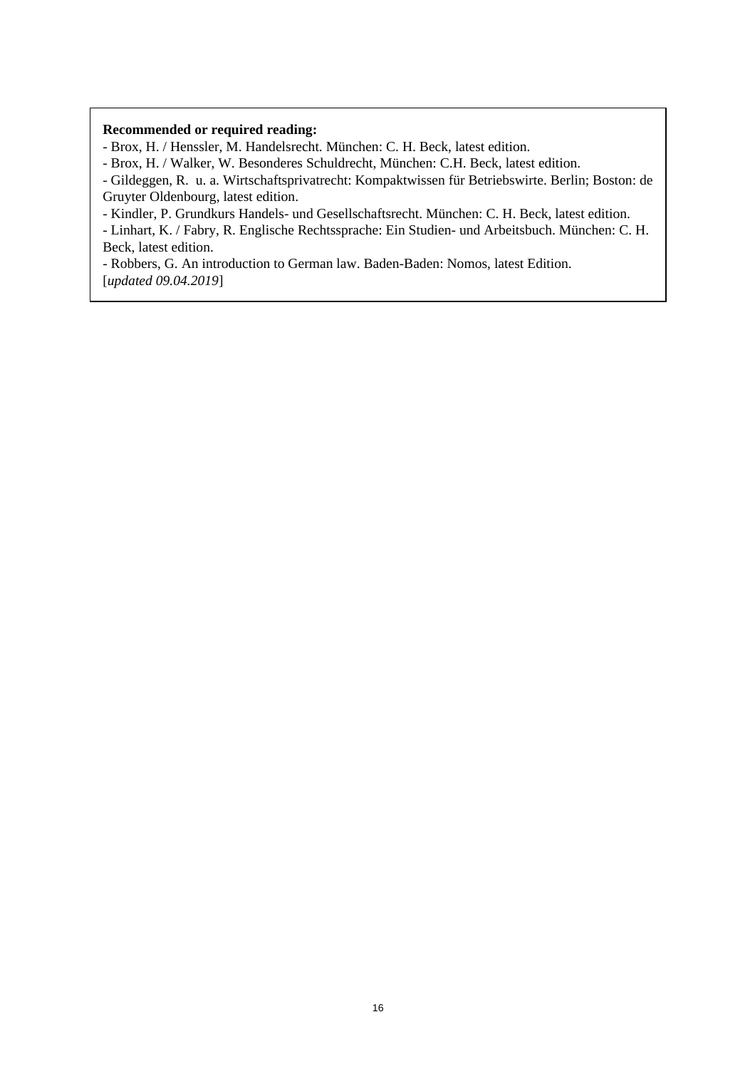**Recommended or required reading:**

- Brox, H. / Henssler, M. Handelsrecht. München: C. H. Beck, latest edition.
- Brox, H. / Walker, W. Besonderes Schuldrecht, München: C.H. Beck, latest edition.
- Gildeggen, R. u. a. Wirtschaftsprivatrecht: Kompaktwissen für Betriebswirte. Berlin; Boston: de Gruyter Oldenbourg, latest edition.
- Kindler, P. Grundkurs Handels- und Gesellschaftsrecht. München: C. H. Beck, latest edition.
- Linhart, K. / Fabry, R. Englische Rechtssprache: Ein Studien- und Arbeitsbuch. München: C. H. Beck, latest edition.
- Robbers, G. An introduction to German law. Baden-Baden: Nomos, latest Edition.

[*updated 09.04.2019*]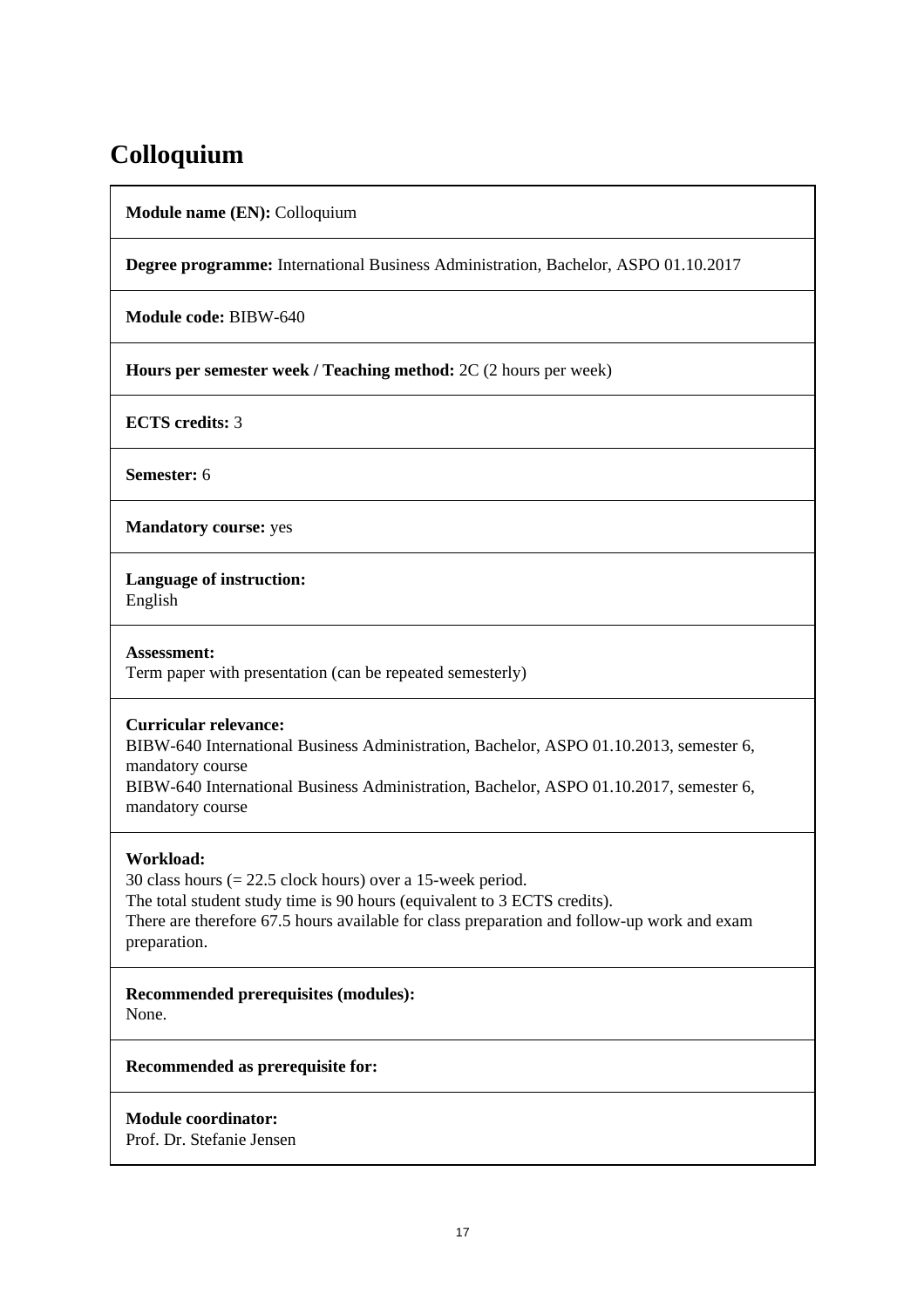# Colloquium

**Module name (EN):** Colloquium

**Degree programme:** International Business Administration, Bachelor, ASPO 01.10.2017

**Module code:** BIBW-640

**Hours per semester week / Teaching method:** 2C (2 hours per week)

**ECTS credits:** 3

**Semester:** 6

**Mandatory course:** yes

**Language of instruction:**
English

**Assessment:**
Term paper with presentation (can be repeated semesterly)

**Curricular relevance:**
BIBW-640 International Business Administration, Bachelor, ASPO 01.10.2013, semester 6, mandatory course
BIBW-640 International Business Administration, Bachelor, ASPO 01.10.2017, semester 6, mandatory course

**Workload:**
30 class hours (= 22.5 clock hours) over a 15-week period.
The total student study time is 90 hours (equivalent to 3 ECTS credits).
There are therefore 67.5 hours available for class preparation and follow-up work and exam preparation.

**Recommended prerequisites (modules):**
None.

**Recommended as prerequisite for:**

**Module coordinator:**
Prof. Dr. Stefanie Jensen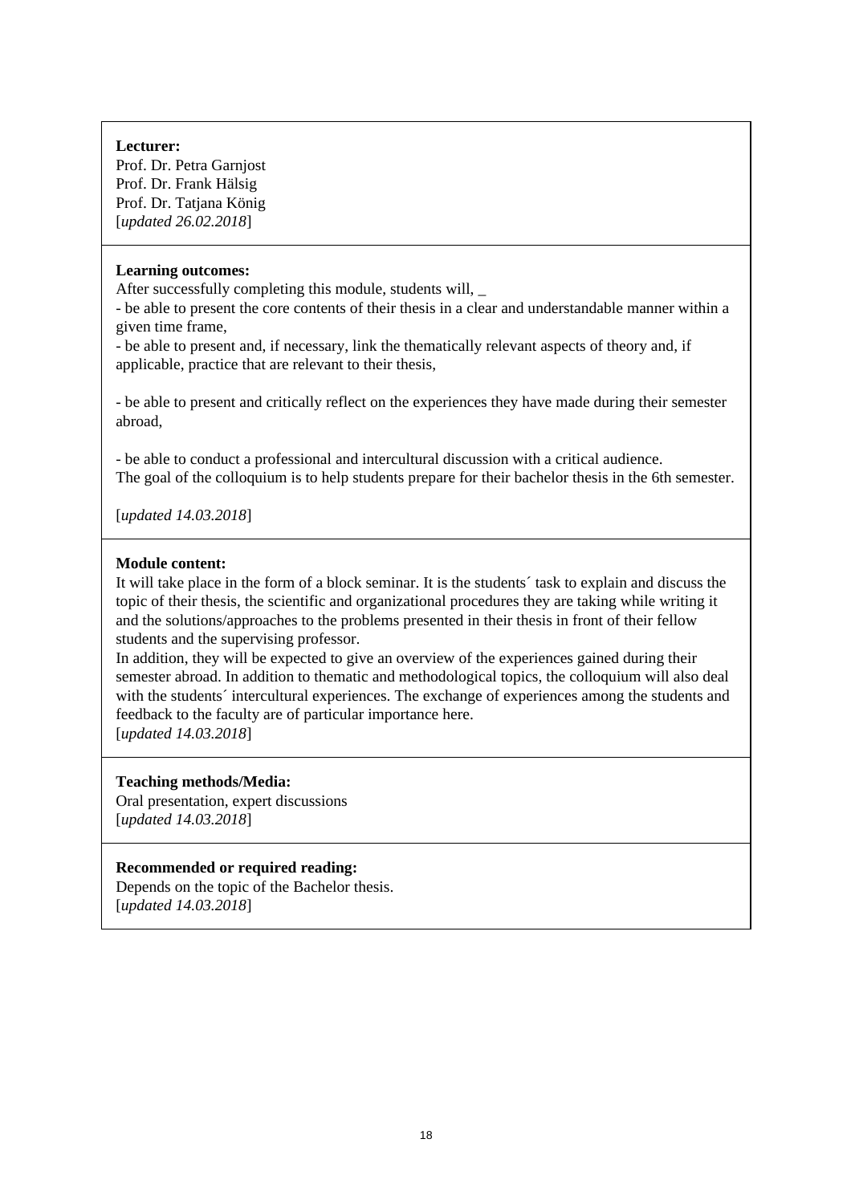**Lecturer:**
Prof. Dr. Petra Garnjost
Prof. Dr. Frank Hälsig
Prof. Dr. Tatjana König
[*updated 26.02.2018*]

**Learning outcomes:**
After successfully completing this module, students will, _
- be able to present the core contents of their thesis in a clear and understandable manner within a given time frame,
- be able to present and, if necessary, link the thematically relevant aspects of theory and, if applicable, practice that are relevant to their thesis,

- be able to present and critically reflect on the experiences they have made during their semester abroad,

- be able to conduct a professional and intercultural discussion with a critical audience.
The goal of the colloquium is to help students prepare for their bachelor thesis in the 6th semester.

[*updated 14.03.2018*]

**Module content:**
It will take place in the form of a block seminar. It is the students´ task to explain and discuss the topic of their thesis, the scientific and organizational procedures they are taking while writing it and the solutions/approaches to the problems presented in their thesis in front of their fellow students and the supervising professor.
In addition, they will be expected to give an overview of the experiences gained during their semester abroad. In addition to thematic and methodological topics, the colloquium will also deal with the students´ intercultural experiences. The exchange of experiences among the students and feedback to the faculty are of particular importance here.
[*updated 14.03.2018*]

**Teaching methods/Media:**
Oral presentation, expert discussions
[*updated 14.03.2018*]

**Recommended or required reading:**
Depends on the topic of the Bachelor thesis.
[*updated 14.03.2018*]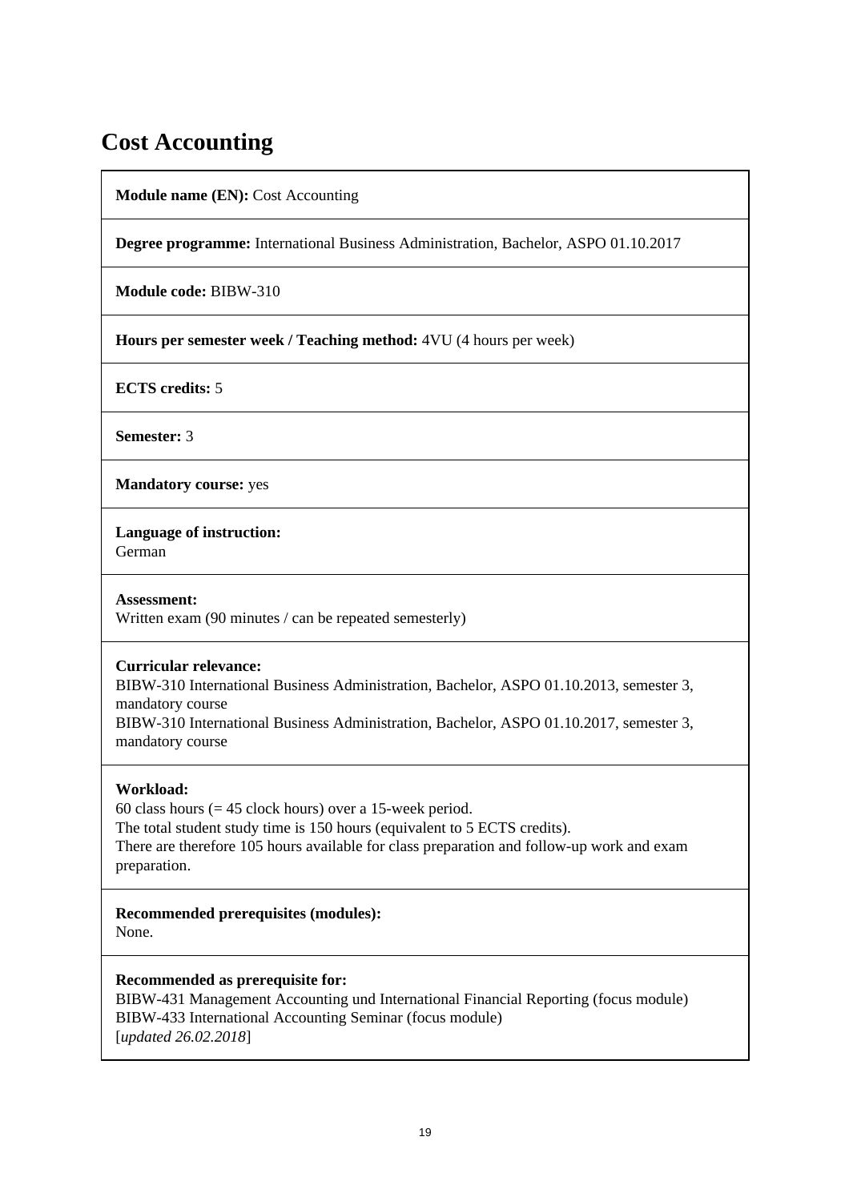# Cost Accounting

**Module name (EN):** Cost Accounting

**Degree programme:** International Business Administration, Bachelor, ASPO 01.10.2017

**Module code:** BIBW-310

**Hours per semester week / Teaching method:** 4VU (4 hours per week)

**ECTS credits:** 5

**Semester:** 3

**Mandatory course:** yes

**Language of instruction:**
German

**Assessment:**
Written exam (90 minutes / can be repeated semesterly)

**Curricular relevance:**
BIBW-310 International Business Administration, Bachelor, ASPO 01.10.2013, semester 3, mandatory course
BIBW-310 International Business Administration, Bachelor, ASPO 01.10.2017, semester 3, mandatory course

**Workload:**
60 class hours (= 45 clock hours) over a 15-week period.
The total student study time is 150 hours (equivalent to 5 ECTS credits).
There are therefore 105 hours available for class preparation and follow-up work and exam preparation.

**Recommended prerequisites (modules):**
None.

**Recommended as prerequisite for:**
BIBW-431 Management Accounting und International Financial Reporting (focus module)
BIBW-433 International Accounting Seminar (focus module)
[*updated 26.02.2018*]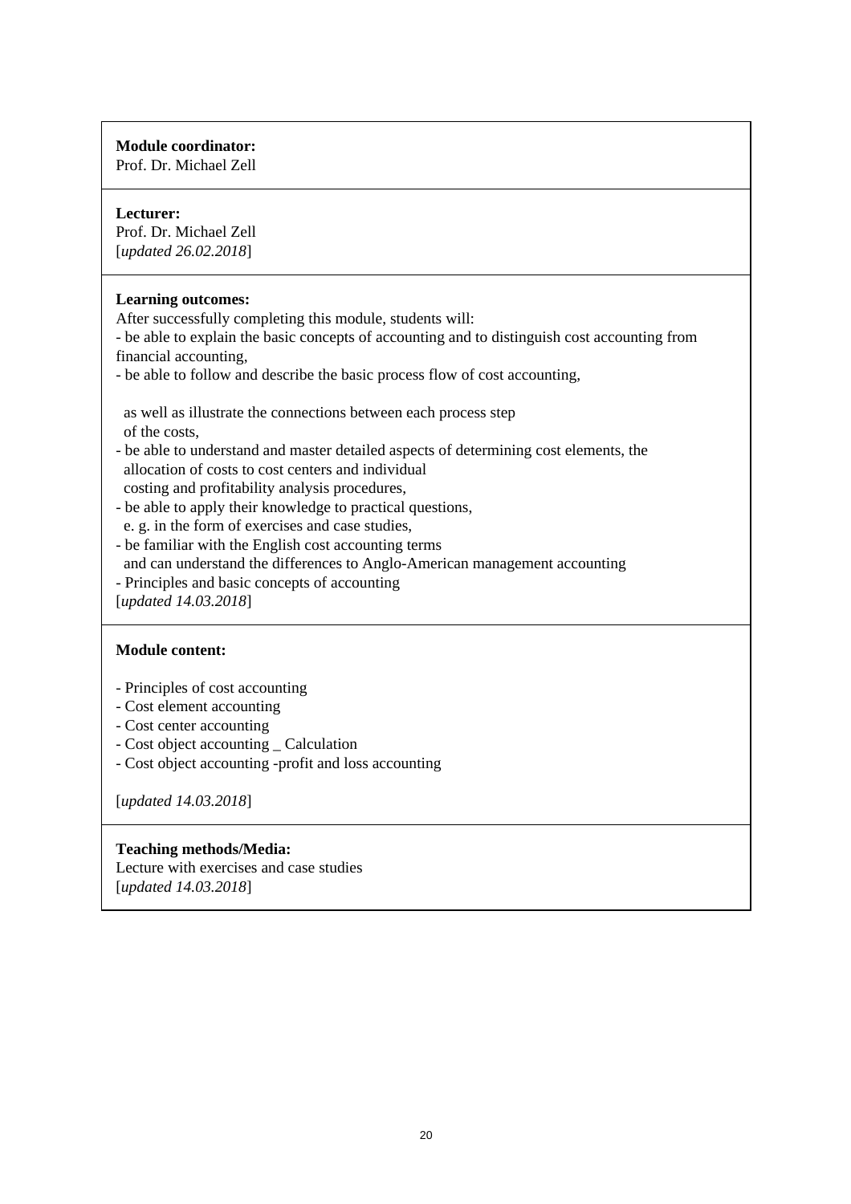**Module coordinator:**
Prof. Dr. Michael Zell

**Lecturer:**
Prof. Dr. Michael Zell
[*updated 26.02.2018*]

**Learning outcomes:**
After successfully completing this module, students will:
- be able to explain the basic concepts of accounting and to distinguish cost accounting from financial accounting,
- be able to follow and describe the basic process flow of cost accounting,

  as well as illustrate the connections between each process step
  of the costs,
- be able to understand and master detailed aspects of determining cost elements, the
  allocation of costs to cost centers and individual
  costing and profitability analysis procedures,
- be able to apply their knowledge to practical questions,
  e. g. in the form of exercises and case studies,
- be familiar with the English cost accounting terms
  and can understand the differences to Anglo-American management accounting
- Principles and basic concepts of accounting
[*updated 14.03.2018*]

**Module content:**

- Principles of cost accounting
- Cost element accounting
- Cost center accounting
- Cost object accounting _ Calculation
- Cost object accounting -profit and loss accounting

[*updated 14.03.2018*]

**Teaching methods/Media:**
Lecture with exercises and case studies
[*updated 14.03.2018*]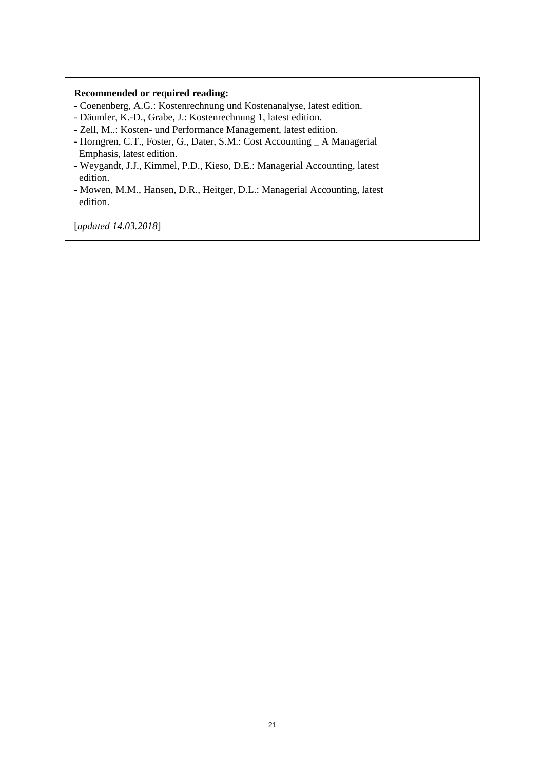**Recommended or required reading:**

- Coenenberg, A.G.: Kostenrechnung und Kostenanalyse, latest edition.
- Däumler, K.-D., Grabe, J.: Kostenrechnung 1, latest edition.
- Zell, M..: Kosten- und Performance Management, latest edition.
- Horngren, C.T., Foster, G., Dater, S.M.: Cost Accounting _ A Managerial Emphasis, latest edition.
- Weygandt, J.J., Kimmel, P.D., Kieso, D.E.: Managerial Accounting, latest edition.
- Mowen, M.M., Hansen, D.R., Heitger, D.L.: Managerial Accounting, latest edition.

[*updated 14.03.2018*]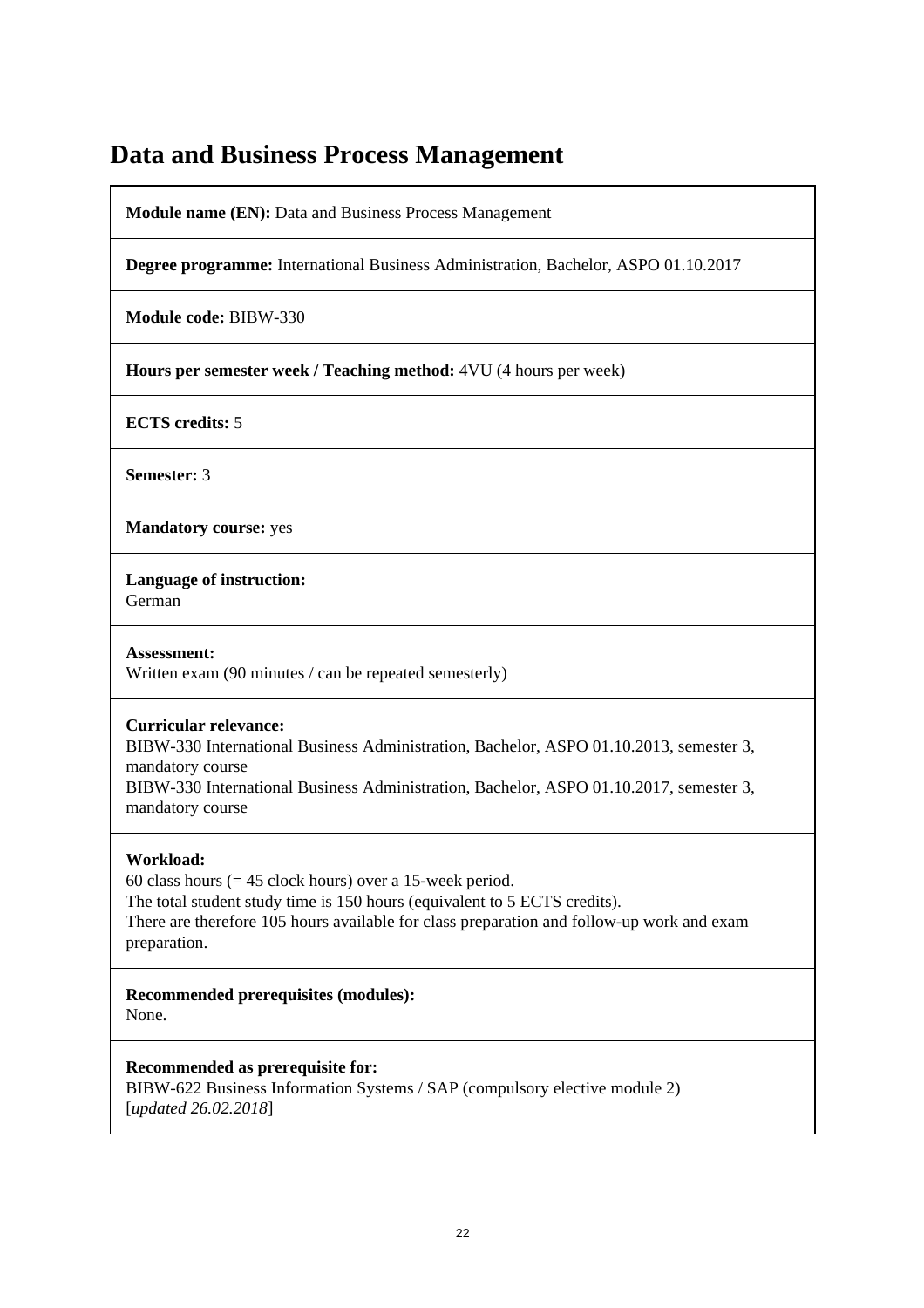# Data and Business Process Management

**Module name (EN):** Data and Business Process Management

**Degree programme:** International Business Administration, Bachelor, ASPO 01.10.2017

**Module code:** BIBW-330

**Hours per semester week / Teaching method:** 4VU (4 hours per week)

**ECTS credits:** 5

**Semester:** 3

**Mandatory course:** yes

**Language of instruction:**
German

**Assessment:**
Written exam (90 minutes / can be repeated semesterly)

**Curricular relevance:**
BIBW-330 International Business Administration, Bachelor, ASPO 01.10.2013, semester 3, mandatory course
BIBW-330 International Business Administration, Bachelor, ASPO 01.10.2017, semester 3, mandatory course

**Workload:**
60 class hours (= 45 clock hours) over a 15-week period.
The total student study time is 150 hours (equivalent to 5 ECTS credits).
There are therefore 105 hours available for class preparation and follow-up work and exam preparation.

**Recommended prerequisites (modules):**
None.

**Recommended as prerequisite for:**
BIBW-622 Business Information Systems / SAP (compulsory elective module 2)
[*updated 26.02.2018*]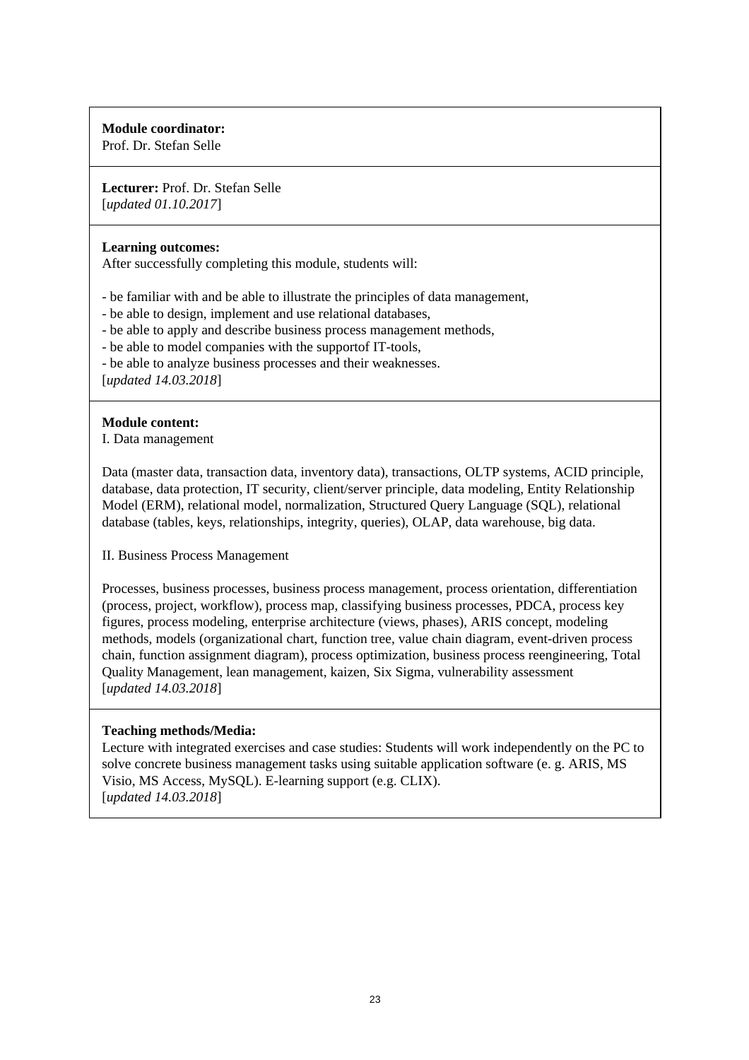**Module coordinator:**
Prof. Dr. Stefan Selle

**Lecturer:** Prof. Dr. Stefan Selle
[*updated 01.10.2017*]

**Learning outcomes:**
After successfully completing this module, students will:

- be familiar with and be able to illustrate the principles of data management,
- be able to design, implement and use relational databases,
- be able to apply and describe business process management methods,
- be able to model companies with the supportof IT-tools,
- be able to analyze business processes and their weaknesses.

[*updated 14.03.2018*]

**Module content:**
I. Data management

Data (master data, transaction data, inventory data), transactions, OLTP systems, ACID principle, database, data protection, IT security, client/server principle, data modeling, Entity Relationship Model (ERM), relational model, normalization, Structured Query Language (SQL), relational database (tables, keys, relationships, integrity, queries), OLAP, data warehouse, big data.

II. Business Process Management

Processes, business processes, business process management, process orientation, differentiation (process, project, workflow), process map, classifying business processes, PDCA, process key figures, process modeling, enterprise architecture (views, phases), ARIS concept, modeling methods, models (organizational chart, function tree, value chain diagram, event-driven process chain, function assignment diagram), process optimization, business process reengineering, Total Quality Management, lean management, kaizen, Six Sigma, vulnerability assessment
[*updated 14.03.2018*]

**Teaching methods/Media:**
Lecture with integrated exercises and case studies: Students will work independently on the PC to solve concrete business management tasks using suitable application software (e. g. ARIS, MS Visio, MS Access, MySQL). E-learning support (e.g. CLIX).
[*updated 14.03.2018*]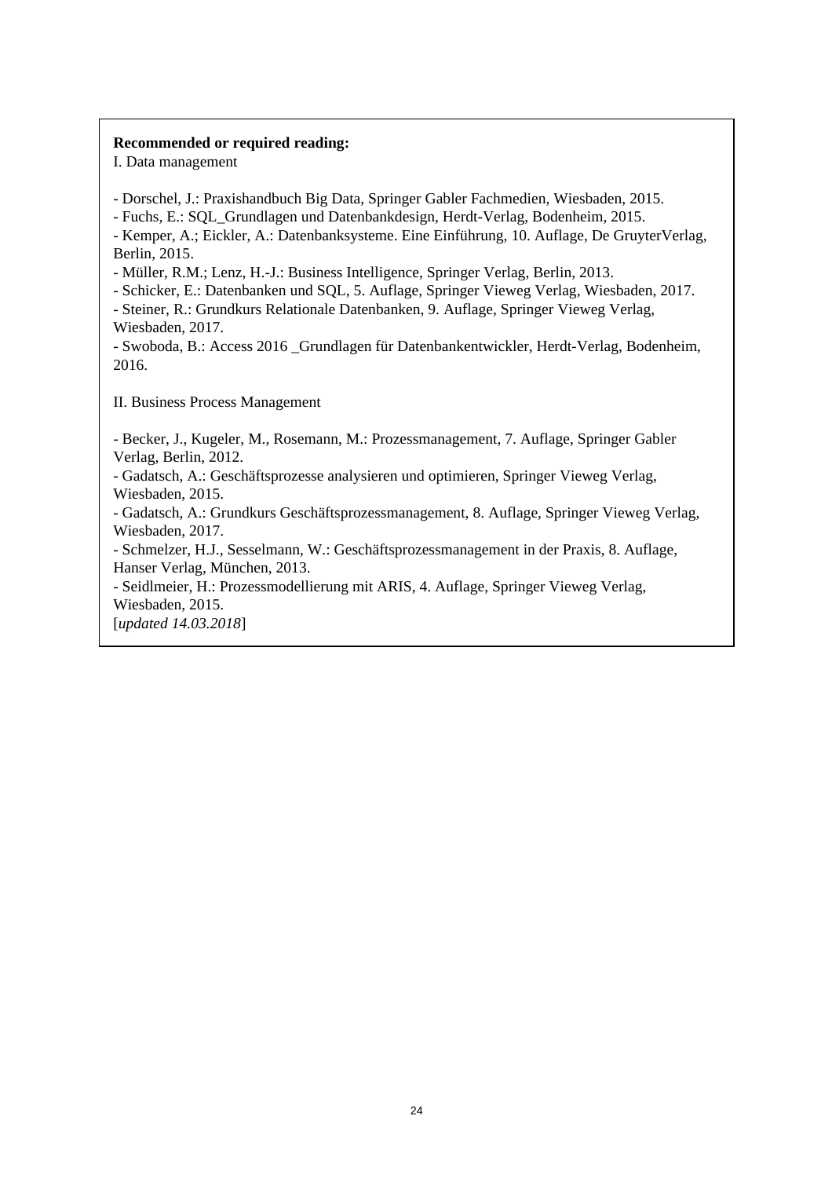**Recommended or required reading:**

I. Data management

- Dorschel, J.: Praxishandbuch Big Data, Springer Gabler Fachmedien, Wiesbaden, 2015.
- Fuchs, E.: SQL_Grundlagen und Datenbankdesign, Herdt-Verlag, Bodenheim, 2015.
- Kemper, A.; Eickler, A.: Datenbanksysteme. Eine Einführung, 10. Auflage, De GruyterVerlag, Berlin, 2015.
- Müller, R.M.; Lenz, H.-J.: Business Intelligence, Springer Verlag, Berlin, 2013.
- Schicker, E.: Datenbanken und SQL, 5. Auflage, Springer Vieweg Verlag, Wiesbaden, 2017.
- Steiner, R.: Grundkurs Relationale Datenbanken, 9. Auflage, Springer Vieweg Verlag, Wiesbaden, 2017.
- Swoboda, B.: Access 2016 _Grundlagen für Datenbankentwickler, Herdt-Verlag, Bodenheim, 2016.

II. Business Process Management

- Becker, J., Kugeler, M., Rosemann, M.: Prozessmanagement, 7. Auflage, Springer Gabler Verlag, Berlin, 2012.
- Gadatsch, A.: Geschäftsprozesse analysieren und optimieren, Springer Vieweg Verlag, Wiesbaden, 2015.
- Gadatsch, A.: Grundkurs Geschäftsprozessmanagement, 8. Auflage, Springer Vieweg Verlag, Wiesbaden, 2017.
- Schmelzer, H.J., Sesselmann, W.: Geschäftsprozessmanagement in der Praxis, 8. Auflage, Hanser Verlag, München, 2013.
- Seidlmeier, H.: Prozessmodellierung mit ARIS, 4. Auflage, Springer Vieweg Verlag, Wiesbaden, 2015.

[*updated 14.03.2018*]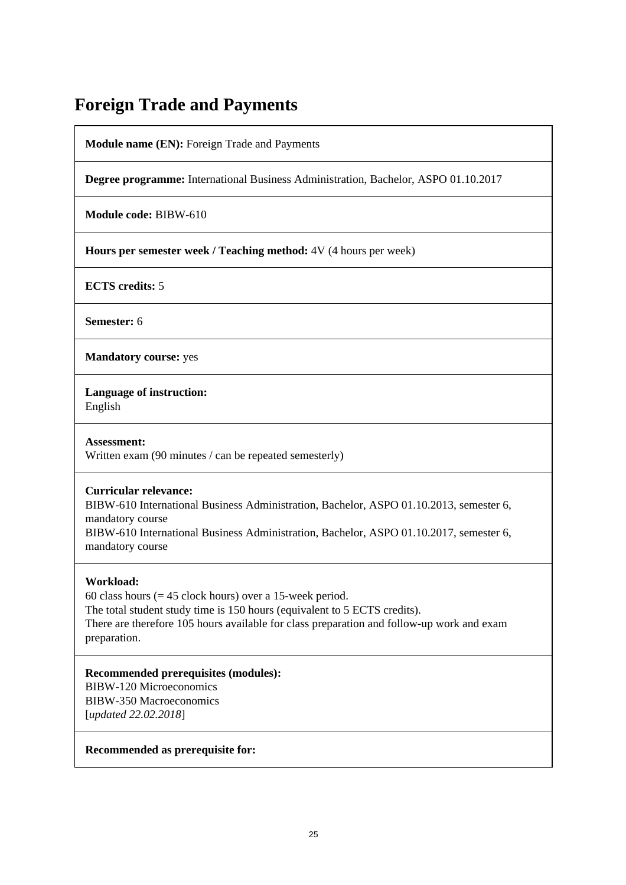# Foreign Trade and Payments

**Module name (EN):** Foreign Trade and Payments

**Degree programme:** International Business Administration, Bachelor, ASPO 01.10.2017

**Module code:** BIBW-610

**Hours per semester week / Teaching method:** 4V (4 hours per week)

**ECTS credits:** 5

**Semester:** 6

**Mandatory course:** yes

**Language of instruction:**
English

**Assessment:**
Written exam (90 minutes / can be repeated semesterly)

**Curricular relevance:**
BIBW-610 International Business Administration, Bachelor, ASPO 01.10.2013, semester 6, mandatory course
BIBW-610 International Business Administration, Bachelor, ASPO 01.10.2017, semester 6, mandatory course

**Workload:**
60 class hours (= 45 clock hours) over a 15-week period.
The total student study time is 150 hours (equivalent to 5 ECTS credits).
There are therefore 105 hours available for class preparation and follow-up work and exam preparation.

**Recommended prerequisites (modules):**
BIBW-120 Microeconomics
BIBW-350 Macroeconomics
[*updated 22.02.2018*]

**Recommended as prerequisite for:**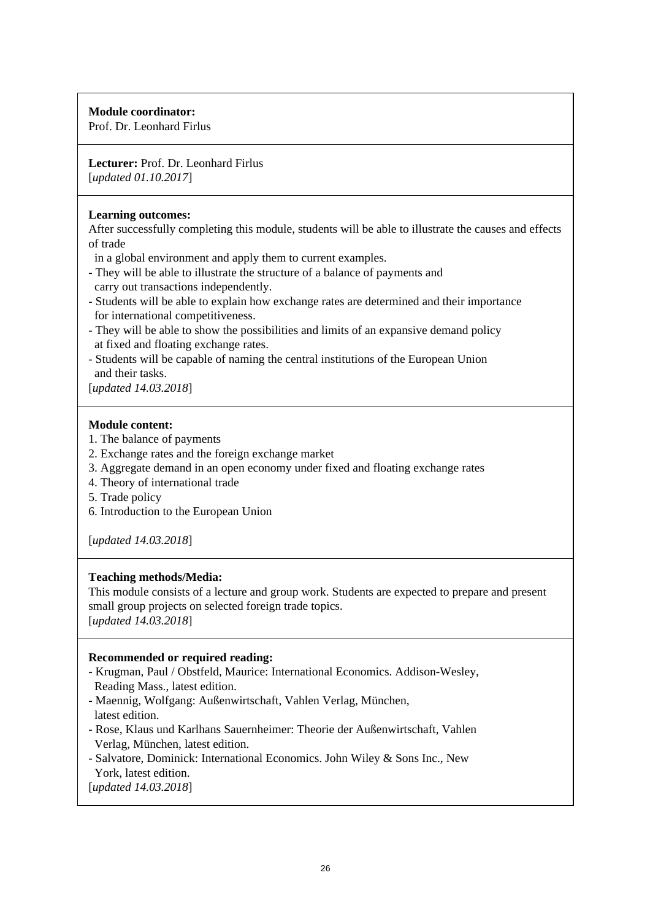**Module coordinator:**
Prof. Dr. Leonhard Firlus

**Lecturer:** Prof. Dr. Leonhard Firlus
[*updated 01.10.2017*]

**Learning outcomes:**
After successfully completing this module, students will be able to illustrate the causes and effects of trade
in a global environment and apply them to current examples.
- They will be able to illustrate the structure of a balance of payments and carry out transactions independently.
- Students will be able to explain how exchange rates are determined and their importance for international competitiveness.
- They will be able to show the possibilities and limits of an expansive demand policy at fixed and floating exchange rates.
- Students will be capable of naming the central institutions of the European Union and their tasks.

[*updated 14.03.2018*]

**Module content:**
1. The balance of payments
2. Exchange rates and the foreign exchange market
3. Aggregate demand in an open economy under fixed and floating exchange rates
4. Theory of international trade
5. Trade policy
6. Introduction to the European Union

[*updated 14.03.2018*]

**Teaching methods/Media:**
This module consists of a lecture and group work. Students are expected to prepare and present small group projects on selected foreign trade topics.
[*updated 14.03.2018*]

**Recommended or required reading:**
- Krugman, Paul / Obstfeld, Maurice: International Economics. Addison-Wesley, Reading Mass., latest edition.
- Maennig, Wolfgang: Außenwirtschaft, Vahlen Verlag, München, latest edition.
- Rose, Klaus und Karlhans Sauernheimer: Theorie der Außenwirtschaft, Vahlen Verlag, München, latest edition.
- Salvatore, Dominick: International Economics. John Wiley & Sons Inc., New York, latest edition.

[*updated 14.03.2018*]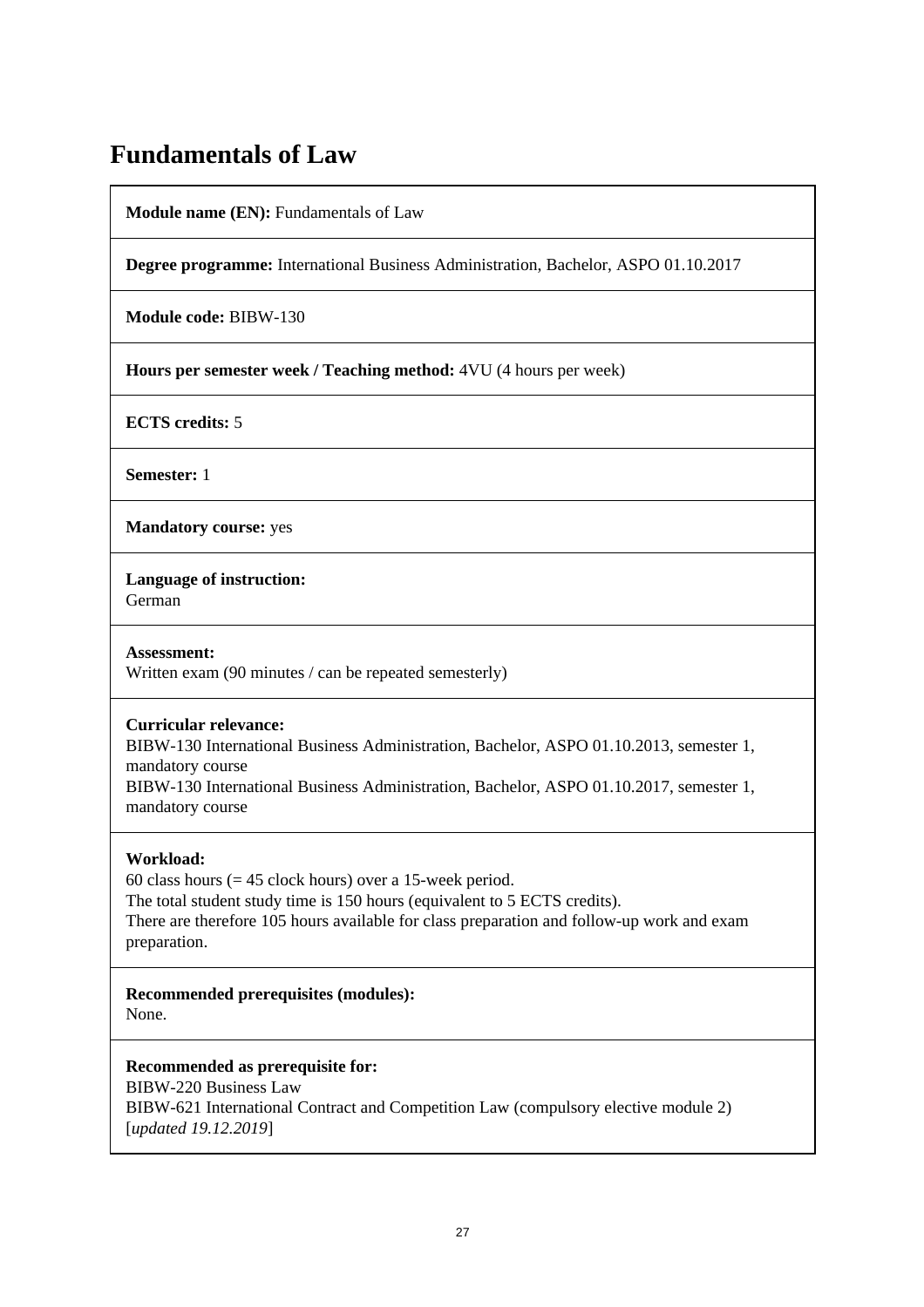# Fundamentals of Law

**Module name (EN):** Fundamentals of Law

**Degree programme:** International Business Administration, Bachelor, ASPO 01.10.2017

**Module code:** BIBW-130

**Hours per semester week / Teaching method:** 4VU (4 hours per week)

**ECTS credits:** 5

**Semester:** 1

**Mandatory course:** yes

**Language of instruction:**
German

**Assessment:**
Written exam (90 minutes / can be repeated semesterly)

**Curricular relevance:**
BIBW-130 International Business Administration, Bachelor, ASPO 01.10.2013, semester 1, mandatory course
BIBW-130 International Business Administration, Bachelor, ASPO 01.10.2017, semester 1, mandatory course

**Workload:**
60 class hours (= 45 clock hours) over a 15-week period.
The total student study time is 150 hours (equivalent to 5 ECTS credits).
There are therefore 105 hours available for class preparation and follow-up work and exam preparation.

**Recommended prerequisites (modules):**
None.

**Recommended as prerequisite for:**
BIBW-220 Business Law
BIBW-621 International Contract and Competition Law (compulsory elective module 2)
[*updated 19.12.2019*]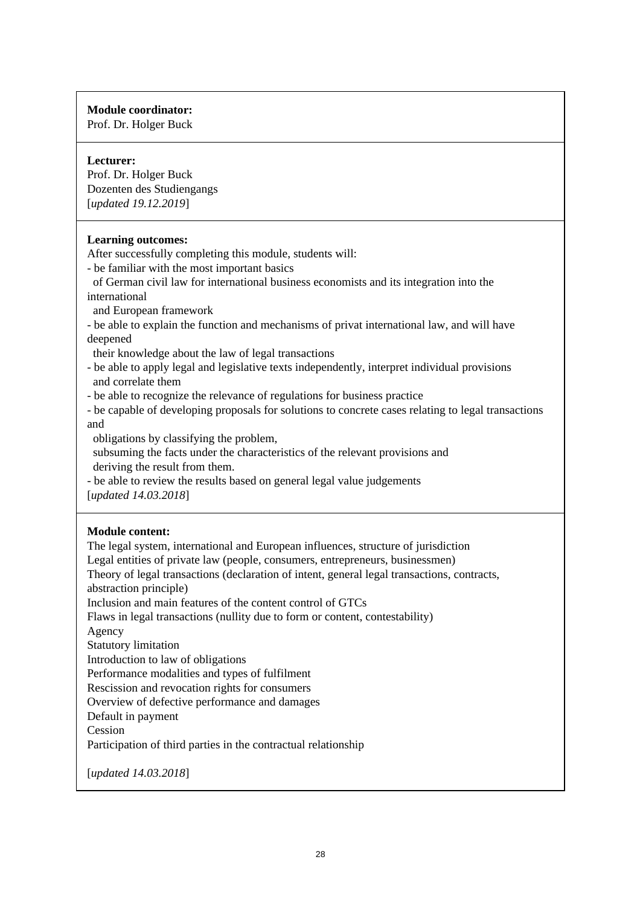**Module coordinator:**
Prof. Dr. Holger Buck

**Lecturer:**
Prof. Dr. Holger Buck
Dozenten des Studiengangs
[*updated 19.12.2019*]

**Learning outcomes:**
After successfully completing this module, students will:
- be familiar with the most important basics of German civil law for international business economists and its integration into the international and European framework
- be able to explain the function and mechanisms of privat international law, and will have deepened their knowledge about the law of legal transactions
- be able to apply legal and legislative texts independently, interpret individual provisions and correlate them
- be able to recognize the relevance of regulations for business practice
- be capable of developing proposals for solutions to concrete cases relating to legal transactions and obligations by classifying the problem, subsuming the facts under the characteristics of the relevant provisions and deriving the result from them.
- be able to review the results based on general legal value judgements

[*updated 14.03.2018*]

**Module content:**
The legal system, international and European influences, structure of jurisdiction
Legal entities of private law (people, consumers, entrepreneurs, businessmen)
Theory of legal transactions (declaration of intent, general legal transactions, contracts, abstraction principle)
Inclusion and main features of the content control of GTCs
Flaws in legal transactions (nullity due to form or content, contestability)
Agency
Statutory limitation
Introduction to law of obligations
Performance modalities and types of fulfilment
Rescission and revocation rights for consumers
Overview of defective performance and damages
Default in payment
Cession
Participation of third parties in the contractual relationship

[*updated 14.03.2018*]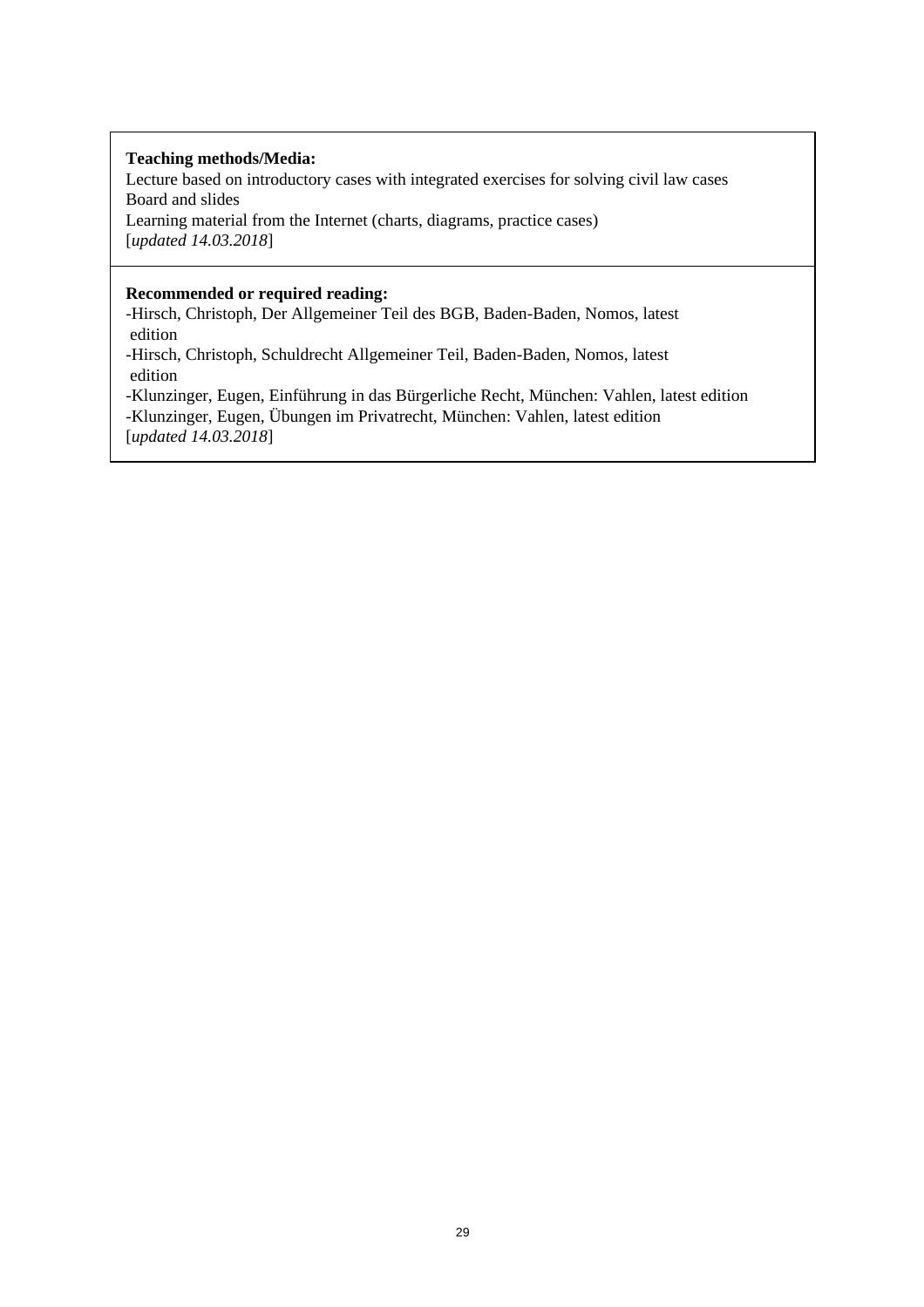**Teaching methods/Media:**

Lecture based on introductory cases with integrated exercises for solving civil law cases
Board and slides
Learning material from the Internet (charts, diagrams, practice cases)
[*updated 14.03.2018*]

**Recommended or required reading:**

-Hirsch, Christoph, Der Allgemeiner Teil des BGB, Baden-Baden, Nomos, latest edition
-Hirsch, Christoph, Schuldrecht Allgemeiner Teil, Baden-Baden, Nomos, latest edition
-Klunzinger, Eugen, Einführung in das Bürgerliche Recht, München: Vahlen, latest edition
-Klunzinger, Eugen, Übungen im Privatrecht, München: Vahlen, latest edition
[*updated 14.03.2018*]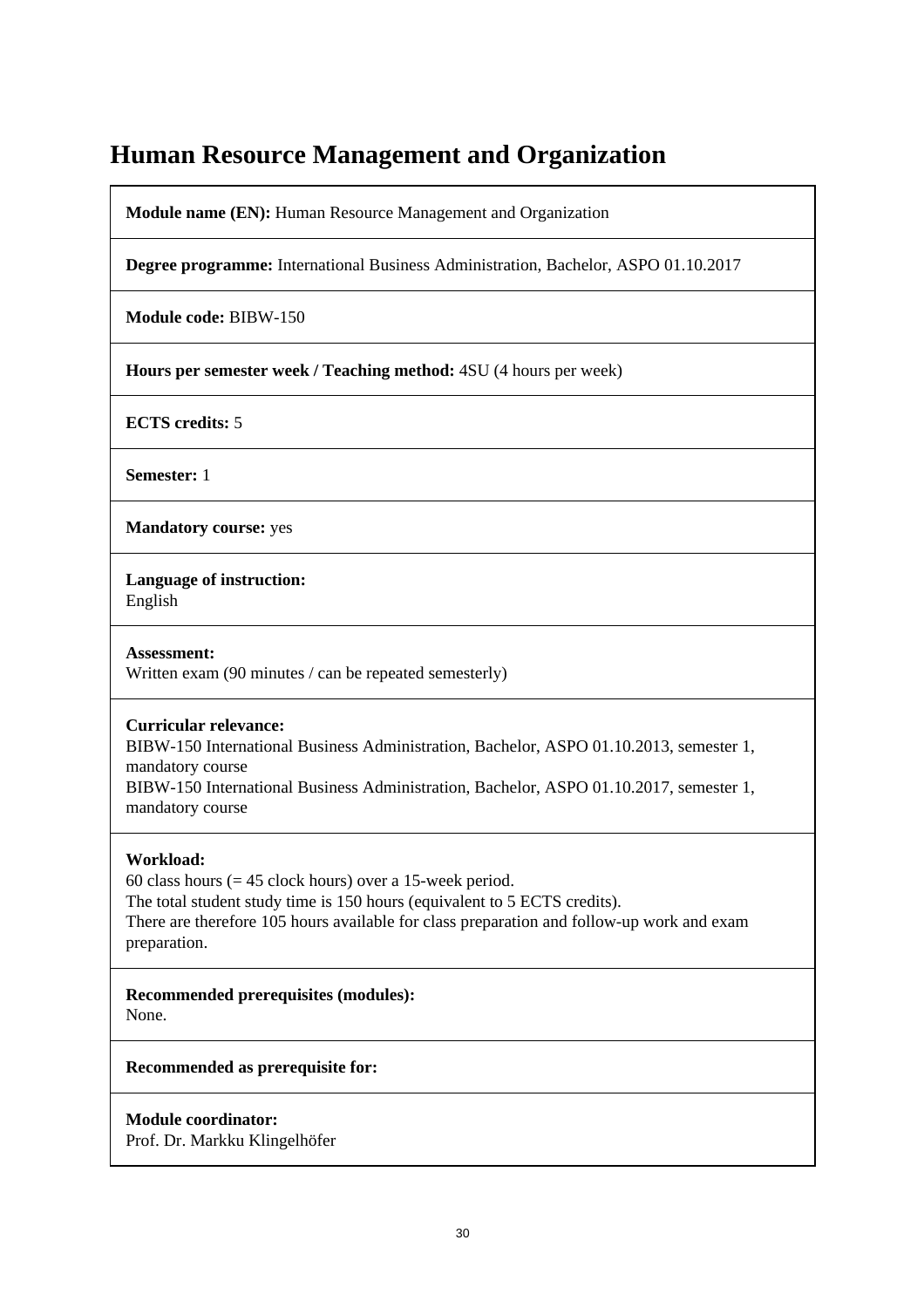# Human Resource Management and Organization

**Module name (EN):** Human Resource Management and Organization

**Degree programme:** International Business Administration, Bachelor, ASPO 01.10.2017

**Module code:** BIBW-150

**Hours per semester week / Teaching method:** 4SU (4 hours per week)

**ECTS credits:** 5

**Semester:** 1

**Mandatory course:** yes

**Language of instruction:**
English

**Assessment:**
Written exam (90 minutes / can be repeated semesterly)

**Curricular relevance:**
BIBW-150 International Business Administration, Bachelor, ASPO 01.10.2013, semester 1, mandatory course
BIBW-150 International Business Administration, Bachelor, ASPO 01.10.2017, semester 1, mandatory course

**Workload:**
60 class hours (= 45 clock hours) over a 15-week period.
The total student study time is 150 hours (equivalent to 5 ECTS credits).
There are therefore 105 hours available for class preparation and follow-up work and exam preparation.

**Recommended prerequisites (modules):**
None.

**Recommended as prerequisite for:**

**Module coordinator:**
Prof. Dr. Markku Klingelhöfer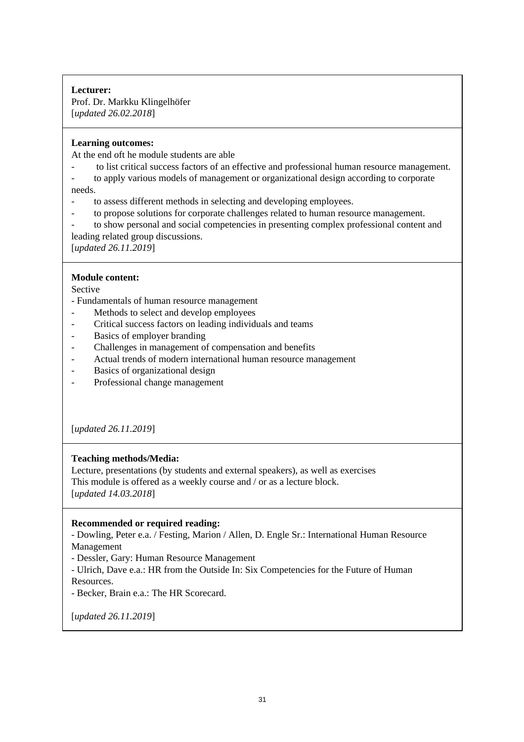**Lecturer:**
Prof. Dr. Markku Klingelhöfer
[*updated 26.02.2018*]

**Learning outcomes:**
At the end oft he module students are able
- to list critical success factors of an effective and professional human resource management.
- to apply various models of management or organizational design according to corporate needs.
- to assess different methods in selecting and developing employees.
- to propose solutions for corporate challenges related to human resource management.
- to show personal and social competencies in presenting complex professional content and leading related group discussions.

[*updated 26.11.2019*]

**Module content:**
Sective
- Fundamentals of human resource management
- Methods to select and develop employees
- Critical success factors on leading individuals and teams
- Basics of employer branding
- Challenges in management of compensation and benefits
- Actual trends of modern international human resource management
- Basics of organizational design
- Professional change management

[*updated 26.11.2019*]

**Teaching methods/Media:**
Lecture, presentations (by students and external speakers), as well as exercises
This module is offered as a weekly course and / or as a lecture block.
[*updated 14.03.2018*]

**Recommended or required reading:**
- Dowling, Peter e.a. / Festing, Marion / Allen, D. Engle Sr.: International Human Resource Management
- Dessler, Gary: Human Resource Management
- Ulrich, Dave e.a.: HR from the Outside In: Six Competencies for the Future of Human Resources.
- Becker, Brain e.a.: The HR Scorecard.

[*updated 26.11.2019*]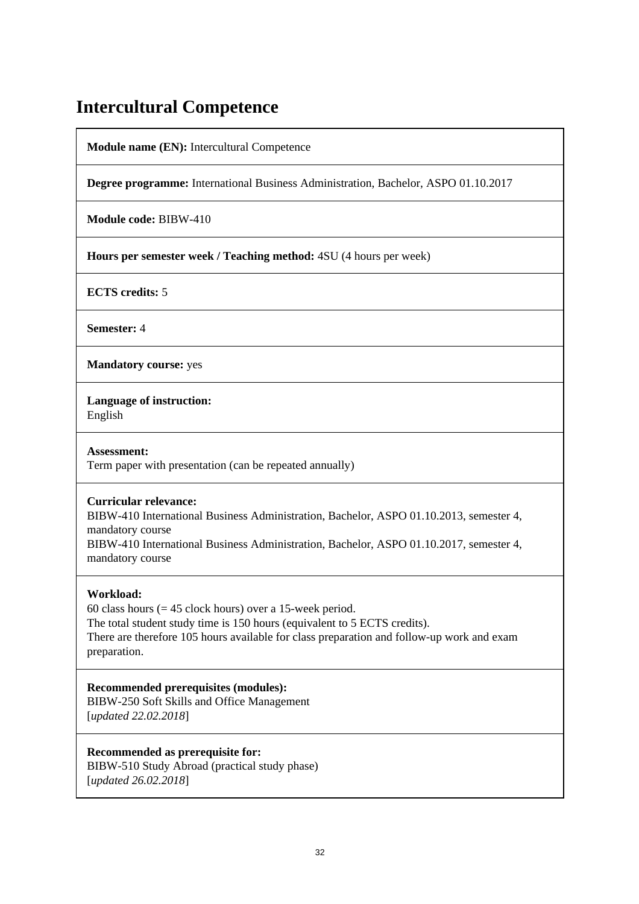# Intercultural Competence

**Module name (EN):** Intercultural Competence

**Degree programme:** International Business Administration, Bachelor, ASPO 01.10.2017

**Module code:** BIBW-410

**Hours per semester week / Teaching method:** 4SU (4 hours per week)

**ECTS credits:** 5

**Semester:** 4

**Mandatory course:** yes

**Language of instruction:**
English

**Assessment:**
Term paper with presentation (can be repeated annually)

**Curricular relevance:**
BIBW-410 International Business Administration, Bachelor, ASPO 01.10.2013, semester 4, mandatory course
BIBW-410 International Business Administration, Bachelor, ASPO 01.10.2017, semester 4, mandatory course

**Workload:**
60 class hours (= 45 clock hours) over a 15-week period.
The total student study time is 150 hours (equivalent to 5 ECTS credits).
There are therefore 105 hours available for class preparation and follow-up work and exam preparation.

**Recommended prerequisites (modules):**
BIBW-250 Soft Skills and Office Management
[*updated 22.02.2018*]

**Recommended as prerequisite for:**
BIBW-510 Study Abroad (practical study phase)
[*updated 26.02.2018*]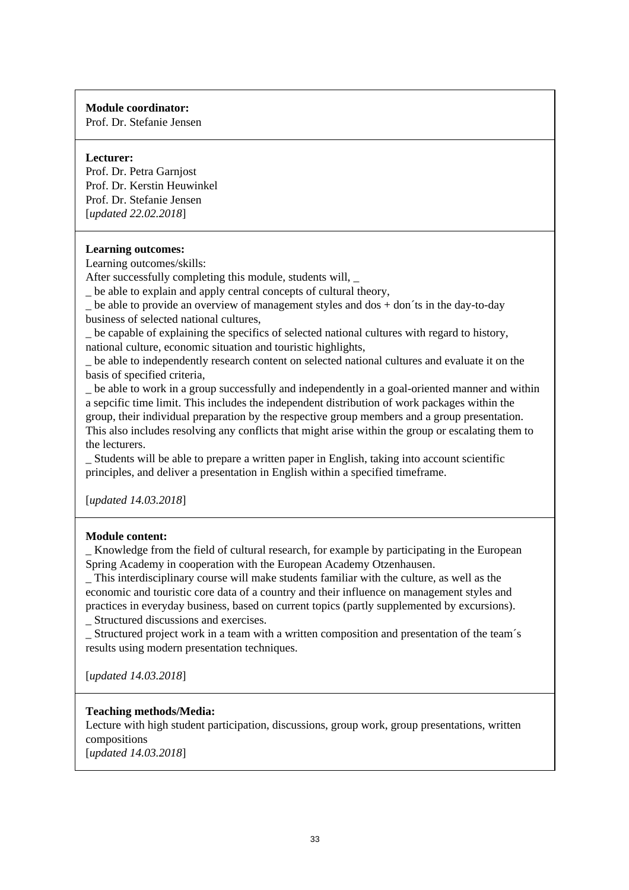**Module coordinator:**
Prof. Dr. Stefanie Jensen

**Lecturer:**
Prof. Dr. Petra Garnjost
Prof. Dr. Kerstin Heuwinkel
Prof. Dr. Stefanie Jensen
[*updated 22.02.2018*]

**Learning outcomes:**
Learning outcomes/skills:
After successfully completing this module, students will, _
_ be able to explain and apply central concepts of cultural theory,
_ be able to provide an overview of management styles and dos + don´ts in the day-to-day business of selected national cultures,
_ be capable of explaining the specifics of selected national cultures with regard to history, national culture, economic situation and touristic highlights,
_ be able to independently research content on selected national cultures and evaluate it on the basis of specified criteria,
_ be able to work in a group successfully and independently in a goal-oriented manner and within a sepcific time limit. This includes the independent distribution of work packages within the group, their individual preparation by the respective group members and a group presentation. This also includes resolving any conflicts that might arise within the group or escalating them to the lecturers.
_ Students will be able to prepare a written paper in English, taking into account scientific principles, and deliver a presentation in English within a specified timeframe.

[*updated 14.03.2018*]

**Module content:**
_ Knowledge from the field of cultural research, for example by participating in the European Spring Academy in cooperation with the European Academy Otzenhausen.
_ This interdisciplinary course will make students familiar with the culture, as well as the economic and touristic core data of a country and their influence on management styles and practices in everyday business, based on current topics (partly supplemented by excursions).
_ Structured discussions and exercises.
_ Structured project work in a team with a written composition and presentation of the team´s results using modern presentation techniques.

[*updated 14.03.2018*]

**Teaching methods/Media:**
Lecture with high student participation, discussions, group work, group presentations, written compositions
[*updated 14.03.2018*]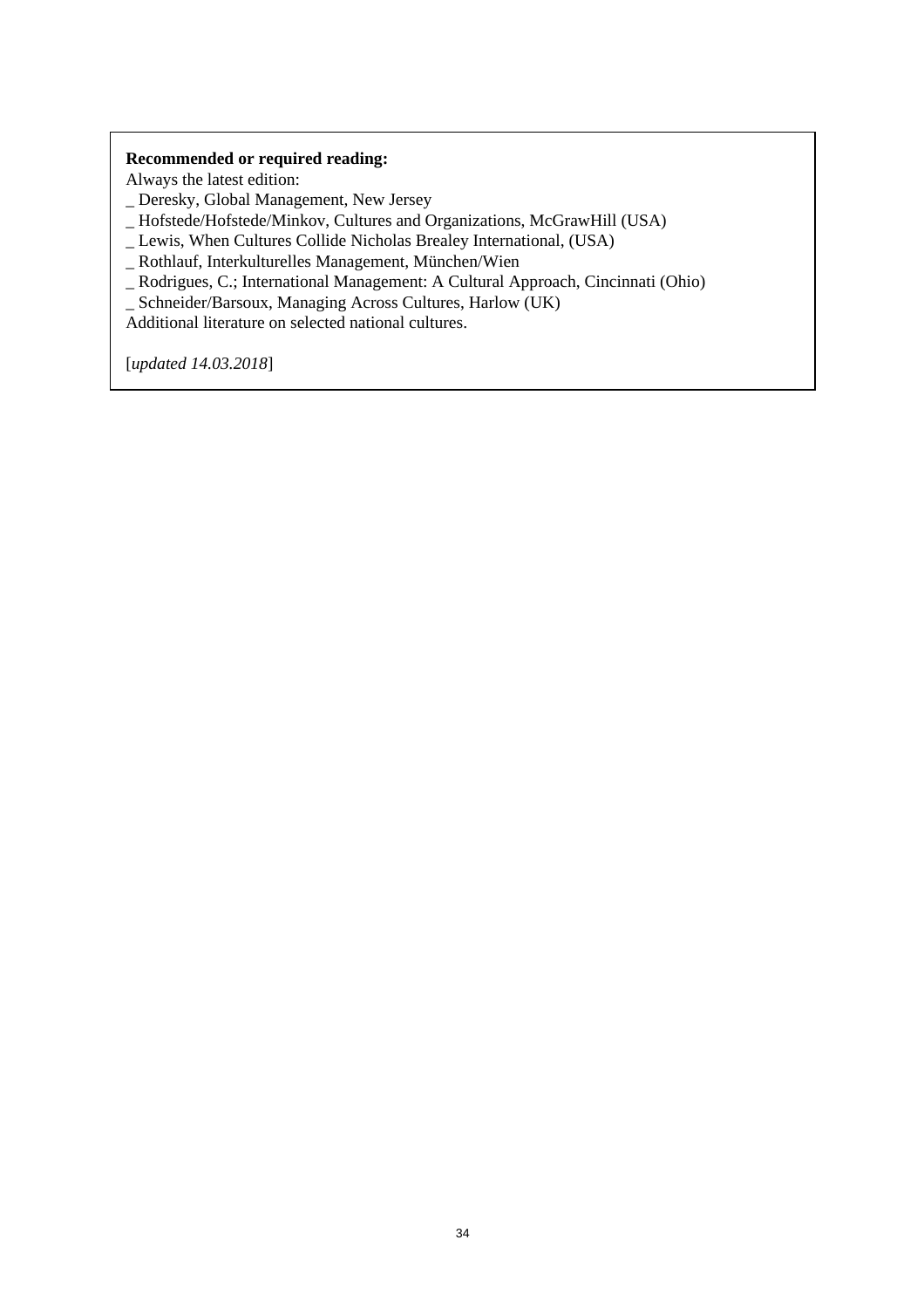**Recommended or required reading:**
Always the latest edition:
_ Deresky, Global Management, New Jersey
_ Hofstede/Hofstede/Minkov, Cultures and Organizations, McGrawHill (USA)
_ Lewis, When Cultures Collide Nicholas Brealey International, (USA)
_ Rothlauf, Interkulturelles Management, München/Wien
_ Rodrigues, C.; International Management: A Cultural Approach, Cincinnati (Ohio)
_ Schneider/Barsoux, Managing Across Cultures, Harlow (UK)
Additional literature on selected national cultures.

[*updated 14.03.2018*]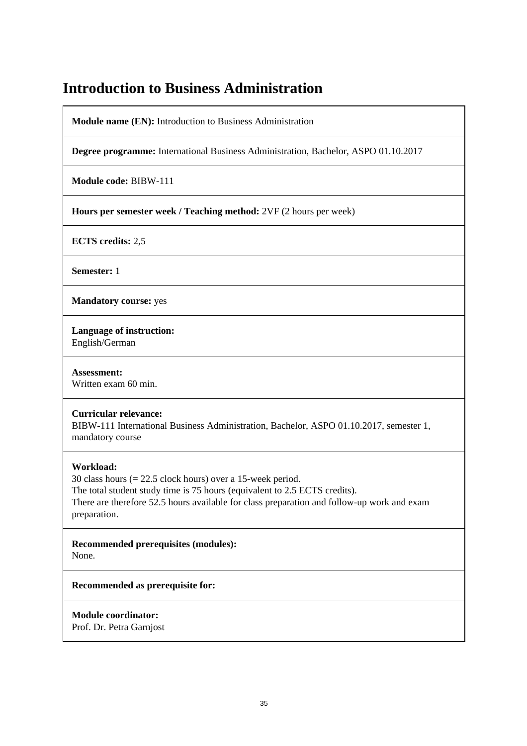# Introduction to Business Administration

**Module name (EN):** Introduction to Business Administration

**Degree programme:** International Business Administration, Bachelor, ASPO 01.10.2017

**Module code:** BIBW-111

**Hours per semester week / Teaching method:** 2VF (2 hours per week)

**ECTS credits:** 2,5

**Semester:** 1

**Mandatory course:** yes

**Language of instruction:**
English/German

**Assessment:**
Written exam 60 min.

**Curricular relevance:**
BIBW-111 International Business Administration, Bachelor, ASPO 01.10.2017, semester 1, mandatory course

**Workload:**
30 class hours (= 22.5 clock hours) over a 15-week period.
The total student study time is 75 hours (equivalent to 2.5 ECTS credits).
There are therefore 52.5 hours available for class preparation and follow-up work and exam preparation.

**Recommended prerequisites (modules):**
None.

**Recommended as prerequisite for:**

**Module coordinator:**
Prof. Dr. Petra Garnjost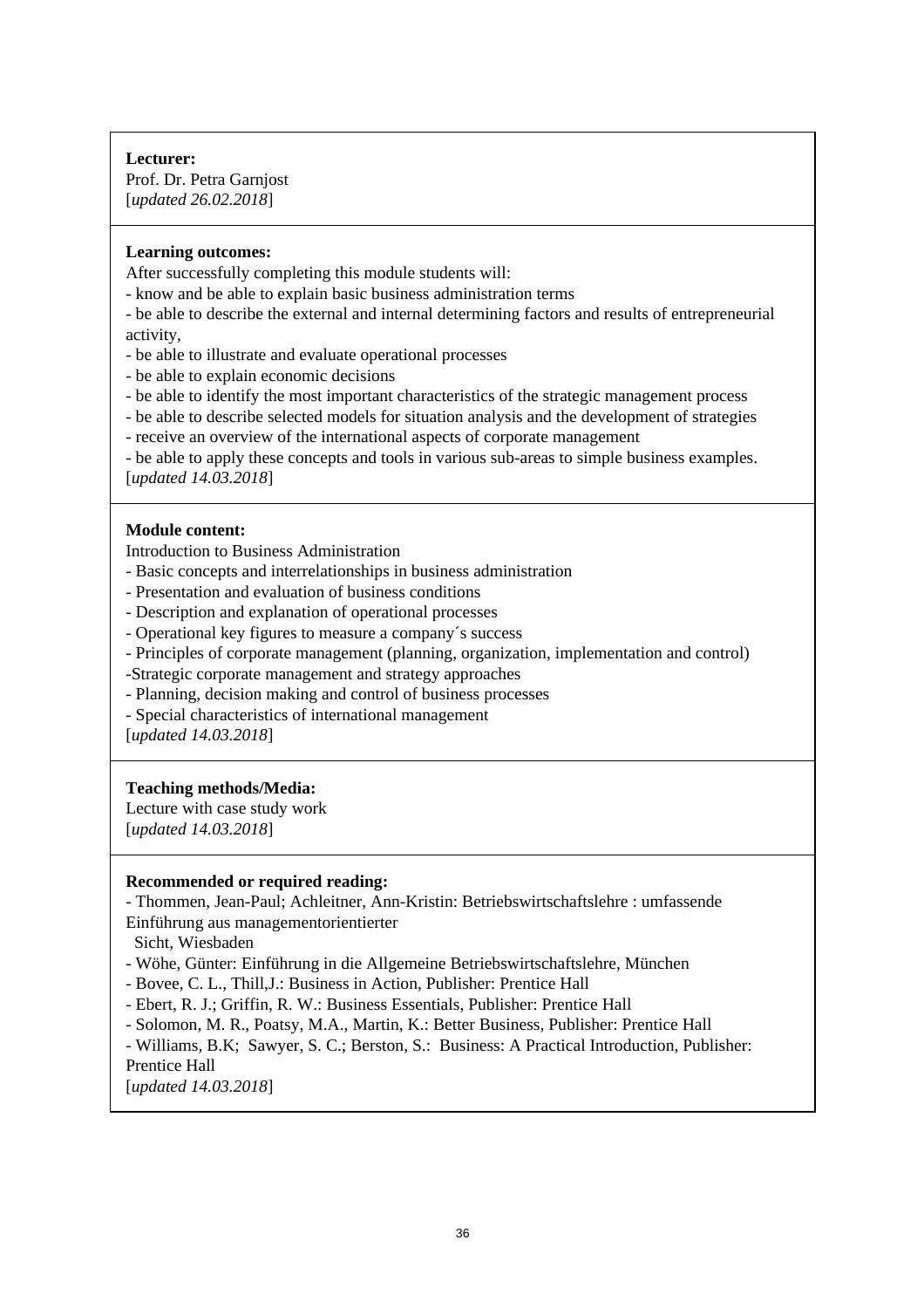**Lecturer:**
Prof. Dr. Petra Garnjost
[*updated 26.02.2018*]

**Learning outcomes:**
After successfully completing this module students will:
- know and be able to explain basic business administration terms
- be able to describe the external and internal determining factors and results of entrepreneurial activity,
- be able to illustrate and evaluate operational processes
- be able to explain economic decisions
- be able to identify the most important characteristics of the strategic management process
- be able to describe selected models for situation analysis and the development of strategies
- receive an overview of the international aspects of corporate management
- be able to apply these concepts and tools in various sub-areas to simple business examples.

[*updated 14.03.2018*]

**Module content:**
Introduction to Business Administration
- Basic concepts and interrelationships in business administration
- Presentation and evaluation of business conditions
- Description and explanation of operational processes
- Operational key figures to measure a company´s success
- Principles of corporate management (planning, organization, implementation and control)
- Strategic corporate management and strategy approaches
- Planning, decision making and control of business processes
- Special characteristics of international management

[*updated 14.03.2018*]

**Teaching methods/Media:**
Lecture with case study work
[*updated 14.03.2018*]

**Recommended or required reading:**
- Thommen, Jean-Paul; Achleitner, Ann-Kristin: Betriebswirtschaftslehre : umfassende Einführung aus managementorientierter Sicht, Wiesbaden
- Wöhe, Günter: Einführung in die Allgemeine Betriebswirtschaftslehre, München
- Bovee, C. L., Thill,J.: Business in Action, Publisher: Prentice Hall
- Ebert, R. J.; Griffin, R. W.: Business Essentials, Publisher: Prentice Hall
- Solomon, M. R., Poatsy, M.A., Martin, K.: Better Business, Publisher: Prentice Hall
- Williams, B.K; Sawyer, S. C.; Berston, S.: Business: A Practical Introduction, Publisher: Prentice Hall

[*updated 14.03.2018*]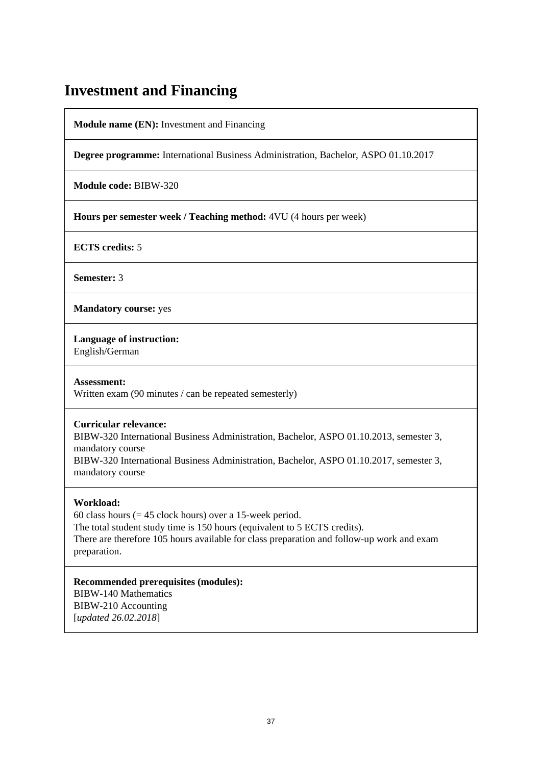# Investment and Financing

**Module name (EN):** Investment and Financing

**Degree programme:** International Business Administration, Bachelor, ASPO 01.10.2017

**Module code:** BIBW-320

**Hours per semester week / Teaching method:** 4VU (4 hours per week)

**ECTS credits:** 5

**Semester:** 3

**Mandatory course:** yes

**Language of instruction:**
English/German

**Assessment:**
Written exam (90 minutes / can be repeated semesterly)

**Curricular relevance:**
BIBW-320 International Business Administration, Bachelor, ASPO 01.10.2013, semester 3, mandatory course
BIBW-320 International Business Administration, Bachelor, ASPO 01.10.2017, semester 3, mandatory course

**Workload:**
60 class hours (= 45 clock hours) over a 15-week period.
The total student study time is 150 hours (equivalent to 5 ECTS credits).
There are therefore 105 hours available for class preparation and follow-up work and exam preparation.

**Recommended prerequisites (modules):**
BIBW-140 Mathematics
BIBW-210 Accounting
[*updated 26.02.2018*]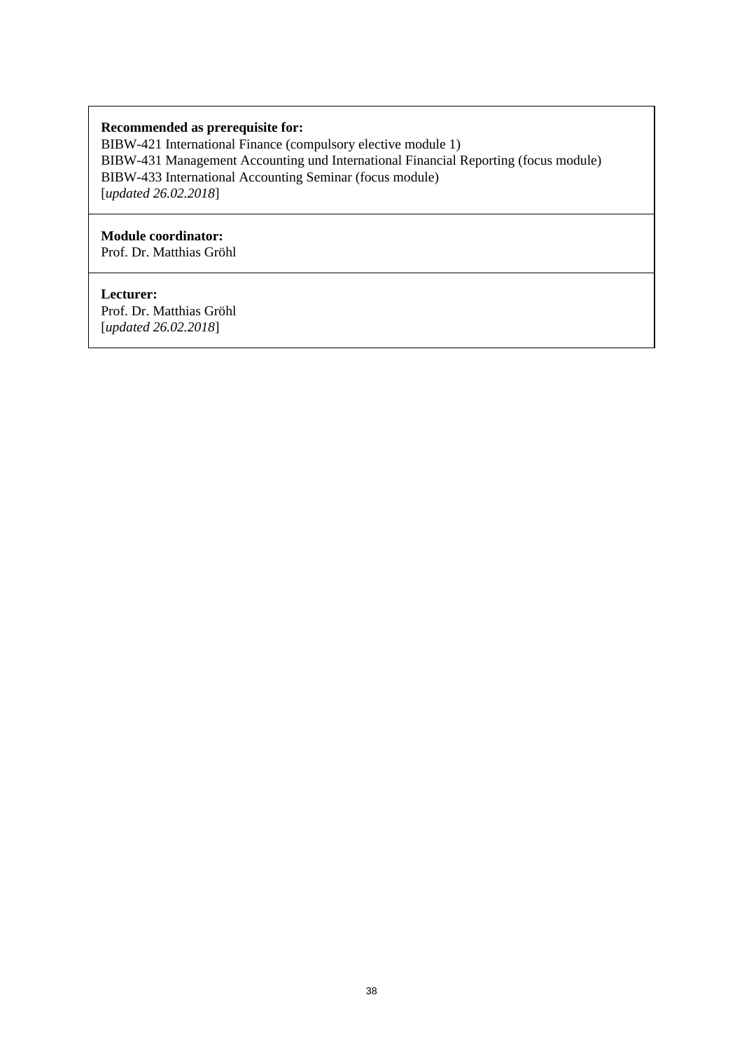**Recommended as prerequisite for:**
BIBW-421 International Finance (compulsory elective module 1)
BIBW-431 Management Accounting und International Financial Reporting (focus module)
BIBW-433 International Accounting Seminar (focus module)
[*updated 26.02.2018*]

**Module coordinator:**
Prof. Dr. Matthias Gröhl

**Lecturer:**
Prof. Dr. Matthias Gröhl
[*updated 26.02.2018*]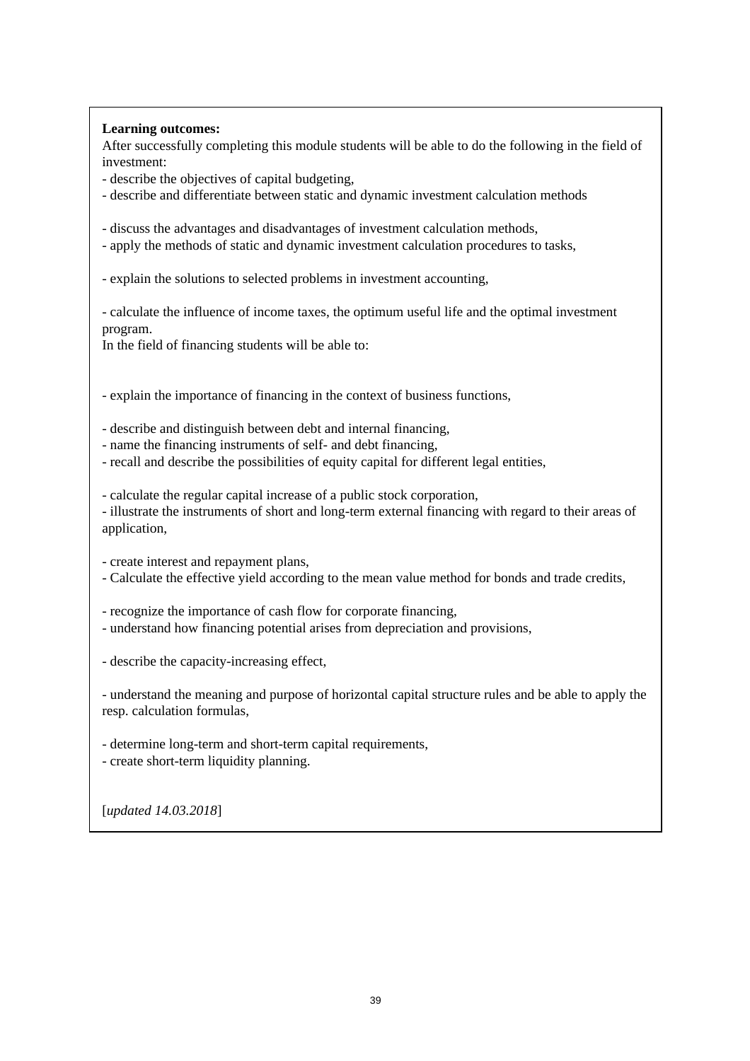**Learning outcomes:**

After successfully completing this module students will be able to do the following in the field of investment:

- describe the objectives of capital budgeting,
- describe and differentiate between static and dynamic investment calculation methods

- discuss the advantages and disadvantages of investment calculation methods,
- apply the methods of static and dynamic investment calculation procedures to tasks,

- explain the solutions to selected problems in investment accounting,

- calculate the influence of income taxes, the optimum useful life and the optimal investment program.

In the field of financing students will be able to:

- explain the importance of financing in the context of business functions,

- describe and distinguish between debt and internal financing,
- name the financing instruments of self- and debt financing,
- recall and describe the possibilities of equity capital for different legal entities,

- calculate the regular capital increase of a public stock corporation,
- illustrate the instruments of short and long-term external financing with regard to their areas of application,

- create interest and repayment plans,
- Calculate the effective yield according to the mean value method for bonds and trade credits,

- recognize the importance of cash flow for corporate financing,
- understand how financing potential arises from depreciation and provisions,

- describe the capacity-increasing effect,

- understand the meaning and purpose of horizontal capital structure rules and be able to apply the resp. calculation formulas,

- determine long-term and short-term capital requirements,
- create short-term liquidity planning.

[*updated 14.03.2018*]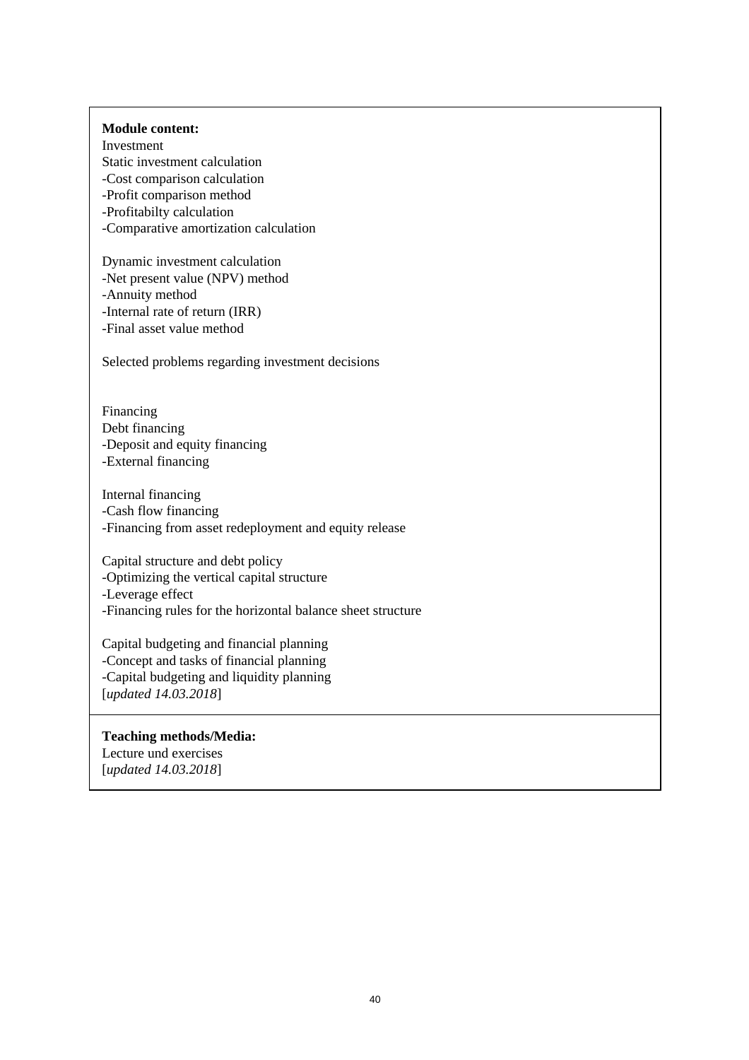**Module content:**

Investment

Static investment calculation
-Cost comparison calculation
-Profit comparison method
-Profitabilty calculation
-Comparative amortization calculation

Dynamic investment calculation
-Net present value (NPV) method
-Annuity method
-Internal rate of return (IRR)
-Final asset value method

Selected problems regarding investment decisions

Financing

Debt financing
-Deposit and equity financing
-External financing

Internal financing
-Cash flow financing
-Financing from asset redeployment and equity release

Capital structure and debt policy
-Optimizing the vertical capital structure
-Leverage effect
-Financing rules for the horizontal balance sheet structure

Capital budgeting and financial planning
-Concept and tasks of financial planning
-Capital budgeting and liquidity planning
[*updated 14.03.2018*]

**Teaching methods/Media:**

Lecture und exercises
[*updated 14.03.2018*]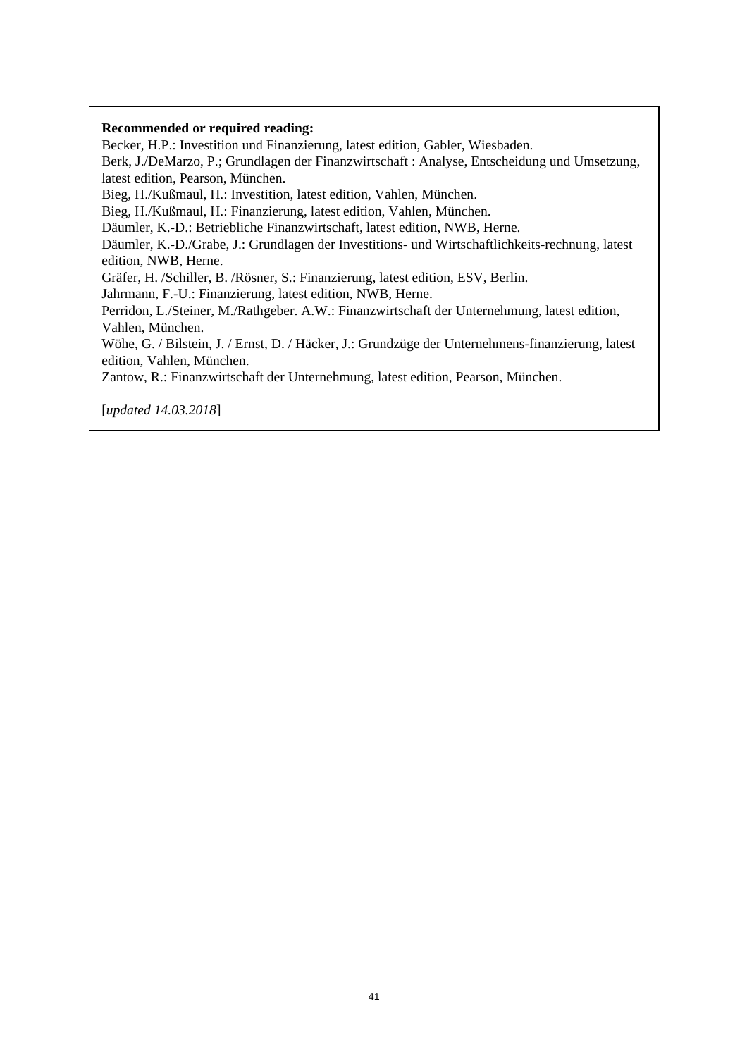**Recommended or required reading:**

Becker, H.P.: Investition und Finanzierung, latest edition, Gabler, Wiesbaden.
Berk, J./DeMarzo, P.; Grundlagen der Finanzwirtschaft : Analyse, Entscheidung und Umsetzung, latest edition, Pearson, München.
Bieg, H./Kußmaul, H.: Investition, latest edition, Vahlen, München.
Bieg, H./Kußmaul, H.: Finanzierung, latest edition, Vahlen, München.
Däumler, K.-D.: Betriebliche Finanzwirtschaft, latest edition, NWB, Herne.
Däumler, K.-D./Grabe, J.: Grundlagen der Investitions- und Wirtschaftlichkeits-rechnung, latest edition, NWB, Herne.
Gräfer, H. /Schiller, B. /Rösner, S.: Finanzierung, latest edition, ESV, Berlin.
Jahrmann, F.-U.: Finanzierung, latest edition, NWB, Herne.
Perridon, L./Steiner, M./Rathgeber. A.W.: Finanzwirtschaft der Unternehmung, latest edition, Vahlen, München.
Wöhe, G. / Bilstein, J. / Ernst, D. / Häcker, J.: Grundzüge der Unternehmens-finanzierung, latest edition, Vahlen, München.
Zantow, R.: Finanzwirtschaft der Unternehmung, latest edition, Pearson, München.

[*updated 14.03.2018*]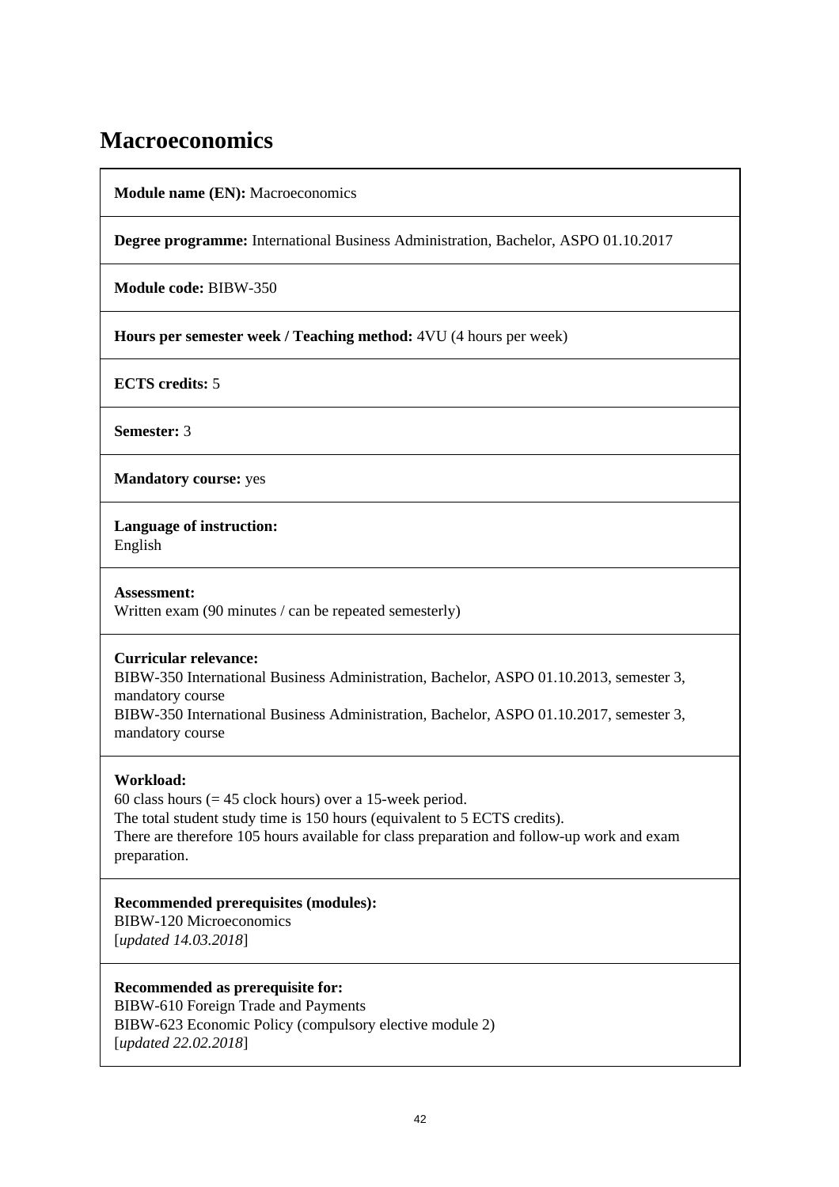# Macroeconomics

**Module name (EN):** Macroeconomics

**Degree programme:** International Business Administration, Bachelor, ASPO 01.10.2017

**Module code:** BIBW-350

**Hours per semester week / Teaching method:** 4VU (4 hours per week)

**ECTS credits:** 5

**Semester:** 3

**Mandatory course:** yes

**Language of instruction:**
English

**Assessment:**
Written exam (90 minutes / can be repeated semesterly)

**Curricular relevance:**
BIBW-350 International Business Administration, Bachelor, ASPO 01.10.2013, semester 3, mandatory course
BIBW-350 International Business Administration, Bachelor, ASPO 01.10.2017, semester 3, mandatory course

**Workload:**
60 class hours (= 45 clock hours) over a 15-week period.
The total student study time is 150 hours (equivalent to 5 ECTS credits).
There are therefore 105 hours available for class preparation and follow-up work and exam preparation.

**Recommended prerequisites (modules):**
BIBW-120 Microeconomics
[*updated 14.03.2018*]

**Recommended as prerequisite for:**
BIBW-610 Foreign Trade and Payments
BIBW-623 Economic Policy (compulsory elective module 2)
[*updated 22.02.2018*]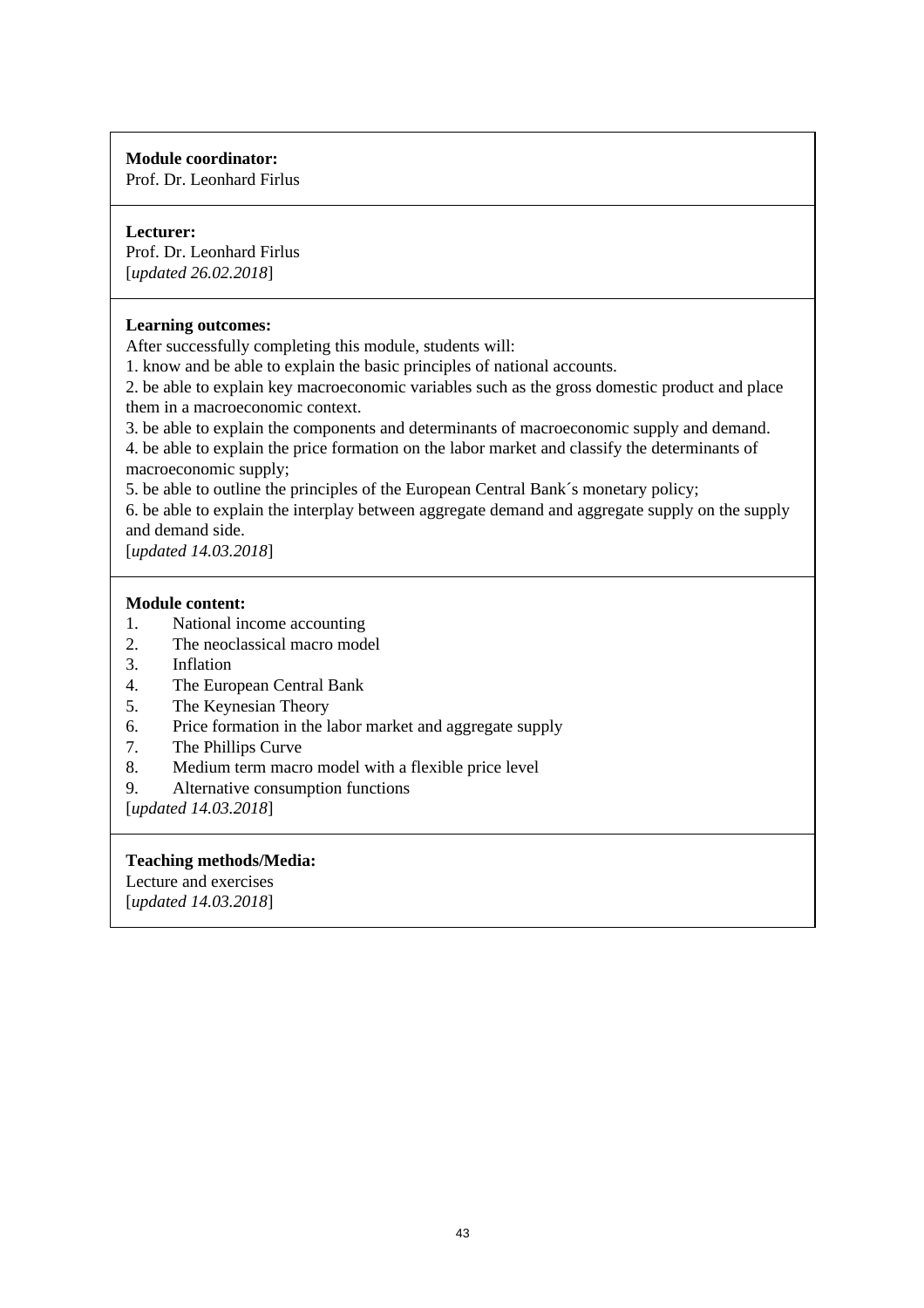**Module coordinator:**
Prof. Dr. Leonhard Firlus

**Lecturer:**
Prof. Dr. Leonhard Firlus
[*updated 26.02.2018*]

**Learning outcomes:**
After successfully completing this module, students will:
1. know and be able to explain the basic principles of national accounts.
2. be able to explain key macroeconomic variables such as the gross domestic product and place them in a macroeconomic context.
3. be able to explain the components and determinants of macroeconomic supply and demand.
4. be able to explain the price formation on the labor market and classify the determinants of macroeconomic supply;
5. be able to outline the principles of the European Central Bank´s monetary policy;
6. be able to explain the interplay between aggregate demand and aggregate supply on the supply and demand side.
[*updated 14.03.2018*]

**Module content:**
1. National income accounting
2. The neoclassical macro model
3. Inflation
4. The European Central Bank
5. The Keynesian Theory
6. Price formation in the labor market and aggregate supply
7. The Phillips Curve
8. Medium term macro model with a flexible price level
9. Alternative consumption functions

[*updated 14.03.2018*]

**Teaching methods/Media:**
Lecture and exercises
[*updated 14.03.2018*]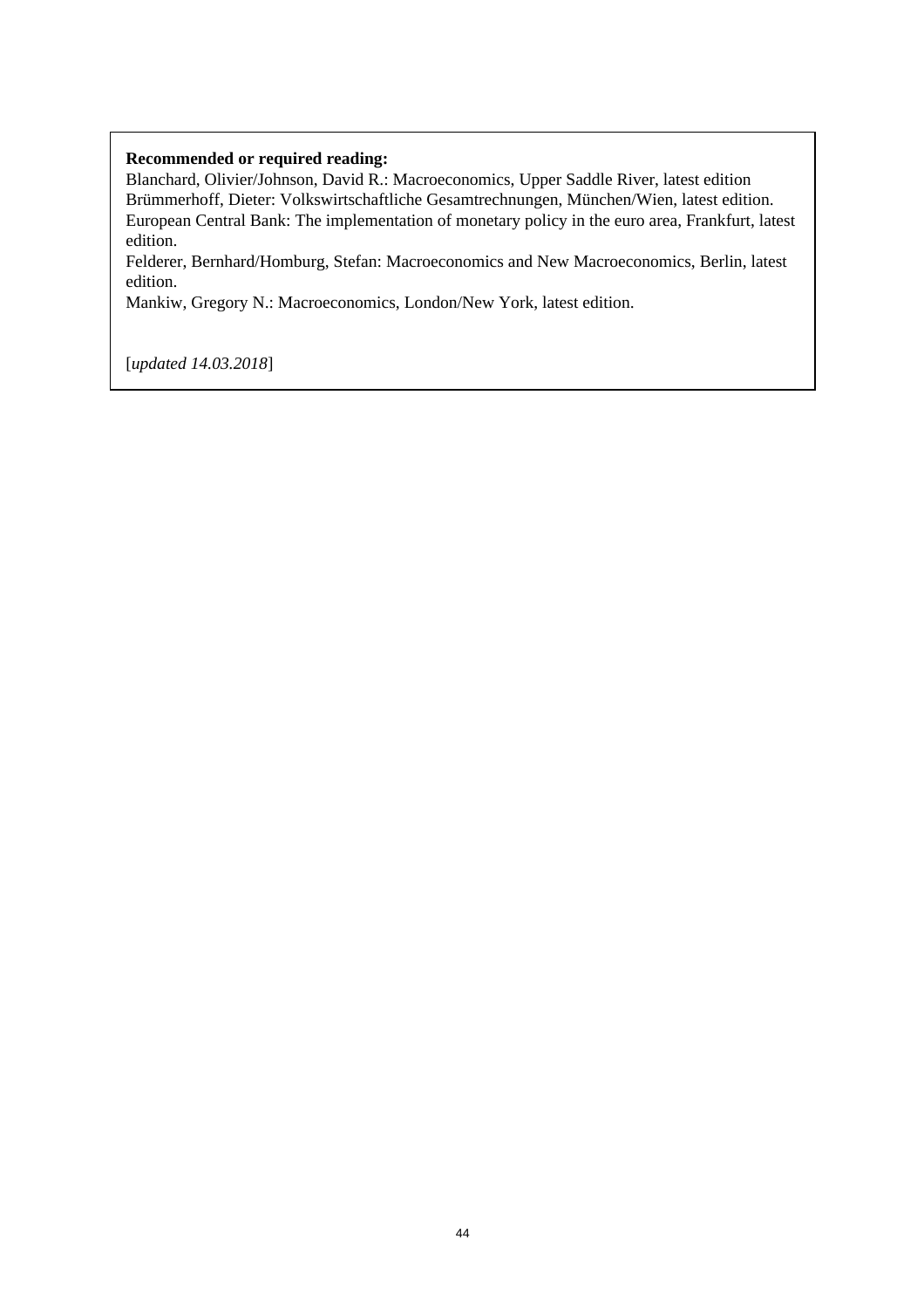**Recommended or required reading:**

Blanchard, Olivier/Johnson, David R.: Macroeconomics, Upper Saddle River, latest edition
Brümmerhoff, Dieter: Volkswirtschaftliche Gesamtrechnungen, München/Wien, latest edition.
European Central Bank: The implementation of monetary policy in the euro area, Frankfurt, latest edition.
Felderer, Bernhard/Homburg, Stefan: Macroeconomics and New Macroeconomics, Berlin, latest edition.
Mankiw, Gregory N.: Macroeconomics, London/New York, latest edition.

[*updated 14.03.2018*]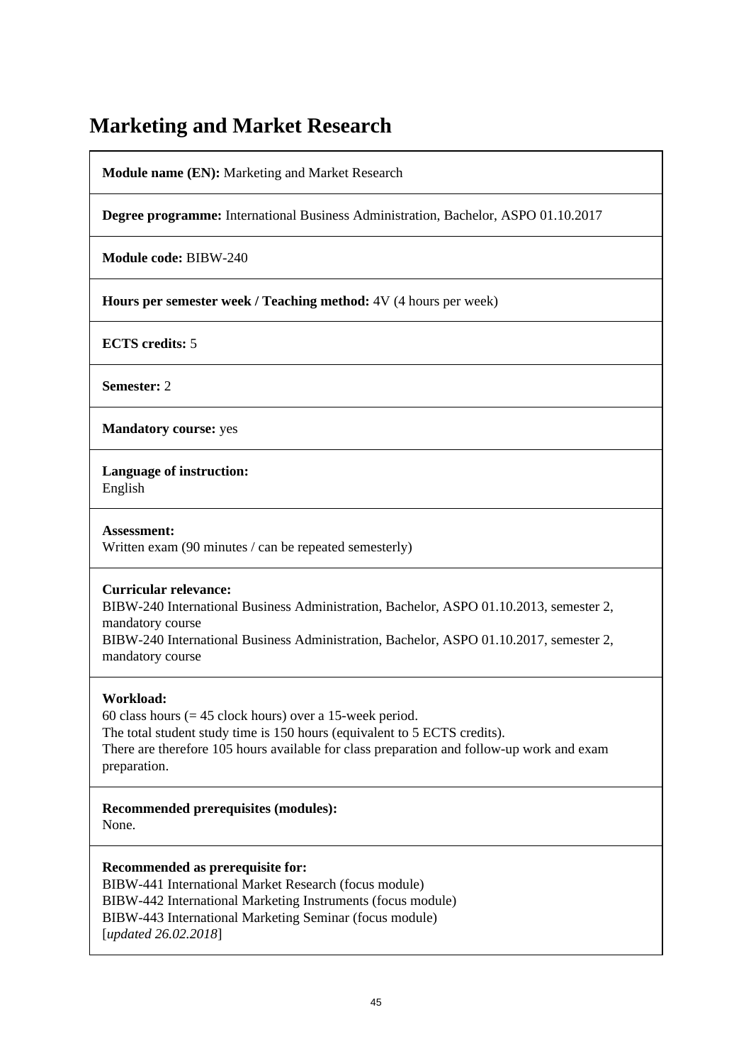# Marketing and Market Research

**Module name (EN):** Marketing and Market Research

**Degree programme:** International Business Administration, Bachelor, ASPO 01.10.2017

**Module code:** BIBW-240

**Hours per semester week / Teaching method:** 4V (4 hours per week)

**ECTS credits:** 5

**Semester:** 2

**Mandatory course:** yes

**Language of instruction:**
English

**Assessment:**
Written exam (90 minutes / can be repeated semesterly)

**Curricular relevance:**
BIBW-240 International Business Administration, Bachelor, ASPO 01.10.2013, semester 2, mandatory course
BIBW-240 International Business Administration, Bachelor, ASPO 01.10.2017, semester 2, mandatory course

**Workload:**
60 class hours (= 45 clock hours) over a 15-week period.
The total student study time is 150 hours (equivalent to 5 ECTS credits).
There are therefore 105 hours available for class preparation and follow-up work and exam preparation.

**Recommended prerequisites (modules):**
None.

**Recommended as prerequisite for:**
BIBW-441 International Market Research (focus module)
BIBW-442 International Marketing Instruments (focus module)
BIBW-443 International Marketing Seminar (focus module)
[*updated 26.02.2018*]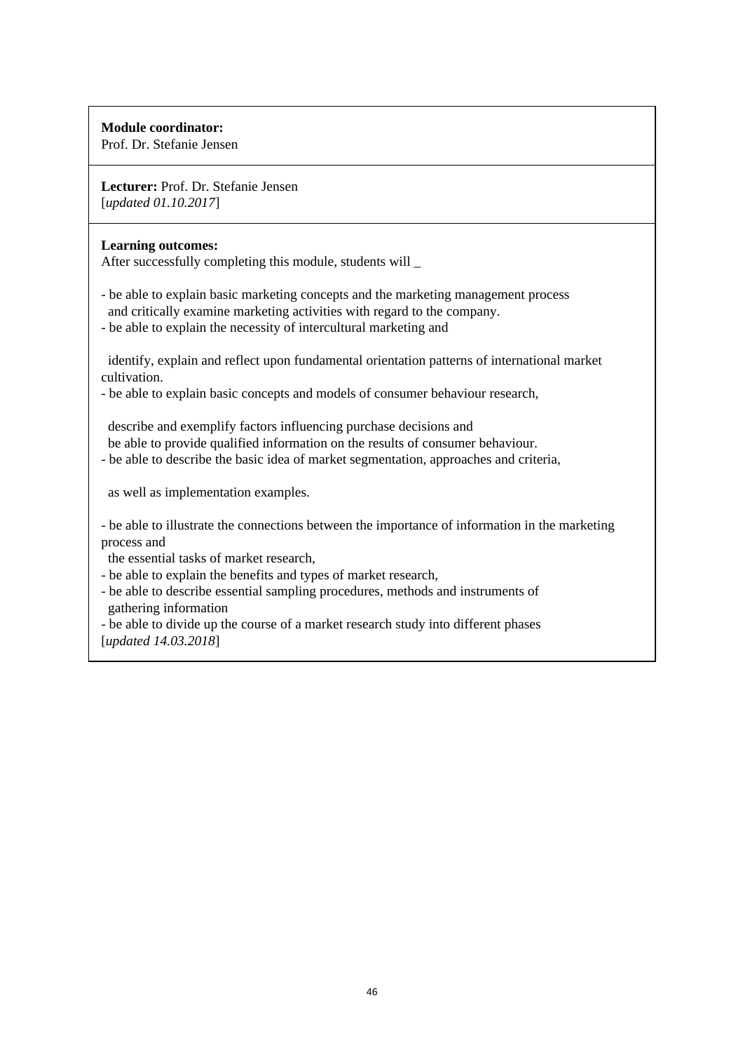**Module coordinator:**
Prof. Dr. Stefanie Jensen

**Lecturer:** Prof. Dr. Stefanie Jensen
[*updated 01.10.2017*]

**Learning outcomes:**
After successfully completing this module, students will _

- be able to explain basic marketing concepts and the marketing management process and critically examine marketing activities with regard to the company.
- be able to explain the necessity of intercultural marketing and

  identify, explain and reflect upon fundamental orientation patterns of international market cultivation.
- be able to explain basic concepts and models of consumer behaviour research,

  describe and exemplify factors influencing purchase decisions and
  be able to provide qualified information on the results of consumer behaviour.
- be able to describe the basic idea of market segmentation, approaches and criteria,

  as well as implementation examples.

- be able to illustrate the connections between the importance of information in the marketing process and
  the essential tasks of market research,
- be able to explain the benefits and types of market research,
- be able to describe essential sampling procedures, methods and instruments of gathering information
- be able to divide up the course of a market research study into different phases

[*updated 14.03.2018*]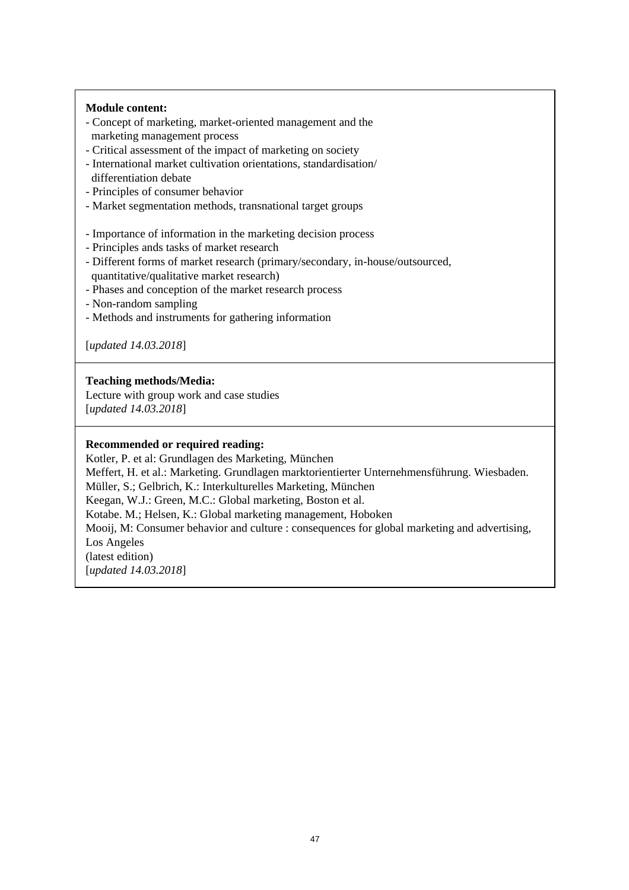**Module content:**

- Concept of marketing, market-oriented management and the marketing management process
- Critical assessment of the impact of marketing on society
- International market cultivation orientations, standardisation/ differentiation debate
- Principles of consumer behavior
- Market segmentation methods, transnational target groups

- Importance of information in the marketing decision process
- Principles ands tasks of market research
- Different forms of market research (primary/secondary, in-house/outsourced, quantitative/qualitative market research)
- Phases and conception of the market research process
- Non-random sampling
- Methods and instruments for gathering information

[*updated 14.03.2018*]

**Teaching methods/Media:**

Lecture with group work and case studies
[*updated 14.03.2018*]

**Recommended or required reading:**

Kotler, P. et al: Grundlagen des Marketing, München
Meffert, H. et al.: Marketing. Grundlagen marktorientierter Unternehmensführung. Wiesbaden.
Müller, S.; Gelbrich, K.: Interkulturelles Marketing, München
Keegan, W.J.: Green, M.C.: Global marketing, Boston et al.
Kotabe. M.; Helsen, K.: Global marketing management, Hoboken
Mooij, M: Consumer behavior and culture : consequences for global marketing and advertising, Los Angeles
(latest edition)
[*updated 14.03.2018*]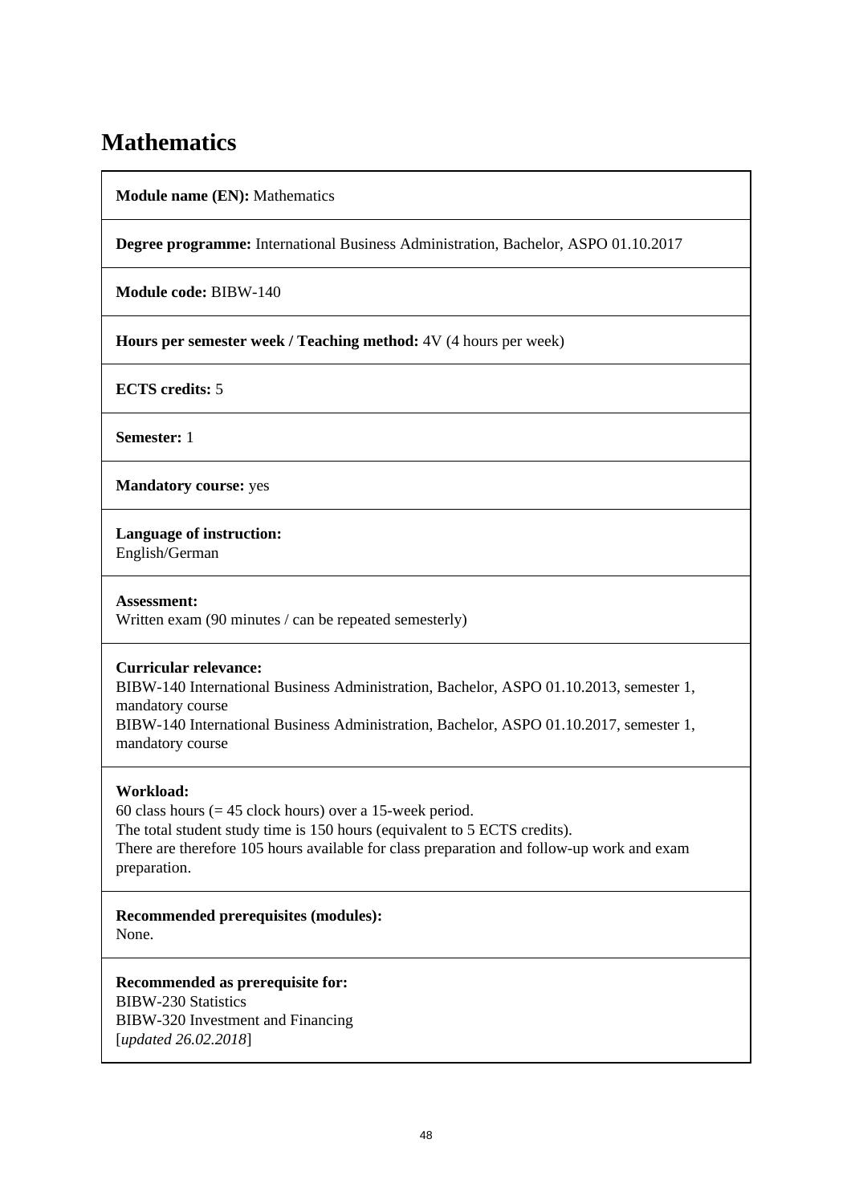# Mathematics

**Module name (EN):** Mathematics

**Degree programme:** International Business Administration, Bachelor, ASPO 01.10.2017

**Module code:** BIBW-140

**Hours per semester week / Teaching method:** 4V (4 hours per week)

**ECTS credits:** 5

**Semester:** 1

**Mandatory course:** yes

**Language of instruction:**
English/German

**Assessment:**
Written exam (90 minutes / can be repeated semesterly)

**Curricular relevance:**
BIBW-140 International Business Administration, Bachelor, ASPO 01.10.2013, semester 1, mandatory course
BIBW-140 International Business Administration, Bachelor, ASPO 01.10.2017, semester 1, mandatory course

**Workload:**
60 class hours (= 45 clock hours) over a 15-week period.
The total student study time is 150 hours (equivalent to 5 ECTS credits).
There are therefore 105 hours available for class preparation and follow-up work and exam preparation.

**Recommended prerequisites (modules):**
None.

**Recommended as prerequisite for:**
BIBW-230 Statistics
BIBW-320 Investment and Financing
[*updated 26.02.2018*]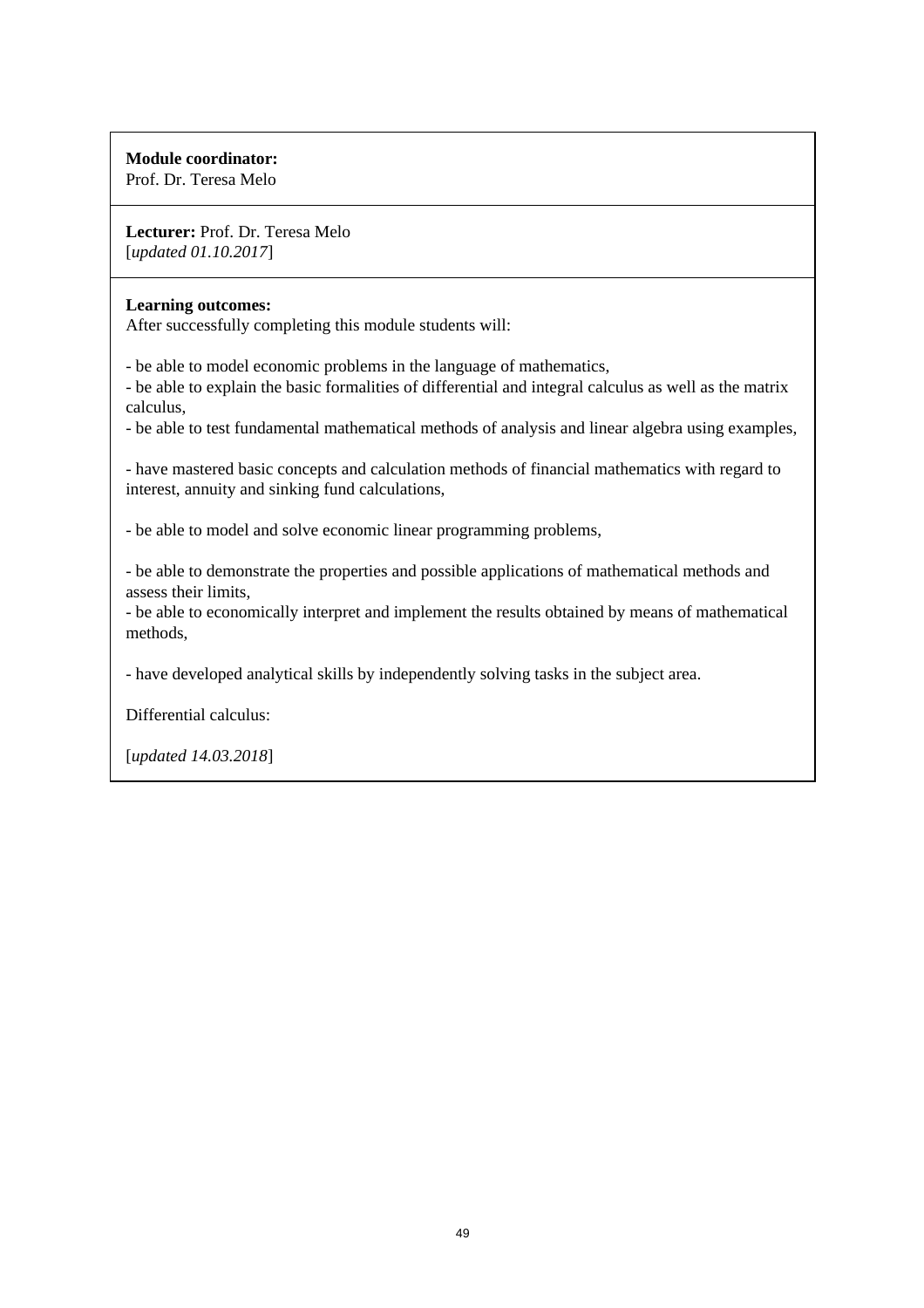**Module coordinator:**
Prof. Dr. Teresa Melo

**Lecturer:** Prof. Dr. Teresa Melo
[*updated 01.10.2017*]

**Learning outcomes:**
After successfully completing this module students will:

- be able to model economic problems in the language of mathematics,
- be able to explain the basic formalities of differential and integral calculus as well as the matrix calculus,
- be able to test fundamental mathematical methods of analysis and linear algebra using examples,

- have mastered basic concepts and calculation methods of financial mathematics with regard to interest, annuity and sinking fund calculations,

- be able to model and solve economic linear programming problems,

- be able to demonstrate the properties and possible applications of mathematical methods and assess their limits,
- be able to economically interpret and implement the results obtained by means of mathematical methods,

- have developed analytical skills by independently solving tasks in the subject area.

Differential calculus:

[*updated 14.03.2018*]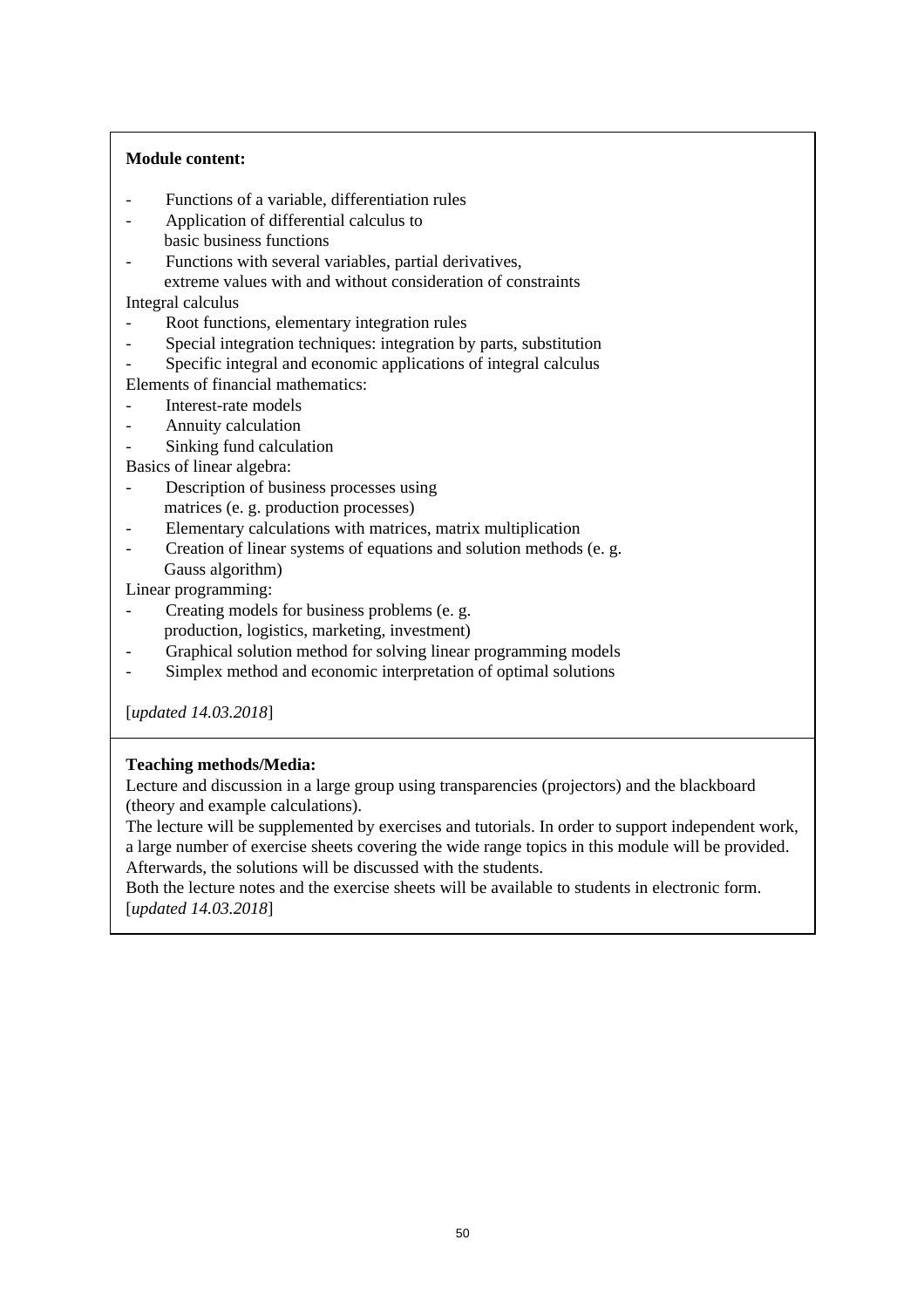**Module content:**

- Functions of a variable, differentiation rules
- Application of differential calculus to basic business functions
- Functions with several variables, partial derivatives, extreme values with and without consideration of constraints

Integral calculus

- Root functions, elementary integration rules
- Special integration techniques: integration by parts, substitution
- Specific integral and economic applications of integral calculus

Elements of financial mathematics:

- Interest-rate models
- Annuity calculation
- Sinking fund calculation

Basics of linear algebra:

- Description of business processes using matrices (e. g. production processes)
- Elementary calculations with matrices, matrix multiplication
- Creation of linear systems of equations and solution methods (e. g. Gauss algorithm)

Linear programming:

- Creating models for business problems (e. g. production, logistics, marketing, investment)
- Graphical solution method for solving linear programming models
- Simplex method and economic interpretation of optimal solutions

[*updated 14.03.2018*]

**Teaching methods/Media:**

Lecture and discussion in a large group using transparencies (projectors) and the blackboard (theory and example calculations).

The lecture will be supplemented by exercises and tutorials. In order to support independent work, a large number of exercise sheets covering the wide range topics in this module will be provided. Afterwards, the solutions will be discussed with the students.

Both the lecture notes and the exercise sheets will be available to students in electronic form.

[*updated 14.03.2018*]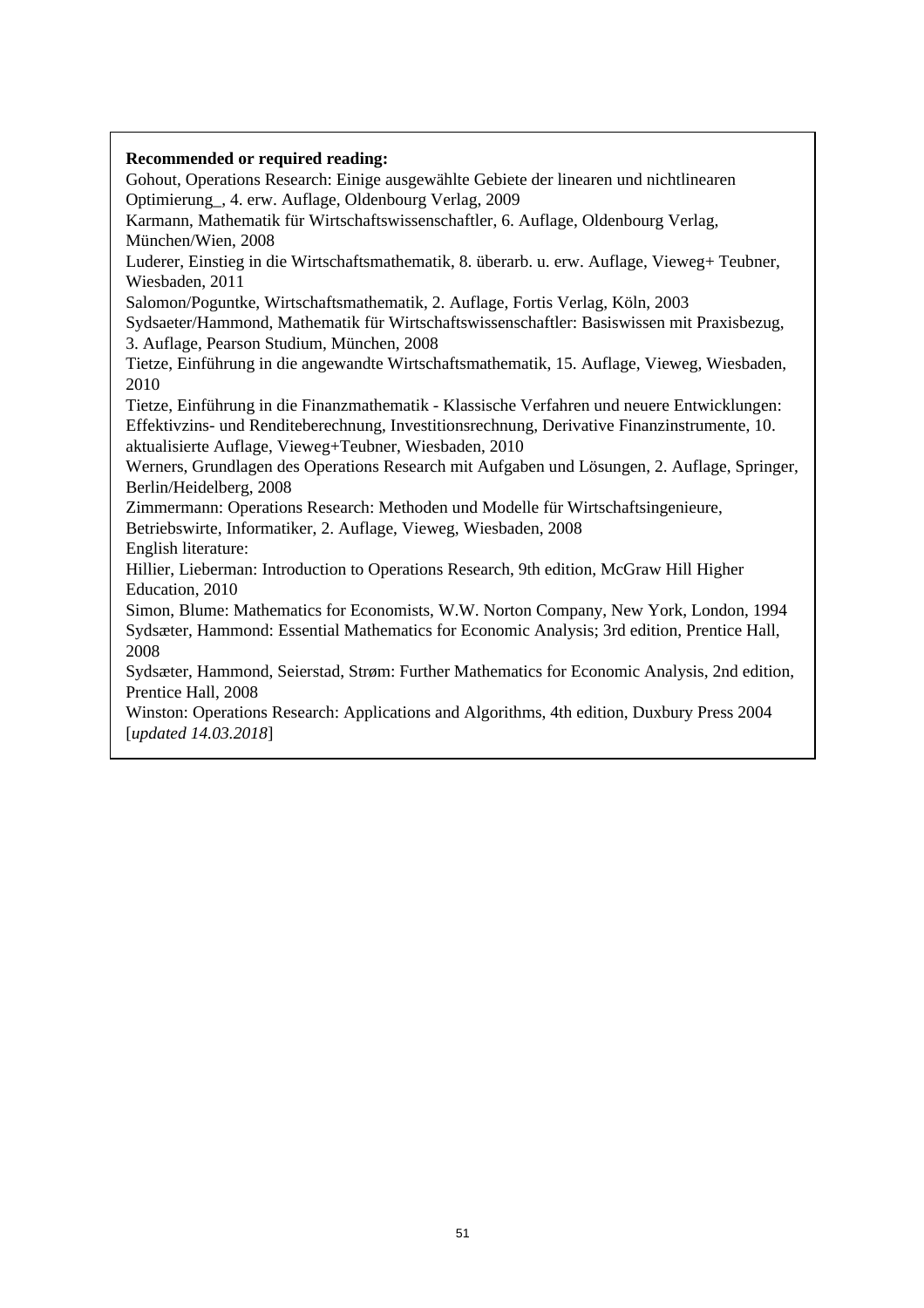**Recommended or required reading:**

Gohout, Operations Research: Einige ausgewählte Gebiete der linearen und nichtlinearen Optimierung_, 4. erw. Auflage, Oldenbourg Verlag, 2009

Karmann, Mathematik für Wirtschaftswissenschaftler, 6. Auflage, Oldenbourg Verlag, München/Wien, 2008

Luderer, Einstieg in die Wirtschaftsmathematik, 8. überarb. u. erw. Auflage, Vieweg+ Teubner, Wiesbaden, 2011

Salomon/Poguntke, Wirtschaftsmathematik, 2. Auflage, Fortis Verlag, Köln, 2003

Sydsaeter/Hammond, Mathematik für Wirtschaftswissenschaftler: Basiswissen mit Praxisbezug, 3. Auflage, Pearson Studium, München, 2008

Tietze, Einführung in die angewandte Wirtschaftsmathematik, 15. Auflage, Vieweg, Wiesbaden, 2010

Tietze, Einführung in die Finanzmathematik - Klassische Verfahren und neuere Entwicklungen: Effektivzins- und Renditeberechnung, Investitionsrechnung, Derivative Finanzinstrumente, 10. aktualisierte Auflage, Vieweg+Teubner, Wiesbaden, 2010

Werners, Grundlagen des Operations Research mit Aufgaben und Lösungen, 2. Auflage, Springer, Berlin/Heidelberg, 2008

Zimmermann: Operations Research: Methoden und Modelle für Wirtschaftsingenieure, Betriebswirte, Informatiker, 2. Auflage, Vieweg, Wiesbaden, 2008

English literature:

Hillier, Lieberman: Introduction to Operations Research, 9th edition, McGraw Hill Higher Education, 2010

Simon, Blume: Mathematics for Economists, W.W. Norton Company, New York, London, 1994

Sydsæter, Hammond: Essential Mathematics for Economic Analysis; 3rd edition, Prentice Hall, 2008

Sydsæter, Hammond, Seierstad, Strøm: Further Mathematics for Economic Analysis, 2nd edition, Prentice Hall, 2008

Winston: Operations Research: Applications and Algorithms, 4th edition, Duxbury Press 2004

[*updated 14.03.2018*]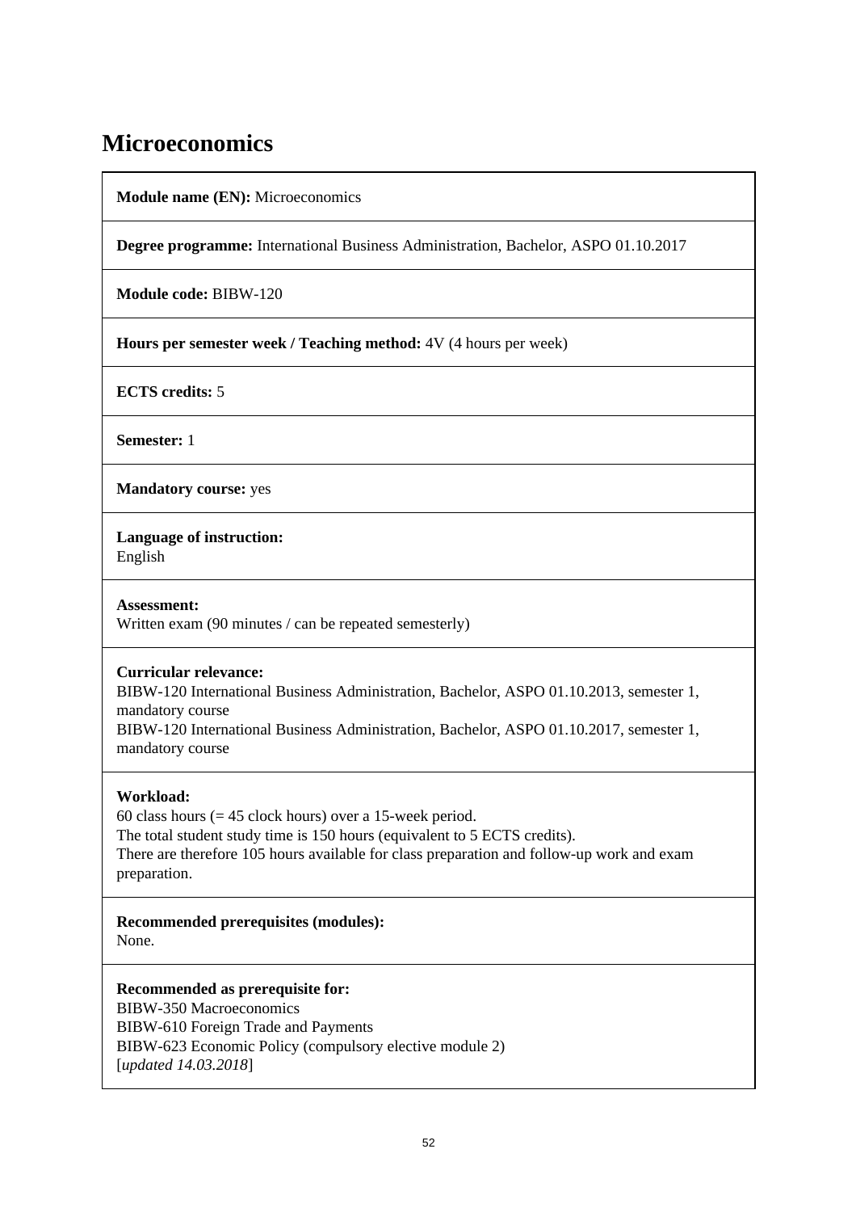# Microeconomics

**Module name (EN):** Microeconomics

**Degree programme:** International Business Administration, Bachelor, ASPO 01.10.2017

**Module code:** BIBW-120

**Hours per semester week / Teaching method:** 4V (4 hours per week)

**ECTS credits:** 5

**Semester:** 1

**Mandatory course:** yes

**Language of instruction:**
English

**Assessment:**
Written exam (90 minutes / can be repeated semesterly)

**Curricular relevance:**
BIBW-120 International Business Administration, Bachelor, ASPO 01.10.2013, semester 1, mandatory course
BIBW-120 International Business Administration, Bachelor, ASPO 01.10.2017, semester 1, mandatory course

**Workload:**
60 class hours (= 45 clock hours) over a 15-week period.
The total student study time is 150 hours (equivalent to 5 ECTS credits).
There are therefore 105 hours available for class preparation and follow-up work and exam preparation.

**Recommended prerequisites (modules):**
None.

**Recommended as prerequisite for:**
BIBW-350 Macroeconomics
BIBW-610 Foreign Trade and Payments
BIBW-623 Economic Policy (compulsory elective module 2)
[*updated 14.03.2018*]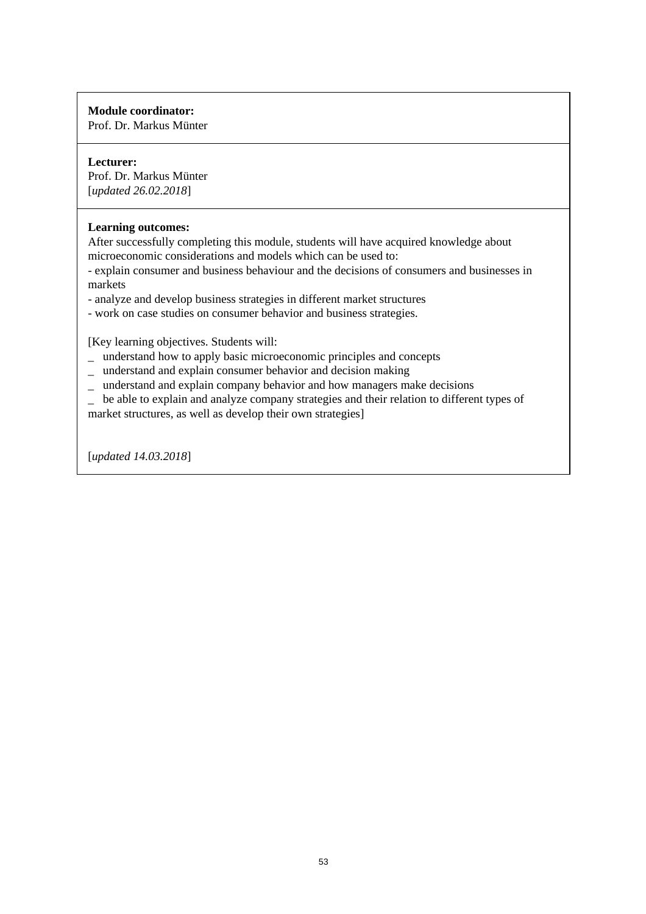**Module coordinator:**
Prof. Dr. Markus Münter

**Lecturer:**
Prof. Dr. Markus Münter
[*updated 26.02.2018*]

**Learning outcomes:**
After successfully completing this module, students will have acquired knowledge about microeconomic considerations and models which can be used to:
- explain consumer and business behaviour and the decisions of consumers and businesses in markets
- analyze and develop business strategies in different market structures
- work on case studies on consumer behavior and business strategies.

[Key learning objectives. Students will:
_ understand how to apply basic microeconomic principles and concepts
_ understand and explain consumer behavior and decision making
_ understand and explain company behavior and how managers make decisions
_ be able to explain and analyze company strategies and their relation to different types of market structures, as well as develop their own strategies]

[*updated 14.03.2018*]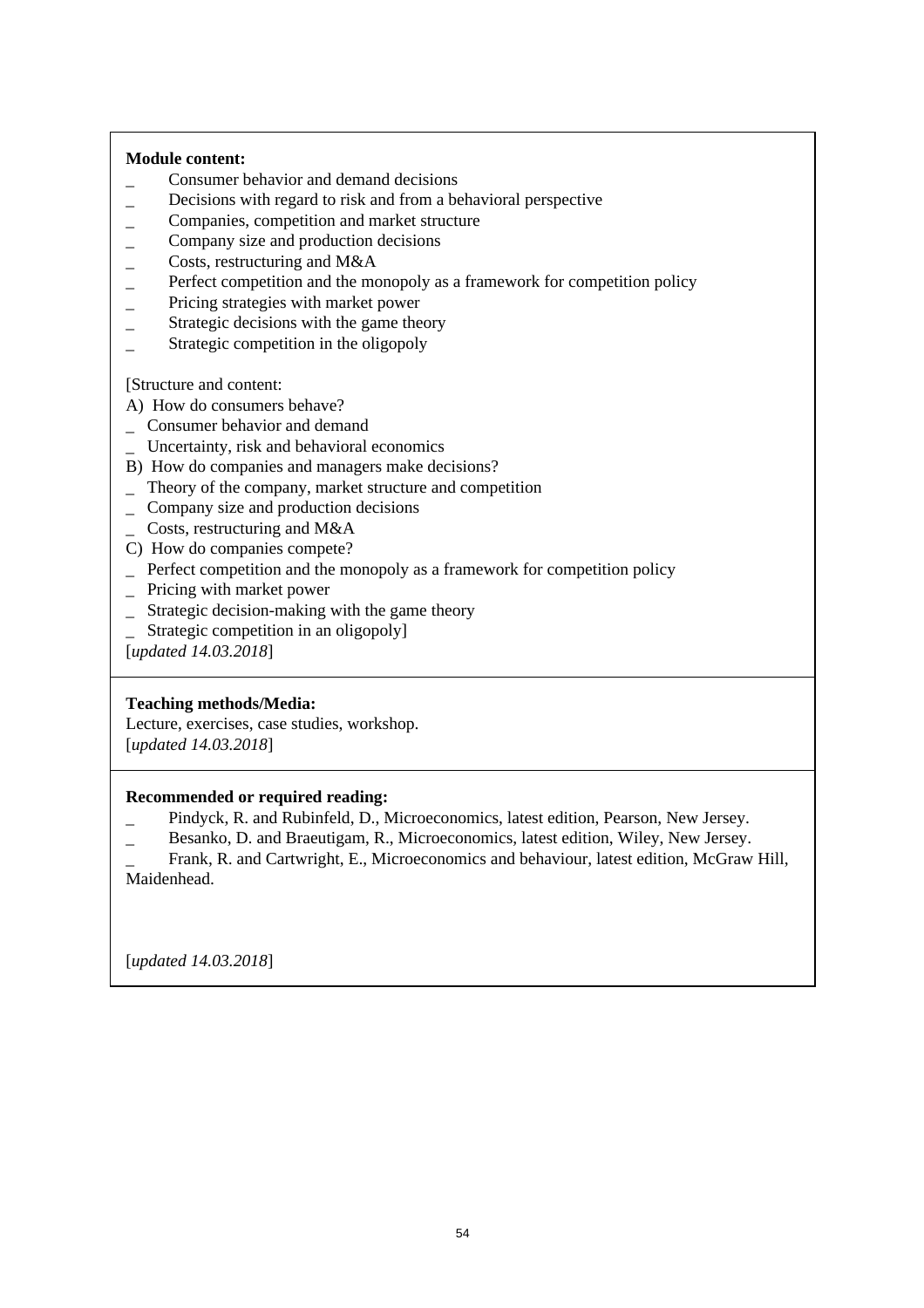**Module content:**

_ Consumer behavior and demand decisions
_ Decisions with regard to risk and from a behavioral perspective
_ Companies, competition and market structure
_ Company size and production decisions
_ Costs, restructuring and M&A
_ Perfect competition and the monopoly as a framework for competition policy
_ Pricing strategies with market power
_ Strategic decisions with the game theory
_ Strategic competition in the oligopoly

[Structure and content:
A) How do consumers behave?
_ Consumer behavior and demand
_ Uncertainty, risk and behavioral economics
B) How do companies and managers make decisions?
_ Theory of the company, market structure and competition
_ Company size and production decisions
_ Costs, restructuring and M&A
C) How do companies compete?
_ Perfect competition and the monopoly as a framework for competition policy
_ Pricing with market power
_ Strategic decision-making with the game theory
_ Strategic competition in an oligopoly]
[*updated 14.03.2018*]

**Teaching methods/Media:**

Lecture, exercises, case studies, workshop.
[*updated 14.03.2018*]

**Recommended or required reading:**

_ Pindyck, R. and Rubinfeld, D., Microeconomics, latest edition, Pearson, New Jersey.
_ Besanko, D. and Braeutigam, R., Microeconomics, latest edition, Wiley, New Jersey.
_ Frank, R. and Cartwright, E., Microeconomics and behaviour, latest edition, McGraw Hill, Maidenhead.

[*updated 14.03.2018*]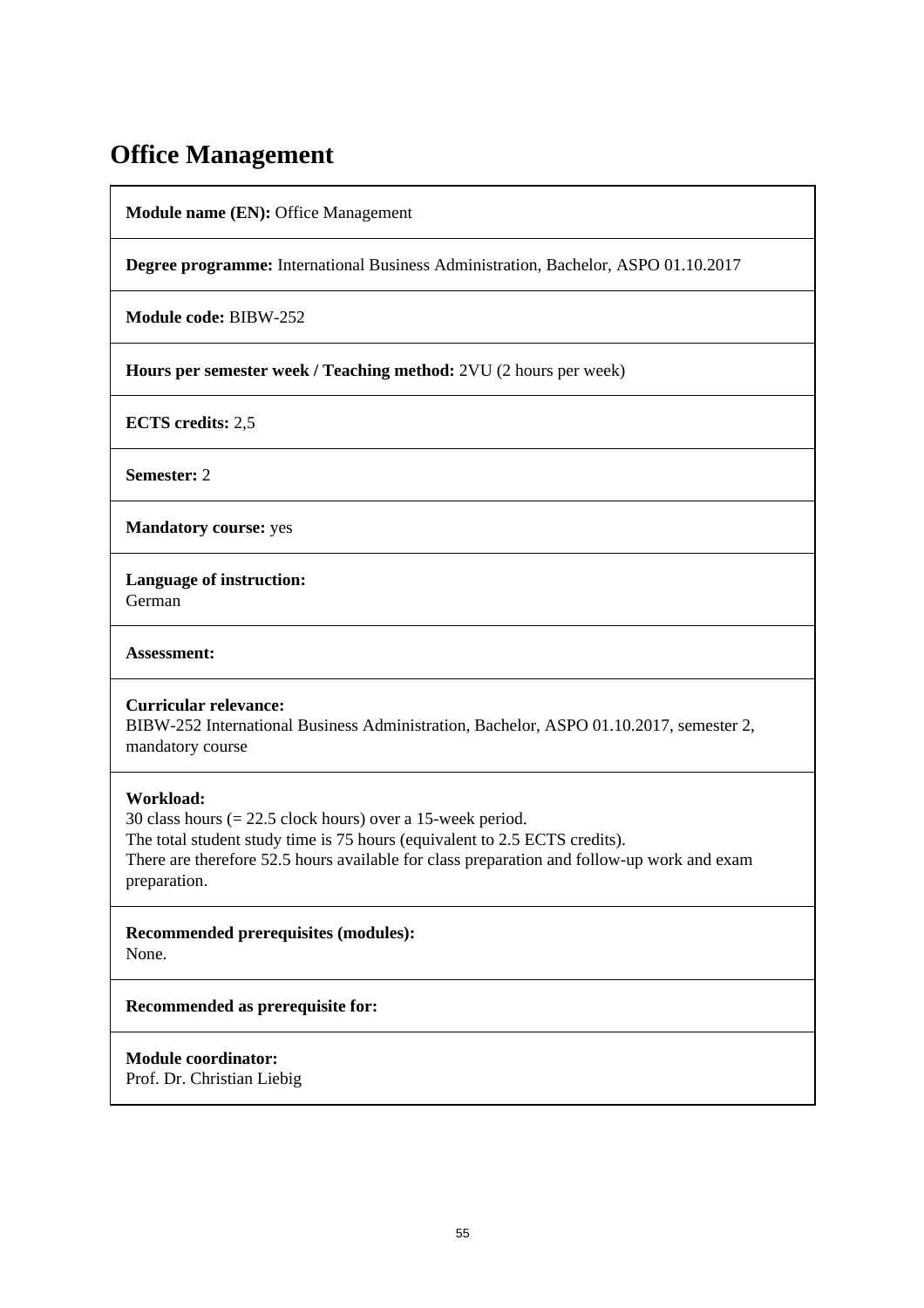# Office Management

**Module name (EN):** Office Management

**Degree programme:** International Business Administration, Bachelor, ASPO 01.10.2017

**Module code:** BIBW-252

**Hours per semester week / Teaching method:** 2VU (2 hours per week)

**ECTS credits:** 2,5

**Semester:** 2

**Mandatory course:** yes

**Language of instruction:**
German

**Assessment:**

**Curricular relevance:**
BIBW-252 International Business Administration, Bachelor, ASPO 01.10.2017, semester 2, mandatory course

**Workload:**
30 class hours (= 22.5 clock hours) over a 15-week period.
The total student study time is 75 hours (equivalent to 2.5 ECTS credits).
There are therefore 52.5 hours available for class preparation and follow-up work and exam preparation.

**Recommended prerequisites (modules):**
None.

**Recommended as prerequisite for:**

**Module coordinator:**
Prof. Dr. Christian Liebig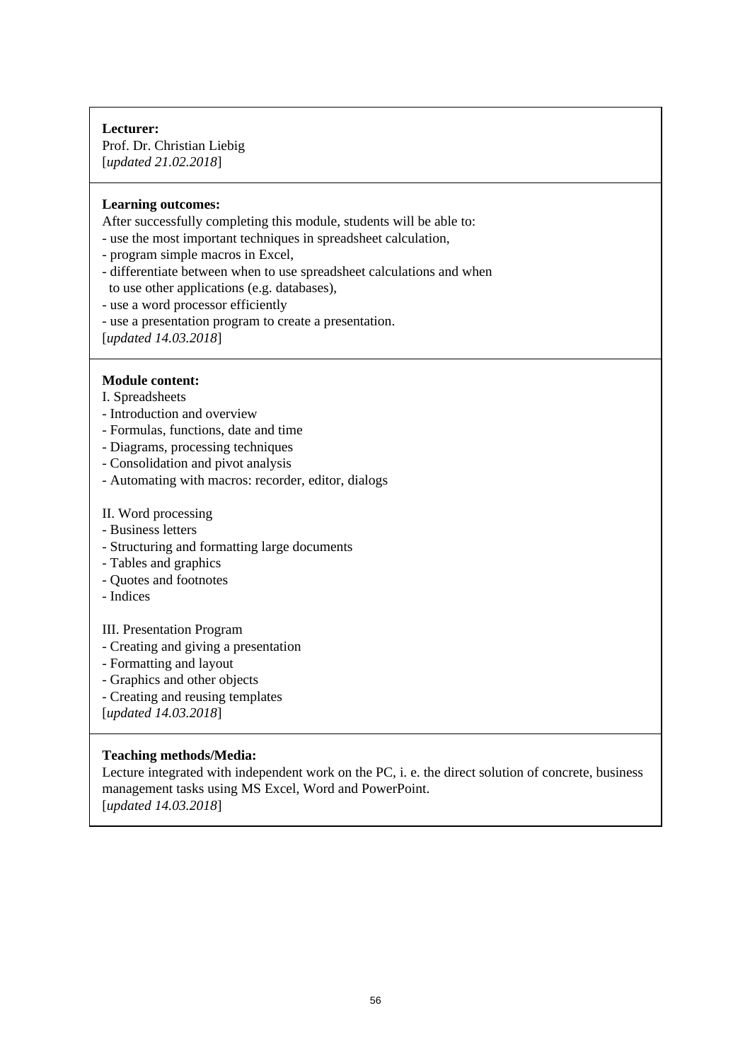**Lecturer:**
Prof. Dr. Christian Liebig
[*updated 21.02.2018*]

**Learning outcomes:**
After successfully completing this module, students will be able to:
- use the most important techniques in spreadsheet calculation,
- program simple macros in Excel,
- differentiate between when to use spreadsheet calculations and when to use other applications (e.g. databases),
- use a word processor efficiently
- use a presentation program to create a presentation.

[*updated 14.03.2018*]

**Module content:**

I. Spreadsheets
- Introduction and overview
- Formulas, functions, date and time
- Diagrams, processing techniques
- Consolidation and pivot analysis
- Automating with macros: recorder, editor, dialogs

II. Word processing
- Business letters
- Structuring and formatting large documents
- Tables and graphics
- Quotes and footnotes
- Indices

III. Presentation Program
- Creating and giving a presentation
- Formatting and layout
- Graphics and other objects
- Creating and reusing templates

[*updated 14.03.2018*]

**Teaching methods/Media:**
Lecture integrated with independent work on the PC, i. e. the direct solution of concrete, business management tasks using MS Excel, Word and PowerPoint.
[*updated 14.03.2018*]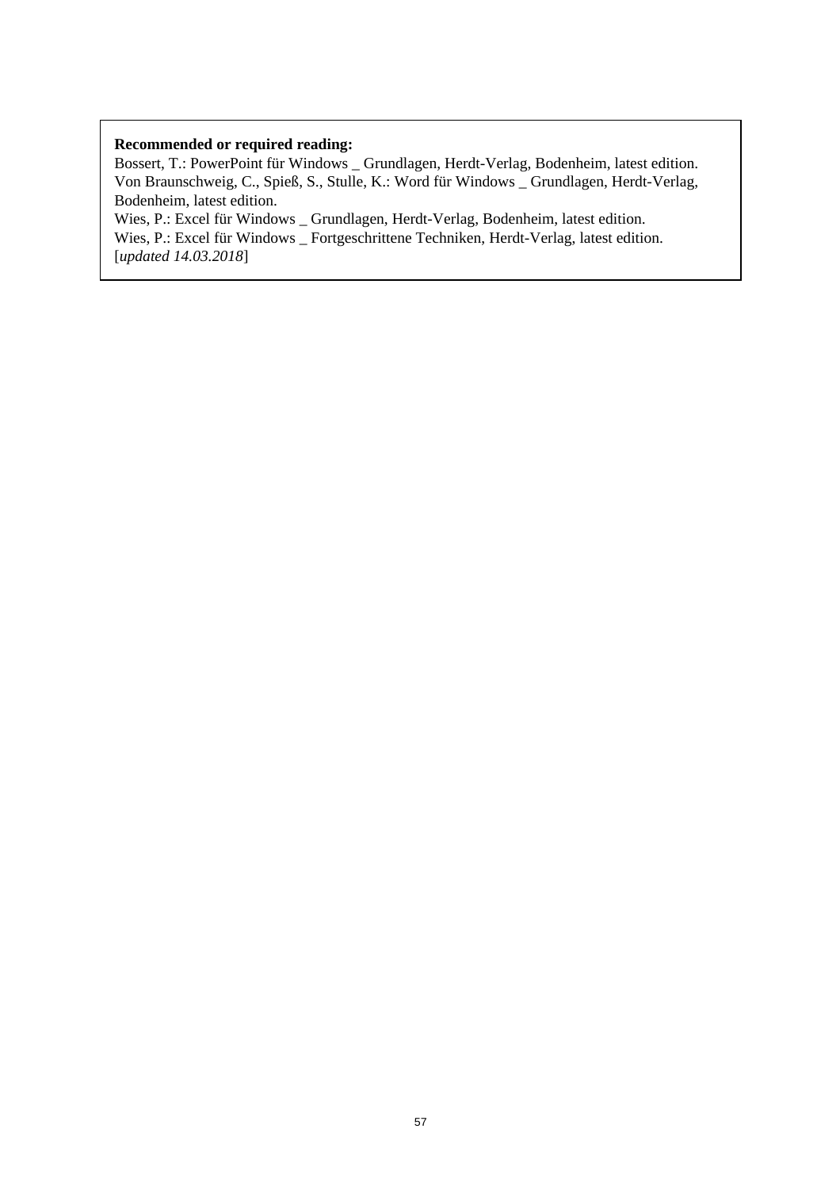**Recommended or required reading:**

Bossert, T.: PowerPoint für Windows _ Grundlagen, Herdt-Verlag, Bodenheim, latest edition.
Von Braunschweig, C., Spieß, S., Stulle, K.: Word für Windows _ Grundlagen, Herdt-Verlag, Bodenheim, latest edition.
Wies, P.: Excel für Windows _ Grundlagen, Herdt-Verlag, Bodenheim, latest edition.
Wies, P.: Excel für Windows _ Fortgeschrittene Techniken, Herdt-Verlag, latest edition.
[*updated 14.03.2018*]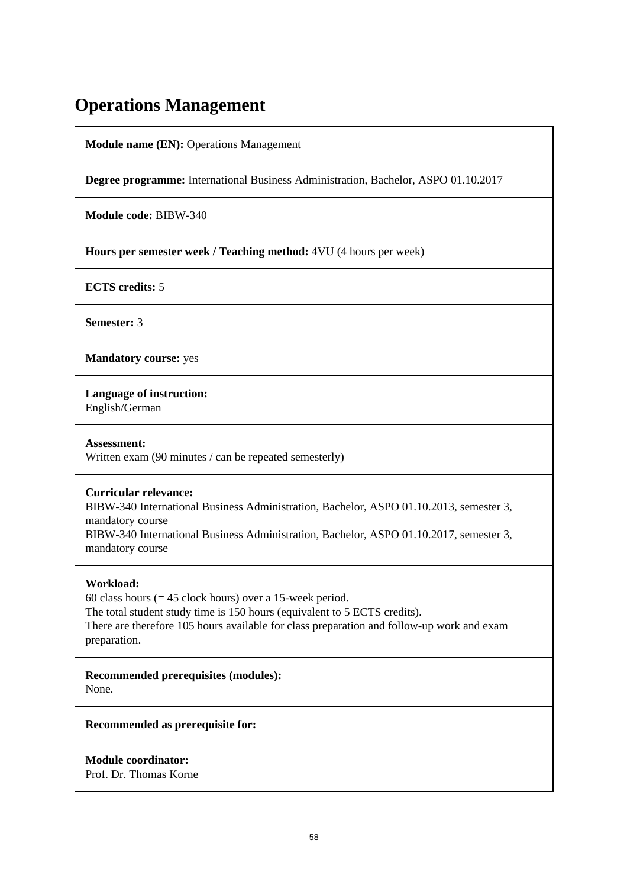# Operations Management

**Module name (EN):** Operations Management

**Degree programme:** International Business Administration, Bachelor, ASPO 01.10.2017

**Module code:** BIBW-340

**Hours per semester week / Teaching method:** 4VU (4 hours per week)

**ECTS credits:** 5

**Semester:** 3

**Mandatory course:** yes

**Language of instruction:**
English/German

**Assessment:**
Written exam (90 minutes / can be repeated semesterly)

**Curricular relevance:**
BIBW-340 International Business Administration, Bachelor, ASPO 01.10.2013, semester 3, mandatory course
BIBW-340 International Business Administration, Bachelor, ASPO 01.10.2017, semester 3, mandatory course

**Workload:**
60 class hours (= 45 clock hours) over a 15-week period.
The total student study time is 150 hours (equivalent to 5 ECTS credits).
There are therefore 105 hours available for class preparation and follow-up work and exam preparation.

**Recommended prerequisites (modules):**
None.

**Recommended as prerequisite for:**

**Module coordinator:**
Prof. Dr. Thomas Korne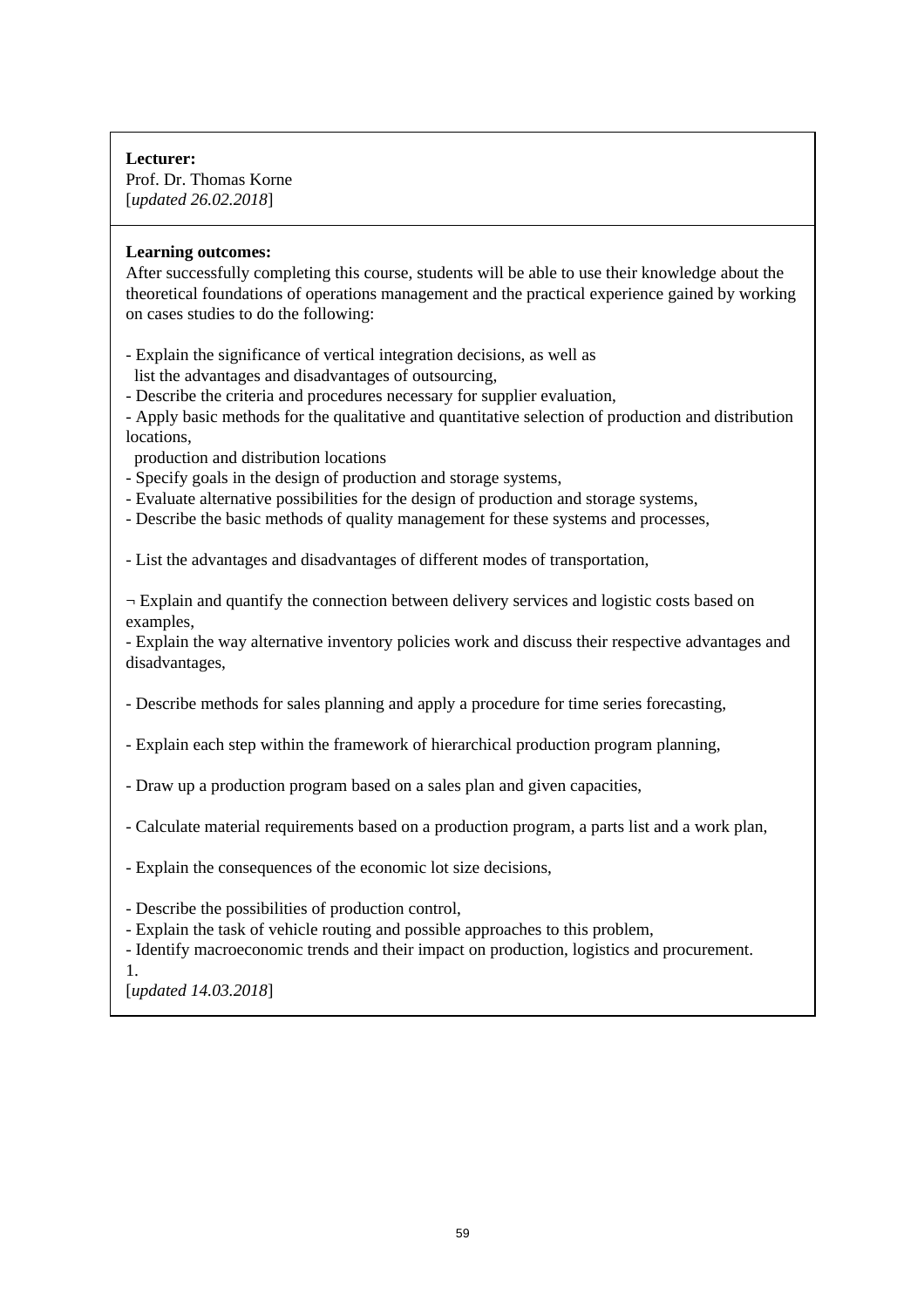**Lecturer:**
Prof. Dr. Thomas Korne
[*updated 26.02.2018*]

**Learning outcomes:**
After successfully completing this course, students will be able to use their knowledge about the theoretical foundations of operations management and the practical experience gained by working on cases studies to do the following:

- Explain the significance of vertical integration decisions, as well as
  list the advantages and disadvantages of outsourcing,
- Describe the criteria and procedures necessary for supplier evaluation,
- Apply basic methods for the qualitative and quantitative selection of production and distribution locations,
  production and distribution locations
- Specify goals in the design of production and storage systems,
- Evaluate alternative possibilities for the design of production and storage systems,
- Describe the basic methods of quality management for these systems and processes,

- List the advantages and disadvantages of different modes of transportation,

¬ Explain and quantify the connection between delivery services and logistic costs based on examples,
- Explain the way alternative inventory policies work and discuss their respective advantages and disadvantages,

- Describe methods for sales planning and apply a procedure for time series forecasting,

- Explain each step within the framework of hierarchical production program planning,

- Draw up a production program based on a sales plan and given capacities,

- Calculate material requirements based on a production program, a parts list and a work plan,

- Explain the consequences of the economic lot size decisions,

- Describe the possibilities of production control,
- Explain the task of vehicle routing and possible approaches to this problem,
- Identify macroeconomic trends and their impact on production, logistics and procurement.

1.
[*updated 14.03.2018*]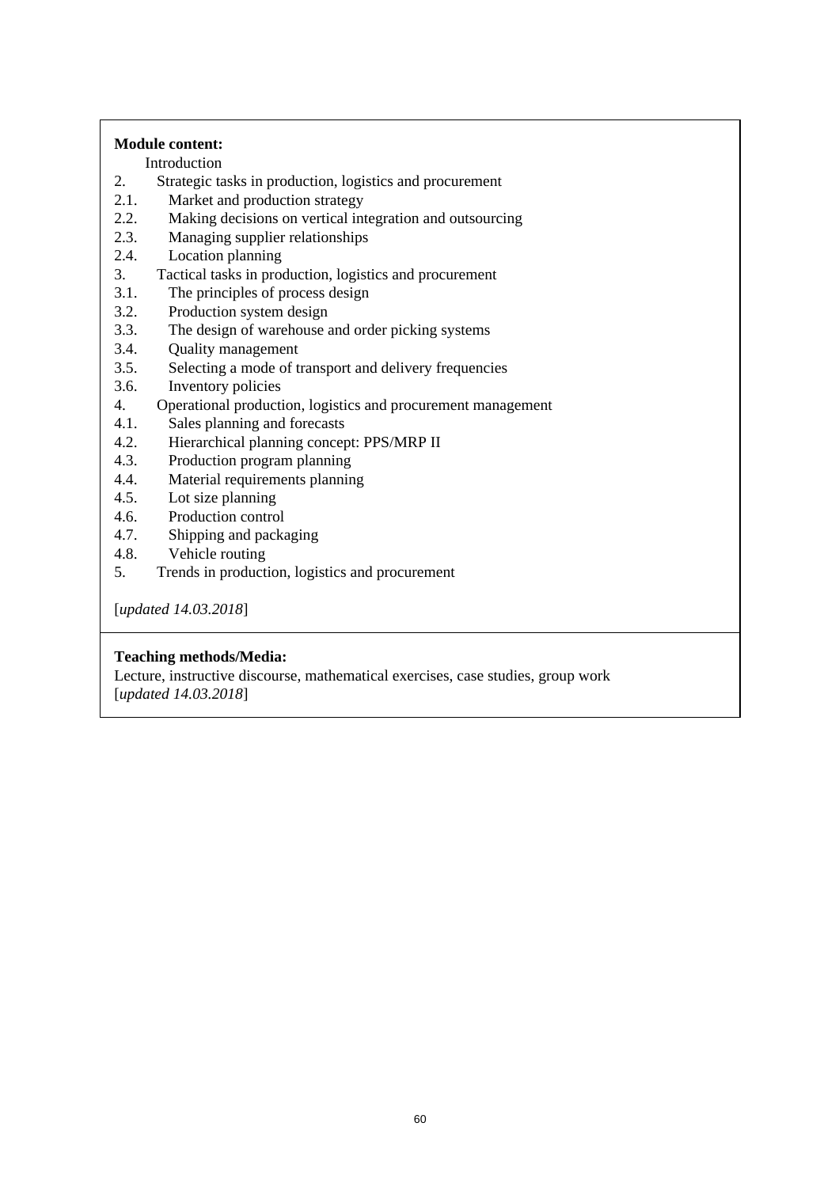**Module content:**

Introduction

2. Strategic tasks in production, logistics and procurement
2.1. Market and production strategy
2.2. Making decisions on vertical integration and outsourcing
2.3. Managing supplier relationships
2.4. Location planning
3. Tactical tasks in production, logistics and procurement
3.1. The principles of process design
3.2. Production system design
3.3. The design of warehouse and order picking systems
3.4. Quality management
3.5. Selecting a mode of transport and delivery frequencies
3.6. Inventory policies
4. Operational production, logistics and procurement management
4.1. Sales planning and forecasts
4.2. Hierarchical planning concept: PPS/MRP II
4.3. Production program planning
4.4. Material requirements planning
4.5. Lot size planning
4.6. Production control
4.7. Shipping and packaging
4.8. Vehicle routing
5. Trends in production, logistics and procurement

[*updated 14.03.2018*]

**Teaching methods/Media:**

Lecture, instructive discourse, mathematical exercises, case studies, group work
[*updated 14.03.2018*]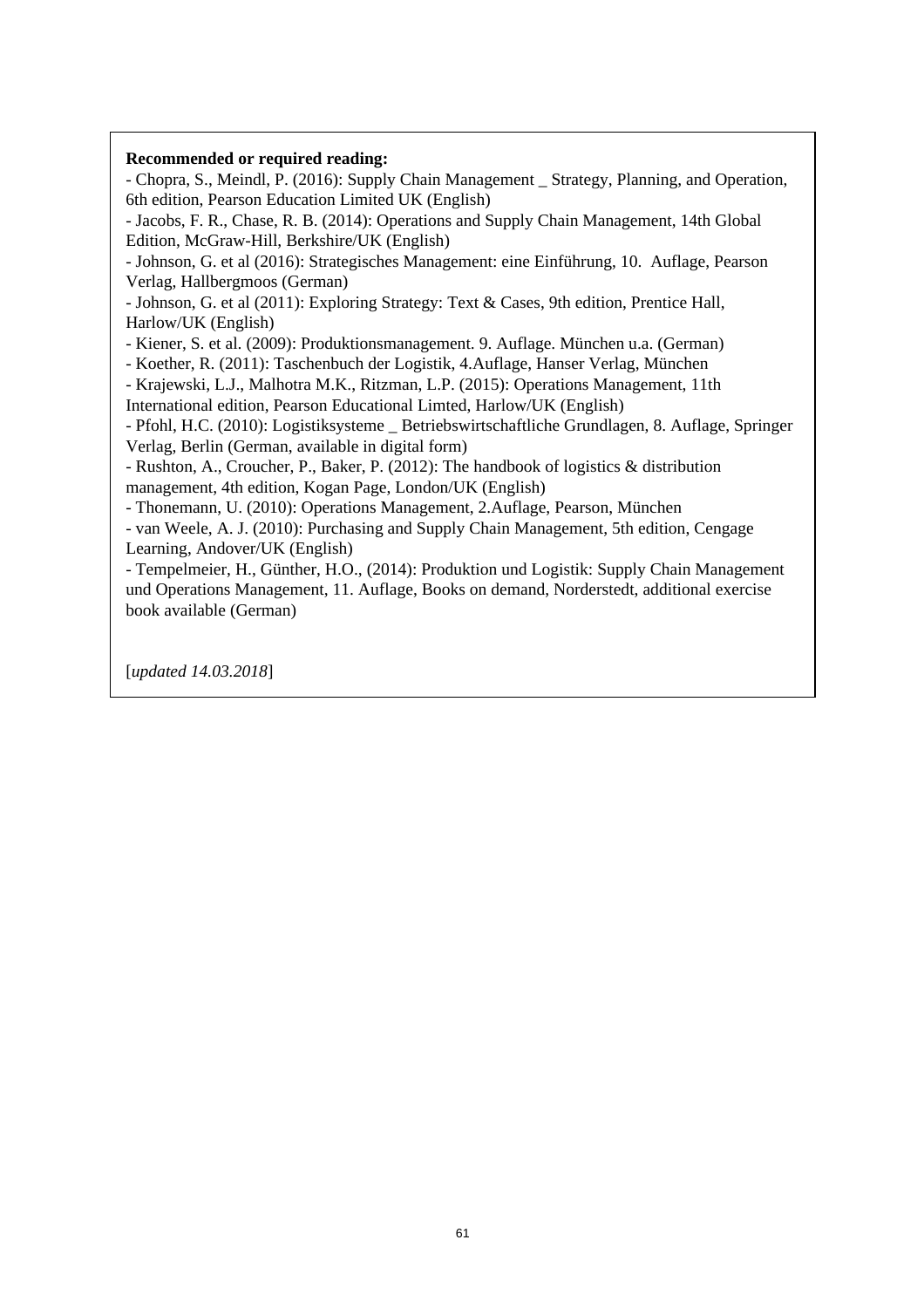**Recommended or required reading:**

- Chopra, S., Meindl, P. (2016): Supply Chain Management _ Strategy, Planning, and Operation, 6th edition, Pearson Education Limited UK (English)
- Jacobs, F. R., Chase, R. B. (2014): Operations and Supply Chain Management, 14th Global Edition, McGraw-Hill, Berkshire/UK (English)
- Johnson, G. et al (2016): Strategisches Management: eine Einführung, 10. Auflage, Pearson Verlag, Hallbergmoos (German)
- Johnson, G. et al (2011): Exploring Strategy: Text & Cases, 9th edition, Prentice Hall, Harlow/UK (English)
- Kiener, S. et al. (2009): Produktionsmanagement. 9. Auflage. München u.a. (German)
- Koether, R. (2011): Taschenbuch der Logistik, 4.Auflage, Hanser Verlag, München
- Krajewski, L.J., Malhotra M.K., Ritzman, L.P. (2015): Operations Management, 11th International edition, Pearson Educational Limted, Harlow/UK (English)
- Pfohl, H.C. (2010): Logistiksysteme _ Betriebswirtschaftliche Grundlagen, 8. Auflage, Springer Verlag, Berlin (German, available in digital form)
- Rushton, A., Croucher, P., Baker, P. (2012): The handbook of logistics & distribution management, 4th edition, Kogan Page, London/UK (English)
- Thonemann, U. (2010): Operations Management, 2.Auflage, Pearson, München
- van Weele, A. J. (2010): Purchasing and Supply Chain Management, 5th edition, Cengage Learning, Andover/UK (English)
- Tempelmeier, H., Günther, H.O., (2014): Produktion und Logistik: Supply Chain Management und Operations Management, 11. Auflage, Books on demand, Norderstedt, additional exercise book available (German)

[*updated 14.03.2018*]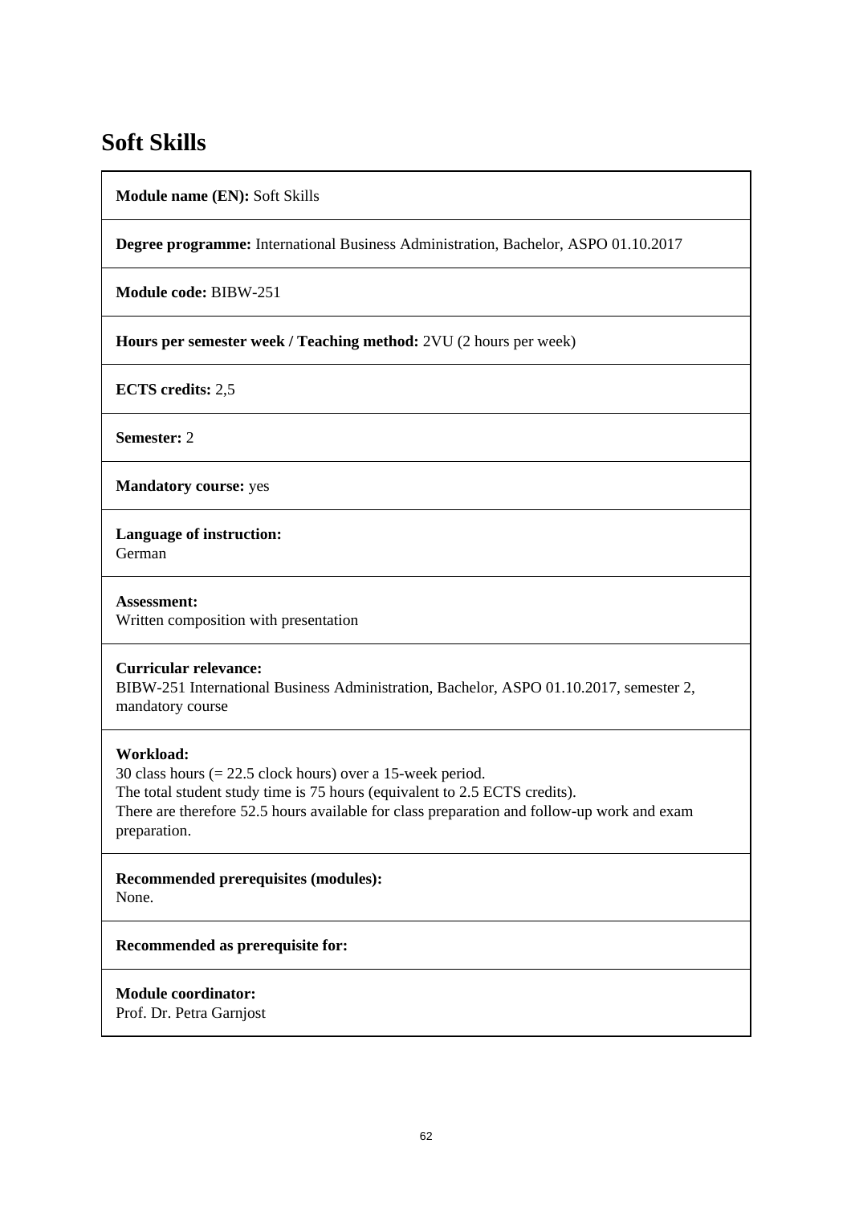# Soft Skills

**Module name (EN):** Soft Skills

**Degree programme:** International Business Administration, Bachelor, ASPO 01.10.2017

**Module code:** BIBW-251

**Hours per semester week / Teaching method:** 2VU (2 hours per week)

**ECTS credits:** 2,5

**Semester:** 2

**Mandatory course:** yes

**Language of instruction:**
German

**Assessment:**
Written composition with presentation

**Curricular relevance:**
BIBW-251 International Business Administration, Bachelor, ASPO 01.10.2017, semester 2, mandatory course

**Workload:**
30 class hours (= 22.5 clock hours) over a 15-week period.
The total student study time is 75 hours (equivalent to 2.5 ECTS credits).
There are therefore 52.5 hours available for class preparation and follow-up work and exam preparation.

**Recommended prerequisites (modules):**
None.

**Recommended as prerequisite for:**

**Module coordinator:**
Prof. Dr. Petra Garnjost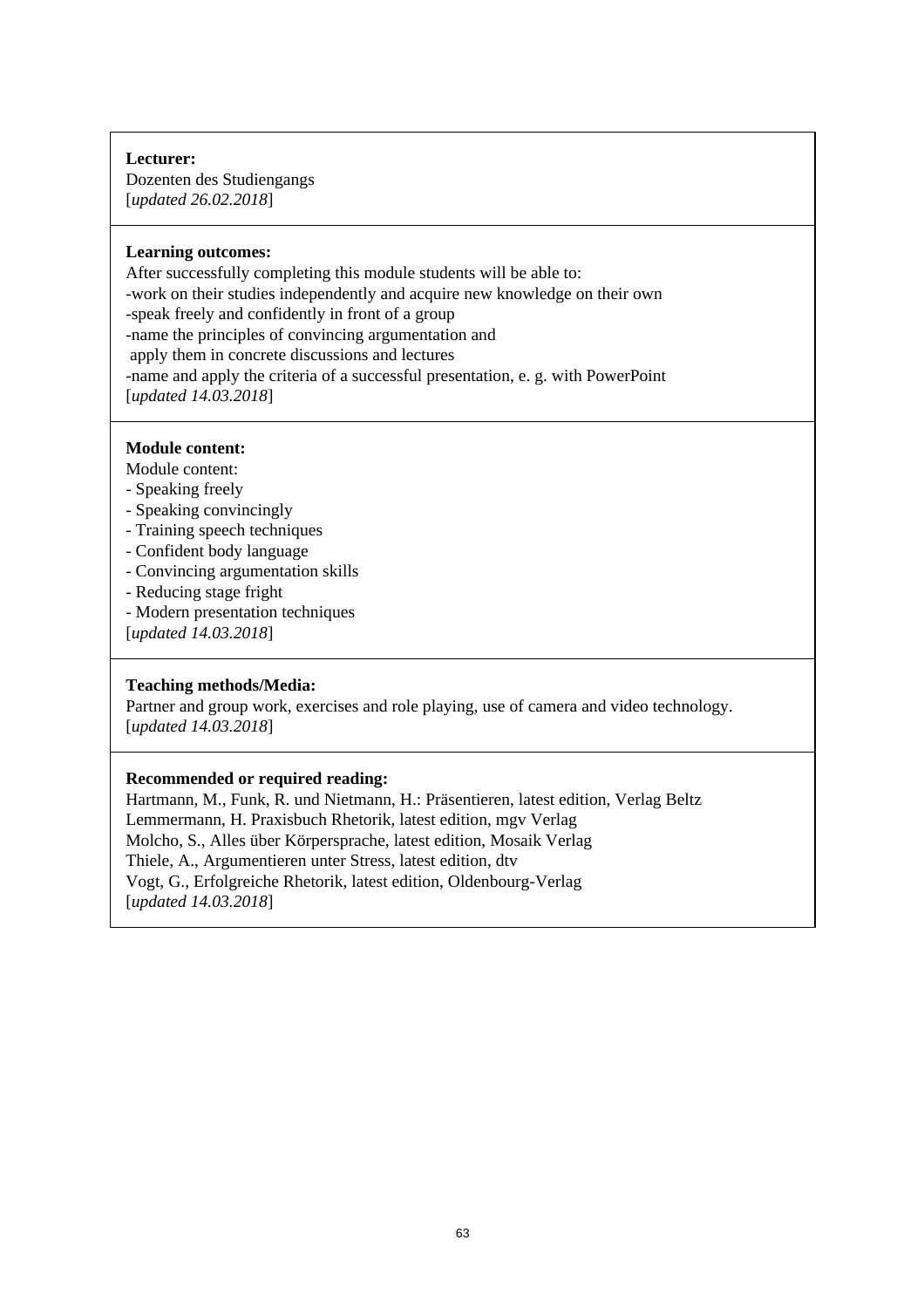**Lecturer:**
Dozenten des Studiengangs
[*updated 26.02.2018*]

**Learning outcomes:**
After successfully completing this module students will be able to:
-work on their studies independently and acquire new knowledge on their own
-speak freely and confidently in front of a group
-name the principles of convincing argumentation and
 apply them in concrete discussions and lectures
-name and apply the criteria of a successful presentation, e. g. with PowerPoint
[*updated 14.03.2018*]

**Module content:**
Module content:
- Speaking freely
- Speaking convincingly
- Training speech techniques
- Confident body language
- Convincing argumentation skills
- Reducing stage fright
- Modern presentation techniques
[*updated 14.03.2018*]

**Teaching methods/Media:**
Partner and group work, exercises and role playing, use of camera and video technology.
[*updated 14.03.2018*]

**Recommended or required reading:**
Hartmann, M., Funk, R. und Nietmann, H.: Präsentieren, latest edition, Verlag Beltz
Lemmermann, H. Praxisbuch Rhetorik, latest edition, mgv Verlag
Molcho, S., Alles über Körpersprache, latest edition, Mosaik Verlag
Thiele, A., Argumentieren unter Stress, latest edition, dtv
Vogt, G., Erfolgreiche Rhetorik, latest edition, Oldenbourg-Verlag
[*updated 14.03.2018*]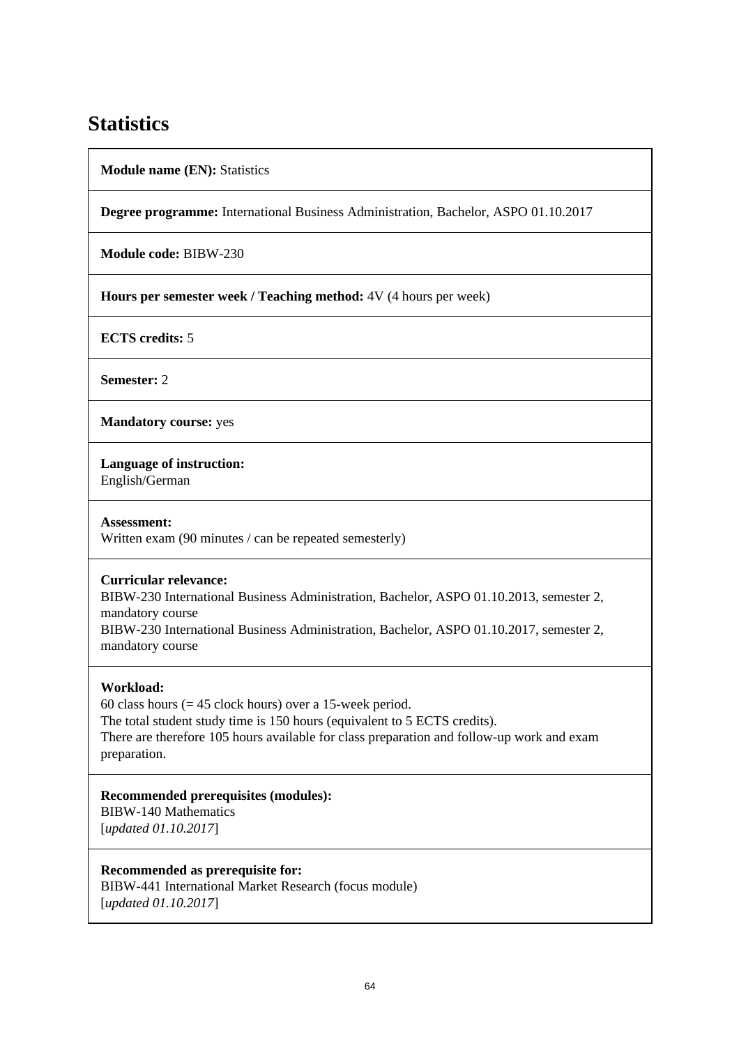# Statistics

**Module name (EN):** Statistics

**Degree programme:** International Business Administration, Bachelor, ASPO 01.10.2017

**Module code:** BIBW-230

**Hours per semester week / Teaching method:** 4V (4 hours per week)

**ECTS credits:** 5

**Semester:** 2

**Mandatory course:** yes

**Language of instruction:**
English/German

**Assessment:**
Written exam (90 minutes / can be repeated semesterly)

**Curricular relevance:**
BIBW-230 International Business Administration, Bachelor, ASPO 01.10.2013, semester 2, mandatory course
BIBW-230 International Business Administration, Bachelor, ASPO 01.10.2017, semester 2, mandatory course

**Workload:**
60 class hours (= 45 clock hours) over a 15-week period.
The total student study time is 150 hours (equivalent to 5 ECTS credits).
There are therefore 105 hours available for class preparation and follow-up work and exam preparation.

**Recommended prerequisites (modules):**
BIBW-140 Mathematics
[*updated 01.10.2017*]

**Recommended as prerequisite for:**
BIBW-441 International Market Research (focus module)
[*updated 01.10.2017*]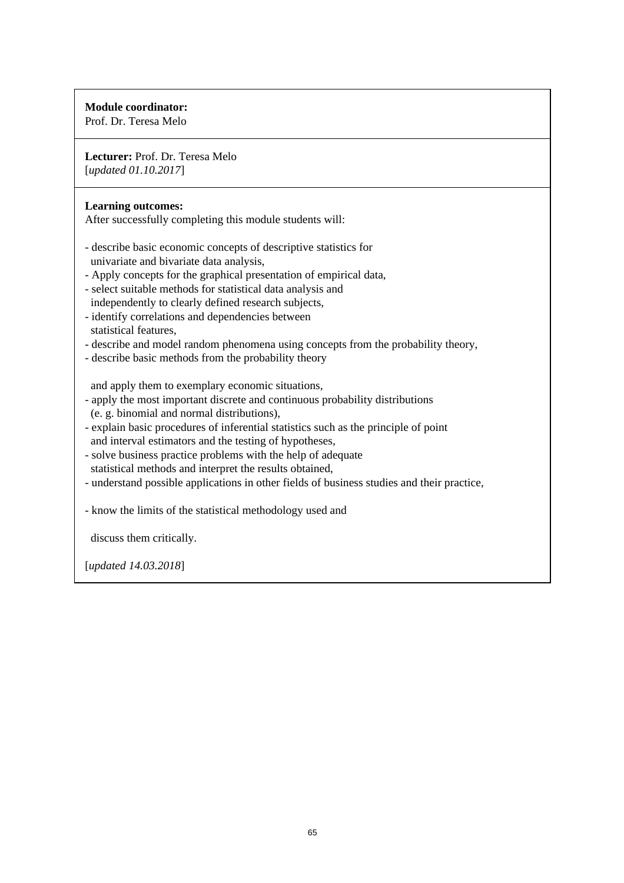**Module coordinator:**
Prof. Dr. Teresa Melo

**Lecturer:** Prof. Dr. Teresa Melo
[*updated 01.10.2017*]

**Learning outcomes:**
After successfully completing this module students will:

- describe basic economic concepts of descriptive statistics for univariate and bivariate data analysis,
- Apply concepts for the graphical presentation of empirical data,
- select suitable methods for statistical data analysis and independently to clearly defined research subjects,
- identify correlations and dependencies between statistical features,
- describe and model random phenomena using concepts from the probability theory,
- describe basic methods from the probability theory

  and apply them to exemplary economic situations,
- apply the most important discrete and continuous probability distributions (e. g. binomial and normal distributions),
- explain basic procedures of inferential statistics such as the principle of point and interval estimators and the testing of hypotheses,
- solve business practice problems with the help of adequate statistical methods and interpret the results obtained,
- understand possible applications in other fields of business studies and their practice,

- know the limits of the statistical methodology used and

  discuss them critically.

[*updated 14.03.2018*]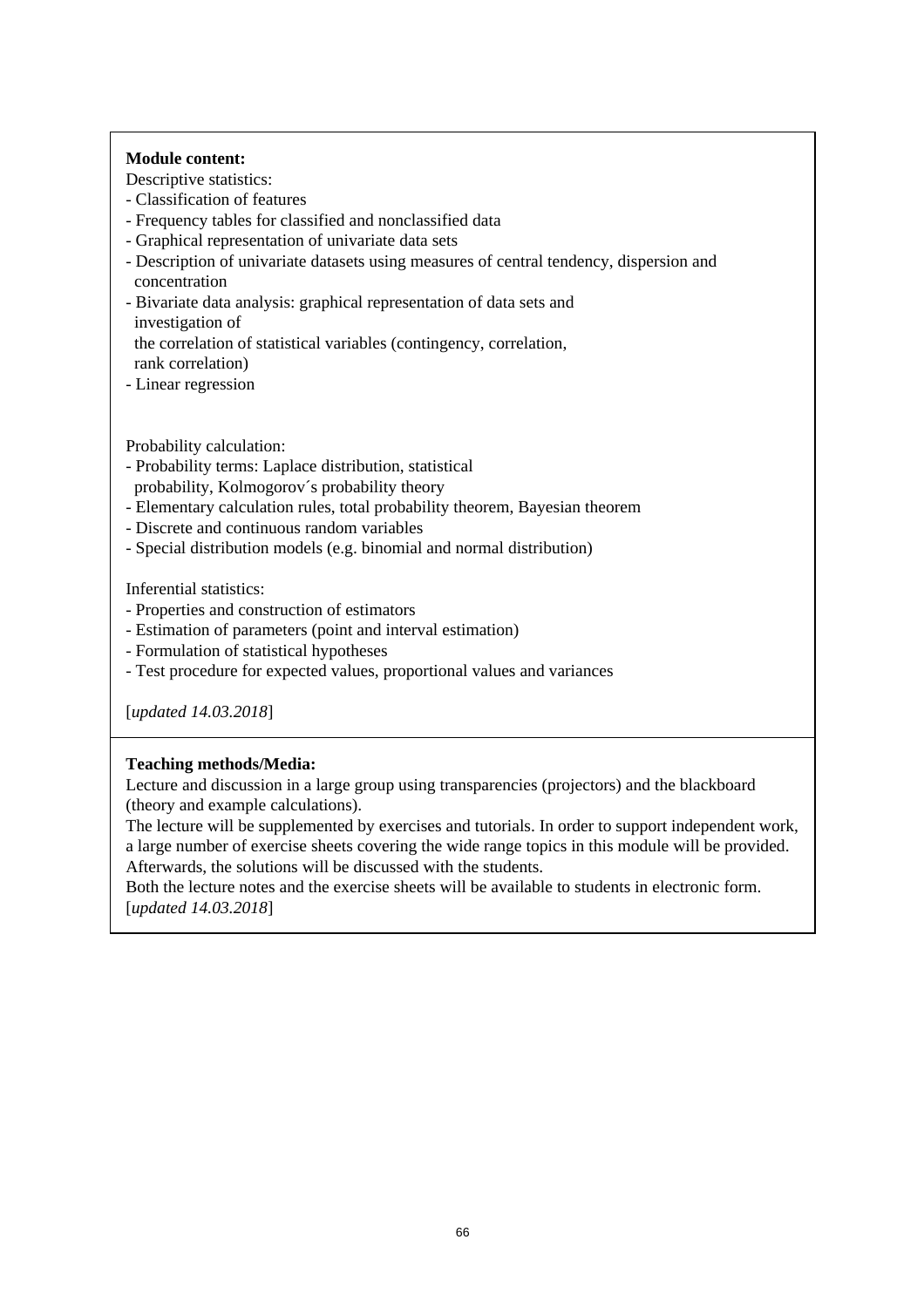**Module content:**

Descriptive statistics:

- Classification of features
- Frequency tables for classified and nonclassified data
- Graphical representation of univariate data sets
- Description of univariate datasets using measures of central tendency, dispersion and concentration
- Bivariate data analysis: graphical representation of data sets and investigation of the correlation of statistical variables (contingency, correlation, rank correlation)
- Linear regression

Probability calculation:

- Probability terms: Laplace distribution, statistical probability, Kolmogorov´s probability theory
- Elementary calculation rules, total probability theorem, Bayesian theorem
- Discrete and continuous random variables
- Special distribution models (e.g. binomial and normal distribution)

Inferential statistics:

- Properties and construction of estimators
- Estimation of parameters (point and interval estimation)
- Formulation of statistical hypotheses
- Test procedure for expected values, proportional values and variances

[*updated 14.03.2018*]

**Teaching methods/Media:**

Lecture and discussion in a large group using transparencies (projectors) and the blackboard (theory and example calculations).

The lecture will be supplemented by exercises and tutorials. In order to support independent work, a large number of exercise sheets covering the wide range topics in this module will be provided. Afterwards, the solutions will be discussed with the students.

Both the lecture notes and the exercise sheets will be available to students in electronic form.

[*updated 14.03.2018*]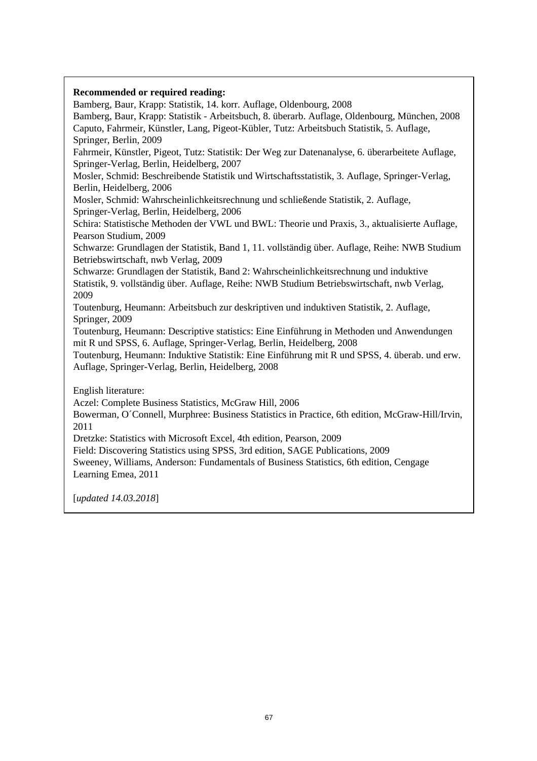**Recommended or required reading:**

Bamberg, Baur, Krapp: Statistik, 14. korr. Auflage, Oldenbourg, 2008

Bamberg, Baur, Krapp: Statistik - Arbeitsbuch, 8. überarb. Auflage, Oldenbourg, München, 2008

Caputo, Fahrmeir, Künstler, Lang, Pigeot-Kübler, Tutz: Arbeitsbuch Statistik, 5. Auflage, Springer, Berlin, 2009

Fahrmeir, Künstler, Pigeot, Tutz: Statistik: Der Weg zur Datenanalyse, 6. überarbeitete Auflage, Springer-Verlag, Berlin, Heidelberg, 2007

Mosler, Schmid: Beschreibende Statistik und Wirtschaftsstatistik, 3. Auflage, Springer-Verlag, Berlin, Heidelberg, 2006

Mosler, Schmid: Wahrscheinlichkeitsrechnung und schließende Statistik, 2. Auflage, Springer-Verlag, Berlin, Heidelberg, 2006

Schira: Statistische Methoden der VWL und BWL: Theorie und Praxis, 3., aktualisierte Auflage, Pearson Studium, 2009

Schwarze: Grundlagen der Statistik, Band 1, 11. vollständig über. Auflage, Reihe: NWB Studium Betriebswirtschaft, nwb Verlag, 2009

Schwarze: Grundlagen der Statistik, Band 2: Wahrscheinlichkeitsrechnung und induktive Statistik, 9. vollständig über. Auflage, Reihe: NWB Studium Betriebswirtschaft, nwb Verlag, 2009

Toutenburg, Heumann: Arbeitsbuch zur deskriptiven und induktiven Statistik, 2. Auflage, Springer, 2009

Toutenburg, Heumann: Descriptive statistics: Eine Einführung in Methoden und Anwendungen mit R und SPSS, 6. Auflage, Springer-Verlag, Berlin, Heidelberg, 2008

Toutenburg, Heumann: Induktive Statistik: Eine Einführung mit R und SPSS, 4. überab. und erw. Auflage, Springer-Verlag, Berlin, Heidelberg, 2008

English literature:

Aczel: Complete Business Statistics, McGraw Hill, 2006

Bowerman, O´Connell, Murphree: Business Statistics in Practice, 6th edition, McGraw-Hill/Irvin, 2011

Dretzke: Statistics with Microsoft Excel, 4th edition, Pearson, 2009

Field: Discovering Statistics using SPSS, 3rd edition, SAGE Publications, 2009

Sweeney, Williams, Anderson: Fundamentals of Business Statistics, 6th edition, Cengage Learning Emea, 2011

[*updated 14.03.2018*]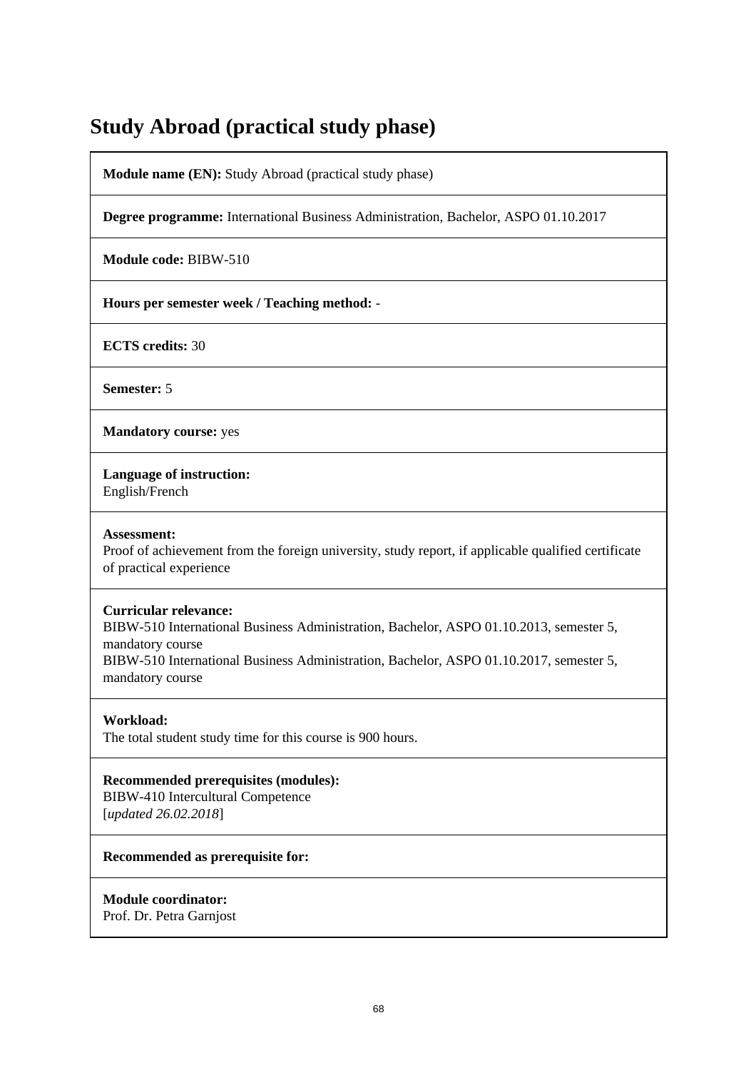# Study Abroad (practical study phase)

**Module name (EN):** Study Abroad (practical study phase)

**Degree programme:** International Business Administration, Bachelor, ASPO 01.10.2017

**Module code:** BIBW-510

**Hours per semester week / Teaching method:** -

**ECTS credits:** 30

**Semester:** 5

**Mandatory course:** yes

**Language of instruction:**
English/French

**Assessment:**
Proof of achievement from the foreign university, study report, if applicable qualified certificate of practical experience

**Curricular relevance:**
BIBW-510 International Business Administration, Bachelor, ASPO 01.10.2013, semester 5, mandatory course
BIBW-510 International Business Administration, Bachelor, ASPO 01.10.2017, semester 5, mandatory course

**Workload:**
The total student study time for this course is 900 hours.

**Recommended prerequisites (modules):**
BIBW-410 Intercultural Competence
[*updated 26.02.2018*]

**Recommended as prerequisite for:**

**Module coordinator:**
Prof. Dr. Petra Garnjost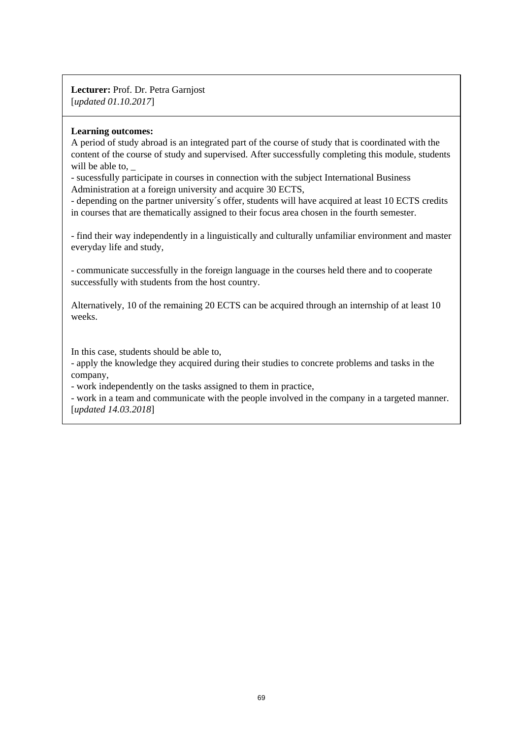**Lecturer:** Prof. Dr. Petra Garnjost
[*updated 01.10.2017*]

**Learning outcomes:**
A period of study abroad is an integrated part of the course of study that is coordinated with the content of the course of study and supervised. After successfully completing this module, students will be able to, _
- sucessfully participate in courses in connection with the subject International Business Administration at a foreign university and acquire 30 ECTS,
- depending on the partner university´s offer, students will have acquired at least 10 ECTS credits in courses that are thematically assigned to their focus area chosen in the fourth semester.

- find their way independently in a linguistically and culturally unfamiliar environment and master everyday life and study,

- communicate successfully in the foreign language in the courses held there and to cooperate successfully with students from the host country.

Alternatively, 10 of the remaining 20 ECTS can be acquired through an internship of at least 10 weeks.

In this case, students should be able to,
- apply the knowledge they acquired during their studies to concrete problems and tasks in the company,
- work independently on the tasks assigned to them in practice,
- work in a team and communicate with the people involved in the company in a targeted manner.
[*updated 14.03.2018*]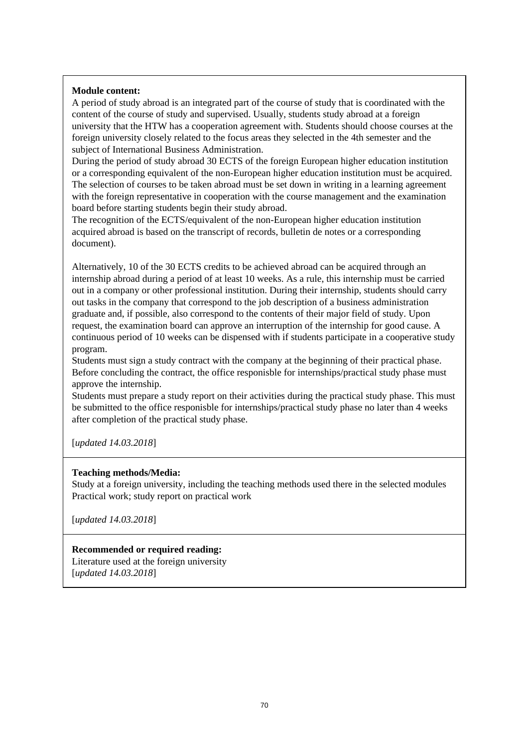**Module content:**
A period of study abroad is an integrated part of the course of study that is coordinated with the content of the course of study and supervised. Usually, students study abroad at a foreign university that the HTW has a cooperation agreement with. Students should choose courses at the foreign university closely related to the focus areas they selected in the 4th semester and the subject of International Business Administration.
During the period of study abroad 30 ECTS of the foreign European higher education institution or a corresponding equivalent of the non-European higher education institution must be acquired. The selection of courses to be taken abroad must be set down in writing in a learning agreement with the foreign representative in cooperation with the course management and the examination board before starting students begin their study abroad.
The recognition of the ECTS/equivalent of the non-European higher education institution acquired abroad is based on the transcript of records, bulletin de notes or a corresponding document).

Alternatively, 10 of the 30 ECTS credits to be achieved abroad can be acquired through an internship abroad during a period of at least 10 weeks. As a rule, this internship must be carried out in a company or other professional institution. During their internship, students should carry out tasks in the company that correspond to the job description of a business administration graduate and, if possible, also correspond to the contents of their major field of study. Upon request, the examination board can approve an interruption of the internship for good cause. A continuous period of 10 weeks can be dispensed with if students participate in a cooperative study program.
Students must sign a study contract with the company at the beginning of their practical phase. Before concluding the contract, the office responisble for internships/practical study phase must approve the internship.
Students must prepare a study report on their activities during the practical study phase. This must be submitted to the office responisble for internships/practical study phase no later than 4 weeks after completion of the practical study phase.

[*updated 14.03.2018*]

**Teaching methods/Media:**
Study at a foreign university, including the teaching methods used there in the selected modules
Practical work; study report on practical work

[*updated 14.03.2018*]

**Recommended or required reading:**
Literature used at the foreign university
[*updated 14.03.2018*]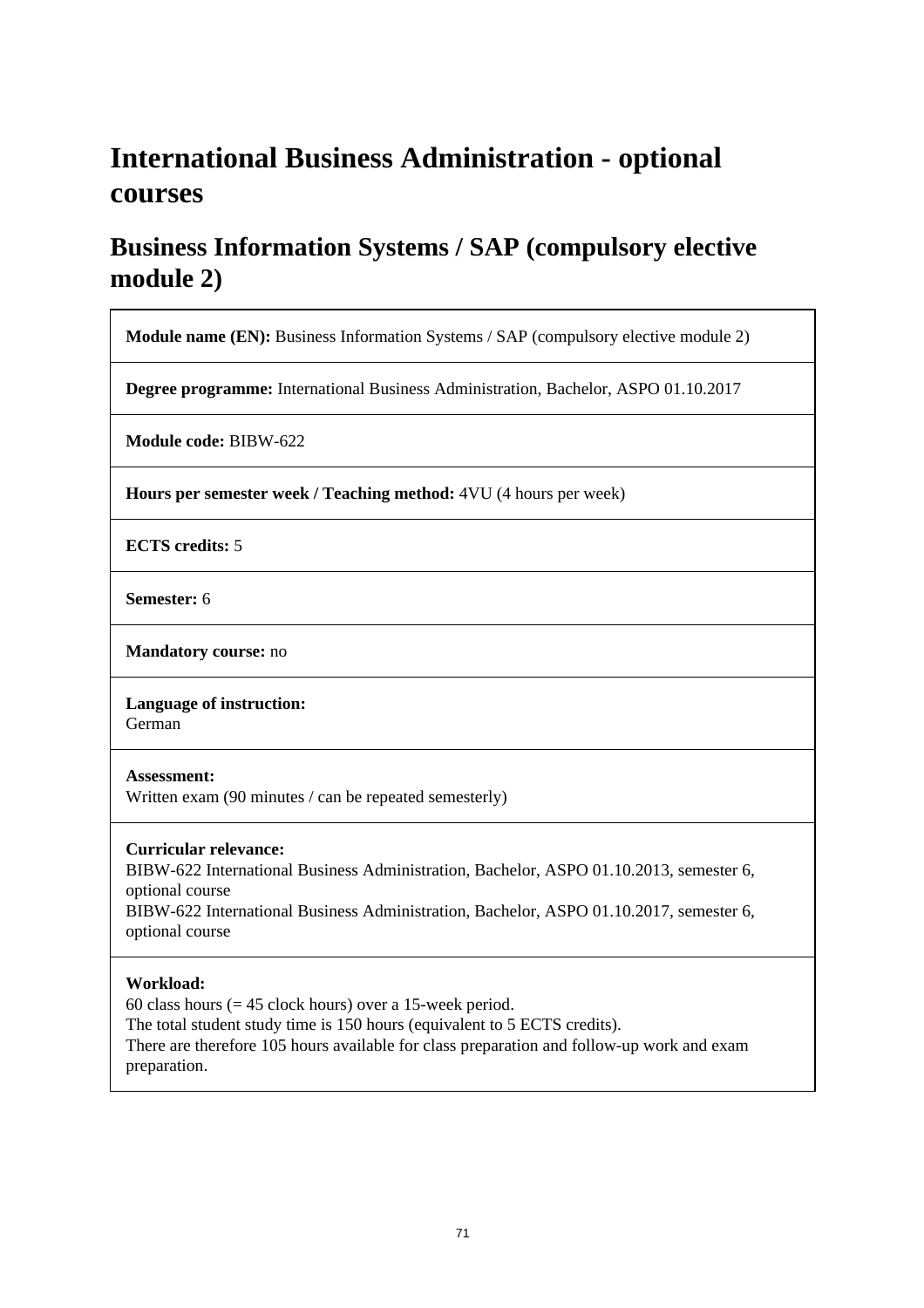# International Business Administration - optional courses

## Business Information Systems / SAP (compulsory elective module 2)

**Module name (EN):** Business Information Systems / SAP (compulsory elective module 2)

**Degree programme:** International Business Administration, Bachelor, ASPO 01.10.2017

**Module code:** BIBW-622

**Hours per semester week / Teaching method:** 4VU (4 hours per week)

**ECTS credits:** 5

**Semester:** 6

**Mandatory course:** no

**Language of instruction:**
German

**Assessment:**
Written exam (90 minutes / can be repeated semesterly)

**Curricular relevance:**
BIBW-622 International Business Administration, Bachelor, ASPO 01.10.2013, semester 6, optional course
BIBW-622 International Business Administration, Bachelor, ASPO 01.10.2017, semester 6, optional course

**Workload:**
60 class hours (= 45 clock hours) over a 15-week period.
The total student study time is 150 hours (equivalent to 5 ECTS credits).
There are therefore 105 hours available for class preparation and follow-up work and exam preparation.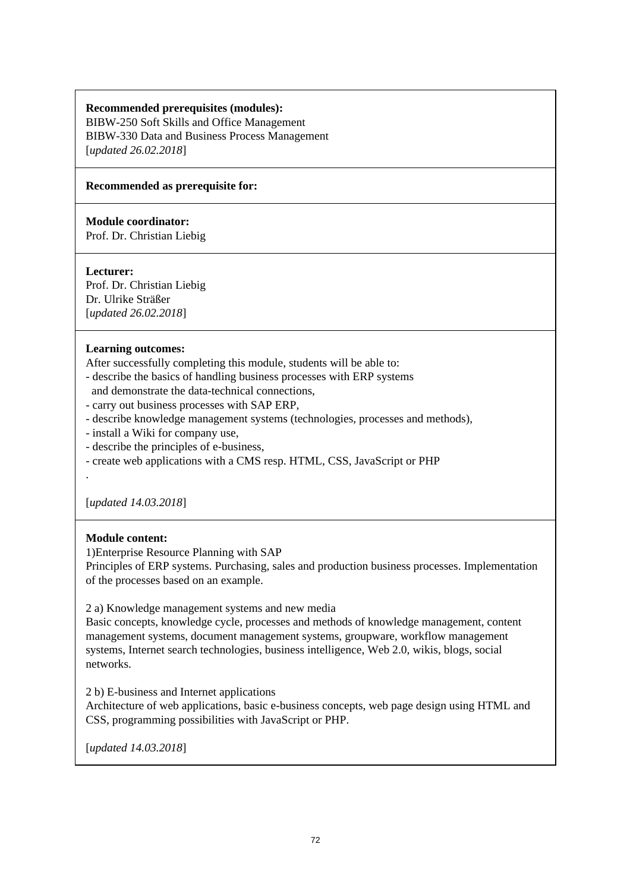**Recommended prerequisites (modules):**
BIBW-250 Soft Skills and Office Management
BIBW-330 Data and Business Process Management
[*updated 26.02.2018*]

**Recommended as prerequisite for:**

**Module coordinator:**
Prof. Dr. Christian Liebig

**Lecturer:**
Prof. Dr. Christian Liebig
Dr. Ulrike Sträßer
[*updated 26.02.2018*]

**Learning outcomes:**
After successfully completing this module, students will be able to:
- describe the basics of handling business processes with ERP systems
  and demonstrate the data-technical connections,
- carry out business processes with SAP ERP,
- describe knowledge management systems (technologies, processes and methods),
- install a Wiki for company use,
- describe the principles of e-business,
- create web applications with a CMS resp. HTML, CSS, JavaScript or PHP
.

[*updated 14.03.2018*]

**Module content:**
1)Enterprise Resource Planning with SAP
Principles of ERP systems. Purchasing, sales and production business processes. Implementation of the processes based on an example.

2 a) Knowledge management systems and new media
Basic concepts, knowledge cycle, processes and methods of knowledge management, content management systems, document management systems, groupware, workflow management systems, Internet search technologies, business intelligence, Web 2.0, wikis, blogs, social networks.

2 b) E-business and Internet applications
Architecture of web applications, basic e-business concepts, web page design using HTML and CSS, programming possibilities with JavaScript or PHP.

[*updated 14.03.2018*]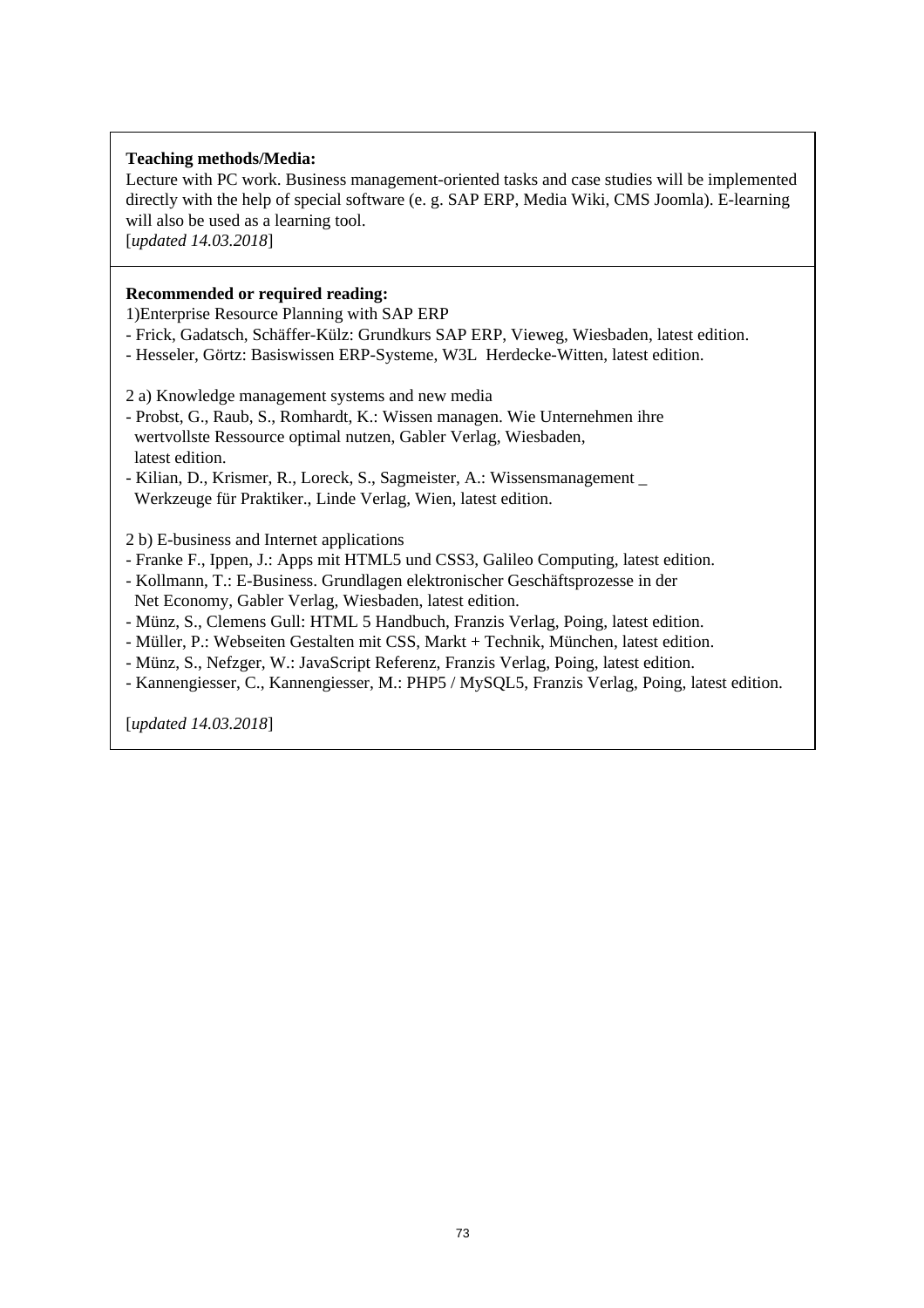**Teaching methods/Media:**

Lecture with PC work. Business management-oriented tasks and case studies will be implemented directly with the help of special software (e. g. SAP ERP, Media Wiki, CMS Joomla). E-learning will also be used as a learning tool.

[*updated 14.03.2018*]

**Recommended or required reading:**

1)Enterprise Resource Planning with SAP ERP

- Frick, Gadatsch, Schäffer-Külz: Grundkurs SAP ERP, Vieweg, Wiesbaden, latest edition.
- Hesseler, Görtz: Basiswissen ERP-Systeme, W3L  Herdecke-Witten, latest edition.

2 a) Knowledge management systems and new media

- Probst, G., Raub, S., Romhardt, K.: Wissen managen. Wie Unternehmen ihre wertvollste Ressource optimal nutzen, Gabler Verlag, Wiesbaden, latest edition.
- Kilian, D., Krismer, R., Loreck, S., Sagmeister, A.: Wissensmanagement _ Werkzeuge für Praktiker., Linde Verlag, Wien, latest edition.

2 b) E-business and Internet applications

- Franke F., Ippen, J.: Apps mit HTML5 und CSS3, Galileo Computing, latest edition.
- Kollmann, T.: E-Business. Grundlagen elektronischer Geschäftsprozesse in der Net Economy, Gabler Verlag, Wiesbaden, latest edition.
- Münz, S., Clemens Gull: HTML 5 Handbuch, Franzis Verlag, Poing, latest edition.
- Müller, P.: Webseiten Gestalten mit CSS, Markt + Technik, München, latest edition.
- Münz, S., Nefzger, W.: JavaScript Referenz, Franzis Verlag, Poing, latest edition.
- Kannengiesser, C., Kannengiesser, M.: PHP5 / MySQL5, Franzis Verlag, Poing, latest edition.

[*updated 14.03.2018*]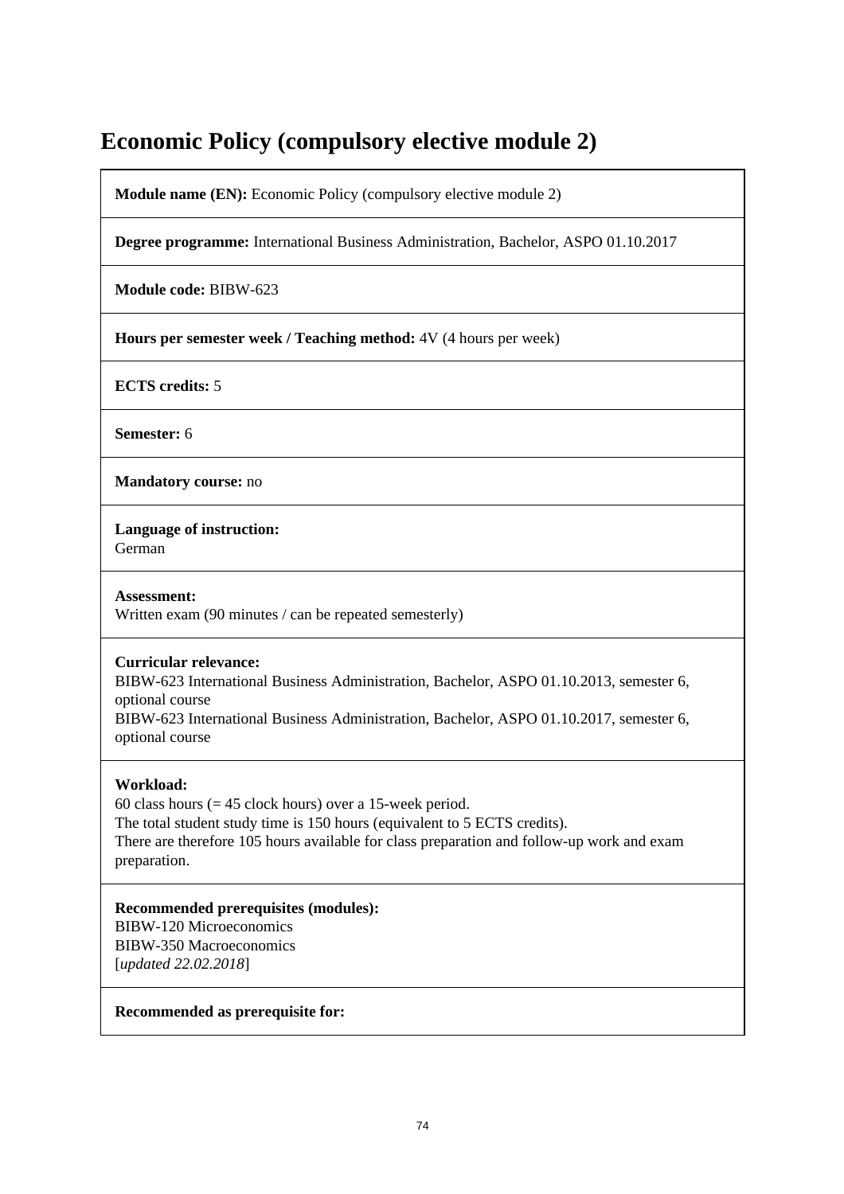# Economic Policy (compulsory elective module 2)

**Module name (EN):** Economic Policy (compulsory elective module 2)

**Degree programme:** International Business Administration, Bachelor, ASPO 01.10.2017

**Module code:** BIBW-623

**Hours per semester week / Teaching method:** 4V (4 hours per week)

**ECTS credits:** 5

**Semester:** 6

**Mandatory course:** no

**Language of instruction:**
German

**Assessment:**
Written exam (90 minutes / can be repeated semesterly)

**Curricular relevance:**
BIBW-623 International Business Administration, Bachelor, ASPO 01.10.2013, semester 6, optional course
BIBW-623 International Business Administration, Bachelor, ASPO 01.10.2017, semester 6, optional course

**Workload:**
60 class hours (= 45 clock hours) over a 15-week period.
The total student study time is 150 hours (equivalent to 5 ECTS credits).
There are therefore 105 hours available for class preparation and follow-up work and exam preparation.

**Recommended prerequisites (modules):**
BIBW-120 Microeconomics
BIBW-350 Macroeconomics
[*updated 22.02.2018*]

**Recommended as prerequisite for:**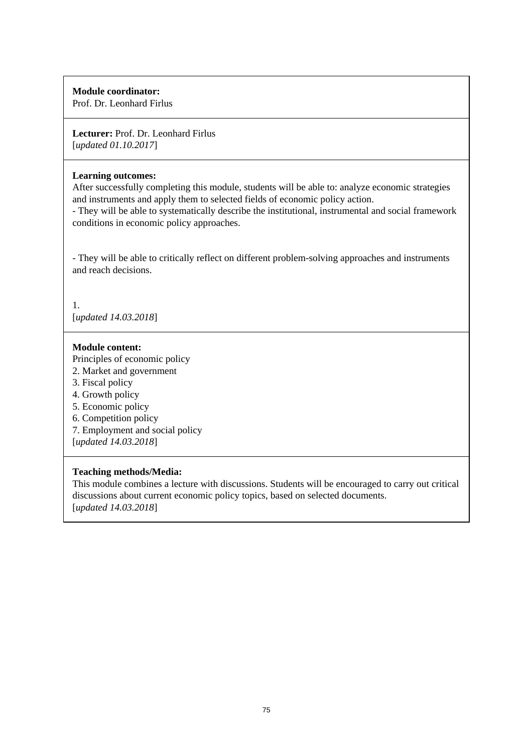**Module coordinator:**
Prof. Dr. Leonhard Firlus

**Lecturer:** Prof. Dr. Leonhard Firlus
[*updated 01.10.2017*]

**Learning outcomes:**
After successfully completing this module, students will be able to: analyze economic strategies and instruments and apply them to selected fields of economic policy action.
- They will be able to systematically describe the institutional, instrumental and social framework conditions in economic policy approaches.

- They will be able to critically reflect on different problem-solving approaches and instruments and reach decisions.

1.
[*updated 14.03.2018*]

**Module content:**
Principles of economic policy
2. Market and government
3. Fiscal policy
4. Growth policy
5. Economic policy
6. Competition policy
7. Employment and social policy
[*updated 14.03.2018*]

**Teaching methods/Media:**
This module combines a lecture with discussions. Students will be encouraged to carry out critical discussions about current economic policy topics, based on selected documents.
[*updated 14.03.2018*]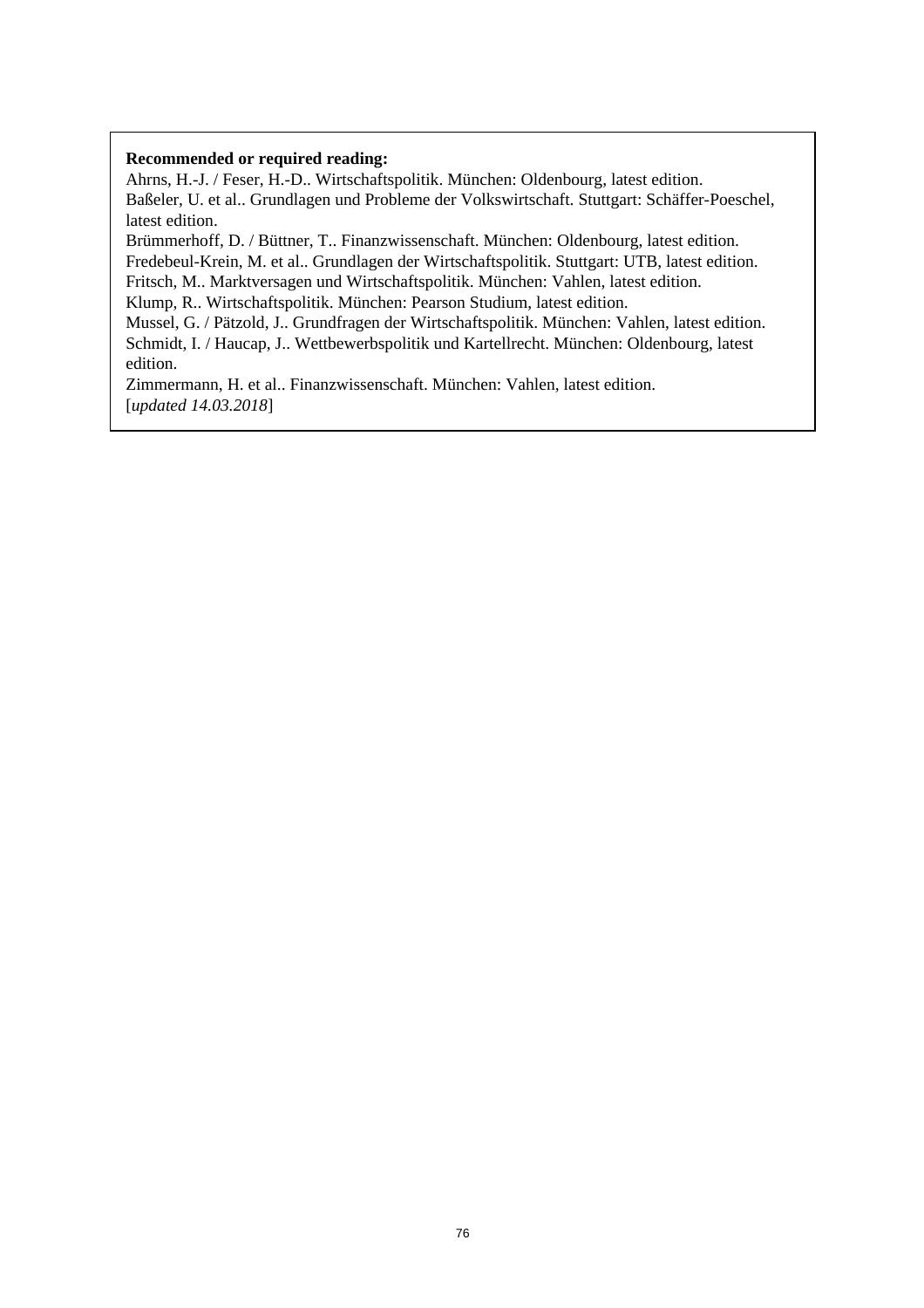**Recommended or required reading:**

Ahrns, H.-J. / Feser, H.-D.. Wirtschaftspolitik. München: Oldenbourg, latest edition.
Baßeler, U. et al.. Grundlagen und Probleme der Volkswirtschaft. Stuttgart: Schäffer-Poeschel, latest edition.
Brümmerhoff, D. / Büttner, T.. Finanzwissenschaft. München: Oldenbourg, latest edition.
Fredebeul-Krein, M. et al.. Grundlagen der Wirtschaftspolitik. Stuttgart: UTB, latest edition.
Fritsch, M.. Marktversagen und Wirtschaftspolitik. München: Vahlen, latest edition.
Klump, R.. Wirtschaftspolitik. München: Pearson Studium, latest edition.
Mussel, G. / Pätzold, J.. Grundfragen der Wirtschaftspolitik. München: Vahlen, latest edition.
Schmidt, I. / Haucap, J.. Wettbewerbspolitik und Kartellrecht. München: Oldenbourg, latest edition.
Zimmermann, H. et al.. Finanzwissenschaft. München: Vahlen, latest edition.
[*updated 14.03.2018*]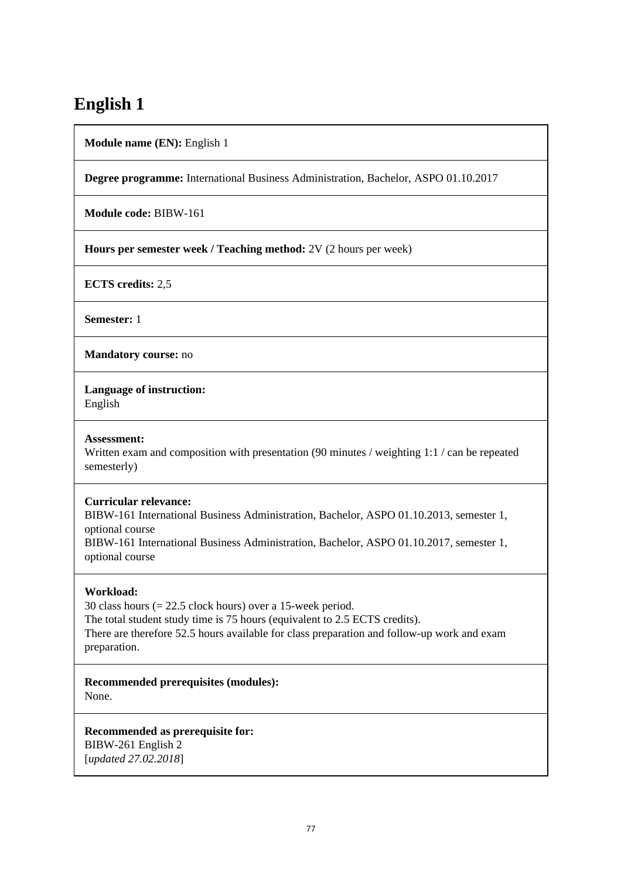# English 1

**Module name (EN):** English 1

**Degree programme:** International Business Administration, Bachelor, ASPO 01.10.2017

**Module code:** BIBW-161

**Hours per semester week / Teaching method:** 2V (2 hours per week)

**ECTS credits:** 2,5

**Semester:** 1

**Mandatory course:** no

**Language of instruction:**
English

**Assessment:**
Written exam and composition with presentation (90 minutes / weighting 1:1 / can be repeated semesterly)

**Curricular relevance:**
BIBW-161 International Business Administration, Bachelor, ASPO 01.10.2013, semester 1, optional course
BIBW-161 International Business Administration, Bachelor, ASPO 01.10.2017, semester 1, optional course

**Workload:**
30 class hours (= 22.5 clock hours) over a 15-week period.
The total student study time is 75 hours (equivalent to 2.5 ECTS credits).
There are therefore 52.5 hours available for class preparation and follow-up work and exam preparation.

**Recommended prerequisites (modules):**
None.

**Recommended as prerequisite for:**
BIBW-261 English 2
[*updated 27.02.2018*]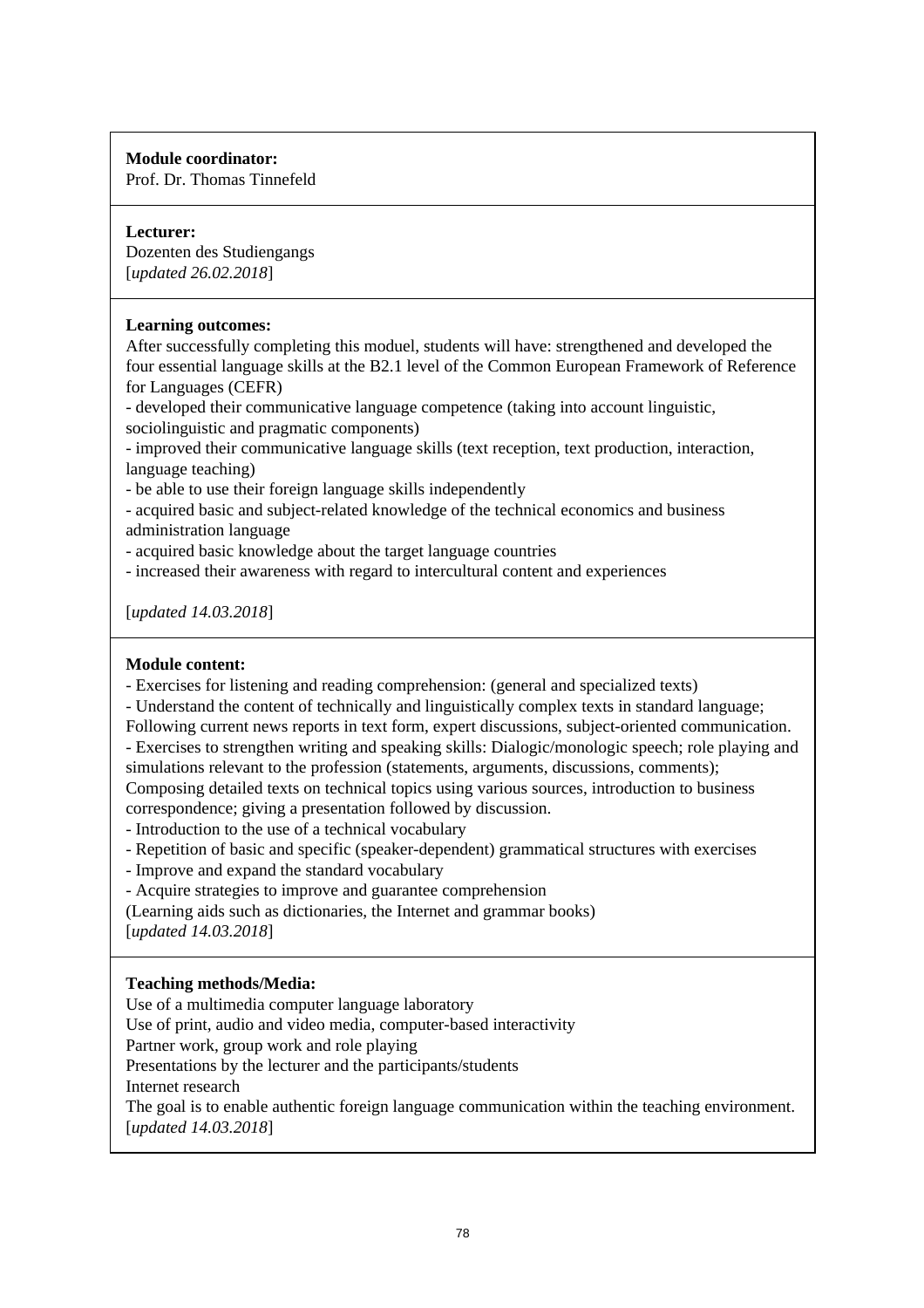**Module coordinator:**
Prof. Dr. Thomas Tinnefeld

**Lecturer:**
Dozenten des Studiengangs
[*updated 26.02.2018*]

**Learning outcomes:**
After successfully completing this moduel, students will have: strengthened and developed the four essential language skills at the B2.1 level of the Common European Framework of Reference for Languages (CEFR)
- developed their communicative language competence (taking into account linguistic, sociolinguistic and pragmatic components)
- improved their communicative language skills (text reception, text production, interaction, language teaching)
- be able to use their foreign language skills independently
- acquired basic and subject-related knowledge of the technical economics and business administration language
- acquired basic knowledge about the target language countries
- increased their awareness with regard to intercultural content and experiences

[*updated 14.03.2018*]

**Module content:**
- Exercises for listening and reading comprehension: (general and specialized texts)
- Understand the content of technically and linguistically complex texts in standard language; Following current news reports in text form, expert discussions, subject-oriented communication.
- Exercises to strengthen writing and speaking skills: Dialogic/monologic speech; role playing and simulations relevant to the profession (statements, arguments, discussions, comments); Composing detailed texts on technical topics using various sources, introduction to business correspondence; giving a presentation followed by discussion.
- Introduction to the use of a technical vocabulary
- Repetition of basic and specific (speaker-dependent) grammatical structures with exercises
- Improve and expand the standard vocabulary
- Acquire strategies to improve and guarantee comprehension
(Learning aids such as dictionaries, the Internet and grammar books)
[*updated 14.03.2018*]

**Teaching methods/Media:**
Use of a multimedia computer language laboratory
Use of print, audio and video media, computer-based interactivity
Partner work, group work and role playing
Presentations by the lecturer and the participants/students
Internet research
The goal is to enable authentic foreign language communication within the teaching environment.
[*updated 14.03.2018*]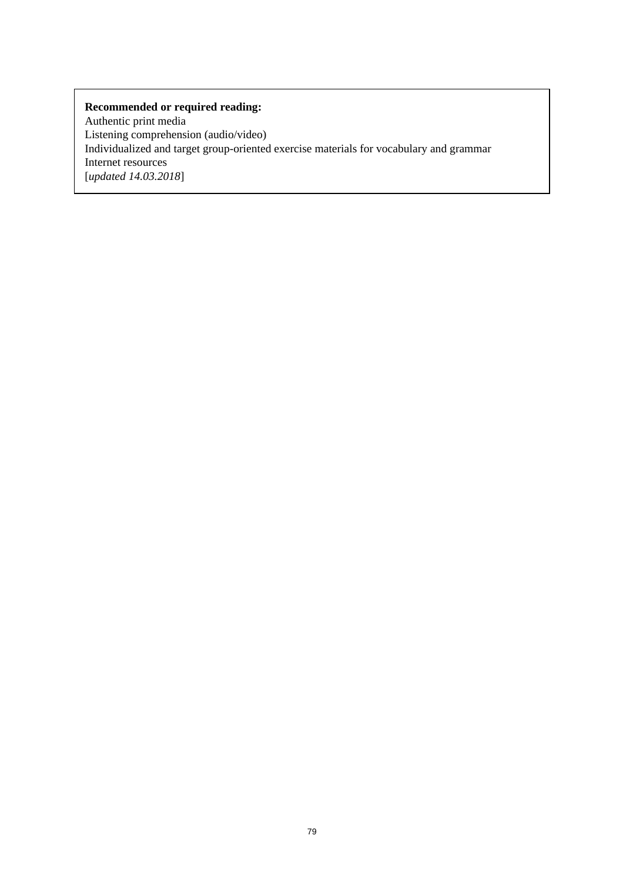**Recommended or required reading:**
Authentic print media
Listening comprehension (audio/video)
Individualized and target group-oriented exercise materials for vocabulary and grammar
Internet resources
[*updated 14.03.2018*]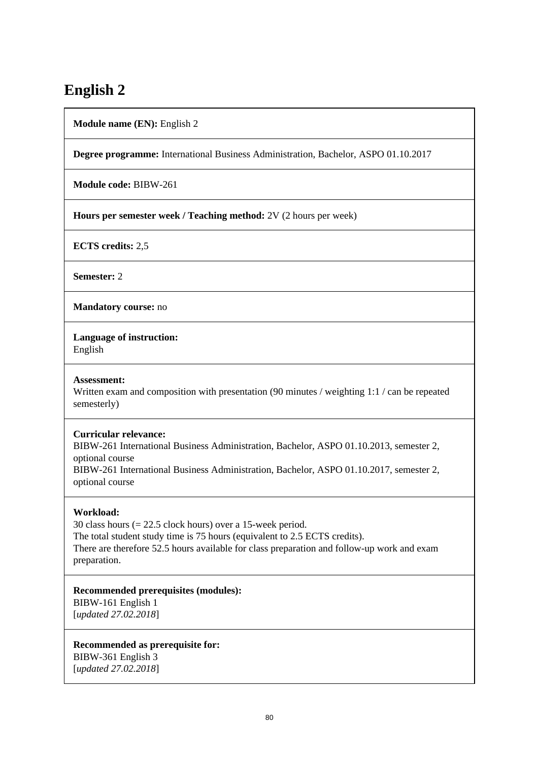# English 2

**Module name (EN):** English 2

**Degree programme:** International Business Administration, Bachelor, ASPO 01.10.2017

**Module code:** BIBW-261

**Hours per semester week / Teaching method:** 2V (2 hours per week)

**ECTS credits:** 2,5

**Semester:** 2

**Mandatory course:** no

**Language of instruction:**
English

**Assessment:**
Written exam and composition with presentation (90 minutes / weighting 1:1 / can be repeated semesterly)

**Curricular relevance:**
BIBW-261 International Business Administration, Bachelor, ASPO 01.10.2013, semester 2, optional course
BIBW-261 International Business Administration, Bachelor, ASPO 01.10.2017, semester 2, optional course

**Workload:**
30 class hours (= 22.5 clock hours) over a 15-week period.
The total student study time is 75 hours (equivalent to 2.5 ECTS credits).
There are therefore 52.5 hours available for class preparation and follow-up work and exam preparation.

**Recommended prerequisites (modules):**
BIBW-161 English 1
[*updated 27.02.2018*]

**Recommended as prerequisite for:**
BIBW-361 English 3
[*updated 27.02.2018*]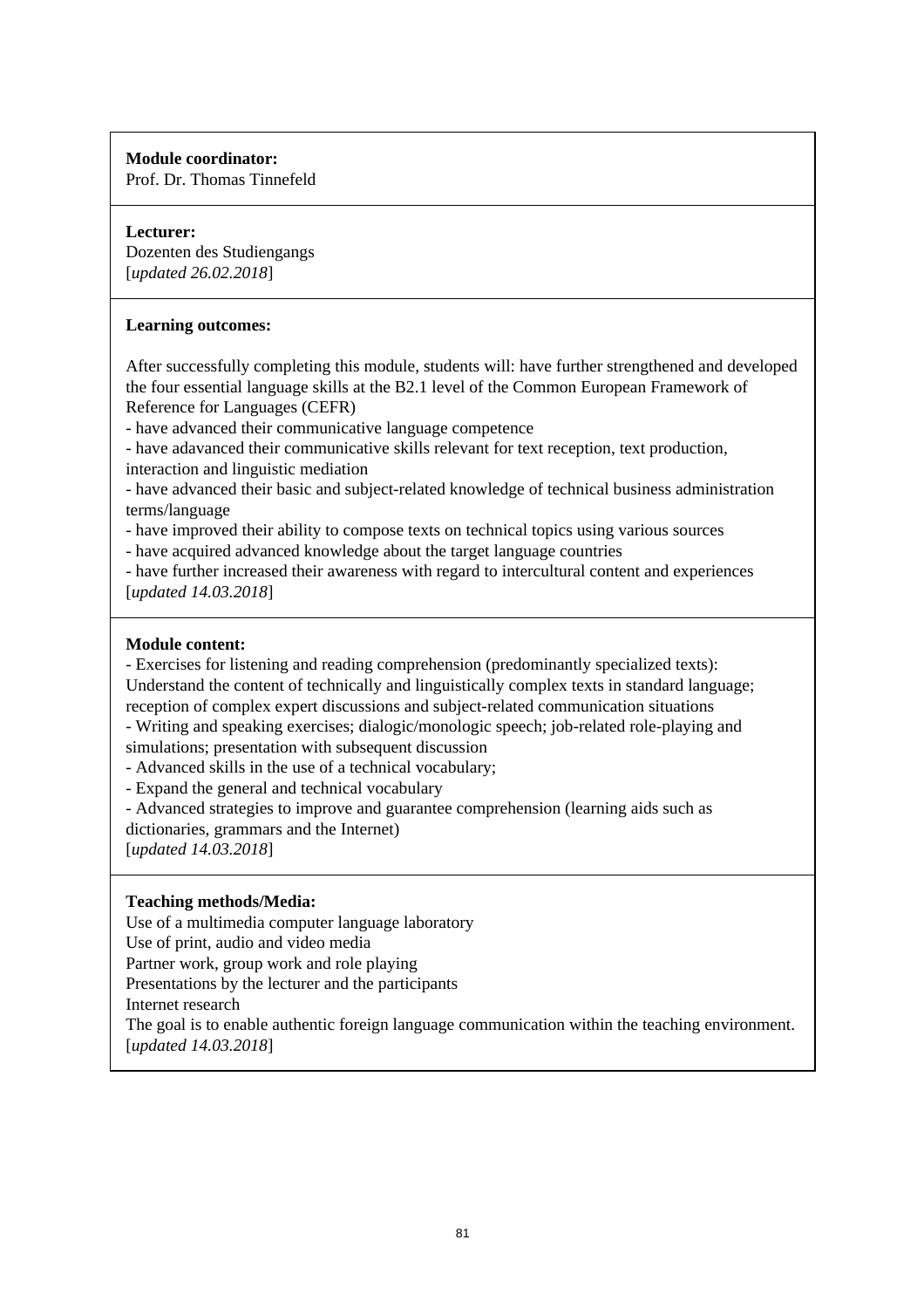**Module coordinator:**
Prof. Dr. Thomas Tinnefeld

**Lecturer:**
Dozenten des Studiengangs
[*updated 26.02.2018*]

**Learning outcomes:**

After successfully completing this module, students will: have further strengthened and developed the four essential language skills at the B2.1 level of the Common European Framework of Reference for Languages (CEFR)
- have advanced their communicative language competence
- have adavanced their communicative skills relevant for text reception, text production, interaction and linguistic mediation
- have advanced their basic and subject-related knowledge of technical business administration terms/language
- have improved their ability to compose texts on technical topics using various sources
- have acquired advanced knowledge about the target language countries
- have further increased their awareness with regard to intercultural content and experiences
[*updated 14.03.2018*]

**Module content:**
- Exercises for listening and reading comprehension (predominantly specialized texts): Understand the content of technically and linguistically complex texts in standard language; reception of complex expert discussions and subject-related communication situations
- Writing and speaking exercises; dialogic/monologic speech; job-related role-playing and simulations; presentation with subsequent discussion
- Advanced skills in the use of a technical vocabulary;
- Expand the general and technical vocabulary
- Advanced strategies to improve and guarantee comprehension (learning aids such as dictionaries, grammars and the Internet)
[*updated 14.03.2018*]

**Teaching methods/Media:**
Use of a multimedia computer language laboratory
Use of print, audio and video media
Partner work, group work and role playing
Presentations by the lecturer and the participants
Internet research
The goal is to enable authentic foreign language communication within the teaching environment.
[*updated 14.03.2018*]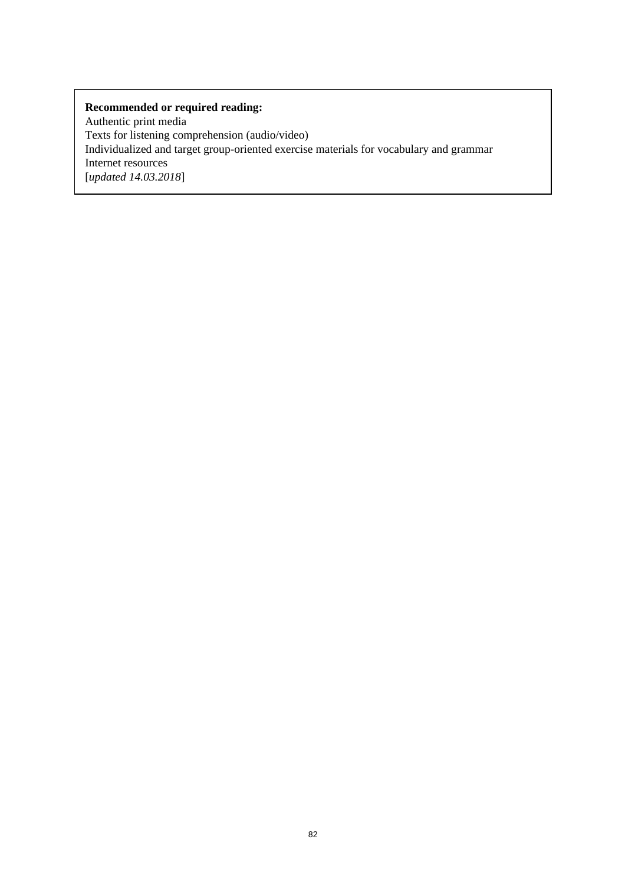**Recommended or required reading:**
Authentic print media
Texts for listening comprehension (audio/video)
Individualized and target group-oriented exercise materials for vocabulary and grammar
Internet resources
[*updated 14.03.2018*]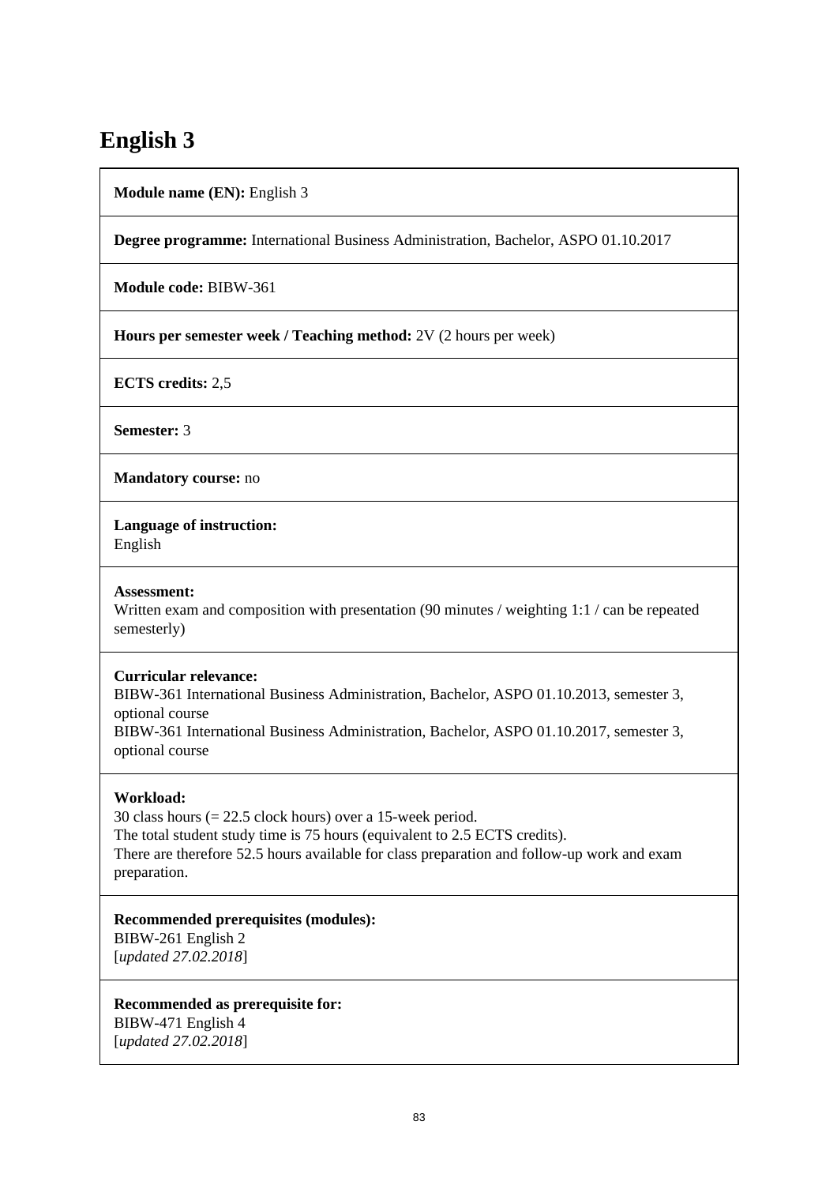# English 3

**Module name (EN):** English 3

**Degree programme:** International Business Administration, Bachelor, ASPO 01.10.2017

**Module code:** BIBW-361

**Hours per semester week / Teaching method:** 2V (2 hours per week)

**ECTS credits:** 2,5

**Semester:** 3

**Mandatory course:** no

**Language of instruction:**
English

**Assessment:**
Written exam and composition with presentation (90 minutes / weighting 1:1 / can be repeated semesterly)

**Curricular relevance:**
BIBW-361 International Business Administration, Bachelor, ASPO 01.10.2013, semester 3, optional course
BIBW-361 International Business Administration, Bachelor, ASPO 01.10.2017, semester 3, optional course

**Workload:**
30 class hours (= 22.5 clock hours) over a 15-week period.
The total student study time is 75 hours (equivalent to 2.5 ECTS credits).
There are therefore 52.5 hours available for class preparation and follow-up work and exam preparation.

**Recommended prerequisites (modules):**
BIBW-261 English 2
[*updated 27.02.2018*]

**Recommended as prerequisite for:**
BIBW-471 English 4
[*updated 27.02.2018*]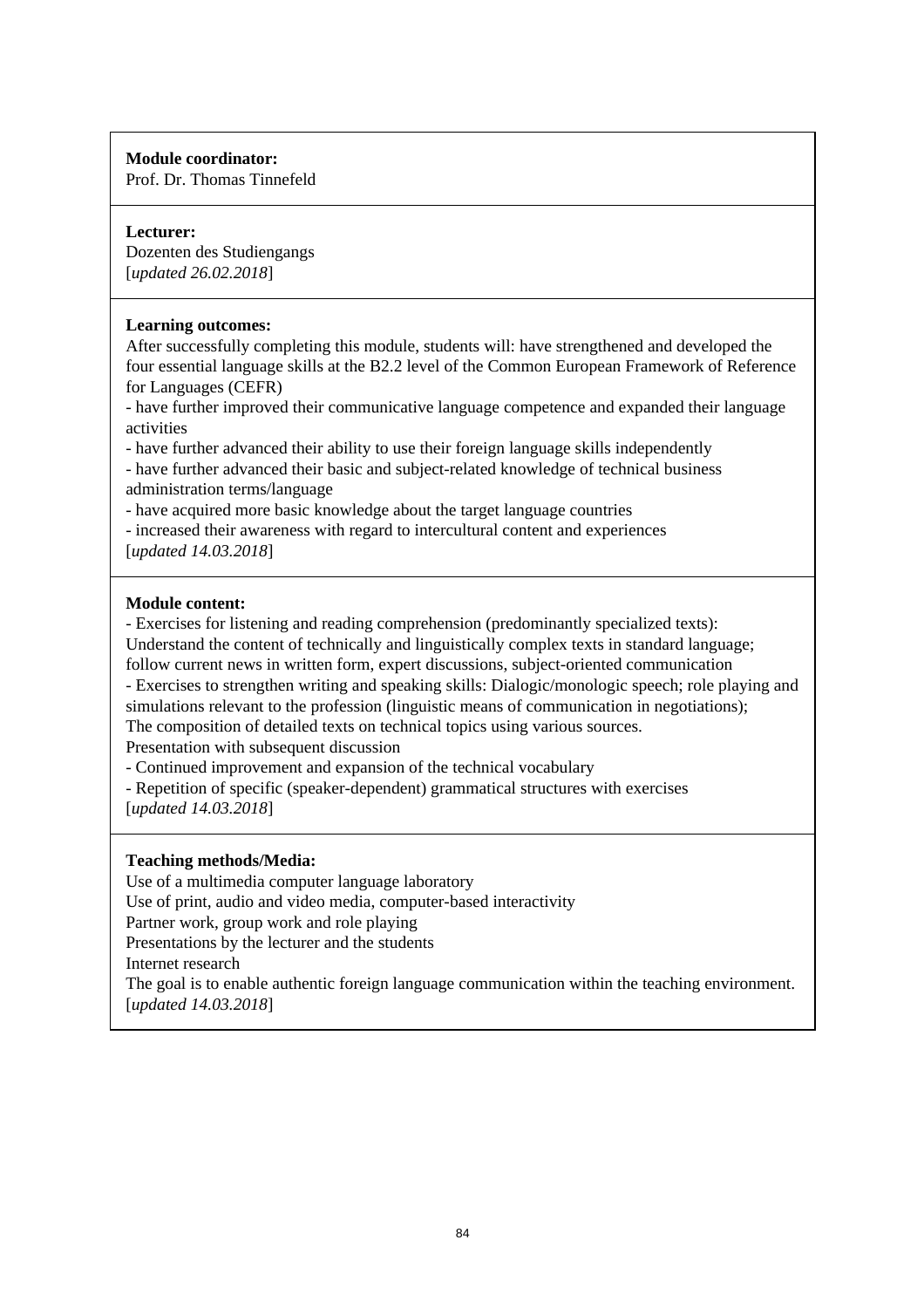**Module coordinator:**
Prof. Dr. Thomas Tinnefeld

**Lecturer:**
Dozenten des Studiengangs
[*updated 26.02.2018*]

**Learning outcomes:**
After successfully completing this module, students will: have strengthened and developed the four essential language skills at the B2.2 level of the Common European Framework of Reference for Languages (CEFR)
- have further improved their communicative language competence and expanded their language activities
- have further advanced their ability to use their foreign language skills independently
- have further advanced their basic and subject-related knowledge of technical business administration terms/language
- have acquired more basic knowledge about the target language countries
- increased their awareness with regard to intercultural content and experiences
[*updated 14.03.2018*]

**Module content:**
- Exercises for listening and reading comprehension (predominantly specialized texts): Understand the content of technically and linguistically complex texts in standard language; follow current news in written form, expert discussions, subject-oriented communication
- Exercises to strengthen writing and speaking skills: Dialogic/monologic speech; role playing and simulations relevant to the profession (linguistic means of communication in negotiations);
The composition of detailed texts on technical topics using various sources.
Presentation with subsequent discussion
- Continued improvement and expansion of the technical vocabulary
- Repetition of specific (speaker-dependent) grammatical structures with exercises
[*updated 14.03.2018*]

**Teaching methods/Media:**
Use of a multimedia computer language laboratory
Use of print, audio and video media, computer-based interactivity
Partner work, group work and role playing
Presentations by the lecturer and the students
Internet research
The goal is to enable authentic foreign language communication within the teaching environment.
[*updated 14.03.2018*]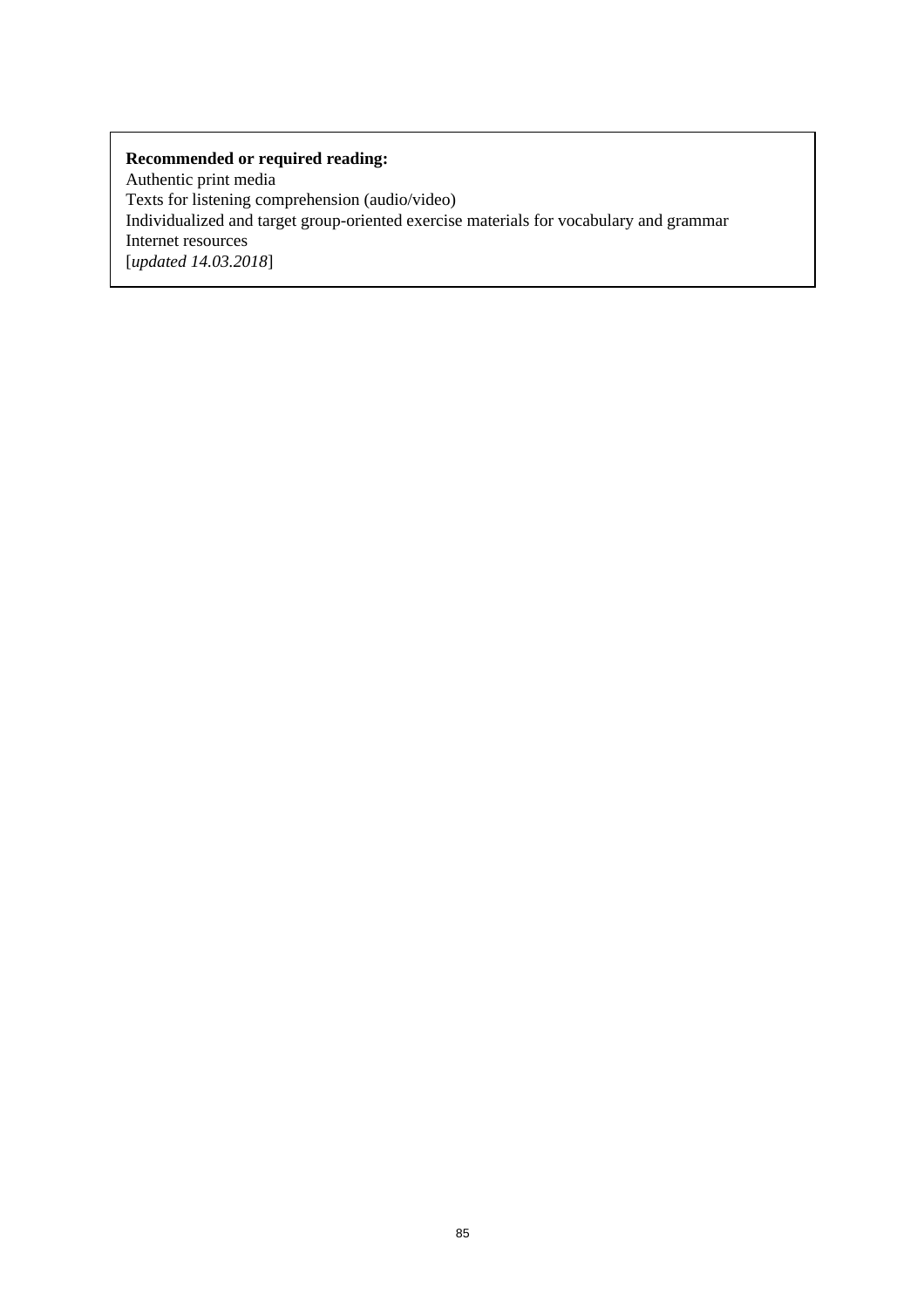**Recommended or required reading:**
Authentic print media
Texts for listening comprehension (audio/video)
Individualized and target group-oriented exercise materials for vocabulary and grammar
Internet resources
[*updated 14.03.2018*]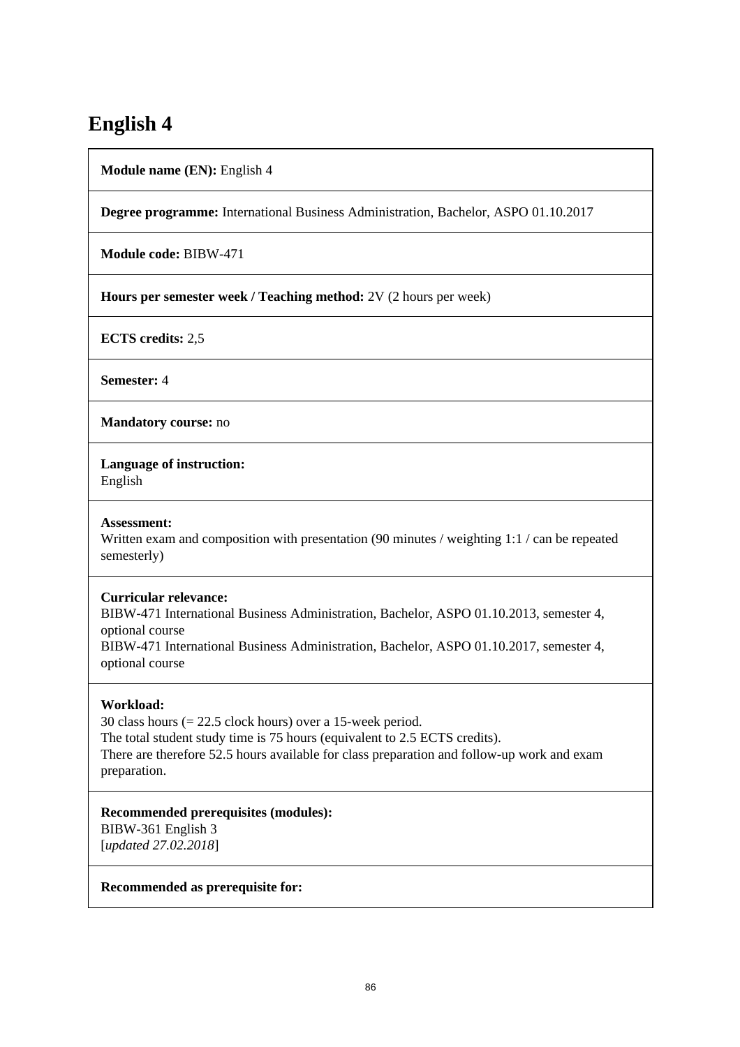# English 4

**Module name (EN):** English 4

**Degree programme:** International Business Administration, Bachelor, ASPO 01.10.2017

**Module code:** BIBW-471

**Hours per semester week / Teaching method:** 2V (2 hours per week)

**ECTS credits:** 2,5

**Semester:** 4

**Mandatory course:** no

**Language of instruction:**
English

**Assessment:**
Written exam and composition with presentation (90 minutes / weighting 1:1 / can be repeated semesterly)

**Curricular relevance:**
BIBW-471 International Business Administration, Bachelor, ASPO 01.10.2013, semester 4, optional course
BIBW-471 International Business Administration, Bachelor, ASPO 01.10.2017, semester 4, optional course

**Workload:**
30 class hours (= 22.5 clock hours) over a 15-week period.
The total student study time is 75 hours (equivalent to 2.5 ECTS credits).
There are therefore 52.5 hours available for class preparation and follow-up work and exam preparation.

**Recommended prerequisites (modules):**
BIBW-361 English 3
[*updated 27.02.2018*]

**Recommended as prerequisite for:**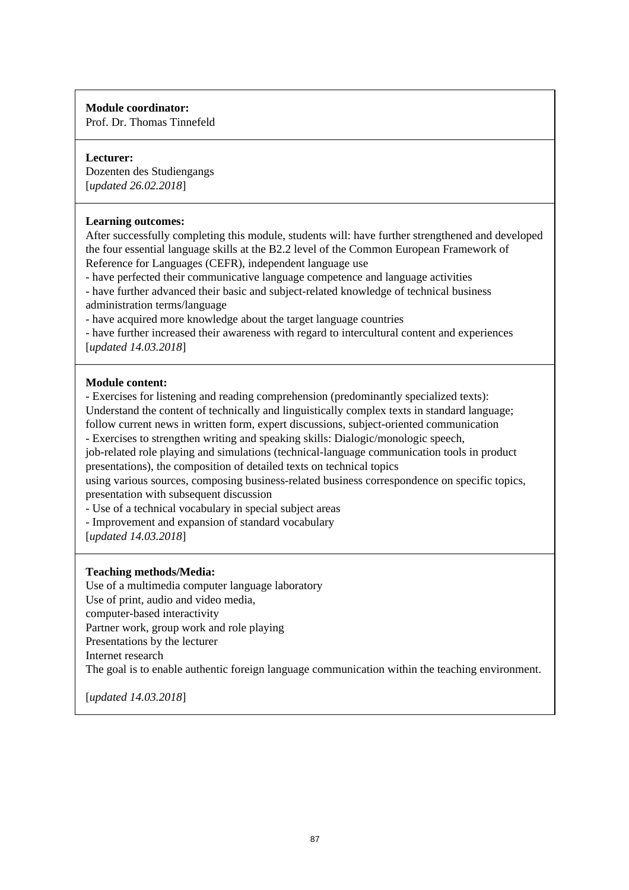**Module coordinator:**
Prof. Dr. Thomas Tinnefeld

**Lecturer:**
Dozenten des Studiengangs
[*updated 26.02.2018*]

**Learning outcomes:**
After successfully completing this module, students will: have further strengthened and developed the four essential language skills at the B2.2 level of the Common European Framework of Reference for Languages (CEFR), independent language use
- have perfected their communicative language competence and language activities
- have further advanced their basic and subject-related knowledge of technical business administration terms/language
- have acquired more knowledge about the target language countries
- have further increased their awareness with regard to intercultural content and experiences

[*updated 14.03.2018*]

**Module content:**
- Exercises for listening and reading comprehension (predominantly specialized texts): Understand the content of technically and linguistically complex texts in standard language; follow current news in written form, expert discussions, subject-oriented communication
- Exercises to strengthen writing and speaking skills: Dialogic/monologic speech, job-related role playing and simulations (technical-language communication tools in product presentations), the composition of detailed texts on technical topics using various sources, composing business-related business correspondence on specific topics, presentation with subsequent discussion
- Use of a technical vocabulary in special subject areas
- Improvement and expansion of standard vocabulary

[*updated 14.03.2018*]

**Teaching methods/Media:**
Use of a multimedia computer language laboratory
Use of print, audio and video media,
computer-based interactivity
Partner work, group work and role playing
Presentations by the lecturer
Internet research
The goal is to enable authentic foreign language communication within the teaching environment.

[*updated 14.03.2018*]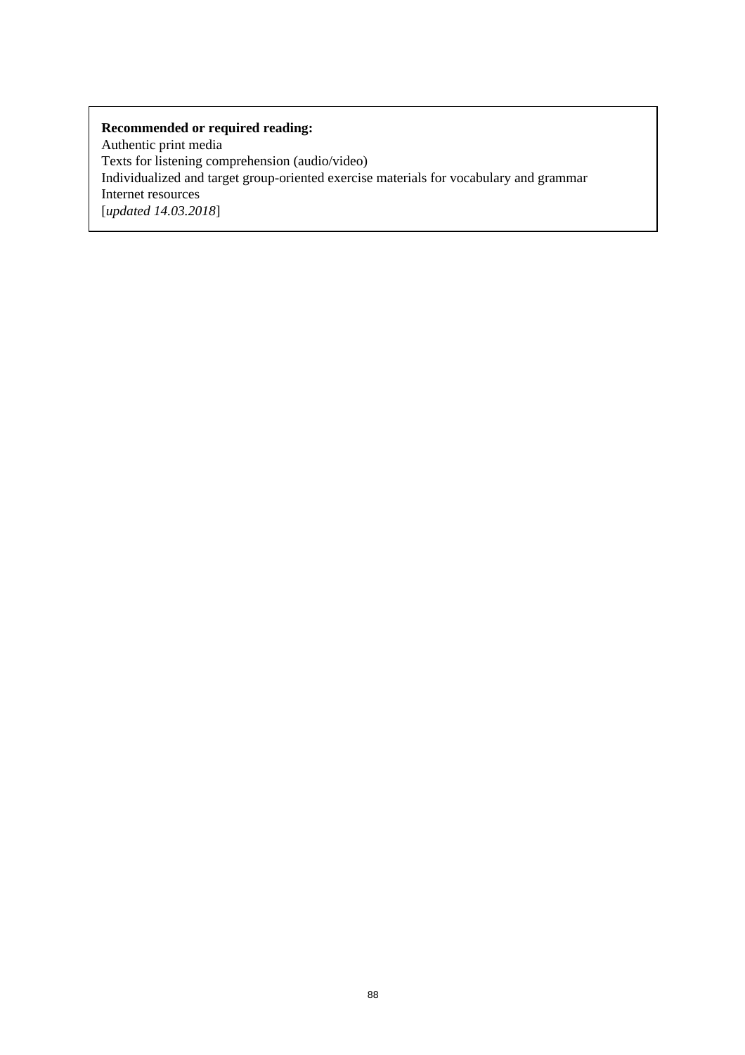**Recommended or required reading:**
Authentic print media
Texts for listening comprehension (audio/video)
Individualized and target group-oriented exercise materials for vocabulary and grammar
Internet resources
[*updated 14.03.2018*]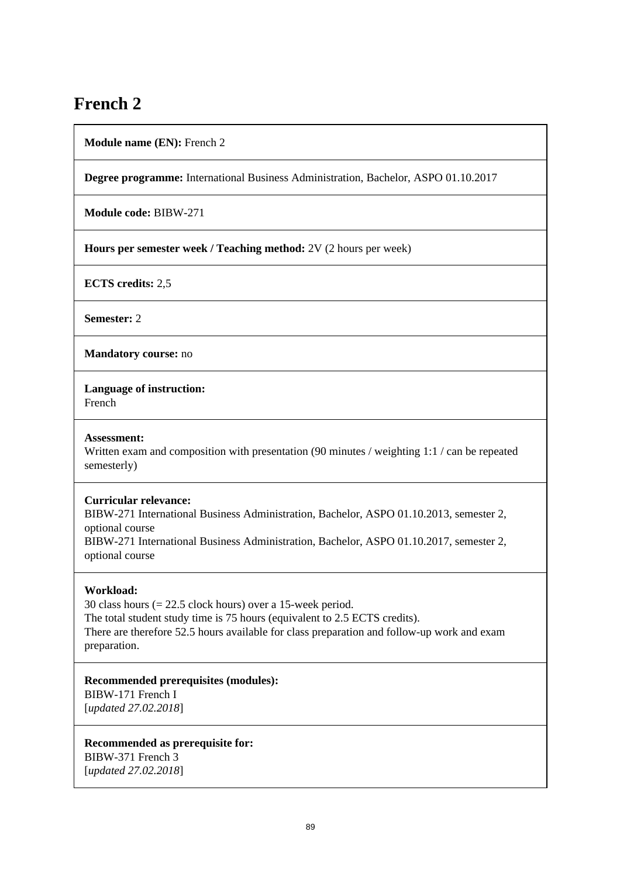# French 2

**Module name (EN):** French 2

**Degree programme:** International Business Administration, Bachelor, ASPO 01.10.2017

**Module code:** BIBW-271

**Hours per semester week / Teaching method:** 2V (2 hours per week)

**ECTS credits:** 2,5

**Semester:** 2

**Mandatory course:** no

**Language of instruction:**
French

**Assessment:**
Written exam and composition with presentation (90 minutes / weighting 1:1 / can be repeated semesterly)

**Curricular relevance:**
BIBW-271 International Business Administration, Bachelor, ASPO 01.10.2013, semester 2, optional course
BIBW-271 International Business Administration, Bachelor, ASPO 01.10.2017, semester 2, optional course

**Workload:**
30 class hours (= 22.5 clock hours) over a 15-week period.
The total student study time is 75 hours (equivalent to 2.5 ECTS credits).
There are therefore 52.5 hours available for class preparation and follow-up work and exam preparation.

**Recommended prerequisites (modules):**
BIBW-171 French I
[*updated 27.02.2018*]

**Recommended as prerequisite for:**
BIBW-371 French 3
[*updated 27.02.2018*]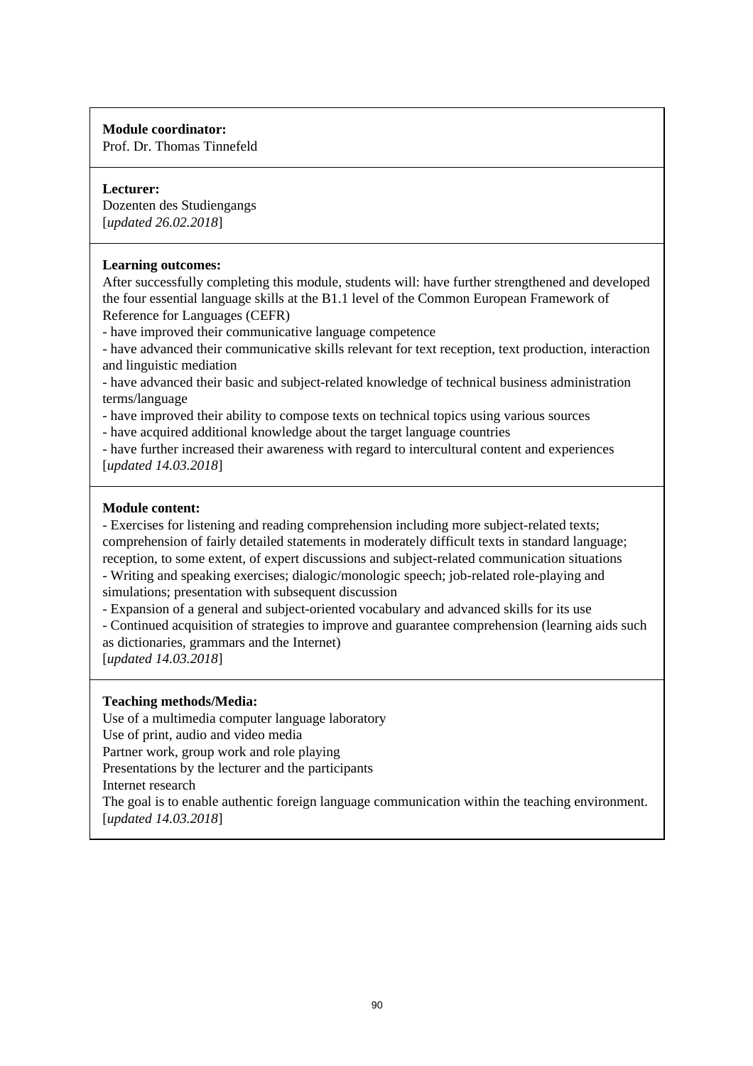**Module coordinator:**
Prof. Dr. Thomas Tinnefeld

**Lecturer:**
Dozenten des Studiengangs
[*updated 26.02.2018*]

**Learning outcomes:**
After successfully completing this module, students will: have further strengthened and developed the four essential language skills at the B1.1 level of the Common European Framework of Reference for Languages (CEFR)
- have improved their communicative language competence
- have advanced their communicative skills relevant for text reception, text production, interaction and linguistic mediation
- have advanced their basic and subject-related knowledge of technical business administration terms/language
- have improved their ability to compose texts on technical topics using various sources
- have acquired additional knowledge about the target language countries
- have further increased their awareness with regard to intercultural content and experiences

[*updated 14.03.2018*]

**Module content:**
- Exercises for listening and reading comprehension including more subject-related texts; comprehension of fairly detailed statements in moderately difficult texts in standard language; reception, to some extent, of expert discussions and subject-related communication situations
- Writing and speaking exercises; dialogic/monologic speech; job-related role-playing and simulations; presentation with subsequent discussion
- Expansion of a general and subject-oriented vocabulary and advanced skills for its use
- Continued acquisition of strategies to improve and guarantee comprehension (learning aids such as dictionaries, grammars and the Internet)

[*updated 14.03.2018*]

**Teaching methods/Media:**
Use of a multimedia computer language laboratory
Use of print, audio and video media
Partner work, group work and role playing
Presentations by the lecturer and the participants
Internet research
The goal is to enable authentic foreign language communication within the teaching environment.
[*updated 14.03.2018*]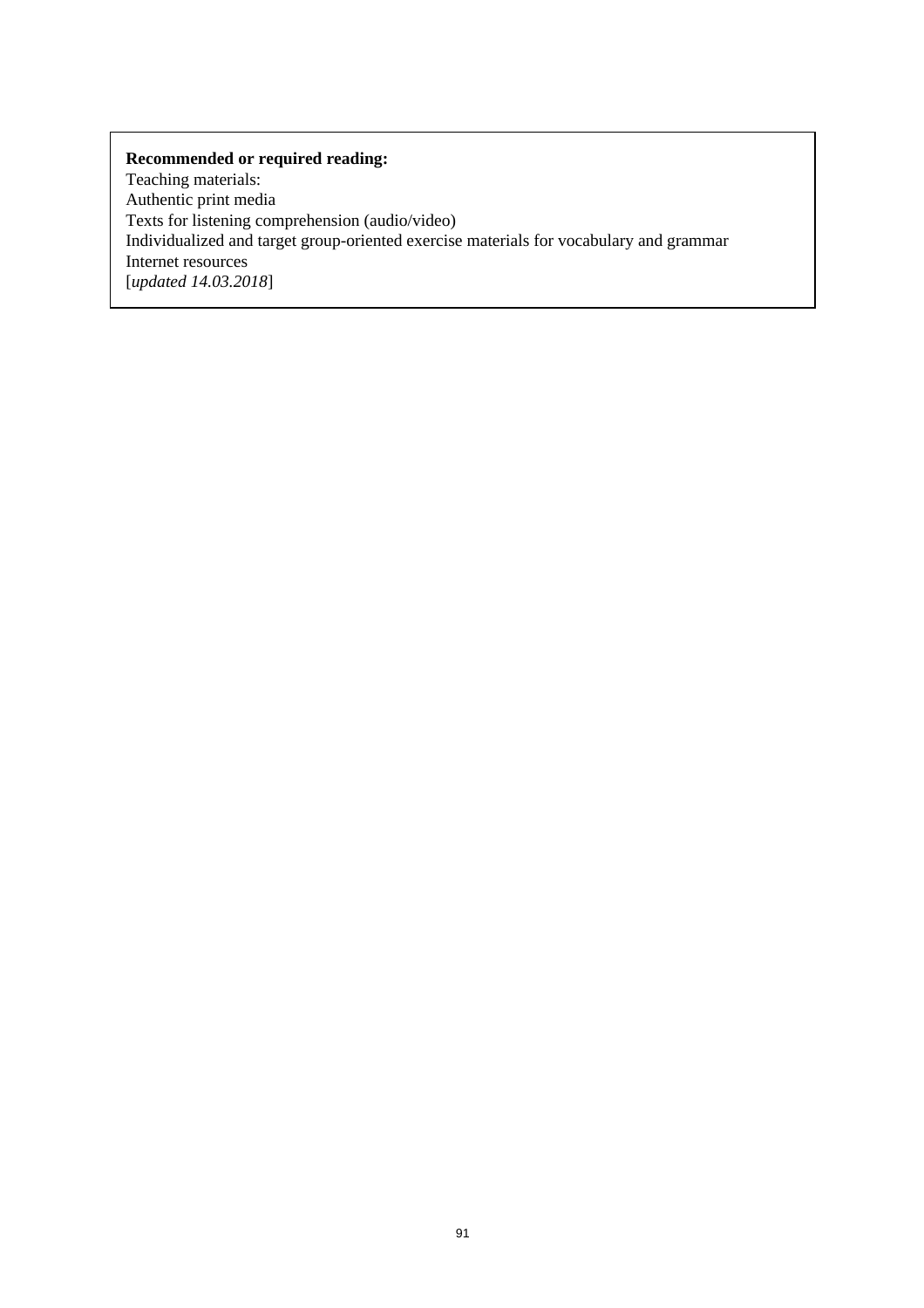**Recommended or required reading:**
Teaching materials:
Authentic print media
Texts for listening comprehension (audio/video)
Individualized and target group-oriented exercise materials for vocabulary and grammar
Internet resources
[*updated 14.03.2018*]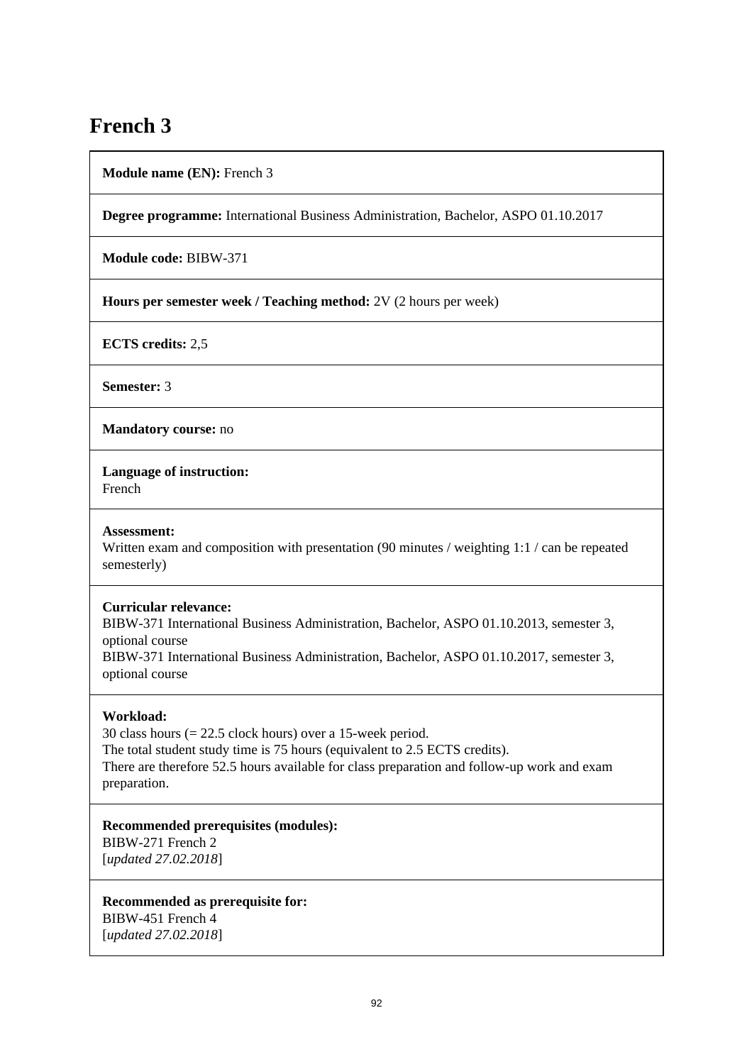# French 3

**Module name (EN):** French 3

**Degree programme:** International Business Administration, Bachelor, ASPO 01.10.2017

**Module code:** BIBW-371

**Hours per semester week / Teaching method:** 2V (2 hours per week)

**ECTS credits:** 2,5

**Semester:** 3

**Mandatory course:** no

**Language of instruction:**
French

**Assessment:**
Written exam and composition with presentation (90 minutes / weighting 1:1 / can be repeated semesterly)

**Curricular relevance:**
BIBW-371 International Business Administration, Bachelor, ASPO 01.10.2013, semester 3, optional course
BIBW-371 International Business Administration, Bachelor, ASPO 01.10.2017, semester 3, optional course

**Workload:**
30 class hours (= 22.5 clock hours) over a 15-week period.
The total student study time is 75 hours (equivalent to 2.5 ECTS credits).
There are therefore 52.5 hours available for class preparation and follow-up work and exam preparation.

**Recommended prerequisites (modules):**
BIBW-271 French 2
[*updated 27.02.2018*]

**Recommended as prerequisite for:**
BIBW-451 French 4
[*updated 27.02.2018*]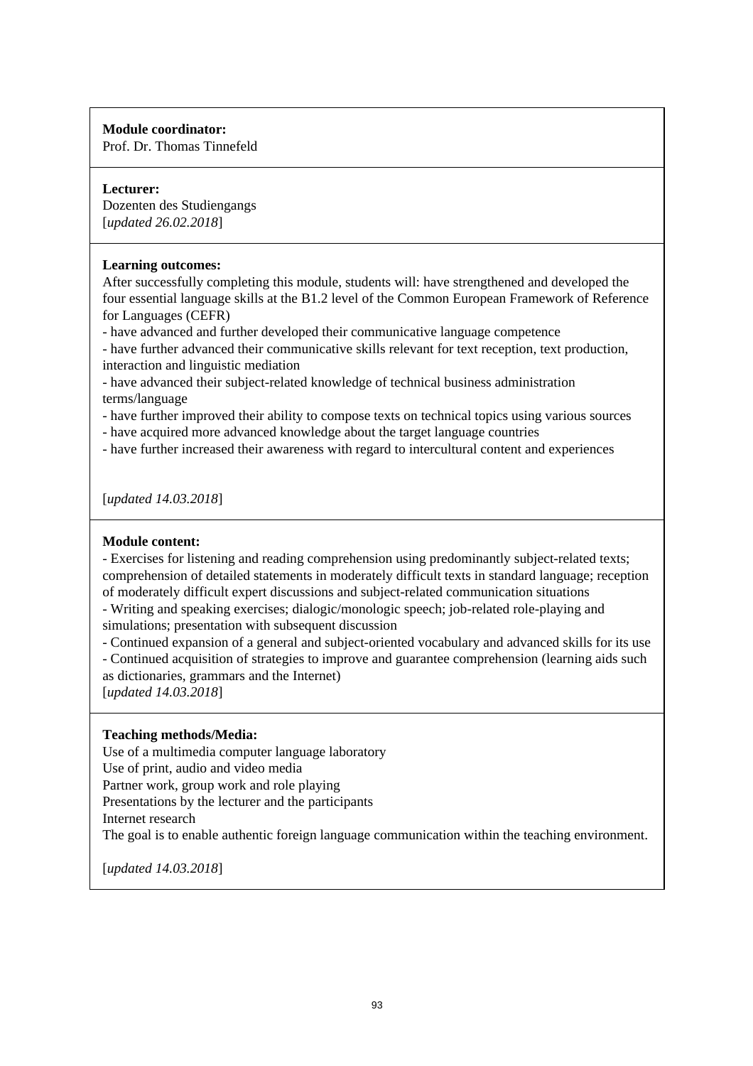**Module coordinator:**
Prof. Dr. Thomas Tinnefeld

**Lecturer:**
Dozenten des Studiengangs
[*updated 26.02.2018*]

**Learning outcomes:**
After successfully completing this module, students will: have strengthened and developed the four essential language skills at the B1.2 level of the Common European Framework of Reference for Languages (CEFR)
- have advanced and further developed their communicative language competence
- have further advanced their communicative skills relevant for text reception, text production, interaction and linguistic mediation
- have advanced their subject-related knowledge of technical business administration terms/language
- have further improved their ability to compose texts on technical topics using various sources
- have acquired more advanced knowledge about the target language countries
- have further increased their awareness with regard to intercultural content and experiences

[*updated 14.03.2018*]

**Module content:**
- Exercises for listening and reading comprehension using predominantly subject-related texts; comprehension of detailed statements in moderately difficult texts in standard language; reception of moderately difficult expert discussions and subject-related communication situations
- Writing and speaking exercises; dialogic/monologic speech; job-related role-playing and simulations; presentation with subsequent discussion
- Continued expansion of a general and subject-oriented vocabulary and advanced skills for its use
- Continued acquisition of strategies to improve and guarantee comprehension (learning aids such as dictionaries, grammars and the Internet)
[*updated 14.03.2018*]

**Teaching methods/Media:**
Use of a multimedia computer language laboratory
Use of print, audio and video media
Partner work, group work and role playing
Presentations by the lecturer and the participants
Internet research
The goal is to enable authentic foreign language communication within the teaching environment.

[*updated 14.03.2018*]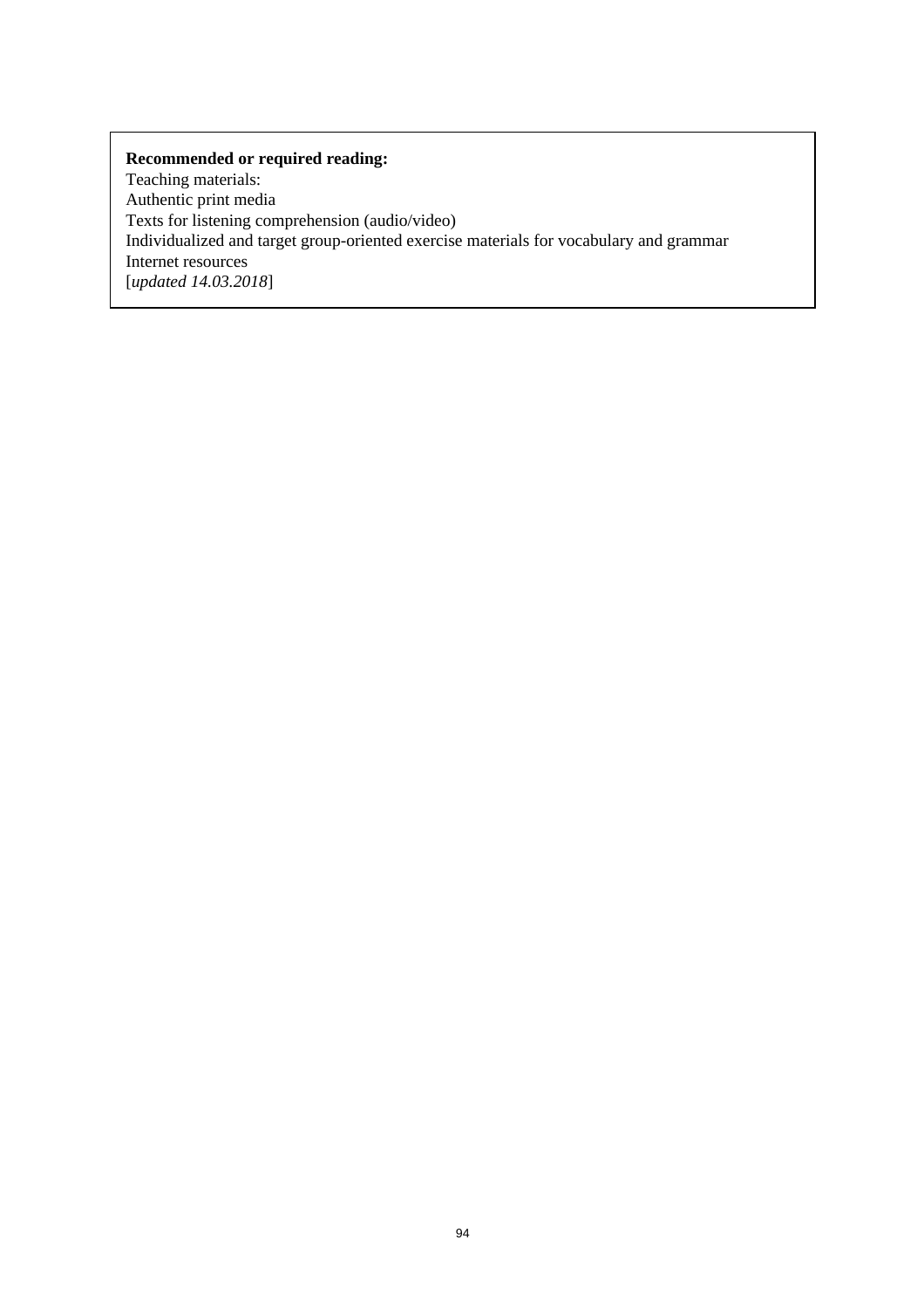**Recommended or required reading:**
Teaching materials:
Authentic print media
Texts for listening comprehension (audio/video)
Individualized and target group-oriented exercise materials for vocabulary and grammar
Internet resources
[*updated 14.03.2018*]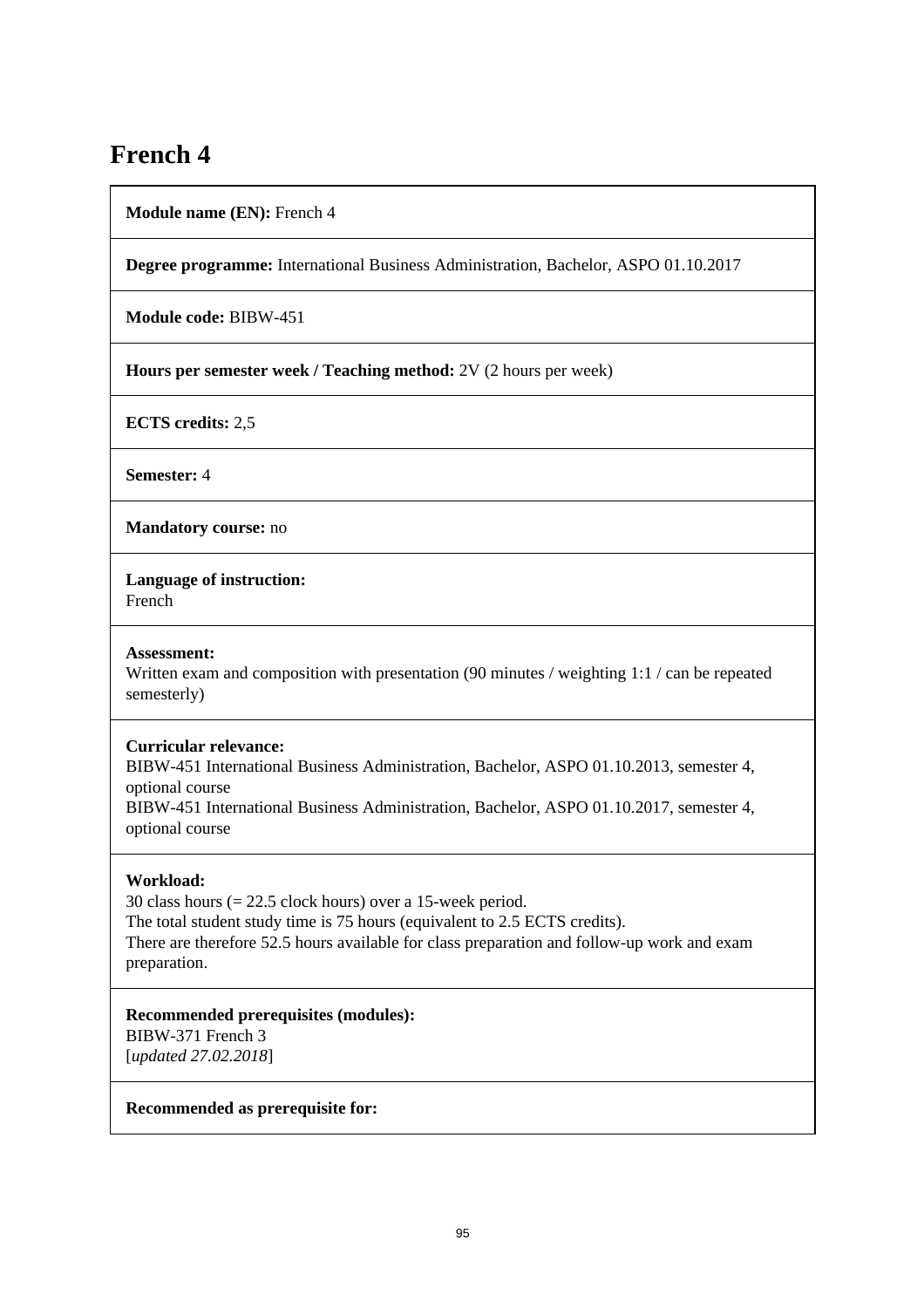# French 4

**Module name (EN):** French 4

**Degree programme:** International Business Administration, Bachelor, ASPO 01.10.2017

**Module code:** BIBW-451

**Hours per semester week / Teaching method:** 2V (2 hours per week)

**ECTS credits:** 2,5

**Semester:** 4

**Mandatory course:** no

**Language of instruction:**
French

**Assessment:**
Written exam and composition with presentation (90 minutes / weighting 1:1 / can be repeated semesterly)

**Curricular relevance:**
BIBW-451 International Business Administration, Bachelor, ASPO 01.10.2013, semester 4, optional course
BIBW-451 International Business Administration, Bachelor, ASPO 01.10.2017, semester 4, optional course

**Workload:**
30 class hours (= 22.5 clock hours) over a 15-week period.
The total student study time is 75 hours (equivalent to 2.5 ECTS credits).
There are therefore 52.5 hours available for class preparation and follow-up work and exam preparation.

**Recommended prerequisites (modules):**
BIBW-371 French 3
[*updated 27.02.2018*]

**Recommended as prerequisite for:**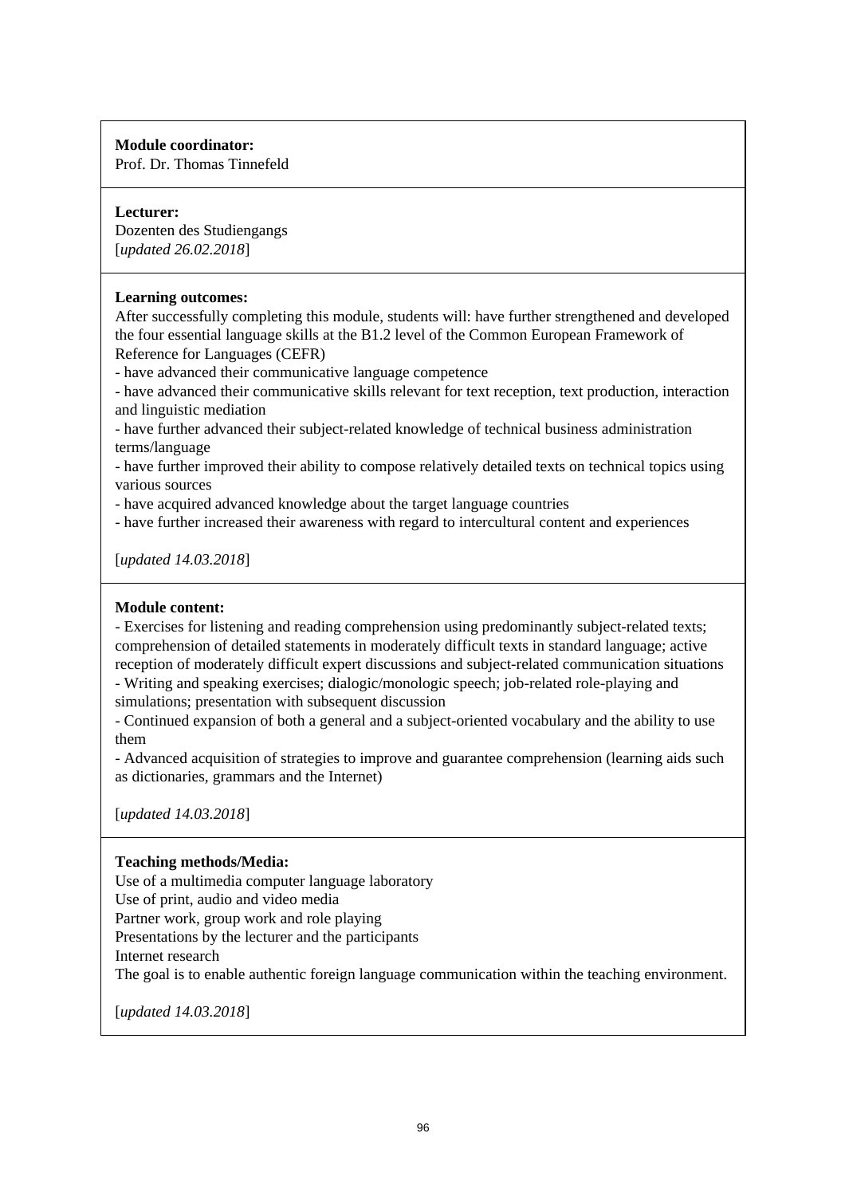**Module coordinator:**
Prof. Dr. Thomas Tinnefeld

**Lecturer:**
Dozenten des Studiengangs
[*updated 26.02.2018*]

**Learning outcomes:**
After successfully completing this module, students will: have further strengthened and developed the four essential language skills at the B1.2 level of the Common European Framework of Reference for Languages (CEFR)
- have advanced their communicative language competence
- have advanced their communicative skills relevant for text reception, text production, interaction and linguistic mediation
- have further advanced their subject-related knowledge of technical business administration terms/language
- have further improved their ability to compose relatively detailed texts on technical topics using various sources
- have acquired advanced knowledge about the target language countries
- have further increased their awareness with regard to intercultural content and experiences

[*updated 14.03.2018*]

**Module content:**
- Exercises for listening and reading comprehension using predominantly subject-related texts; comprehension of detailed statements in moderately difficult texts in standard language; active reception of moderately difficult expert discussions and subject-related communication situations
- Writing and speaking exercises; dialogic/monologic speech; job-related role-playing and simulations; presentation with subsequent discussion
- Continued expansion of both a general and a subject-oriented vocabulary and the ability to use them
- Advanced acquisition of strategies to improve and guarantee comprehension (learning aids such as dictionaries, grammars and the Internet)

[*updated 14.03.2018*]

**Teaching methods/Media:**
Use of a multimedia computer language laboratory
Use of print, audio and video media
Partner work, group work and role playing
Presentations by the lecturer and the participants
Internet research
The goal is to enable authentic foreign language communication within the teaching environment.

[*updated 14.03.2018*]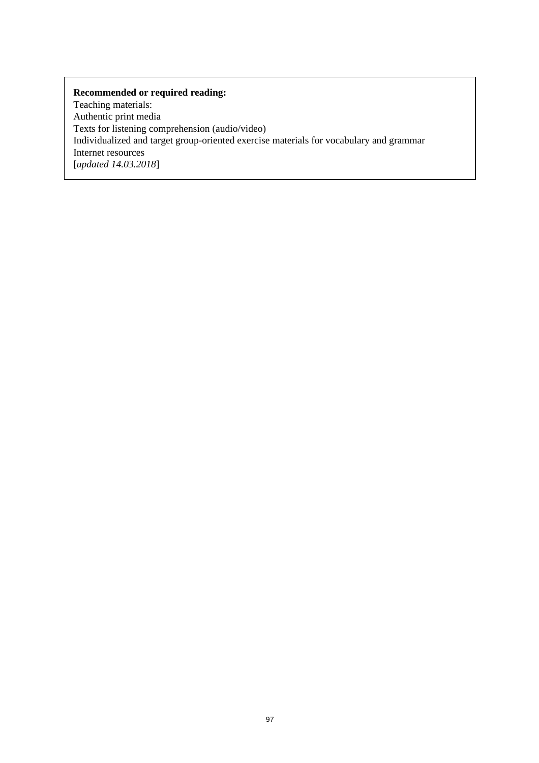**Recommended or required reading:**
Teaching materials:
Authentic print media
Texts for listening comprehension (audio/video)
Individualized and target group-oriented exercise materials for vocabulary and grammar
Internet resources
[*updated 14.03.2018*]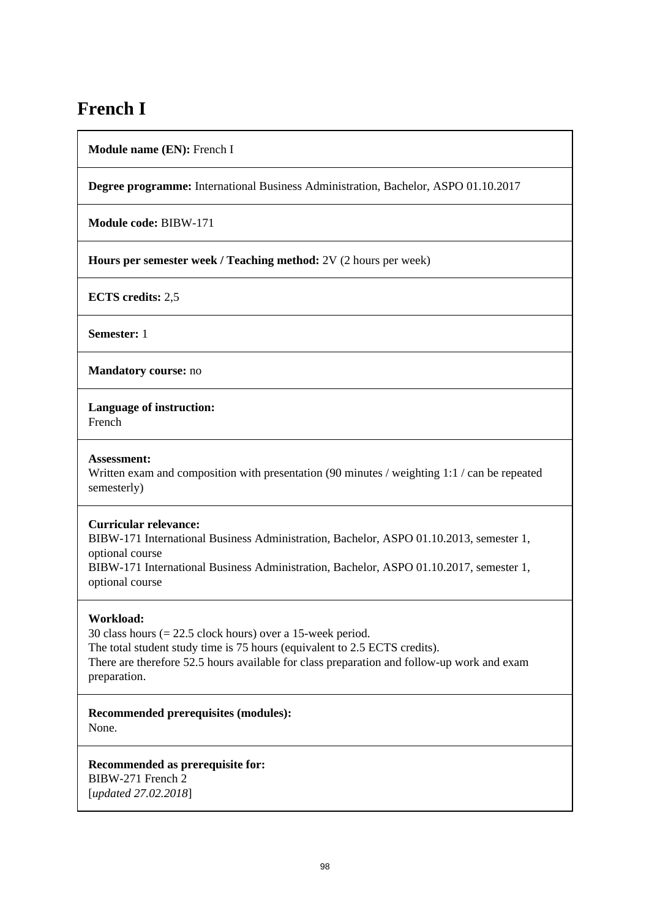# French I

**Module name (EN):** French I

**Degree programme:** International Business Administration, Bachelor, ASPO 01.10.2017

**Module code:** BIBW-171

**Hours per semester week / Teaching method:** 2V (2 hours per week)

**ECTS credits:** 2,5

**Semester:** 1

**Mandatory course:** no

**Language of instruction:**
French

**Assessment:**
Written exam and composition with presentation (90 minutes / weighting 1:1 / can be repeated semesterly)

**Curricular relevance:**
BIBW-171 International Business Administration, Bachelor, ASPO 01.10.2013, semester 1, optional course
BIBW-171 International Business Administration, Bachelor, ASPO 01.10.2017, semester 1, optional course

**Workload:**
30 class hours (= 22.5 clock hours) over a 15-week period.
The total student study time is 75 hours (equivalent to 2.5 ECTS credits).
There are therefore 52.5 hours available for class preparation and follow-up work and exam preparation.

**Recommended prerequisites (modules):**
None.

**Recommended as prerequisite for:**
BIBW-271 French 2
[*updated 27.02.2018*]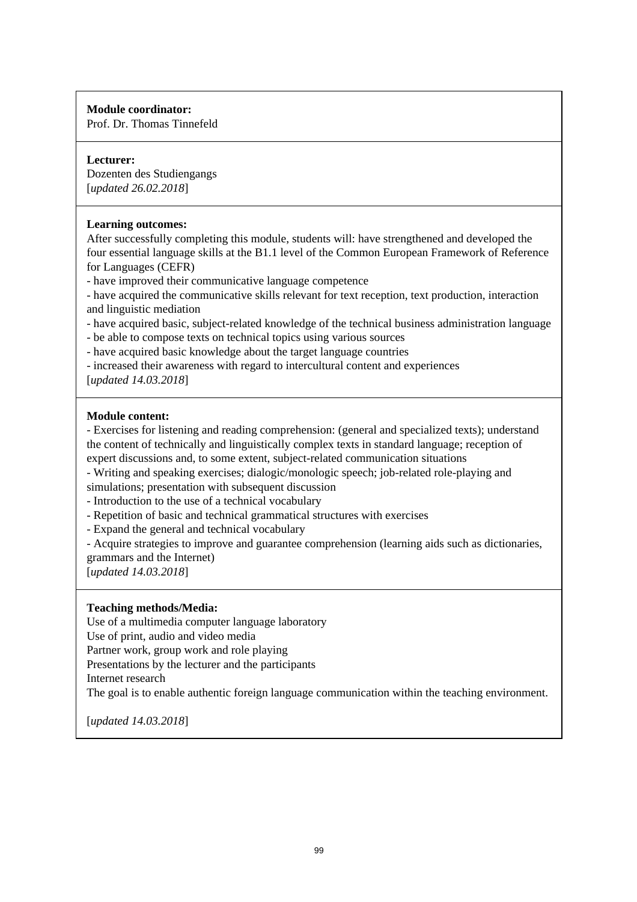**Module coordinator:**
Prof. Dr. Thomas Tinnefeld

**Lecturer:**
Dozenten des Studiengangs
[*updated 26.02.2018*]

**Learning outcomes:**
After successfully completing this module, students will: have strengthened and developed the four essential language skills at the B1.1 level of the Common European Framework of Reference for Languages (CEFR)
- have improved their communicative language competence
- have acquired the communicative skills relevant for text reception, text production, interaction and linguistic mediation
- have acquired basic, subject-related knowledge of the technical business administration language
- be able to compose texts on technical topics using various sources
- have acquired basic knowledge about the target language countries
- increased their awareness with regard to intercultural content and experiences
[*updated 14.03.2018*]

**Module content:**
- Exercises for listening and reading comprehension: (general and specialized texts); understand the content of technically and linguistically complex texts in standard language; reception of expert discussions and, to some extent, subject-related communication situations
- Writing and speaking exercises; dialogic/monologic speech; job-related role-playing and simulations; presentation with subsequent discussion
- Introduction to the use of a technical vocabulary
- Repetition of basic and technical grammatical structures with exercises
- Expand the general and technical vocabulary
- Acquire strategies to improve and guarantee comprehension (learning aids such as dictionaries, grammars and the Internet)
[*updated 14.03.2018*]

**Teaching methods/Media:**
Use of a multimedia computer language laboratory
Use of print, audio and video media
Partner work, group work and role playing
Presentations by the lecturer and the participants
Internet research
The goal is to enable authentic foreign language communication within the teaching environment.

[*updated 14.03.2018*]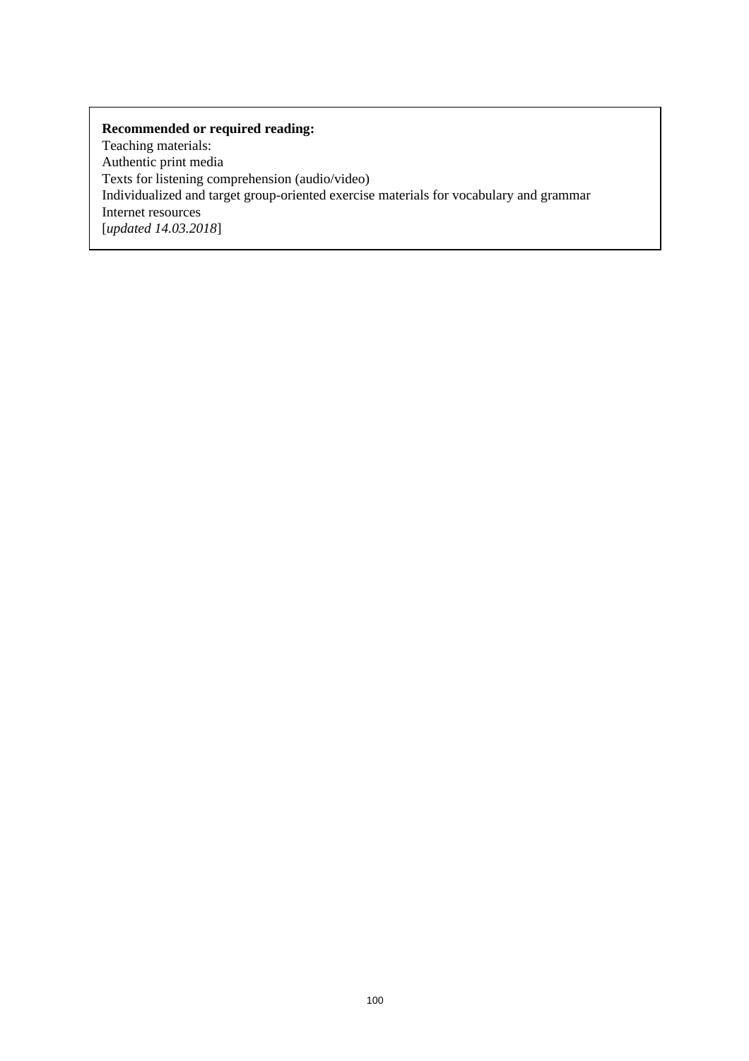**Recommended or required reading:**
Teaching materials:
Authentic print media
Texts for listening comprehension (audio/video)
Individualized and target group-oriented exercise materials for vocabulary and grammar
Internet resources
[*updated 14.03.2018*]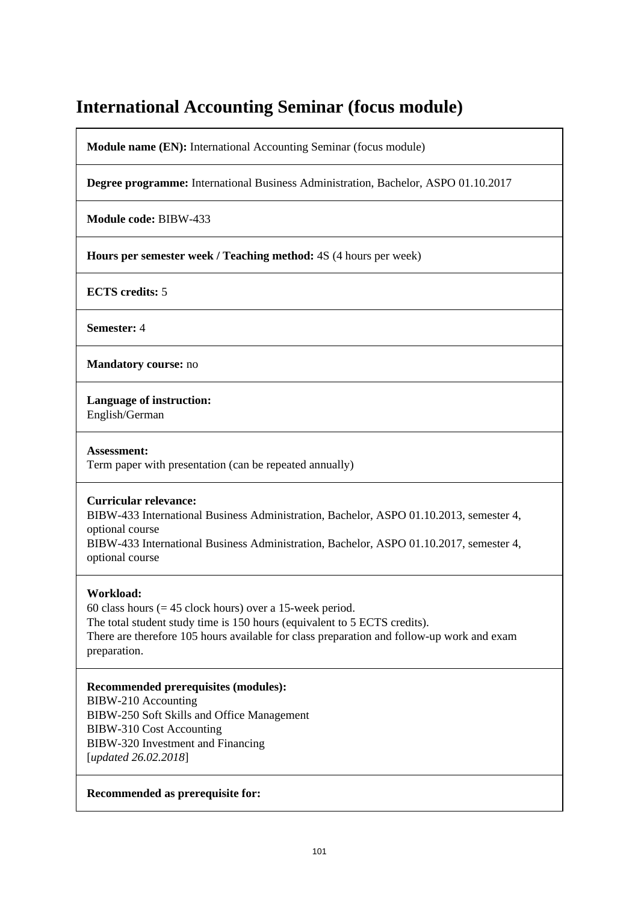# International Accounting Seminar (focus module)

**Module name (EN):** International Accounting Seminar (focus module)

**Degree programme:** International Business Administration, Bachelor, ASPO 01.10.2017

**Module code:** BIBW-433

**Hours per semester week / Teaching method:** 4S (4 hours per week)

**ECTS credits:** 5

**Semester:** 4

**Mandatory course:** no

**Language of instruction:**
English/German

**Assessment:**
Term paper with presentation (can be repeated annually)

**Curricular relevance:**
BIBW-433 International Business Administration, Bachelor, ASPO 01.10.2013, semester 4, optional course
BIBW-433 International Business Administration, Bachelor, ASPO 01.10.2017, semester 4, optional course

**Workload:**
60 class hours (= 45 clock hours) over a 15-week period.
The total student study time is 150 hours (equivalent to 5 ECTS credits).
There are therefore 105 hours available for class preparation and follow-up work and exam preparation.

**Recommended prerequisites (modules):**
BIBW-210 Accounting
BIBW-250 Soft Skills and Office Management
BIBW-310 Cost Accounting
BIBW-320 Investment and Financing
[*updated 26.02.2018*]

**Recommended as prerequisite for:**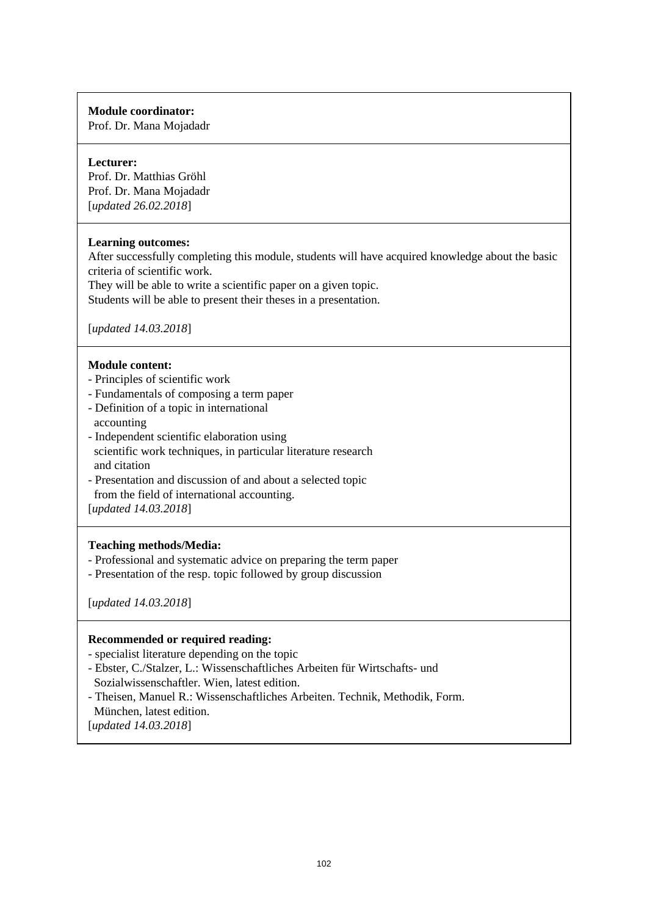**Module coordinator:**
Prof. Dr. Mana Mojadadr

**Lecturer:**
Prof. Dr. Matthias Gröhl
Prof. Dr. Mana Mojadadr
[*updated 26.02.2018*]

**Learning outcomes:**
After successfully completing this module, students will have acquired knowledge about the basic criteria of scientific work.
They will be able to write a scientific paper on a given topic.
Students will be able to present their theses in a presentation.

[*updated 14.03.2018*]

**Module content:**
- Principles of scientific work
- Fundamentals of composing a term paper
- Definition of a topic in international accounting
- Independent scientific elaboration using scientific work techniques, in particular literature research and citation
- Presentation and discussion of and about a selected topic from the field of international accounting.

[*updated 14.03.2018*]

**Teaching methods/Media:**
- Professional and systematic advice on preparing the term paper
- Presentation of the resp. topic followed by group discussion

[*updated 14.03.2018*]

**Recommended or required reading:**
- specialist literature depending on the topic
- Ebster, C./Stalzer, L.: Wissenschaftliches Arbeiten für Wirtschafts- und Sozialwissenschaftler. Wien, latest edition.
- Theisen, Manuel R.: Wissenschaftliches Arbeiten. Technik, Methodik, Form. München, latest edition.

[*updated 14.03.2018*]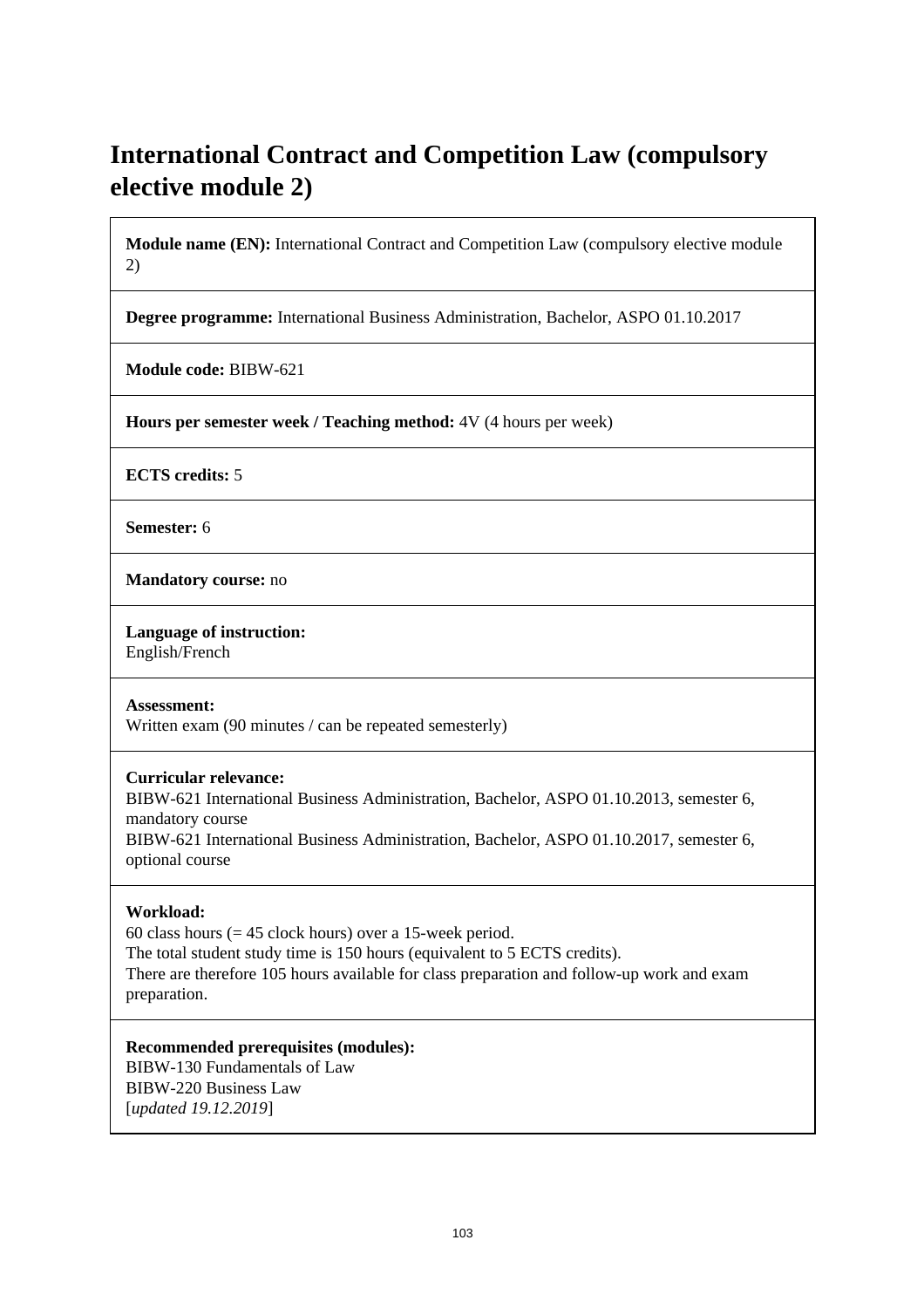# International Contract and Competition Law (compulsory elective module 2)

**Module name (EN):** International Contract and Competition Law (compulsory elective module 2)

**Degree programme:** International Business Administration, Bachelor, ASPO 01.10.2017

**Module code:** BIBW-621

**Hours per semester week / Teaching method:** 4V (4 hours per week)

**ECTS credits:** 5

**Semester:** 6

**Mandatory course:** no

**Language of instruction:**
English/French

**Assessment:**
Written exam (90 minutes / can be repeated semesterly)

**Curricular relevance:**
BIBW-621 International Business Administration, Bachelor, ASPO 01.10.2013, semester 6, mandatory course
BIBW-621 International Business Administration, Bachelor, ASPO 01.10.2017, semester 6, optional course

**Workload:**
60 class hours (= 45 clock hours) over a 15-week period.
The total student study time is 150 hours (equivalent to 5 ECTS credits).
There are therefore 105 hours available for class preparation and follow-up work and exam preparation.

**Recommended prerequisites (modules):**
BIBW-130 Fundamentals of Law
BIBW-220 Business Law
[*updated 19.12.2019*]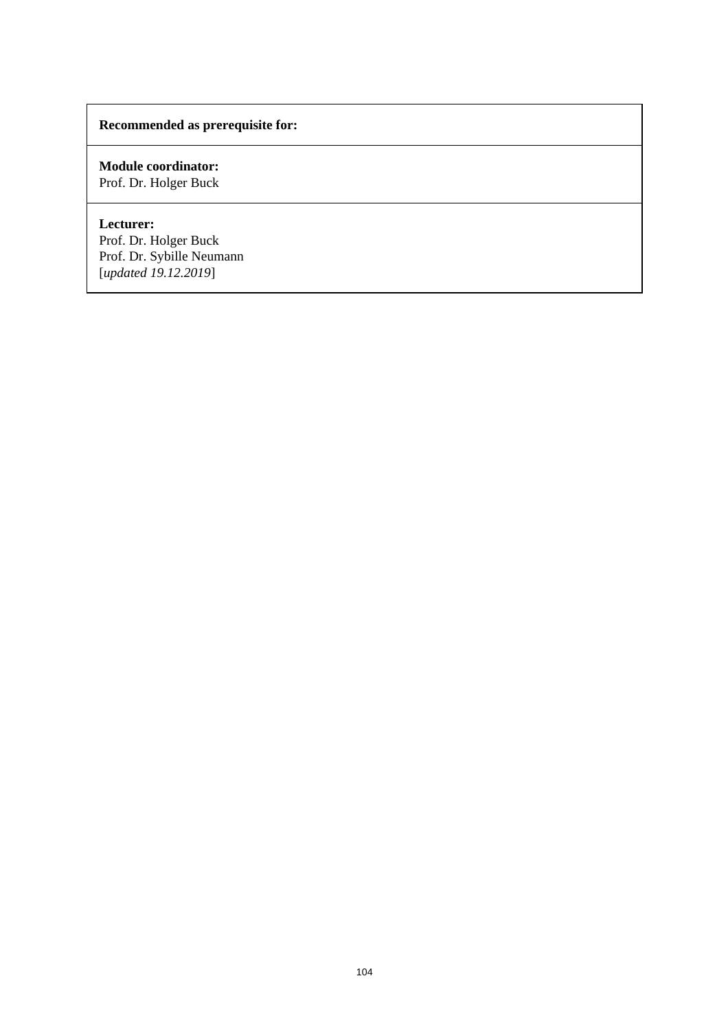**Recommended as prerequisite for:**

**Module coordinator:**
Prof. Dr. Holger Buck

**Lecturer:**
Prof. Dr. Holger Buck
Prof. Dr. Sybille Neumann
[*updated 19.12.2019*]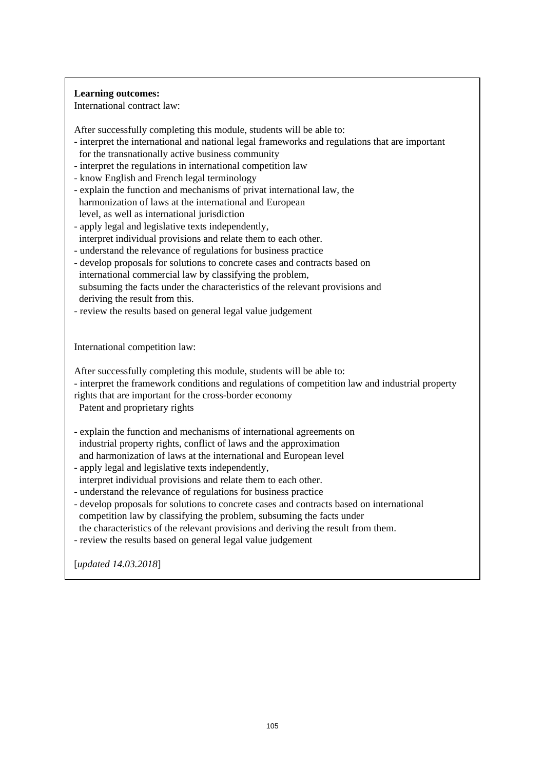**Learning outcomes:**
International contract law:

After successfully completing this module, students will be able to:
- interpret the international and national legal frameworks and regulations that are important for the transnationally active business community
- interpret the regulations in international competition law
- know English and French legal terminology
- explain the function and mechanisms of privat international law, the harmonization of laws at the international and European level, as well as international jurisdiction
- apply legal and legislative texts independently, interpret individual provisions and relate them to each other.
- understand the relevance of regulations for business practice
- develop proposals for solutions to concrete cases and contracts based on international commercial law by classifying the problem, subsuming the facts under the characteristics of the relevant provisions and deriving the result from this.
- review the results based on general legal value judgement

International competition law:

After successfully completing this module, students will be able to:
- interpret the framework conditions and regulations of competition law and industrial property rights that are important for the cross-border economy
  Patent and proprietary rights

- explain the function and mechanisms of international agreements on industrial property rights, conflict of laws and the approximation and harmonization of laws at the international and European level
- apply legal and legislative texts independently, interpret individual provisions and relate them to each other.
- understand the relevance of regulations for business practice
- develop proposals for solutions to concrete cases and contracts based on international competition law by classifying the problem, subsuming the facts under the characteristics of the relevant provisions and deriving the result from them.
- review the results based on general legal value judgement

[*updated 14.03.2018*]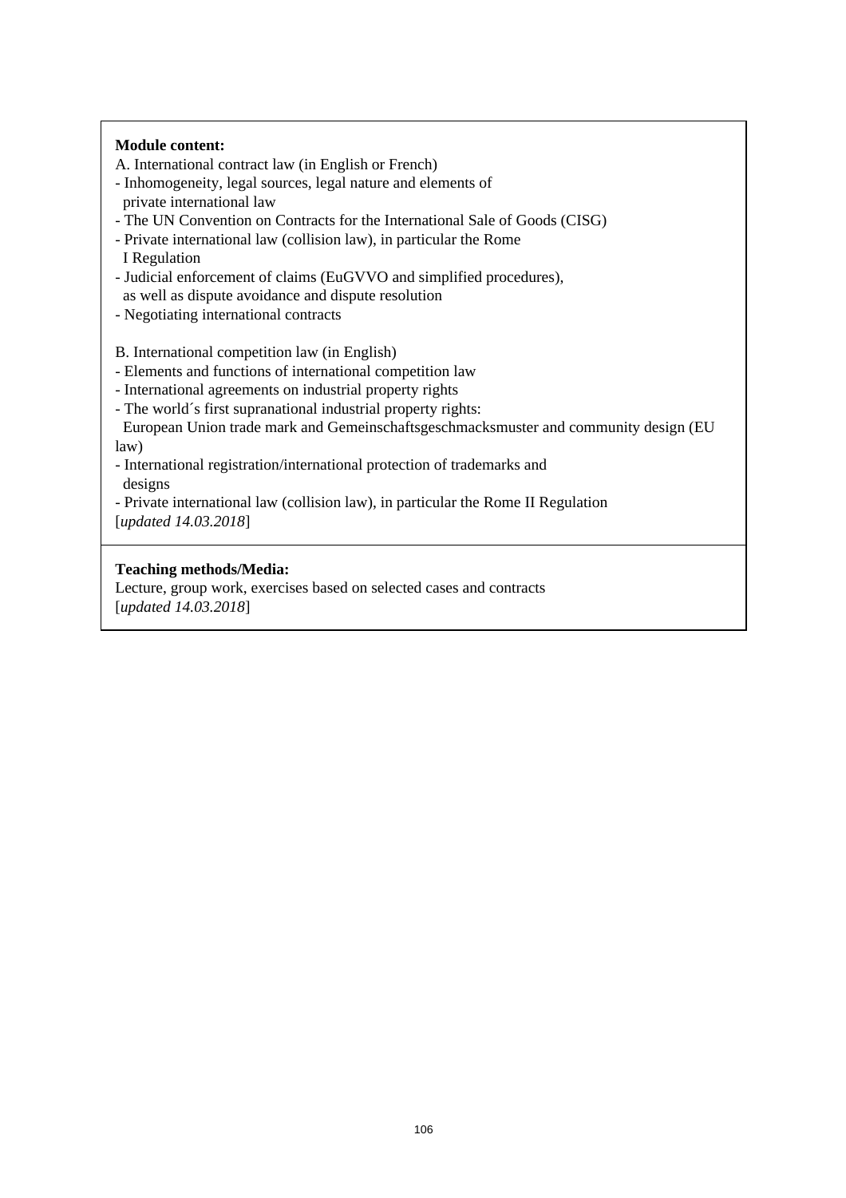**Module content:**

A. International contract law (in English or French)

- Inhomogeneity, legal sources, legal nature and elements of private international law
- The UN Convention on Contracts for the International Sale of Goods (CISG)
- Private international law (collision law), in particular the Rome I Regulation
- Judicial enforcement of claims (EuGVVO and simplified procedures), as well as dispute avoidance and dispute resolution
- Negotiating international contracts

B. International competition law (in English)

- Elements and functions of international competition law
- International agreements on industrial property rights
- The world´s first supranational industrial property rights: European Union trade mark and Gemeinschaftsgeschmacksmuster and community design (EU law)
- International registration/international protection of trademarks and designs
- Private international law (collision law), in particular the Rome II Regulation

[*updated 14.03.2018*]

**Teaching methods/Media:**

Lecture, group work, exercises based on selected cases and contracts
[*updated 14.03.2018*]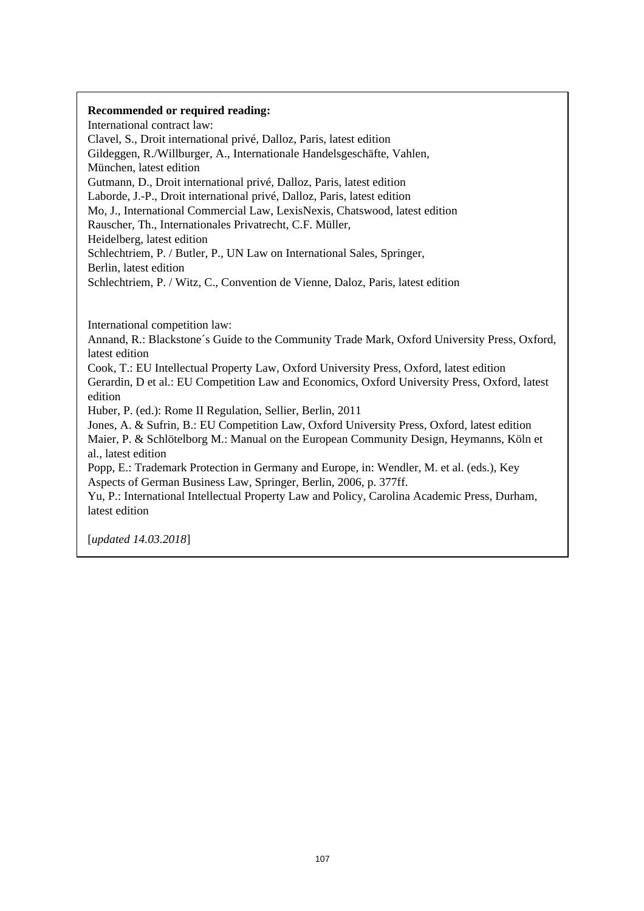**Recommended or required reading:**

International contract law:

Clavel, S., Droit international privé, Dalloz, Paris, latest edition

Gildeggen, R./Willburger, A., Internationale Handelsgeschäfte, Vahlen, München, latest edition

Gutmann, D., Droit international privé, Dalloz, Paris, latest edition

Laborde, J.-P., Droit international privé, Dalloz, Paris, latest edition

Mo, J., International Commercial Law, LexisNexis, Chatswood, latest edition

Rauscher, Th., Internationales Privatrecht, C.F. Müller, Heidelberg, latest edition

Schlechtriem, P. / Butler, P., UN Law on International Sales, Springer, Berlin, latest edition

Schlechtriem, P. / Witz, C., Convention de Vienne, Daloz, Paris, latest edition

International competition law:

Annand, R.: Blackstone´s Guide to the Community Trade Mark, Oxford University Press, Oxford, latest edition

Cook, T.: EU Intellectual Property Law, Oxford University Press, Oxford, latest edition

Gerardin, D et al.: EU Competition Law and Economics, Oxford University Press, Oxford, latest edition

Huber, P. (ed.): Rome II Regulation, Sellier, Berlin, 2011

Jones, A. & Sufrin, B.: EU Competition Law, Oxford University Press, Oxford, latest edition

Maier, P. & Schlötelborg M.: Manual on the European Community Design, Heymanns, Köln et al., latest edition

Popp, E.: Trademark Protection in Germany and Europe, in: Wendler, M. et al. (eds.), Key Aspects of German Business Law, Springer, Berlin, 2006, p. 377ff.

Yu, P.: International Intellectual Property Law and Policy, Carolina Academic Press, Durham, latest edition

[*updated 14.03.2018*]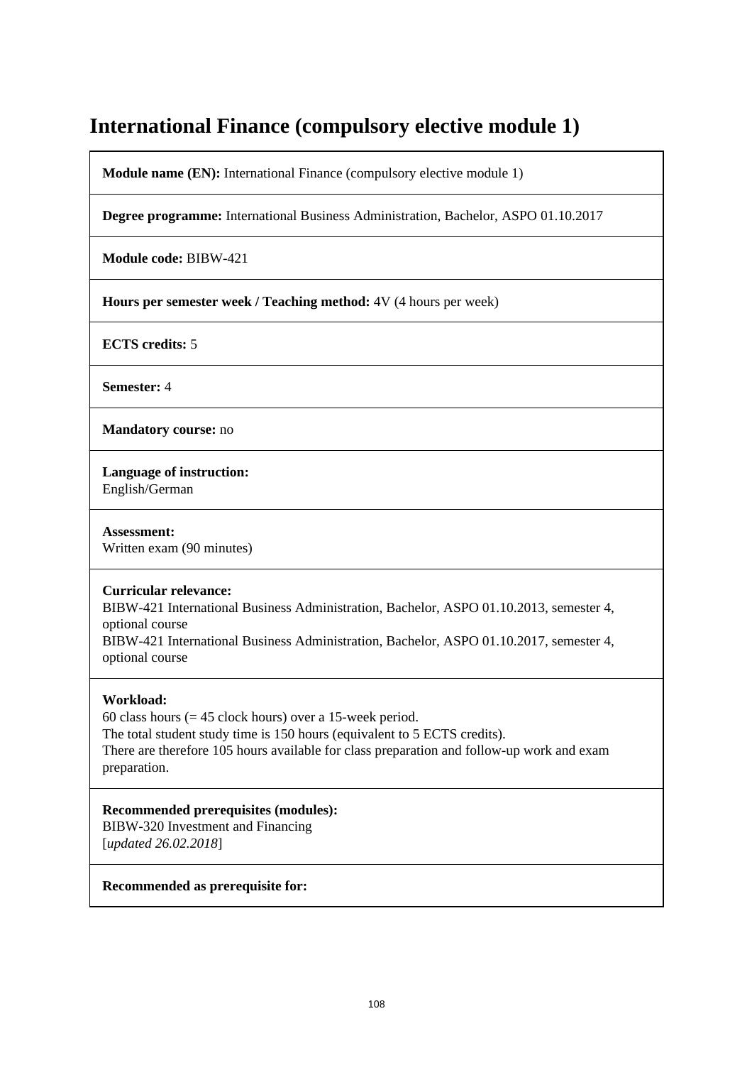# International Finance (compulsory elective module 1)

**Module name (EN):** International Finance (compulsory elective module 1)

**Degree programme:** International Business Administration, Bachelor, ASPO 01.10.2017

**Module code:** BIBW-421

**Hours per semester week / Teaching method:** 4V (4 hours per week)

**ECTS credits:** 5

**Semester:** 4

**Mandatory course:** no

**Language of instruction:**
English/German

**Assessment:**
Written exam (90 minutes)

**Curricular relevance:**
BIBW-421 International Business Administration, Bachelor, ASPO 01.10.2013, semester 4, optional course
BIBW-421 International Business Administration, Bachelor, ASPO 01.10.2017, semester 4, optional course

**Workload:**
60 class hours (= 45 clock hours) over a 15-week period.
The total student study time is 150 hours (equivalent to 5 ECTS credits).
There are therefore 105 hours available for class preparation and follow-up work and exam preparation.

**Recommended prerequisites (modules):**
BIBW-320 Investment and Financing
[*updated 26.02.2018*]

**Recommended as prerequisite for:**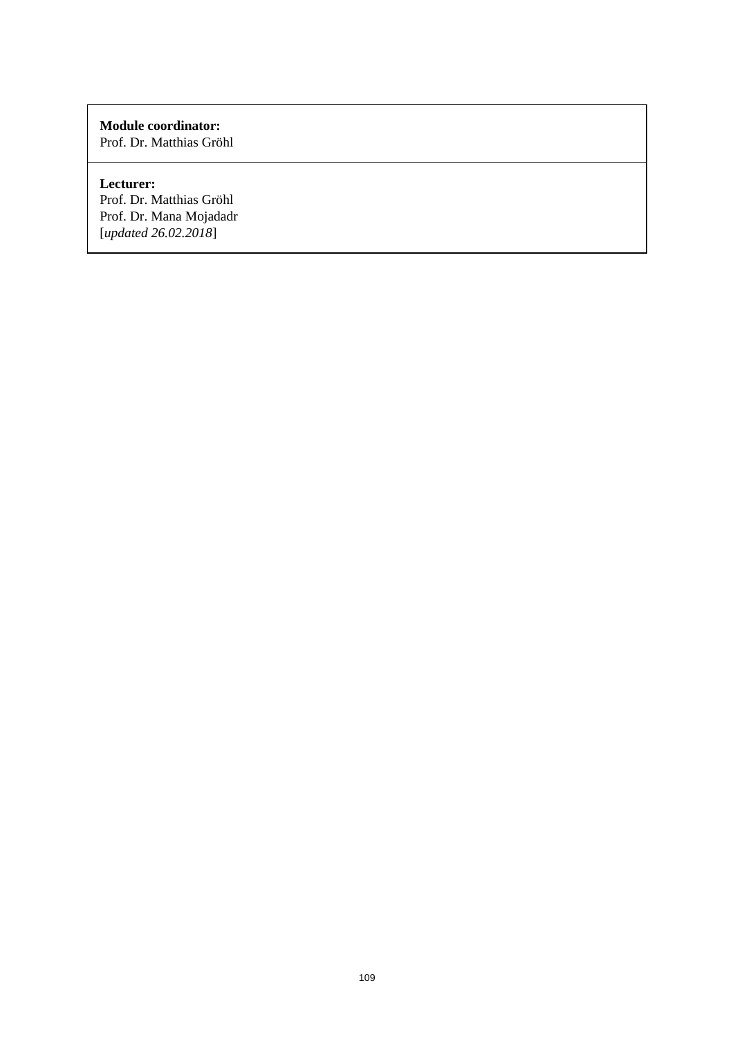**Module coordinator:**
Prof. Dr. Matthias Gröhl

**Lecturer:**
Prof. Dr. Matthias Gröhl
Prof. Dr. Mana Mojadadr
[*updated 26.02.2018*]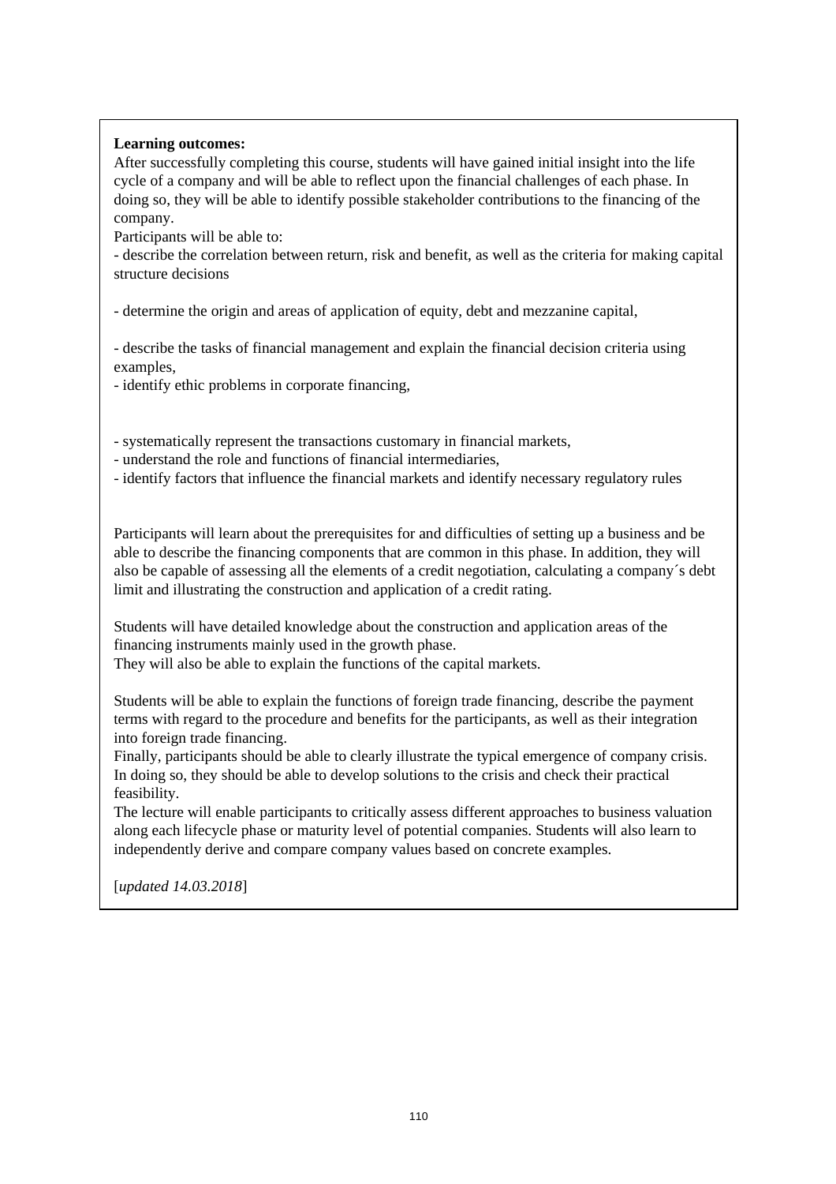**Learning outcomes:**

After successfully completing this course, students will have gained initial insight into the life cycle of a company and will be able to reflect upon the financial challenges of each phase. In doing so, they will be able to identify possible stakeholder contributions to the financing of the company.

Participants will be able to:

- describe the correlation between return, risk and benefit, as well as the criteria for making capital structure decisions

- determine the origin and areas of application of equity, debt and mezzanine capital,

- describe the tasks of financial management and explain the financial decision criteria using examples,
- identify ethic problems in corporate financing,

- systematically represent the transactions customary in financial markets,
- understand the role and functions of financial intermediaries,
- identify factors that influence the financial markets and identify necessary regulatory rules

Participants will learn about the prerequisites for and difficulties of setting up a business and be able to describe the financing components that are common in this phase. In addition, they will also be capable of assessing all the elements of a credit negotiation, calculating a company´s debt limit and illustrating the construction and application of a credit rating.

Students will have detailed knowledge about the construction and application areas of the financing instruments mainly used in the growth phase.
They will also be able to explain the functions of the capital markets.

Students will be able to explain the functions of foreign trade financing, describe the payment terms with regard to the procedure and benefits for the participants, as well as their integration into foreign trade financing.
Finally, participants should be able to clearly illustrate the typical emergence of company crisis. In doing so, they should be able to develop solutions to the crisis and check their practical feasibility.
The lecture will enable participants to critically assess different approaches to business valuation along each lifecycle phase or maturity level of potential companies. Students will also learn to independently derive and compare company values based on concrete examples.

[*updated 14.03.2018*]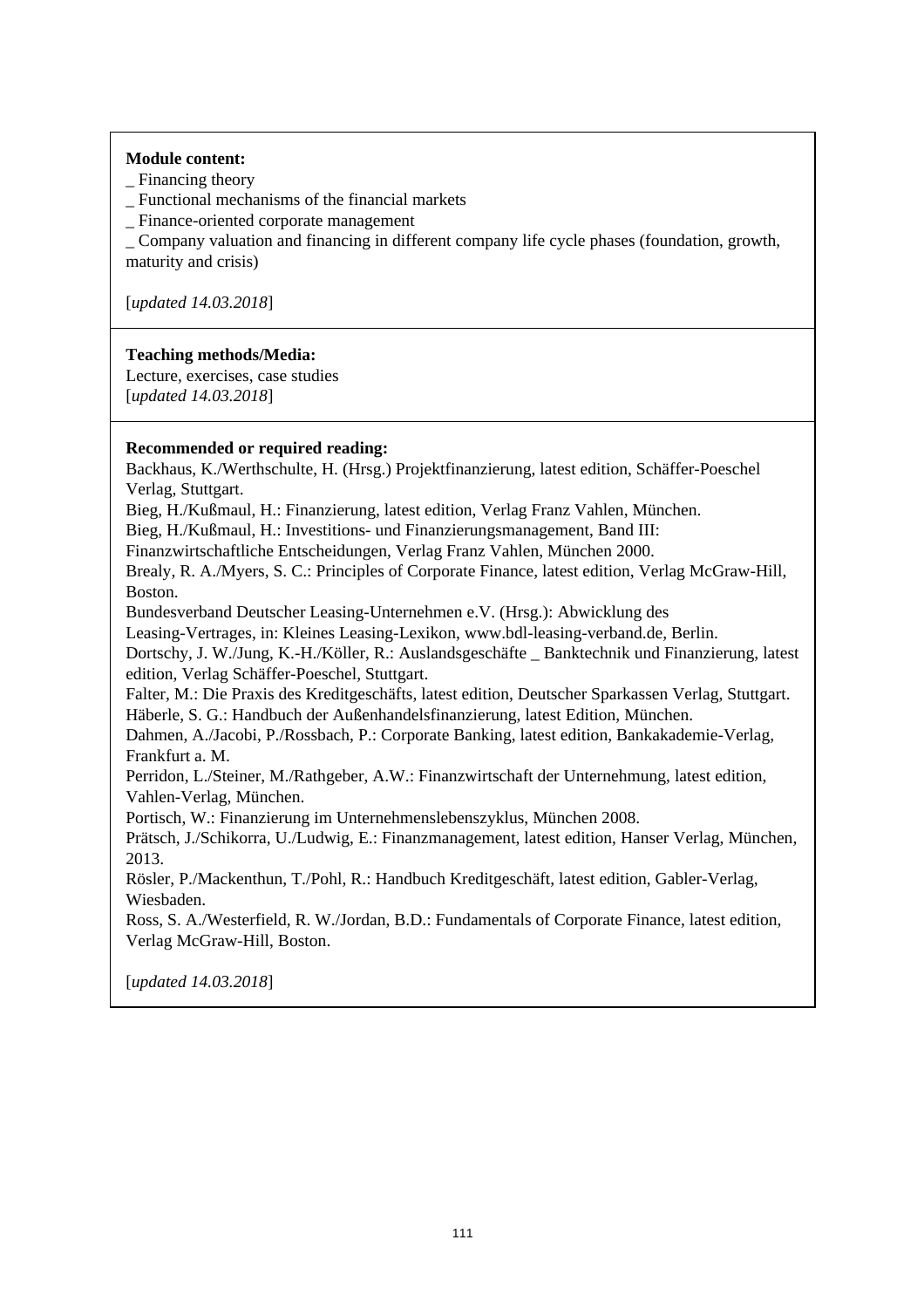**Module content:**

_ Financing theory
_ Functional mechanisms of the financial markets
_ Finance-oriented corporate management
_ Company valuation and financing in different company life cycle phases (foundation, growth, maturity and crisis)

[*updated 14.03.2018*]

**Teaching methods/Media:**

Lecture, exercises, case studies
[*updated 14.03.2018*]

**Recommended or required reading:**

Backhaus, K./Werthschulte, H. (Hrsg.) Projektfinanzierung, latest edition, Schäffer-Poeschel Verlag, Stuttgart.
Bieg, H./Kußmaul, H.: Finanzierung, latest edition, Verlag Franz Vahlen, München.
Bieg, H./Kußmaul, H.: Investitions- und Finanzierungsmanagement, Band III: Finanzwirtschaftliche Entscheidungen, Verlag Franz Vahlen, München 2000.
Brealy, R. A./Myers, S. C.: Principles of Corporate Finance, latest edition, Verlag McGraw-Hill, Boston.
Bundesverband Deutscher Leasing-Unternehmen e.V. (Hrsg.): Abwicklung des Leasing-Vertrages, in: Kleines Leasing-Lexikon, www.bdl-leasing-verband.de, Berlin.
Dortschy, J. W./Jung, K.-H./Köller, R.: Auslandsgeschäfte _ Banktechnik und Finanzierung, latest edition, Verlag Schäffer-Poeschel, Stuttgart.
Falter, M.: Die Praxis des Kreditgeschäfts, latest edition, Deutscher Sparkassen Verlag, Stuttgart.
Häberle, S. G.: Handbuch der Außenhandelsfinanzierung, latest Edition, München.
Dahmen, A./Jacobi, P./Rossbach, P.: Corporate Banking, latest edition, Bankakademie-Verlag, Frankfurt a. M.
Perridon, L./Steiner, M./Rathgeber, A.W.: Finanzwirtschaft der Unternehmung, latest edition, Vahlen-Verlag, München.
Portisch, W.: Finanzierung im Unternehmenslebenszyklus, München 2008.
Prätsch, J./Schikorra, U./Ludwig, E.: Finanzmanagement, latest edition, Hanser Verlag, München, 2013.
Rösler, P./Mackenthun, T./Pohl, R.: Handbuch Kreditgeschäft, latest edition, Gabler-Verlag, Wiesbaden.
Ross, S. A./Westerfield, R. W./Jordan, B.D.: Fundamentals of Corporate Finance, latest edition, Verlag McGraw-Hill, Boston.

[*updated 14.03.2018*]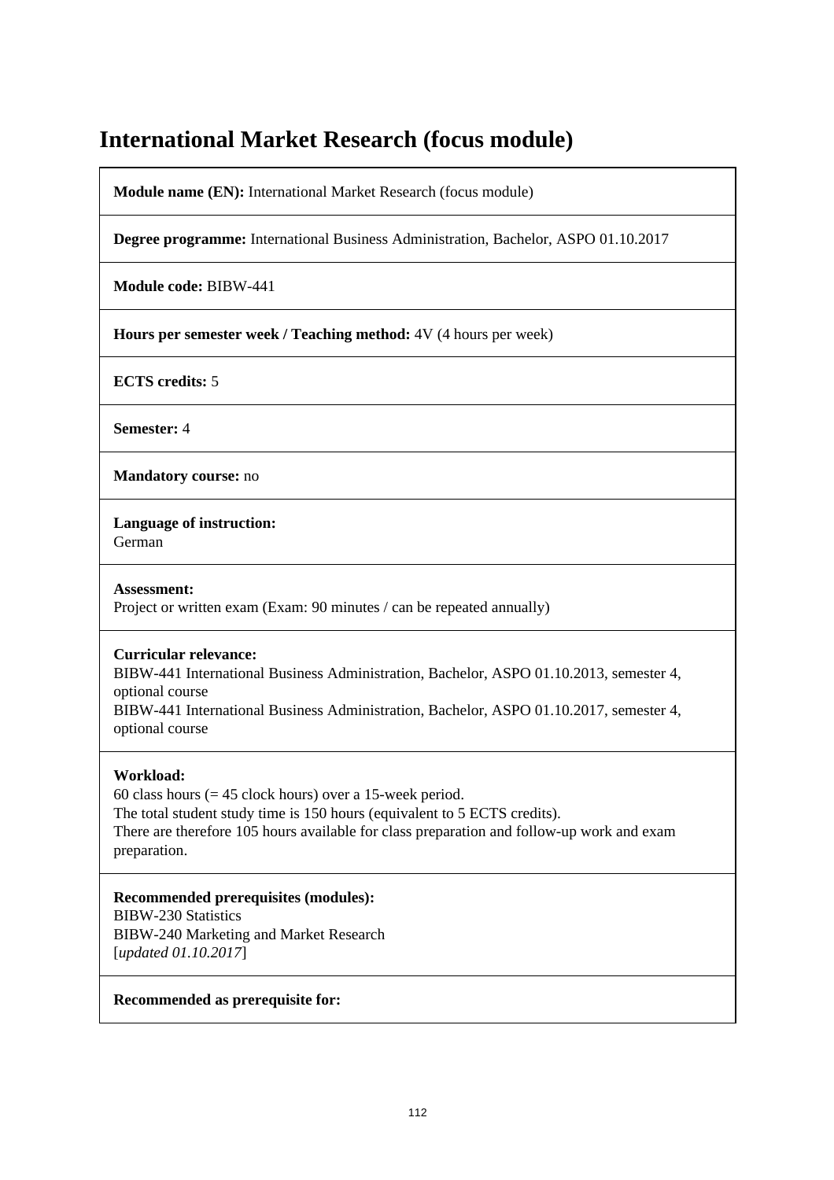# International Market Research (focus module)

**Module name (EN):** International Market Research (focus module)

**Degree programme:** International Business Administration, Bachelor, ASPO 01.10.2017

**Module code:** BIBW-441

**Hours per semester week / Teaching method:** 4V (4 hours per week)

**ECTS credits:** 5

**Semester:** 4

**Mandatory course:** no

**Language of instruction:**
German

**Assessment:**
Project or written exam (Exam: 90 minutes / can be repeated annually)

**Curricular relevance:**
BIBW-441 International Business Administration, Bachelor, ASPO 01.10.2013, semester 4, optional course
BIBW-441 International Business Administration, Bachelor, ASPO 01.10.2017, semester 4, optional course

**Workload:**
60 class hours (= 45 clock hours) over a 15-week period.
The total student study time is 150 hours (equivalent to 5 ECTS credits).
There are therefore 105 hours available for class preparation and follow-up work and exam preparation.

**Recommended prerequisites (modules):**
BIBW-230 Statistics
BIBW-240 Marketing and Market Research
[*updated 01.10.2017*]

**Recommended as prerequisite for:**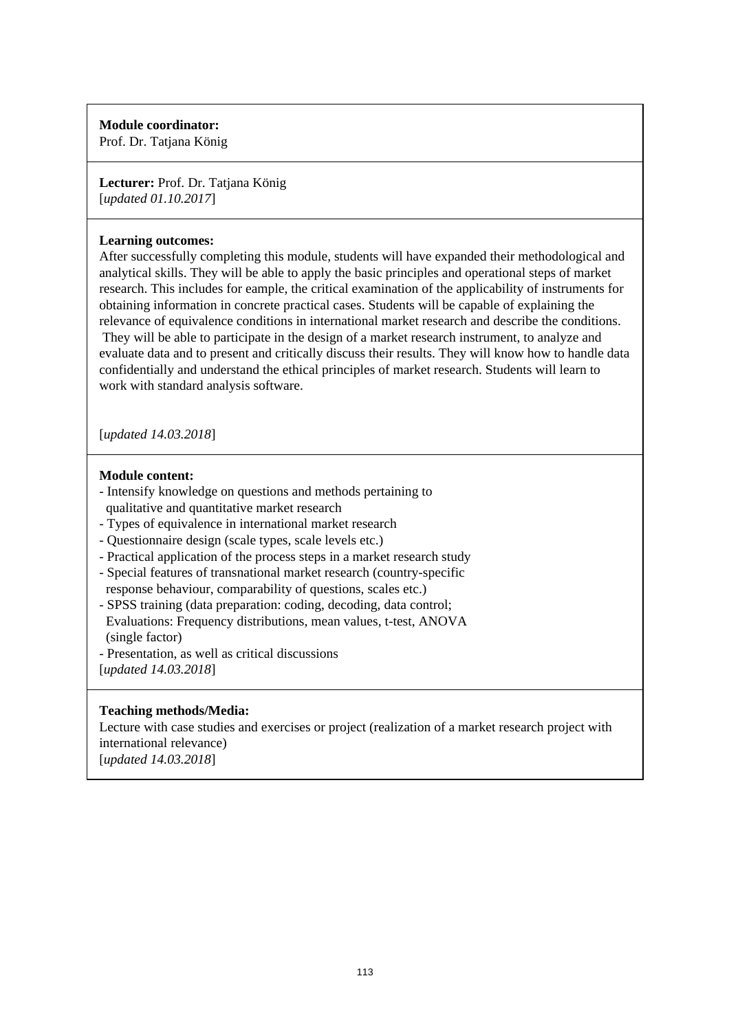**Module coordinator:**
Prof. Dr. Tatjana König

**Lecturer:** Prof. Dr. Tatjana König
[*updated 01.10.2017*]

**Learning outcomes:**
After successfully completing this module, students will have expanded their methodological and analytical skills. They will be able to apply the basic principles and operational steps of market research. This includes for eample, the critical examination of the applicability of instruments for obtaining information in concrete practical cases. Students will be capable of explaining the relevance of equivalence conditions in international market research and describe the conditions. They will be able to participate in the design of a market research instrument, to analyze and evaluate data and to present and critically discuss their results. They will know how to handle data confidentially and understand the ethical principles of market research. Students will learn to work with standard analysis software.

[*updated 14.03.2018*]

**Module content:**
- Intensify knowledge on questions and methods pertaining to qualitative and quantitative market research
- Types of equivalence in international market research
- Questionnaire design (scale types, scale levels etc.)
- Practical application of the process steps in a market research study
- Special features of transnational market research (country-specific response behaviour, comparability of questions, scales etc.)
- SPSS training (data preparation: coding, decoding, data control; Evaluations: Frequency distributions, mean values, t-test, ANOVA (single factor)
- Presentation, as well as critical discussions

[*updated 14.03.2018*]

**Teaching methods/Media:**
Lecture with case studies and exercises or project (realization of a market research project with international relevance)
[*updated 14.03.2018*]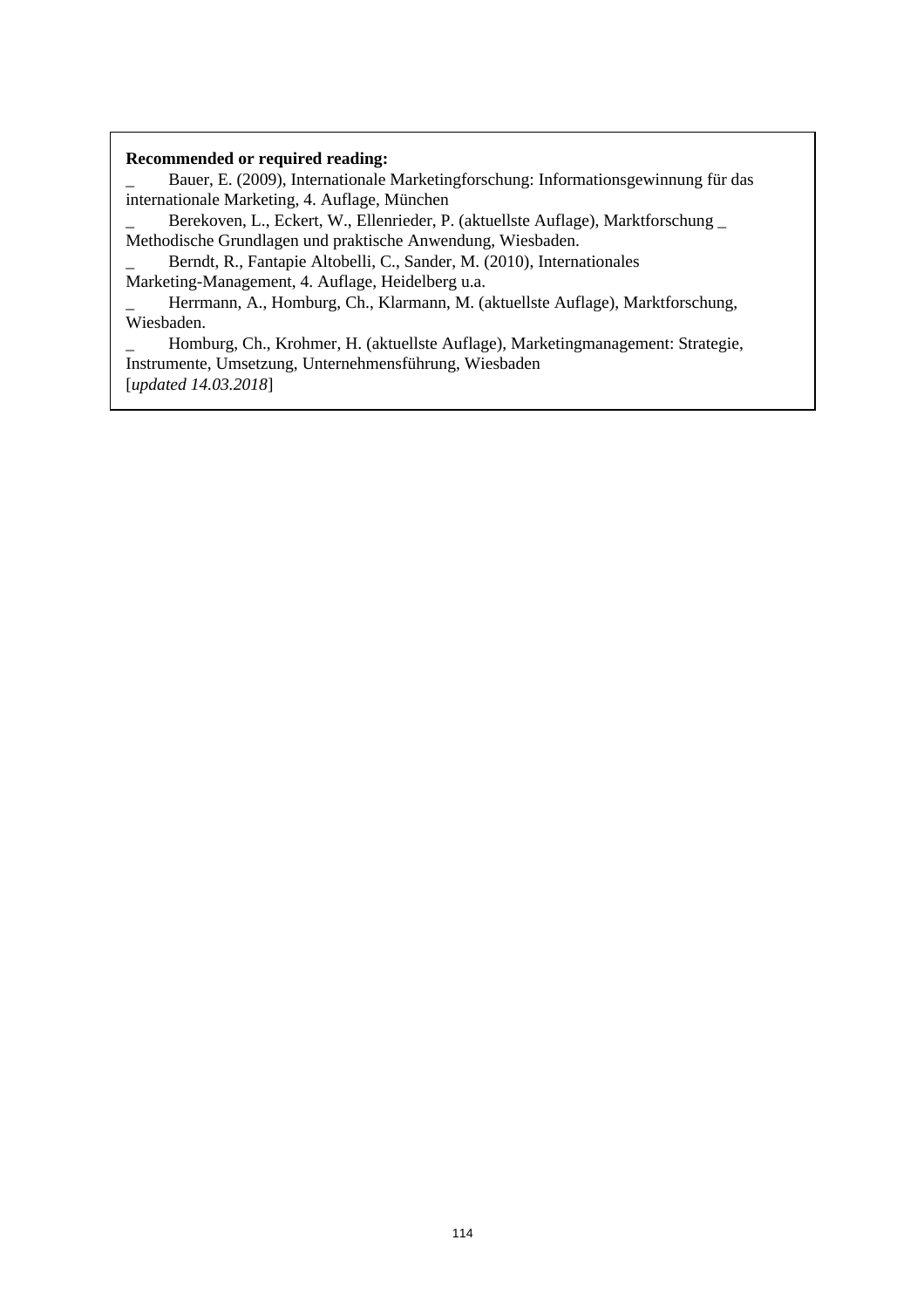**Recommended or required reading:**

_ Bauer, E. (2009), Internationale Marketingforschung: Informationsgewinnung für das internationale Marketing, 4. Auflage, München

_ Berekoven, L., Eckert, W., Ellenrieder, P. (aktuellste Auflage), Marktforschung _ Methodische Grundlagen und praktische Anwendung, Wiesbaden.

_ Berndt, R., Fantapie Altobelli, C., Sander, M. (2010), Internationales Marketing-Management, 4. Auflage, Heidelberg u.a.

_ Herrmann, A., Homburg, Ch., Klarmann, M. (aktuellste Auflage), Marktforschung, Wiesbaden.

_ Homburg, Ch., Krohmer, H. (aktuellste Auflage), Marketingmanagement: Strategie, Instrumente, Umsetzung, Unternehmensführung, Wiesbaden

[*updated 14.03.2018*]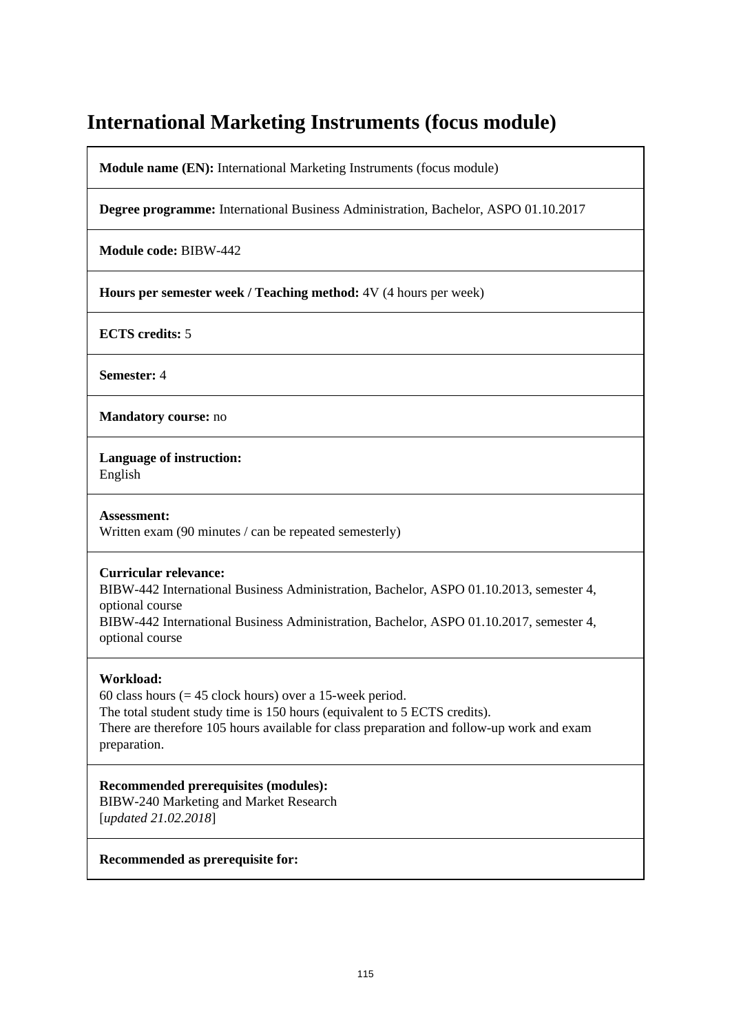# International Marketing Instruments (focus module)

**Module name (EN):** International Marketing Instruments (focus module)

**Degree programme:** International Business Administration, Bachelor, ASPO 01.10.2017

**Module code:** BIBW-442

**Hours per semester week / Teaching method:** 4V (4 hours per week)

**ECTS credits:** 5

**Semester:** 4

**Mandatory course:** no

**Language of instruction:**
English

**Assessment:**
Written exam (90 minutes / can be repeated semesterly)

**Curricular relevance:**
BIBW-442 International Business Administration, Bachelor, ASPO 01.10.2013, semester 4, optional course
BIBW-442 International Business Administration, Bachelor, ASPO 01.10.2017, semester 4, optional course

**Workload:**
60 class hours (= 45 clock hours) over a 15-week period.
The total student study time is 150 hours (equivalent to 5 ECTS credits).
There are therefore 105 hours available for class preparation and follow-up work and exam preparation.

**Recommended prerequisites (modules):**
BIBW-240 Marketing and Market Research
[*updated 21.02.2018*]

**Recommended as prerequisite for:**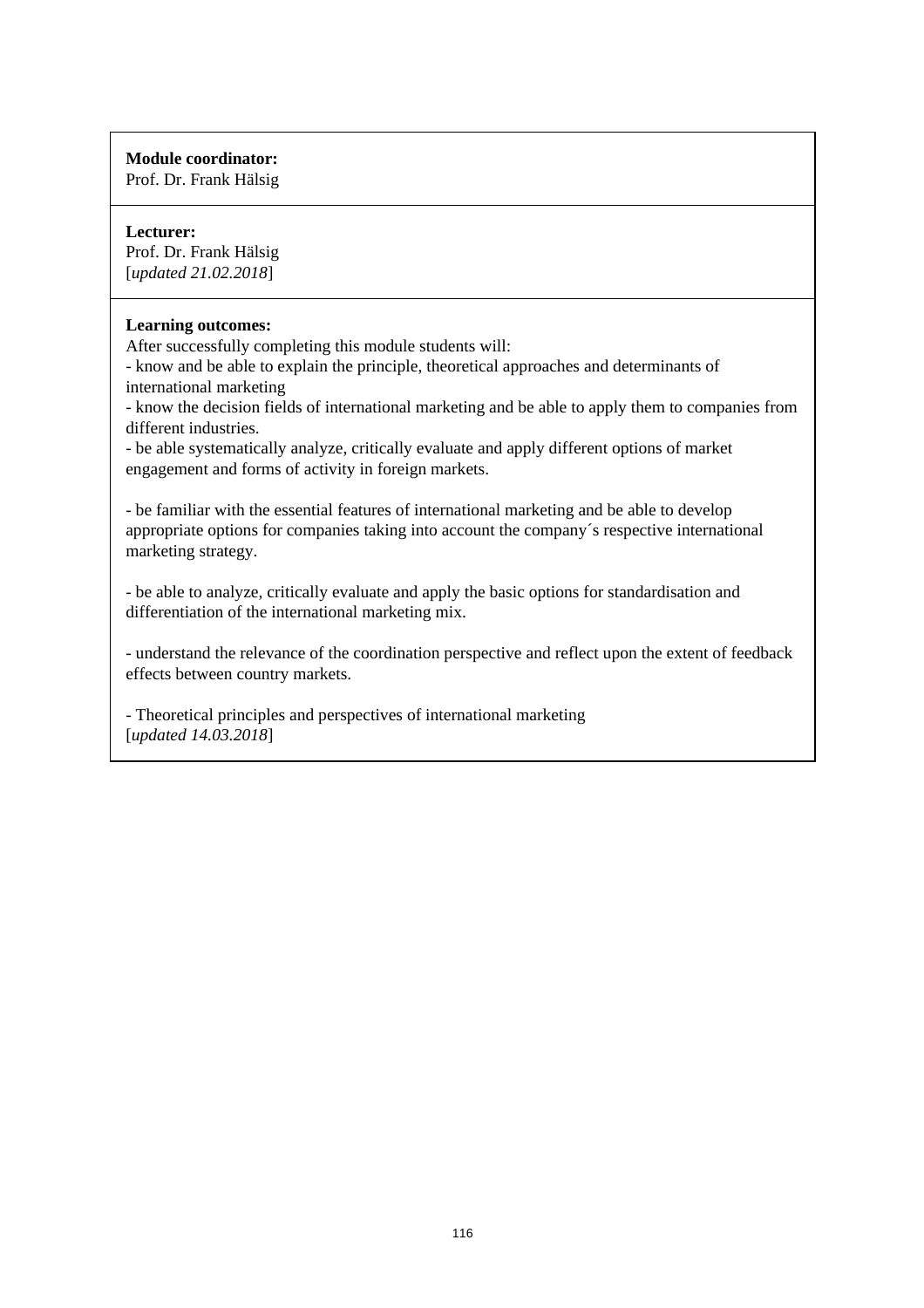**Module coordinator:**
Prof. Dr. Frank Hälsig

**Lecturer:**
Prof. Dr. Frank Hälsig
[*updated 21.02.2018*]

**Learning outcomes:**
After successfully completing this module students will:
- know and be able to explain the principle, theoretical approaches and determinants of international marketing
- know the decision fields of international marketing and be able to apply them to companies from different industries.
- be able systematically analyze, critically evaluate and apply different options of market engagement and forms of activity in foreign markets.

- be familiar with the essential features of international marketing and be able to develop appropriate options for companies taking into account the company´s respective international marketing strategy.

- be able to analyze, critically evaluate and apply the basic options for standardisation and differentiation of the international marketing mix.

- understand the relevance of the coordination perspective and reflect upon the extent of feedback effects between country markets.

- Theoretical principles and perspectives of international marketing
[*updated 14.03.2018*]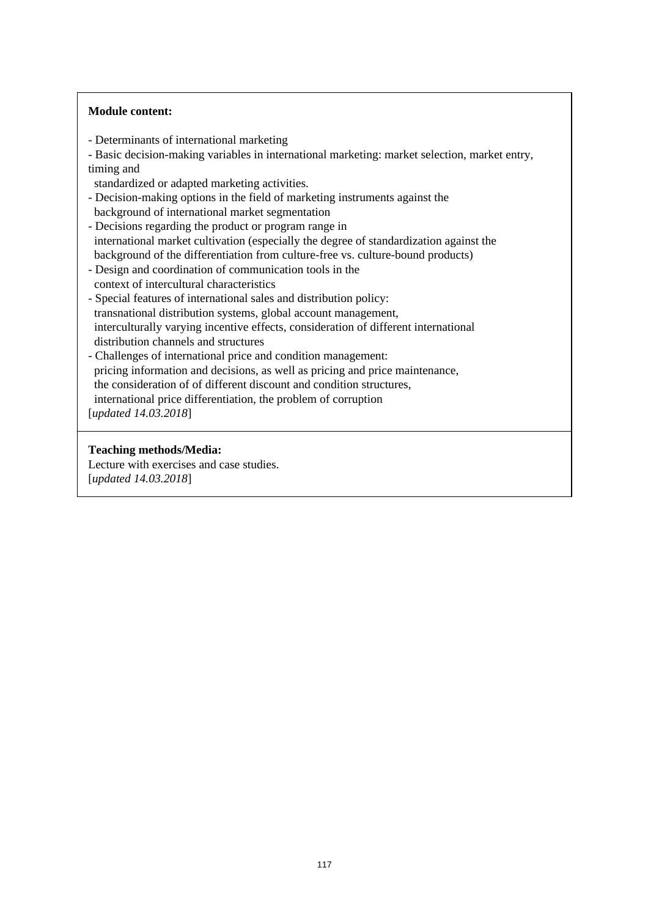**Module content:**

- Determinants of international marketing
- Basic decision-making variables in international marketing: market selection, market entry, timing and
  standardized or adapted marketing activities.
- Decision-making options in the field of marketing instruments against the
  background of international market segmentation
- Decisions regarding the product or program range in
  international market cultivation (especially the degree of standardization against the
  background of the differentiation from culture-free vs. culture-bound products)
- Design and coordination of communication tools in the
  context of intercultural characteristics
- Special features of international sales and distribution policy:
  transnational distribution systems, global account management,
  interculturally varying incentive effects, consideration of different international
  distribution channels and structures
- Challenges of international price and condition management:
  pricing information and decisions, as well as pricing and price maintenance,
  the consideration of of different discount and condition structures,
  international price differentiation, the problem of corruption

[*updated 14.03.2018*]

**Teaching methods/Media:**

Lecture with exercises and case studies.

[*updated 14.03.2018*]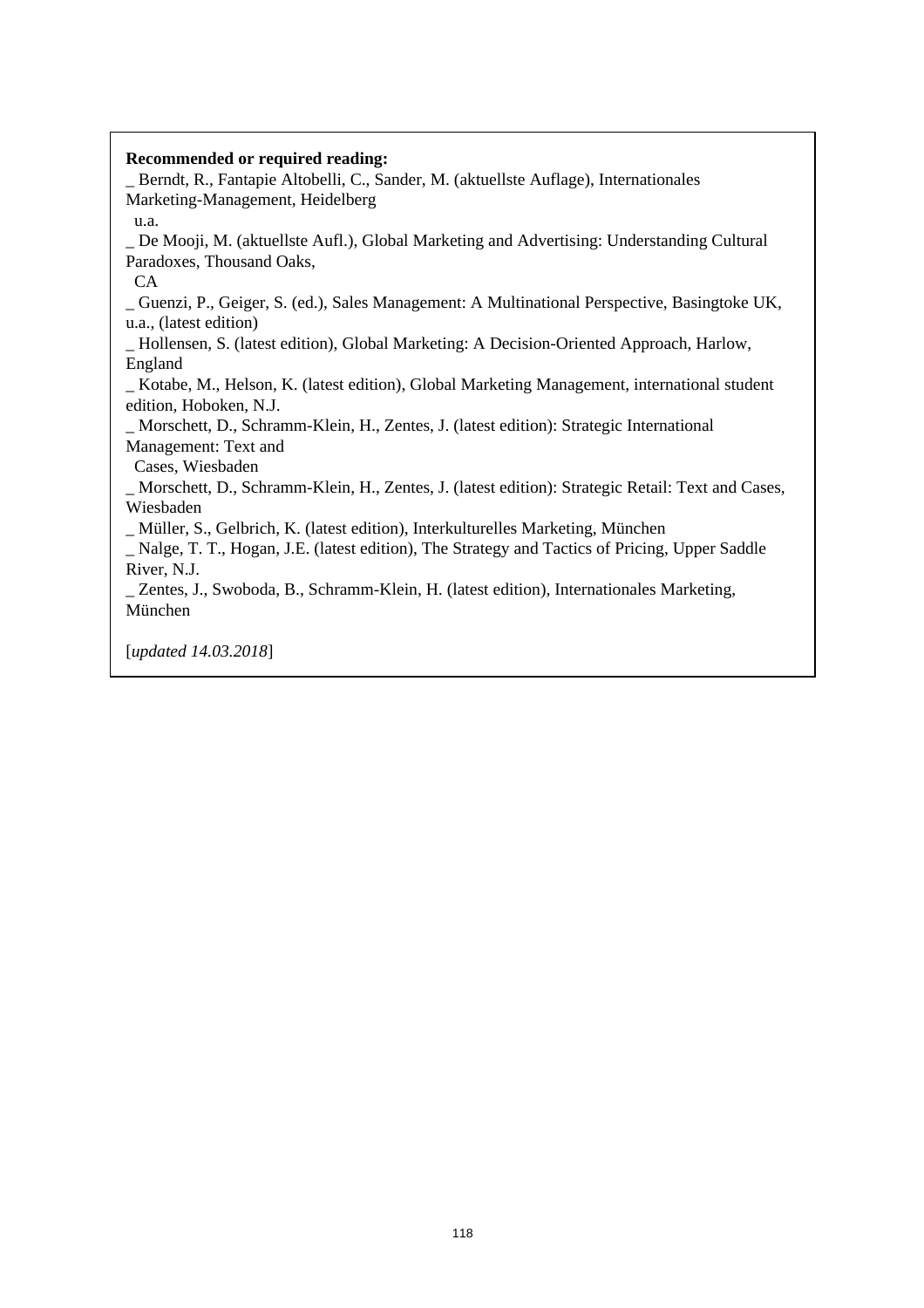**Recommended or required reading:**

_ Berndt, R., Fantapie Altobelli, C., Sander, M. (aktuellste Auflage), Internationales Marketing-Management, Heidelberg u.a.

_ De Mooji, M. (aktuellste Aufl.), Global Marketing and Advertising: Understanding Cultural Paradoxes, Thousand Oaks, CA

_ Guenzi, P., Geiger, S. (ed.), Sales Management: A Multinational Perspective, Basingtoke UK, u.a., (latest edition)

_ Hollensen, S. (latest edition), Global Marketing: A Decision-Oriented Approach, Harlow, England

_ Kotabe, M., Helson, K. (latest edition), Global Marketing Management, international student edition, Hoboken, N.J.

_ Morschett, D., Schramm-Klein, H., Zentes, J. (latest edition): Strategic International Management: Text and Cases, Wiesbaden

_ Morschett, D., Schramm-Klein, H., Zentes, J. (latest edition): Strategic Retail: Text and Cases, Wiesbaden

_ Müller, S., Gelbrich, K. (latest edition), Interkulturelles Marketing, München

_ Nalge, T. T., Hogan, J.E. (latest edition), The Strategy and Tactics of Pricing, Upper Saddle River, N.J.

_ Zentes, J., Swoboda, B., Schramm-Klein, H. (latest edition), Internationales Marketing, München

[*updated 14.03.2018*]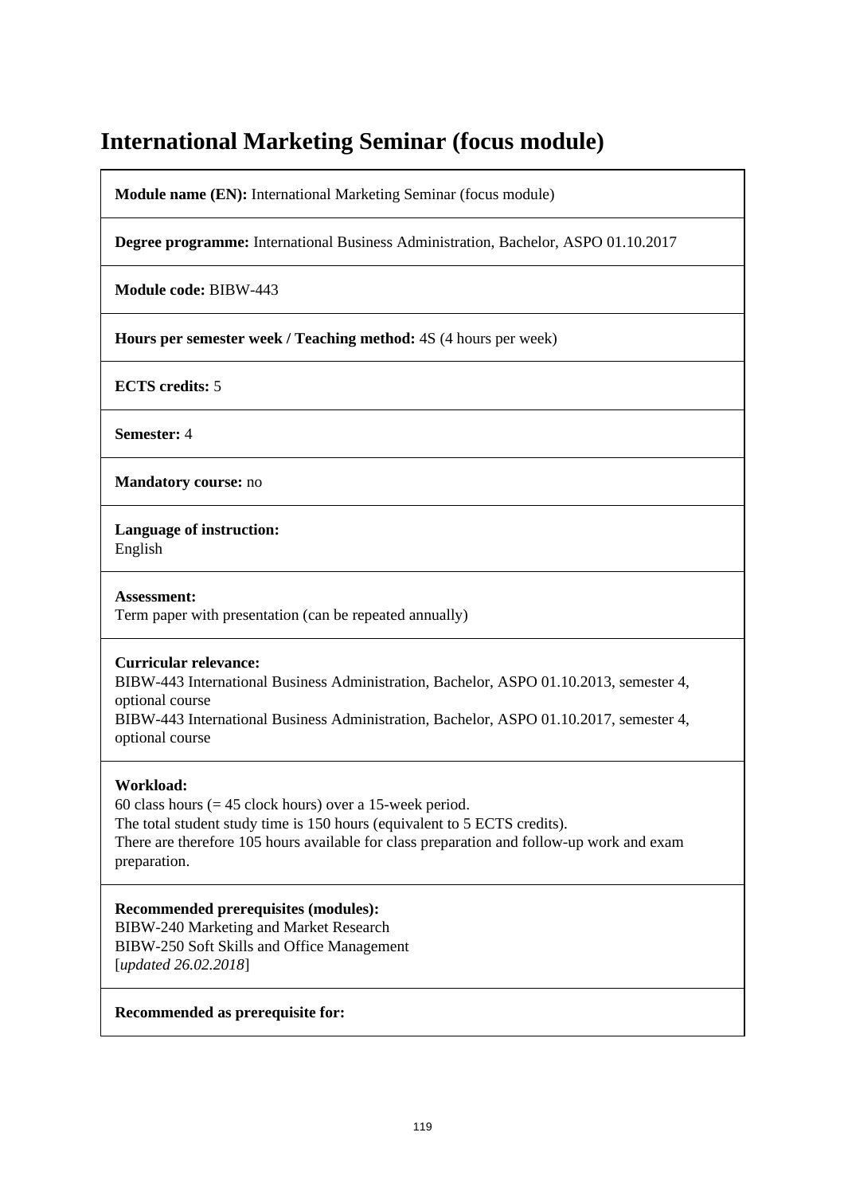# International Marketing Seminar (focus module)

**Module name (EN):** International Marketing Seminar (focus module)

**Degree programme:** International Business Administration, Bachelor, ASPO 01.10.2017

**Module code:** BIBW-443

**Hours per semester week / Teaching method:** 4S (4 hours per week)

**ECTS credits:** 5

**Semester:** 4

**Mandatory course:** no

**Language of instruction:**
English

**Assessment:**
Term paper with presentation (can be repeated annually)

**Curricular relevance:**
BIBW-443 International Business Administration, Bachelor, ASPO 01.10.2013, semester 4, optional course
BIBW-443 International Business Administration, Bachelor, ASPO 01.10.2017, semester 4, optional course

**Workload:**
60 class hours (= 45 clock hours) over a 15-week period.
The total student study time is 150 hours (equivalent to 5 ECTS credits).
There are therefore 105 hours available for class preparation and follow-up work and exam preparation.

**Recommended prerequisites (modules):**
BIBW-240 Marketing and Market Research
BIBW-250 Soft Skills and Office Management
[*updated 26.02.2018*]

**Recommended as prerequisite for:**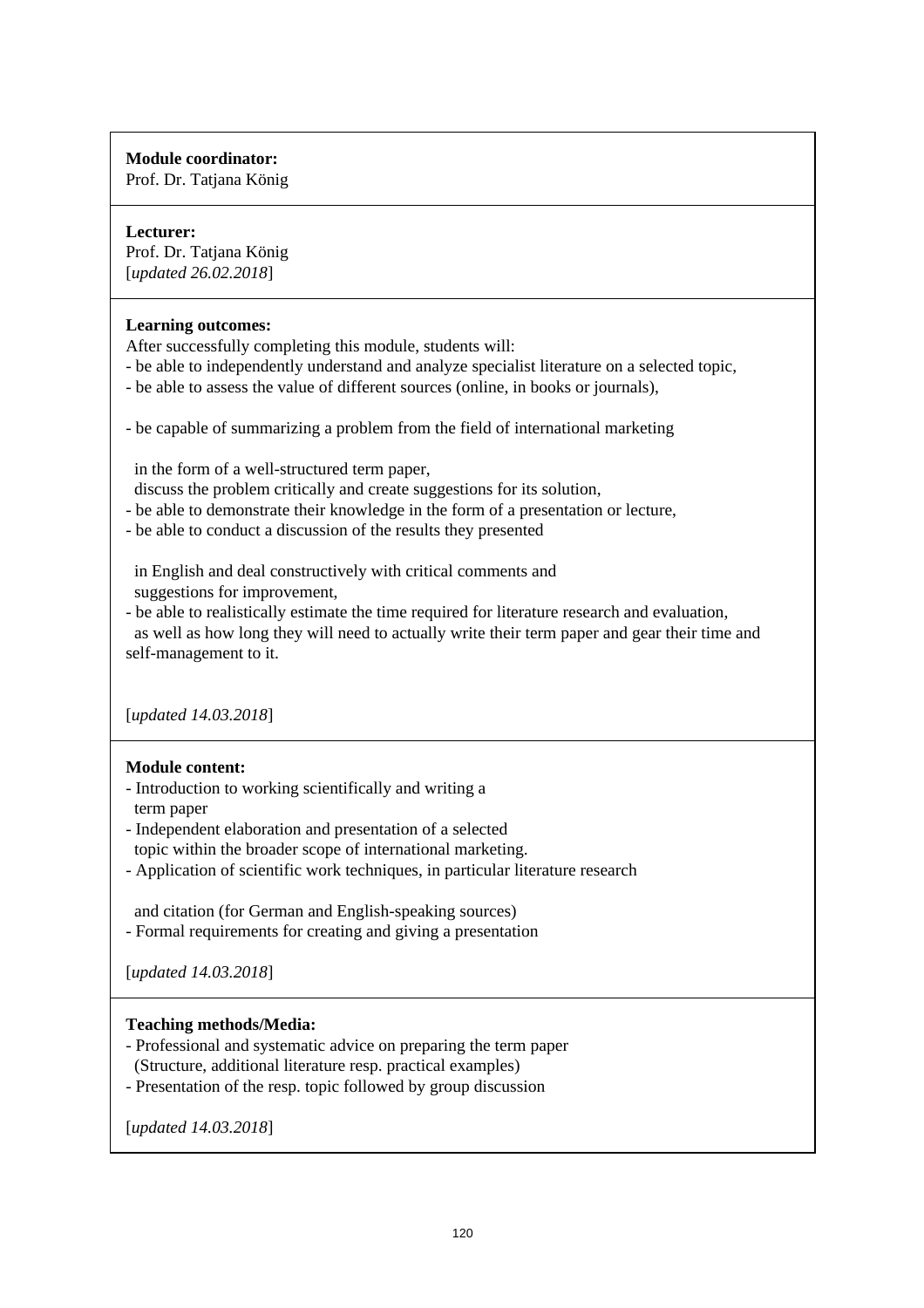**Module coordinator:**
Prof. Dr. Tatjana König

**Lecturer:**
Prof. Dr. Tatjana König
[*updated 26.02.2018*]

**Learning outcomes:**
After successfully completing this module, students will:
- be able to independently understand and analyze specialist literature on a selected topic,
- be able to assess the value of different sources (online, in books or journals),

- be capable of summarizing a problem from the field of international marketing

  in the form of a well-structured term paper,
  discuss the problem critically and create suggestions for its solution,
- be able to demonstrate their knowledge in the form of a presentation or lecture,
- be able to conduct a discussion of the results they presented

  in English and deal constructively with critical comments and
  suggestions for improvement,
- be able to realistically estimate the time required for literature research and evaluation,
  as well as how long they will need to actually write their term paper and gear their time and self-management to it.

[*updated 14.03.2018*]

**Module content:**
- Introduction to working scientifically and writing a
  term paper
- Independent elaboration and presentation of a selected
  topic within the broader scope of international marketing.
- Application of scientific work techniques, in particular literature research

  and citation (for German and English-speaking sources)
- Formal requirements for creating and giving a presentation

[*updated 14.03.2018*]

**Teaching methods/Media:**
- Professional and systematic advice on preparing the term paper
  (Structure, additional literature resp. practical examples)
- Presentation of the resp. topic followed by group discussion

[*updated 14.03.2018*]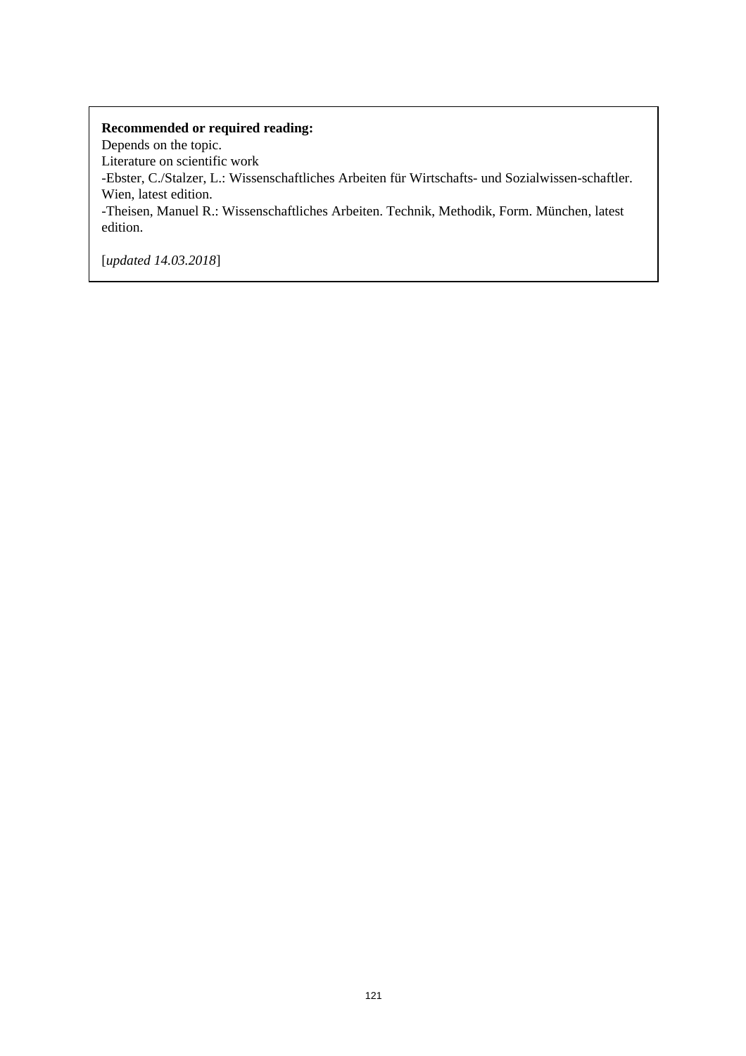**Recommended or required reading:**
Depends on the topic.
Literature on scientific work
-Ebster, C./Stalzer, L.: Wissenschaftliches Arbeiten für Wirtschafts- und Sozialwissen-schaftler. Wien, latest edition.
-Theisen, Manuel R.: Wissenschaftliches Arbeiten. Technik, Methodik, Form. München, latest edition.

[*updated 14.03.2018*]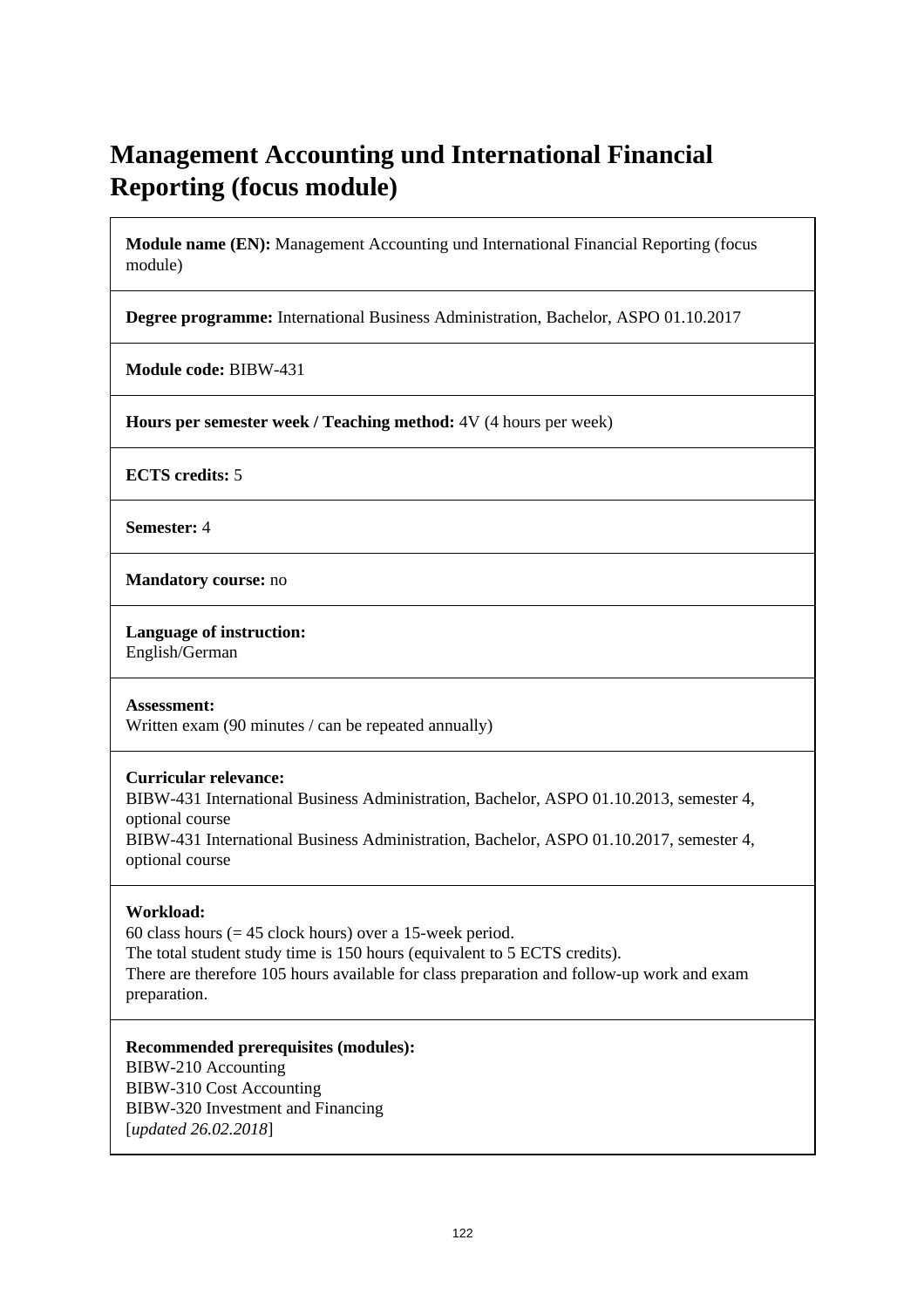# Management Accounting und International Financial Reporting (focus module)

**Module name (EN):** Management Accounting und International Financial Reporting (focus module)

**Degree programme:** International Business Administration, Bachelor, ASPO 01.10.2017

**Module code:** BIBW-431

**Hours per semester week / Teaching method:** 4V (4 hours per week)

**ECTS credits:** 5

**Semester:** 4

**Mandatory course:** no

**Language of instruction:**
English/German

**Assessment:**
Written exam (90 minutes / can be repeated annually)

**Curricular relevance:**
BIBW-431 International Business Administration, Bachelor, ASPO 01.10.2013, semester 4, optional course
BIBW-431 International Business Administration, Bachelor, ASPO 01.10.2017, semester 4, optional course

**Workload:**
60 class hours (= 45 clock hours) over a 15-week period.
The total student study time is 150 hours (equivalent to 5 ECTS credits).
There are therefore 105 hours available for class preparation and follow-up work and exam preparation.

**Recommended prerequisites (modules):**
BIBW-210 Accounting
BIBW-310 Cost Accounting
BIBW-320 Investment and Financing
[*updated 26.02.2018*]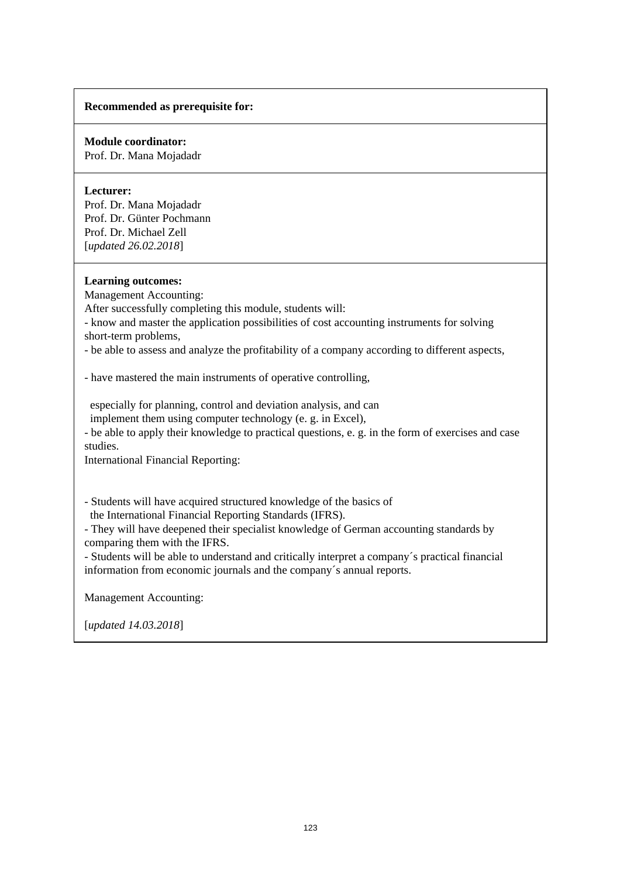**Recommended as prerequisite for:**

**Module coordinator:**
Prof. Dr. Mana Mojadadr

**Lecturer:**
Prof. Dr. Mana Mojadadr
Prof. Dr. Günter Pochmann
Prof. Dr. Michael Zell
[*updated 26.02.2018*]

**Learning outcomes:**
Management Accounting:
After successfully completing this module, students will:
- know and master the application possibilities of cost accounting instruments for solving short-term problems,
- be able to assess and analyze the profitability of a company according to different aspects,

- have mastered the main instruments of operative controlling,

  especially for planning, control and deviation analysis, and can
  implement them using computer technology (e. g. in Excel),
- be able to apply their knowledge to practical questions, e. g. in the form of exercises and case studies.

International Financial Reporting:

- Students will have acquired structured knowledge of the basics of
  the International Financial Reporting Standards (IFRS).
- They will have deepened their specialist knowledge of German accounting standards by comparing them with the IFRS.
- Students will be able to understand and critically interpret a company´s practical financial information from economic journals and the company´s annual reports.

Management Accounting:

[*updated 14.03.2018*]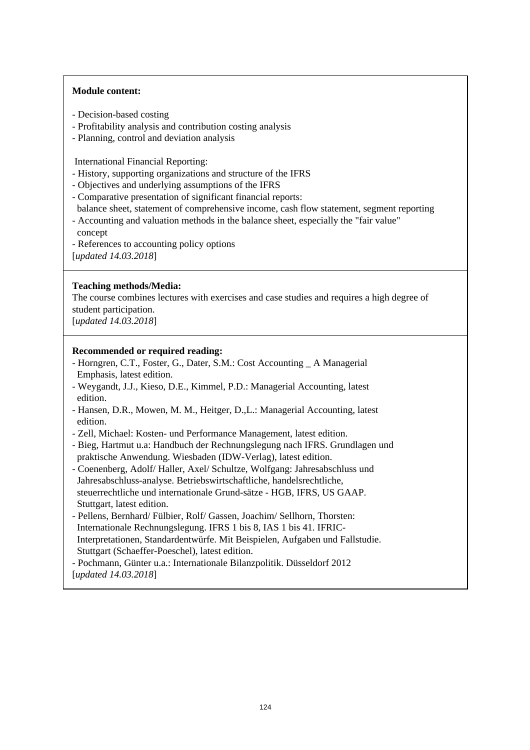**Module content:**

- Decision-based costing
- Profitability analysis and contribution costing analysis
- Planning, control and deviation analysis

International Financial Reporting:

- History, supporting organizations and structure of the IFRS
- Objectives and underlying assumptions of the IFRS
- Comparative presentation of significant financial reports: balance sheet, statement of comprehensive income, cash flow statement, segment reporting
- Accounting and valuation methods in the balance sheet, especially the "fair value" concept
- References to accounting policy options

[*updated 14.03.2018*]

**Teaching methods/Media:**

The course combines lectures with exercises and case studies and requires a high degree of student participation.

[*updated 14.03.2018*]

**Recommended or required reading:**

- Horngren, C.T., Foster, G., Dater, S.M.: Cost Accounting _ A Managerial Emphasis, latest edition.
- Weygandt, J.J., Kieso, D.E., Kimmel, P.D.: Managerial Accounting, latest edition.
- Hansen, D.R., Mowen, M. M., Heitger, D.,L.: Managerial Accounting, latest edition.
- Zell, Michael: Kosten- und Performance Management, latest edition.
- Bieg, Hartmut u.a: Handbuch der Rechnungslegung nach IFRS. Grundlagen und praktische Anwendung. Wiesbaden (IDW-Verlag), latest edition.
- Coenenberg, Adolf/ Haller, Axel/ Schultze, Wolfgang: Jahresabschluss und Jahresabschluss-analyse. Betriebswirtschaftliche, handelsrechtliche, steuerrechtliche und internationale Grund-sätze - HGB, IFRS, US GAAP. Stuttgart, latest edition.
- Pellens, Bernhard/ Fülbier, Rolf/ Gassen, Joachim/ Sellhorn, Thorsten: Internationale Rechnungslegung. IFRS 1 bis 8, IAS 1 bis 41. IFRIC-Interpretationen, Standardentwürfe. Mit Beispielen, Aufgaben und Fallstudie. Stuttgart (Schaeffer-Poeschel), latest edition.
- Pochmann, Günter u.a.: Internationale Bilanzpolitik. Düsseldorf 2012

[*updated 14.03.2018*]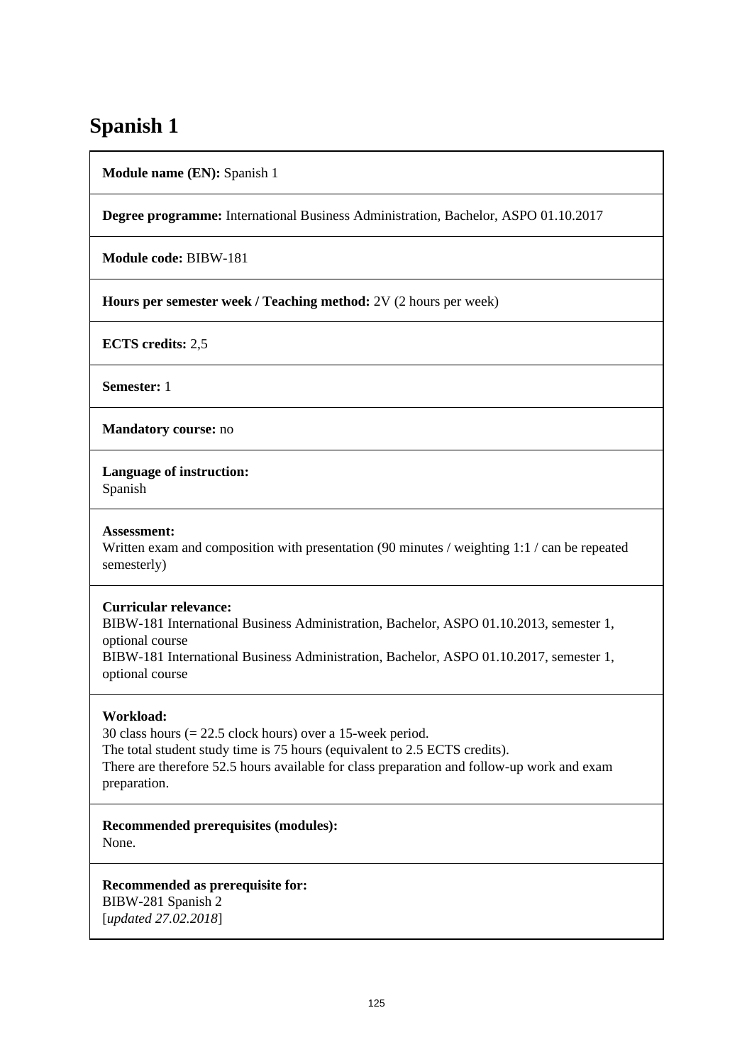# Spanish 1

**Module name (EN):** Spanish 1

**Degree programme:** International Business Administration, Bachelor, ASPO 01.10.2017

**Module code:** BIBW-181

**Hours per semester week / Teaching method:** 2V (2 hours per week)

**ECTS credits:** 2,5

**Semester:** 1

**Mandatory course:** no

**Language of instruction:**
Spanish

**Assessment:**
Written exam and composition with presentation (90 minutes / weighting 1:1 / can be repeated semesterly)

**Curricular relevance:**
BIBW-181 International Business Administration, Bachelor, ASPO 01.10.2013, semester 1, optional course
BIBW-181 International Business Administration, Bachelor, ASPO 01.10.2017, semester 1, optional course

**Workload:**
30 class hours (= 22.5 clock hours) over a 15-week period.
The total student study time is 75 hours (equivalent to 2.5 ECTS credits).
There are therefore 52.5 hours available for class preparation and follow-up work and exam preparation.

**Recommended prerequisites (modules):**
None.

**Recommended as prerequisite for:**
BIBW-281 Spanish 2
[*updated 27.02.2018*]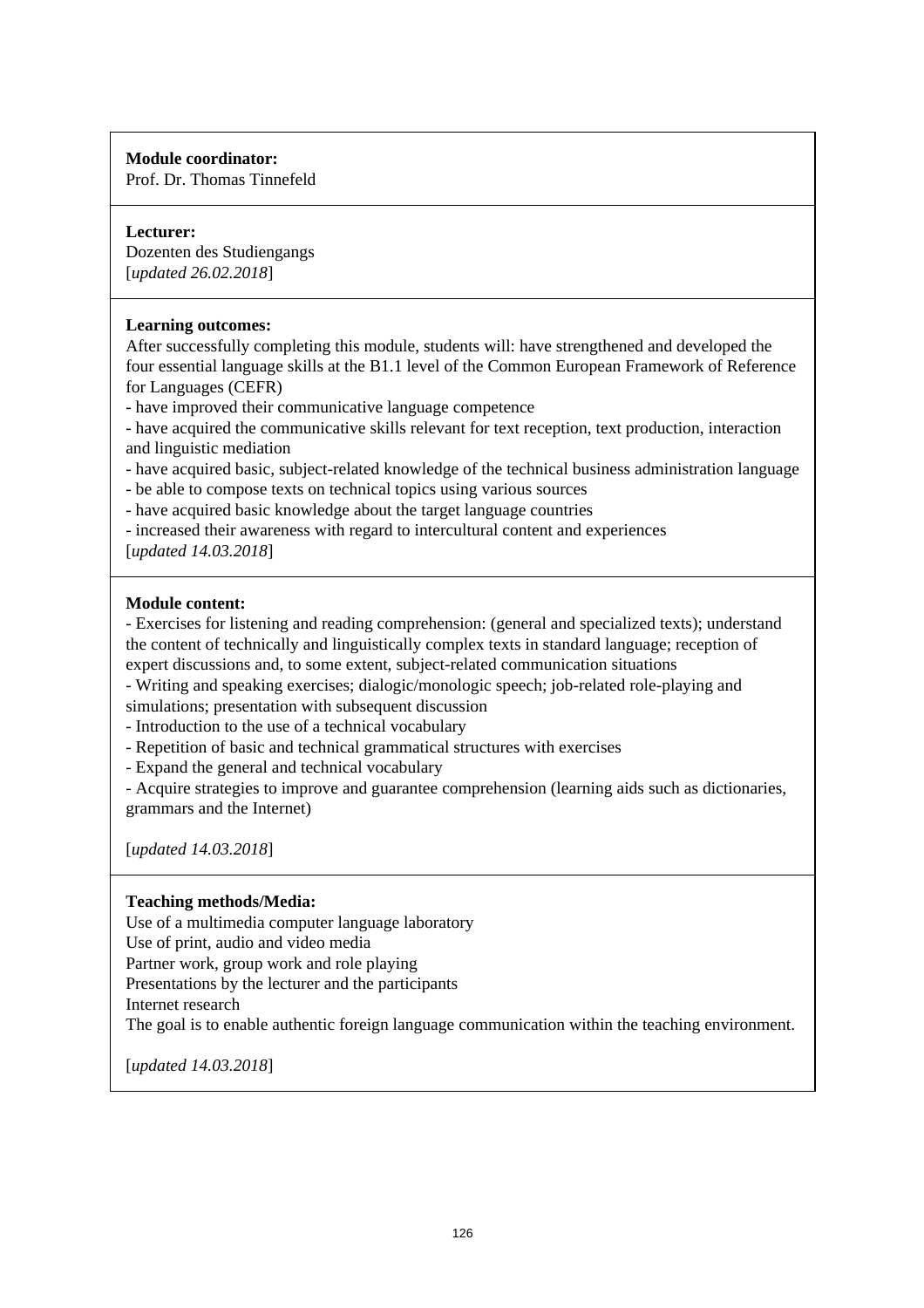**Module coordinator:**
Prof. Dr. Thomas Tinnefeld

**Lecturer:**
Dozenten des Studiengangs
[*updated 26.02.2018*]

**Learning outcomes:**
After successfully completing this module, students will: have strengthened and developed the four essential language skills at the B1.1 level of the Common European Framework of Reference for Languages (CEFR)
- have improved their communicative language competence
- have acquired the communicative skills relevant for text reception, text production, interaction and linguistic mediation
- have acquired basic, subject-related knowledge of the technical business administration language
- be able to compose texts on technical topics using various sources
- have acquired basic knowledge about the target language countries
- increased their awareness with regard to intercultural content and experiences

[*updated 14.03.2018*]

**Module content:**
- Exercises for listening and reading comprehension: (general and specialized texts); understand the content of technically and linguistically complex texts in standard language; reception of expert discussions and, to some extent, subject-related communication situations
- Writing and speaking exercises; dialogic/monologic speech; job-related role-playing and simulations; presentation with subsequent discussion
- Introduction to the use of a technical vocabulary
- Repetition of basic and technical grammatical structures with exercises
- Expand the general and technical vocabulary
- Acquire strategies to improve and guarantee comprehension (learning aids such as dictionaries, grammars and the Internet)

[*updated 14.03.2018*]

**Teaching methods/Media:**
Use of a multimedia computer language laboratory
Use of print, audio and video media
Partner work, group work and role playing
Presentations by the lecturer and the participants
Internet research
The goal is to enable authentic foreign language communication within the teaching environment.

[*updated 14.03.2018*]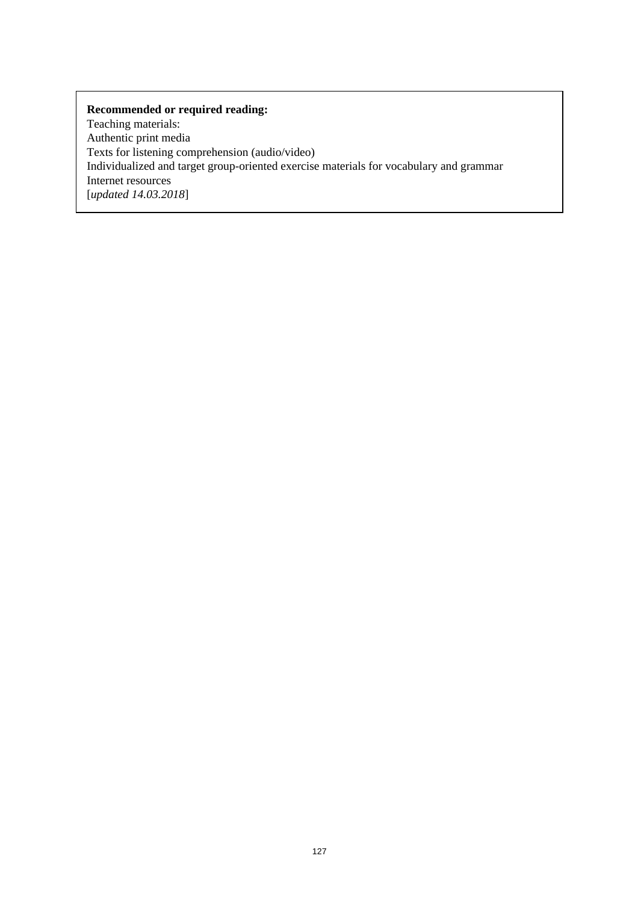**Recommended or required reading:**
Teaching materials:
Authentic print media
Texts for listening comprehension (audio/video)
Individualized and target group-oriented exercise materials for vocabulary and grammar
Internet resources
[*updated 14.03.2018*]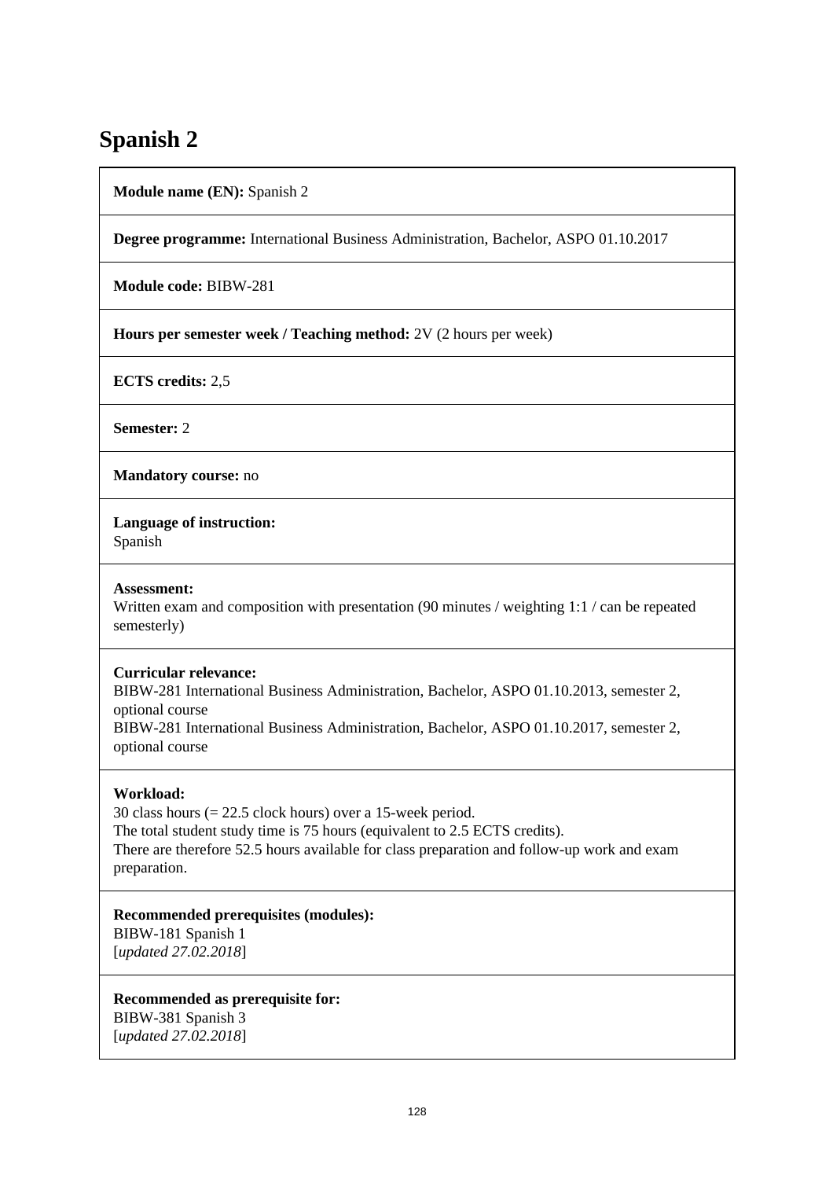# Spanish 2

**Module name (EN):** Spanish 2

**Degree programme:** International Business Administration, Bachelor, ASPO 01.10.2017

**Module code:** BIBW-281

**Hours per semester week / Teaching method:** 2V (2 hours per week)

**ECTS credits:** 2,5

**Semester:** 2

**Mandatory course:** no

**Language of instruction:**
Spanish

**Assessment:**
Written exam and composition with presentation (90 minutes / weighting 1:1 / can be repeated semesterly)

**Curricular relevance:**
BIBW-281 International Business Administration, Bachelor, ASPO 01.10.2013, semester 2, optional course
BIBW-281 International Business Administration, Bachelor, ASPO 01.10.2017, semester 2, optional course

**Workload:**
30 class hours (= 22.5 clock hours) over a 15-week period.
The total student study time is 75 hours (equivalent to 2.5 ECTS credits).
There are therefore 52.5 hours available for class preparation and follow-up work and exam preparation.

**Recommended prerequisites (modules):**
BIBW-181 Spanish 1
[*updated 27.02.2018*]

**Recommended as prerequisite for:**
BIBW-381 Spanish 3
[*updated 27.02.2018*]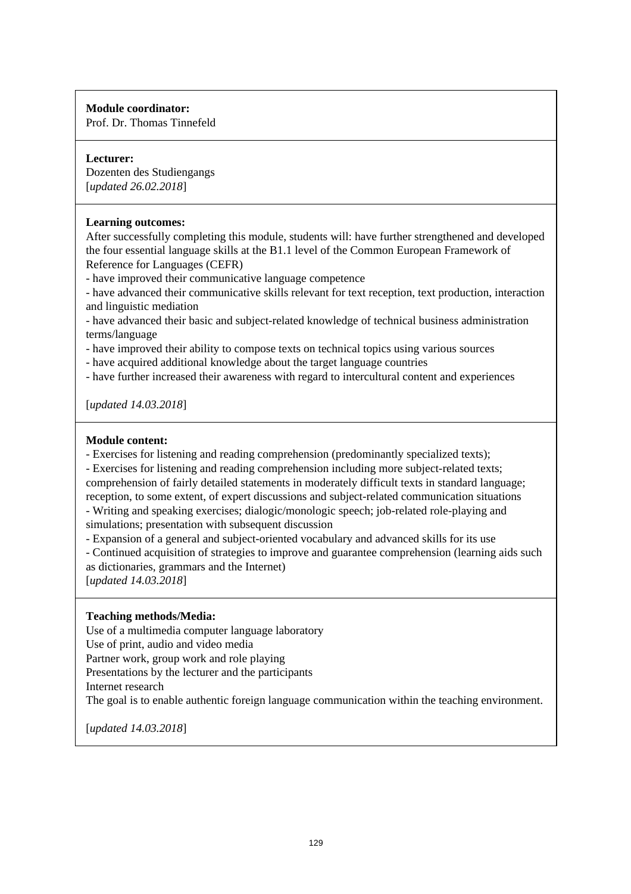**Module coordinator:**
Prof. Dr. Thomas Tinnefeld

**Lecturer:**
Dozenten des Studiengangs
[*updated 26.02.2018*]

**Learning outcomes:**
After successfully completing this module, students will: have further strengthened and developed the four essential language skills at the B1.1 level of the Common European Framework of Reference for Languages (CEFR)
- have improved their communicative language competence
- have advanced their communicative skills relevant for text reception, text production, interaction and linguistic mediation
- have advanced their basic and subject-related knowledge of technical business administration terms/language
- have improved their ability to compose texts on technical topics using various sources
- have acquired additional knowledge about the target language countries
- have further increased their awareness with regard to intercultural content and experiences

[*updated 14.03.2018*]

**Module content:**
- Exercises for listening and reading comprehension (predominantly specialized texts);
- Exercises for listening and reading comprehension including more subject-related texts; comprehension of fairly detailed statements in moderately difficult texts in standard language; reception, to some extent, of expert discussions and subject-related communication situations
- Writing and speaking exercises; dialogic/monologic speech; job-related role-playing and simulations; presentation with subsequent discussion
- Expansion of a general and subject-oriented vocabulary and advanced skills for its use
- Continued acquisition of strategies to improve and guarantee comprehension (learning aids such as dictionaries, grammars and the Internet)

[*updated 14.03.2018*]

**Teaching methods/Media:**
Use of a multimedia computer language laboratory
Use of print, audio and video media
Partner work, group work and role playing
Presentations by the lecturer and the participants
Internet research
The goal is to enable authentic foreign language communication within the teaching environment.

[*updated 14.03.2018*]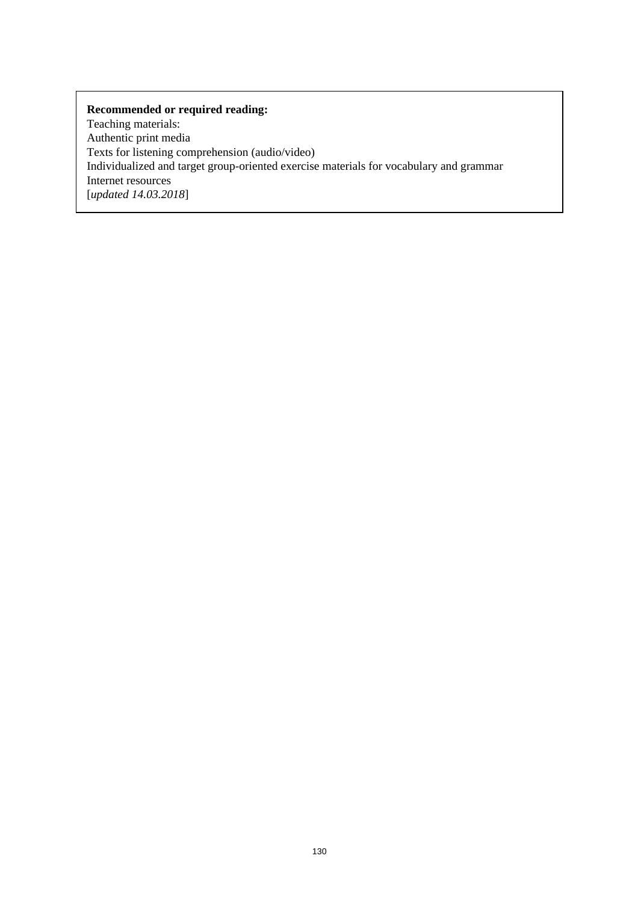**Recommended or required reading:**
Teaching materials:
Authentic print media
Texts for listening comprehension (audio/video)
Individualized and target group-oriented exercise materials for vocabulary and grammar
Internet resources
[*updated 14.03.2018*]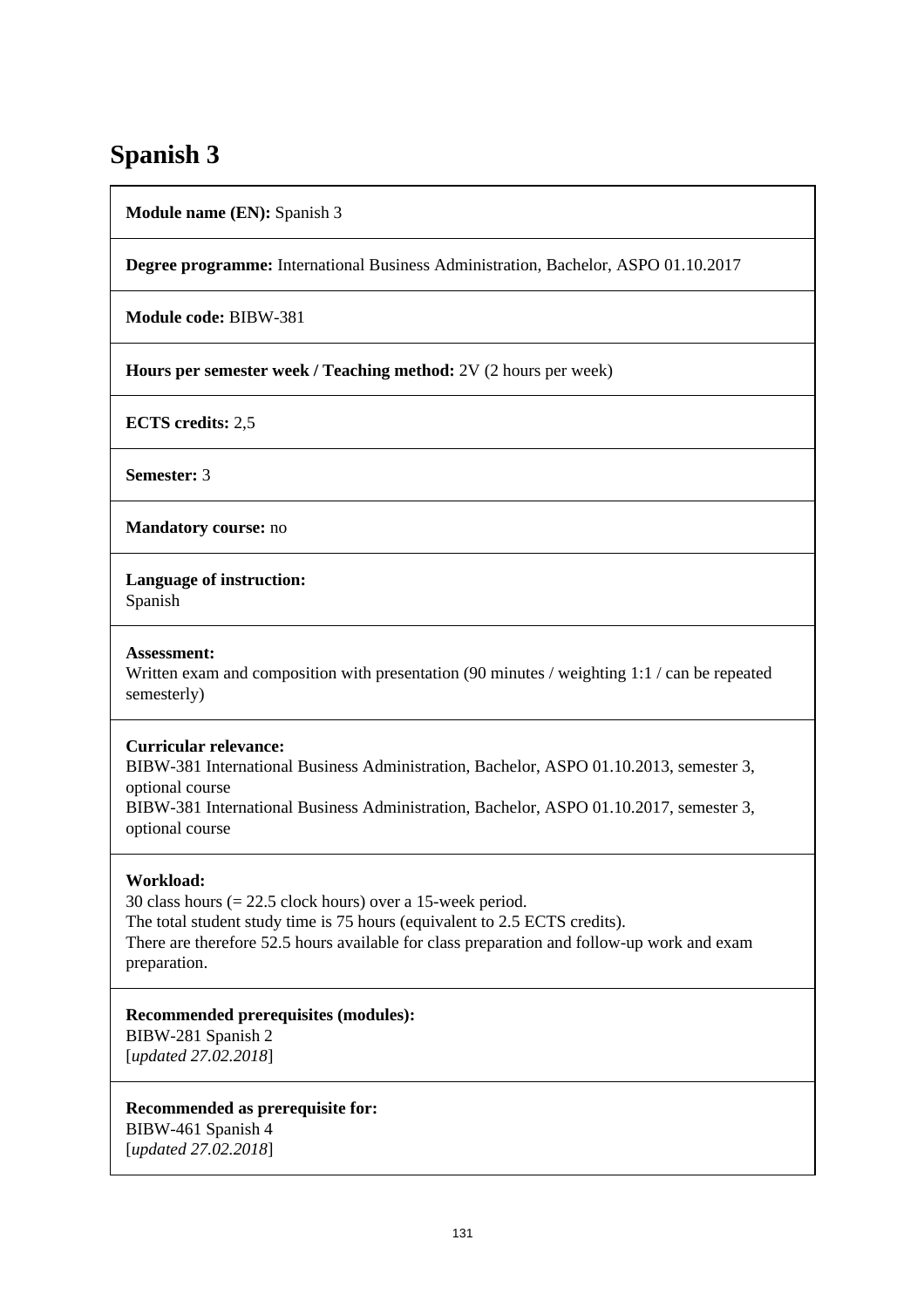# Spanish 3

**Module name (EN):** Spanish 3

**Degree programme:** International Business Administration, Bachelor, ASPO 01.10.2017

**Module code:** BIBW-381

**Hours per semester week / Teaching method:** 2V (2 hours per week)

**ECTS credits:** 2,5

**Semester:** 3

**Mandatory course:** no

**Language of instruction:**
Spanish

**Assessment:**
Written exam and composition with presentation (90 minutes / weighting 1:1 / can be repeated semesterly)

**Curricular relevance:**
BIBW-381 International Business Administration, Bachelor, ASPO 01.10.2013, semester 3, optional course
BIBW-381 International Business Administration, Bachelor, ASPO 01.10.2017, semester 3, optional course

**Workload:**
30 class hours (= 22.5 clock hours) over a 15-week period.
The total student study time is 75 hours (equivalent to 2.5 ECTS credits).
There are therefore 52.5 hours available for class preparation and follow-up work and exam preparation.

**Recommended prerequisites (modules):**
BIBW-281 Spanish 2
[*updated 27.02.2018*]

**Recommended as prerequisite for:**
BIBW-461 Spanish 4
[*updated 27.02.2018*]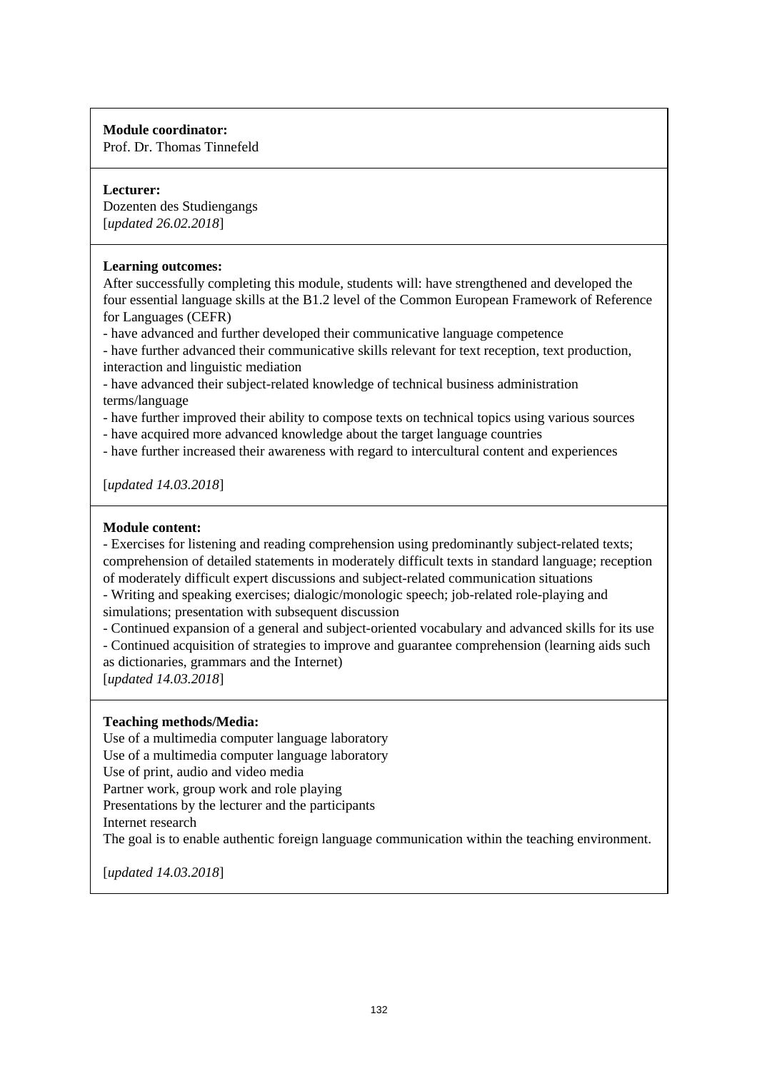**Module coordinator:**
Prof. Dr. Thomas Tinnefeld

**Lecturer:**
Dozenten des Studiengangs
[*updated 26.02.2018*]

**Learning outcomes:**
After successfully completing this module, students will: have strengthened and developed the four essential language skills at the B1.2 level of the Common European Framework of Reference for Languages (CEFR)
- have advanced and further developed their communicative language competence
- have further advanced their communicative skills relevant for text reception, text production, interaction and linguistic mediation
- have advanced their subject-related knowledge of technical business administration terms/language
- have further improved their ability to compose texts on technical topics using various sources
- have acquired more advanced knowledge about the target language countries
- have further increased their awareness with regard to intercultural content and experiences

[*updated 14.03.2018*]

**Module content:**
- Exercises for listening and reading comprehension using predominantly subject-related texts; comprehension of detailed statements in moderately difficult texts in standard language; reception of moderately difficult expert discussions and subject-related communication situations
- Writing and speaking exercises; dialogic/monologic speech; job-related role-playing and simulations; presentation with subsequent discussion
- Continued expansion of a general and subject-oriented vocabulary and advanced skills for its use
- Continued acquisition of strategies to improve and guarantee comprehension (learning aids such as dictionaries, grammars and the Internet)
[*updated 14.03.2018*]

**Teaching methods/Media:**
Use of a multimedia computer language laboratory
Use of a multimedia computer language laboratory
Use of print, audio and video media
Partner work, group work and role playing
Presentations by the lecturer and the participants
Internet research
The goal is to enable authentic foreign language communication within the teaching environment.

[*updated 14.03.2018*]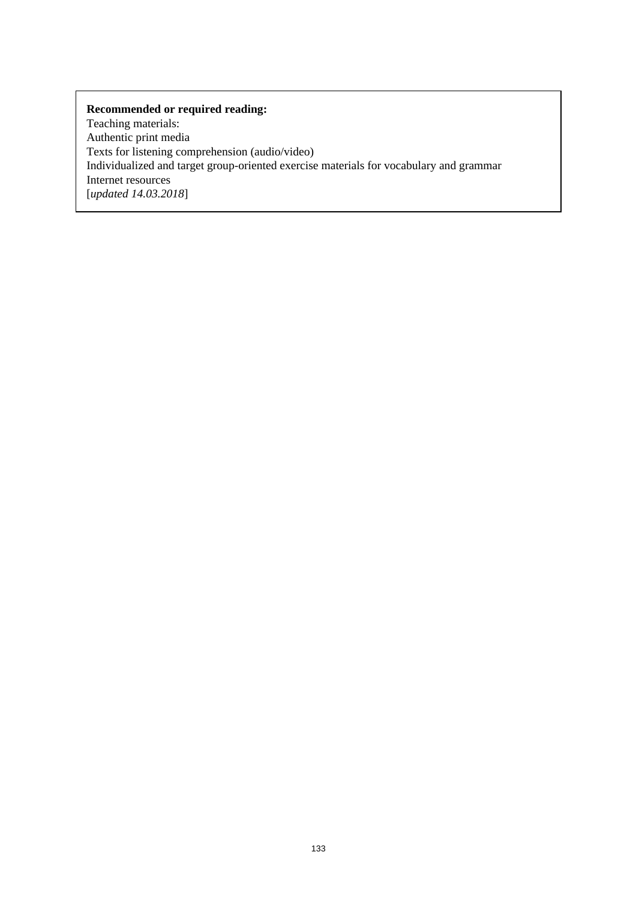**Recommended or required reading:**
Teaching materials:
Authentic print media
Texts for listening comprehension (audio/video)
Individualized and target group-oriented exercise materials for vocabulary and grammar
Internet resources
[*updated 14.03.2018*]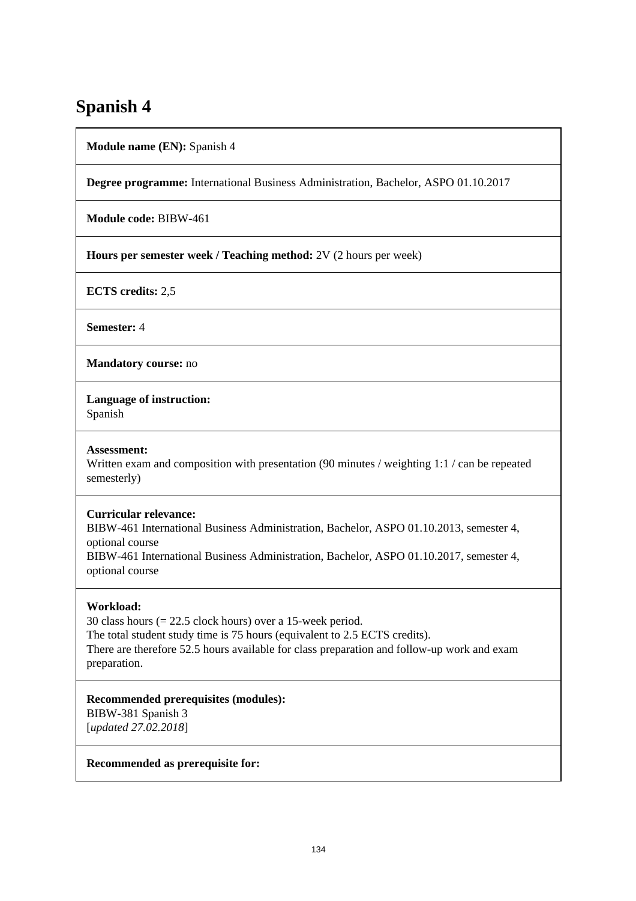# Spanish 4

**Module name (EN):** Spanish 4

**Degree programme:** International Business Administration, Bachelor, ASPO 01.10.2017

**Module code:** BIBW-461

**Hours per semester week / Teaching method:** 2V (2 hours per week)

**ECTS credits:** 2,5

**Semester:** 4

**Mandatory course:** no

**Language of instruction:**
Spanish

**Assessment:**
Written exam and composition with presentation (90 minutes / weighting 1:1 / can be repeated semesterly)

**Curricular relevance:**
BIBW-461 International Business Administration, Bachelor, ASPO 01.10.2013, semester 4, optional course
BIBW-461 International Business Administration, Bachelor, ASPO 01.10.2017, semester 4, optional course

**Workload:**
30 class hours (= 22.5 clock hours) over a 15-week period.
The total student study time is 75 hours (equivalent to 2.5 ECTS credits).
There are therefore 52.5 hours available for class preparation and follow-up work and exam preparation.

**Recommended prerequisites (modules):**
BIBW-381 Spanish 3
[*updated 27.02.2018*]

**Recommended as prerequisite for:**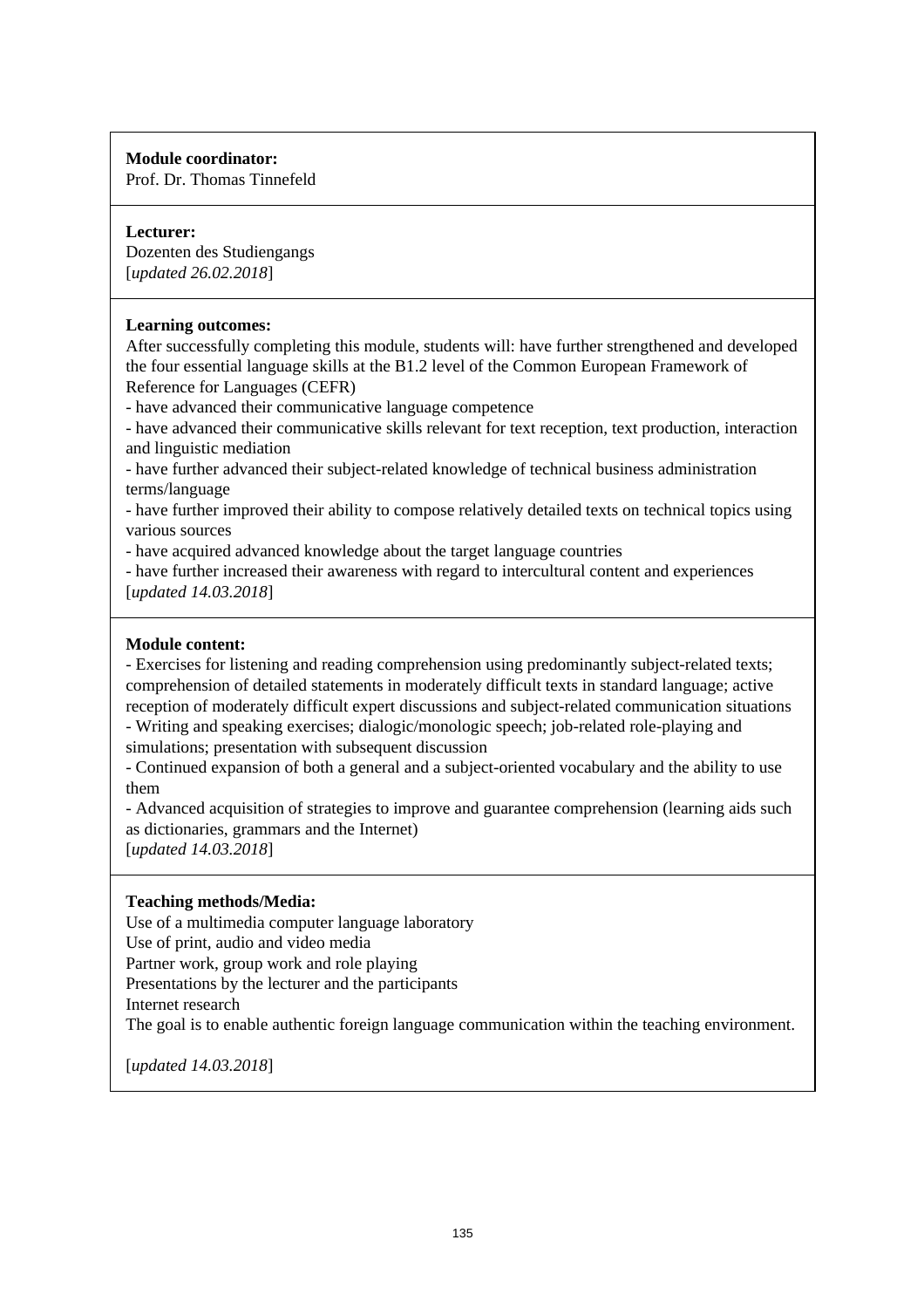**Module coordinator:**
Prof. Dr. Thomas Tinnefeld

**Lecturer:**
Dozenten des Studiengangs
[*updated 26.02.2018*]

**Learning outcomes:**
After successfully completing this module, students will: have further strengthened and developed the four essential language skills at the B1.2 level of the Common European Framework of Reference for Languages (CEFR)
- have advanced their communicative language competence
- have advanced their communicative skills relevant for text reception, text production, interaction and linguistic mediation
- have further advanced their subject-related knowledge of technical business administration terms/language
- have further improved their ability to compose relatively detailed texts on technical topics using various sources
- have acquired advanced knowledge about the target language countries
- have further increased their awareness with regard to intercultural content and experiences
[*updated 14.03.2018*]

**Module content:**
- Exercises for listening and reading comprehension using predominantly subject-related texts; comprehension of detailed statements in moderately difficult texts in standard language; active reception of moderately difficult expert discussions and subject-related communication situations
- Writing and speaking exercises; dialogic/monologic speech; job-related role-playing and simulations; presentation with subsequent discussion
- Continued expansion of both a general and a subject-oriented vocabulary and the ability to use them
- Advanced acquisition of strategies to improve and guarantee comprehension (learning aids such as dictionaries, grammars and the Internet)
[*updated 14.03.2018*]

**Teaching methods/Media:**
Use of a multimedia computer language laboratory
Use of print, audio and video media
Partner work, group work and role playing
Presentations by the lecturer and the participants
Internet research
The goal is to enable authentic foreign language communication within the teaching environment.

[*updated 14.03.2018*]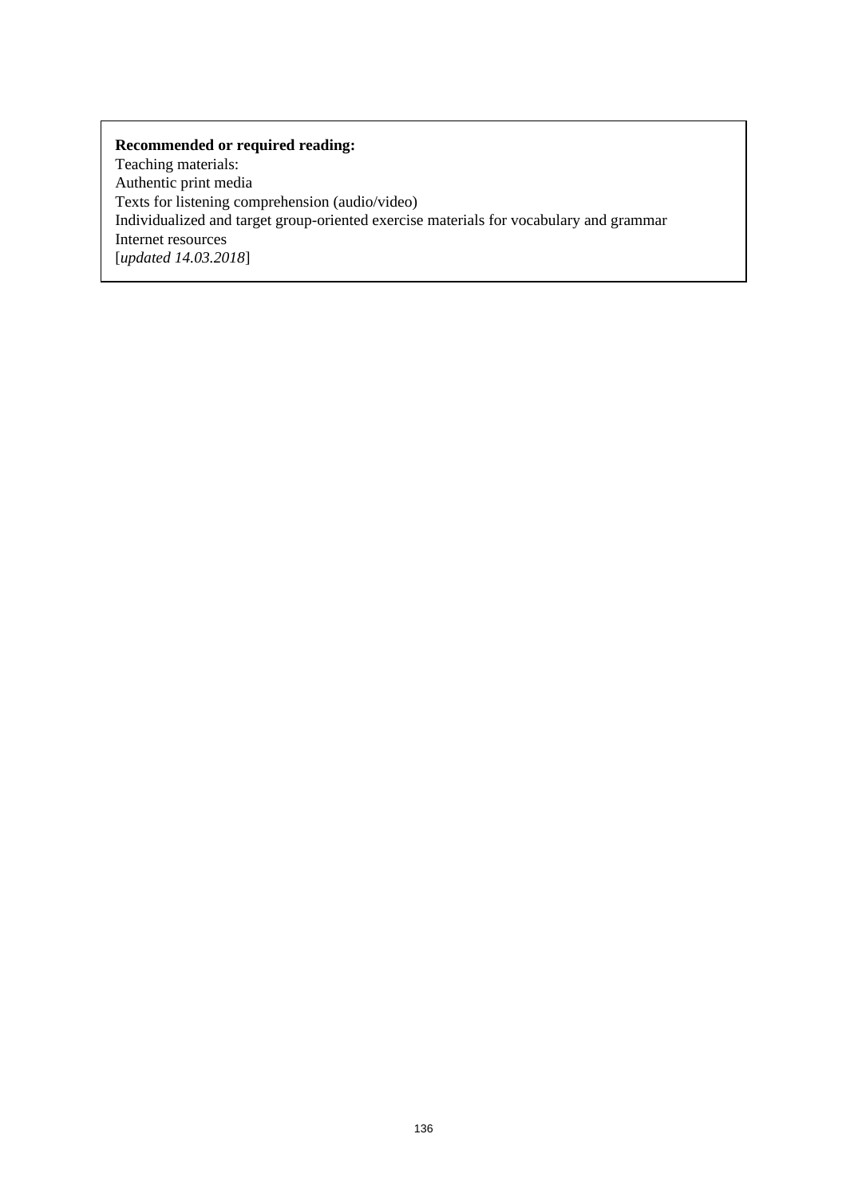**Recommended or required reading:**
Teaching materials:
Authentic print media
Texts for listening comprehension (audio/video)
Individualized and target group-oriented exercise materials for vocabulary and grammar
Internet resources
[*updated 14.03.2018*]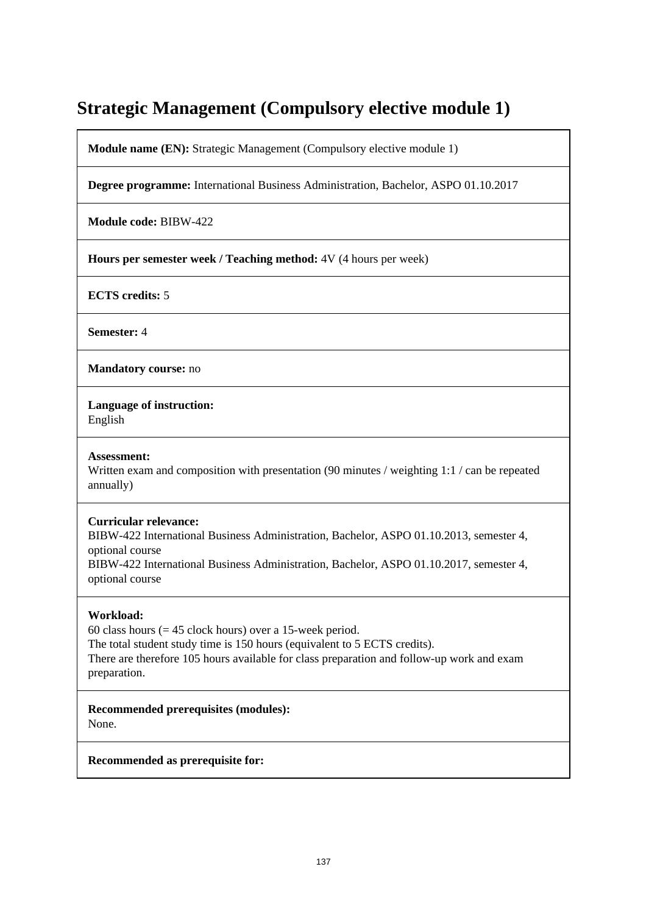# Strategic Management (Compulsory elective module 1)

**Module name (EN):** Strategic Management (Compulsory elective module 1)

**Degree programme:** International Business Administration, Bachelor, ASPO 01.10.2017

**Module code:** BIBW-422

**Hours per semester week / Teaching method:** 4V (4 hours per week)

**ECTS credits:** 5

**Semester:** 4

**Mandatory course:** no

**Language of instruction:**
English

**Assessment:**
Written exam and composition with presentation (90 minutes / weighting 1:1 / can be repeated annually)

**Curricular relevance:**
BIBW-422 International Business Administration, Bachelor, ASPO 01.10.2013, semester 4, optional course
BIBW-422 International Business Administration, Bachelor, ASPO 01.10.2017, semester 4, optional course

**Workload:**
60 class hours (= 45 clock hours) over a 15-week period.
The total student study time is 150 hours (equivalent to 5 ECTS credits).
There are therefore 105 hours available for class preparation and follow-up work and exam preparation.

**Recommended prerequisites (modules):**
None.

**Recommended as prerequisite for:**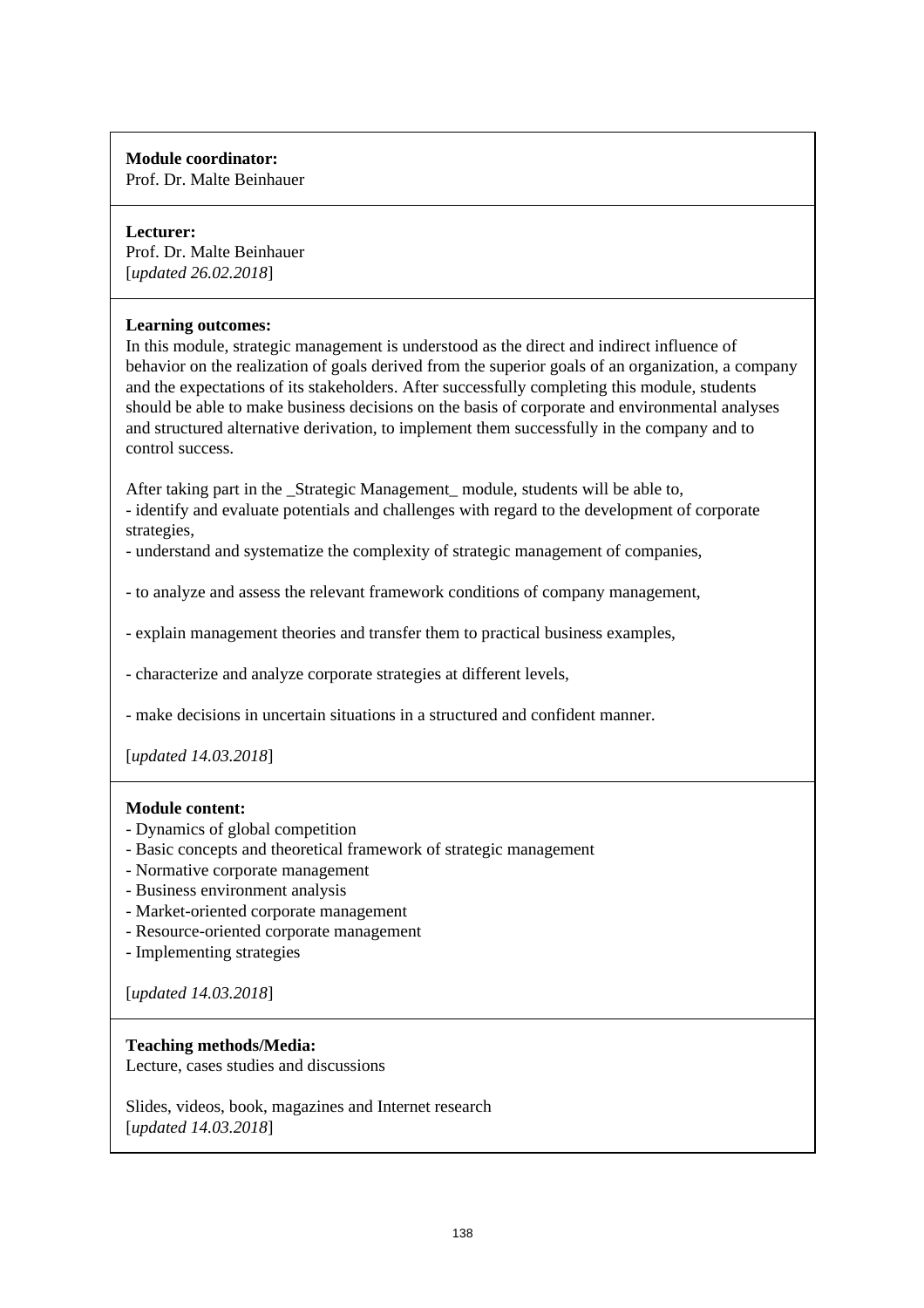**Module coordinator:**
Prof. Dr. Malte Beinhauer

**Lecturer:**
Prof. Dr. Malte Beinhauer
[*updated 26.02.2018*]

**Learning outcomes:**
In this module, strategic management is understood as the direct and indirect influence of behavior on the realization of goals derived from the superior goals of an organization, a company and the expectations of its stakeholders. After successfully completing this module, students should be able to make business decisions on the basis of corporate and environmental analyses and structured alternative derivation, to implement them successfully in the company and to control success.

After taking part in the _Strategic Management_ module, students will be able to,
- identify and evaluate potentials and challenges with regard to the development of corporate strategies,
- understand and systematize the complexity of strategic management of companies,
- to analyze and assess the relevant framework conditions of company management,
- explain management theories and transfer them to practical business examples,
- characterize and analyze corporate strategies at different levels,
- make decisions in uncertain situations in a structured and confident manner.

[*updated 14.03.2018*]

**Module content:**
- Dynamics of global competition
- Basic concepts and theoretical framework of strategic management
- Normative corporate management
- Business environment analysis
- Market-oriented corporate management
- Resource-oriented corporate management
- Implementing strategies

[*updated 14.03.2018*]

**Teaching methods/Media:**
Lecture, cases studies and discussions

Slides, videos, book, magazines and Internet research
[*updated 14.03.2018*]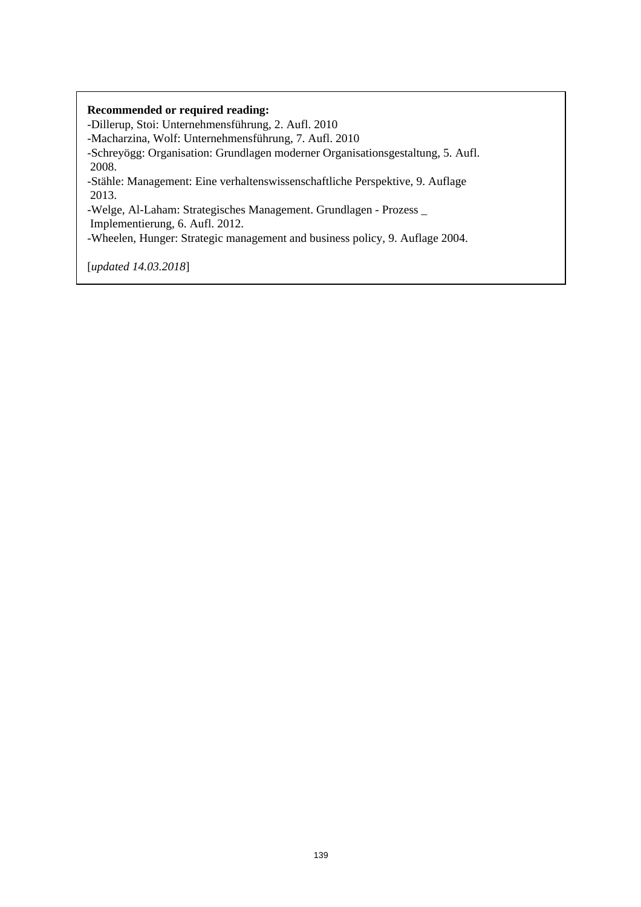**Recommended or required reading:**

-Dillerup, Stoi: Unternehmensführung, 2. Aufl. 2010
-Macharzina, Wolf: Unternehmensführung, 7. Aufl. 2010
-Schreyögg: Organisation: Grundlagen moderner Organisationsgestaltung, 5. Aufl. 2008.
-Stähle: Management: Eine verhaltenswissenschaftliche Perspektive, 9. Auflage 2013.
-Welge, Al-Laham: Strategisches Management. Grundlagen - Prozess _ Implementierung, 6. Aufl. 2012.
-Wheelen, Hunger: Strategic management and business policy, 9. Auflage 2004.

[*updated 14.03.2018*]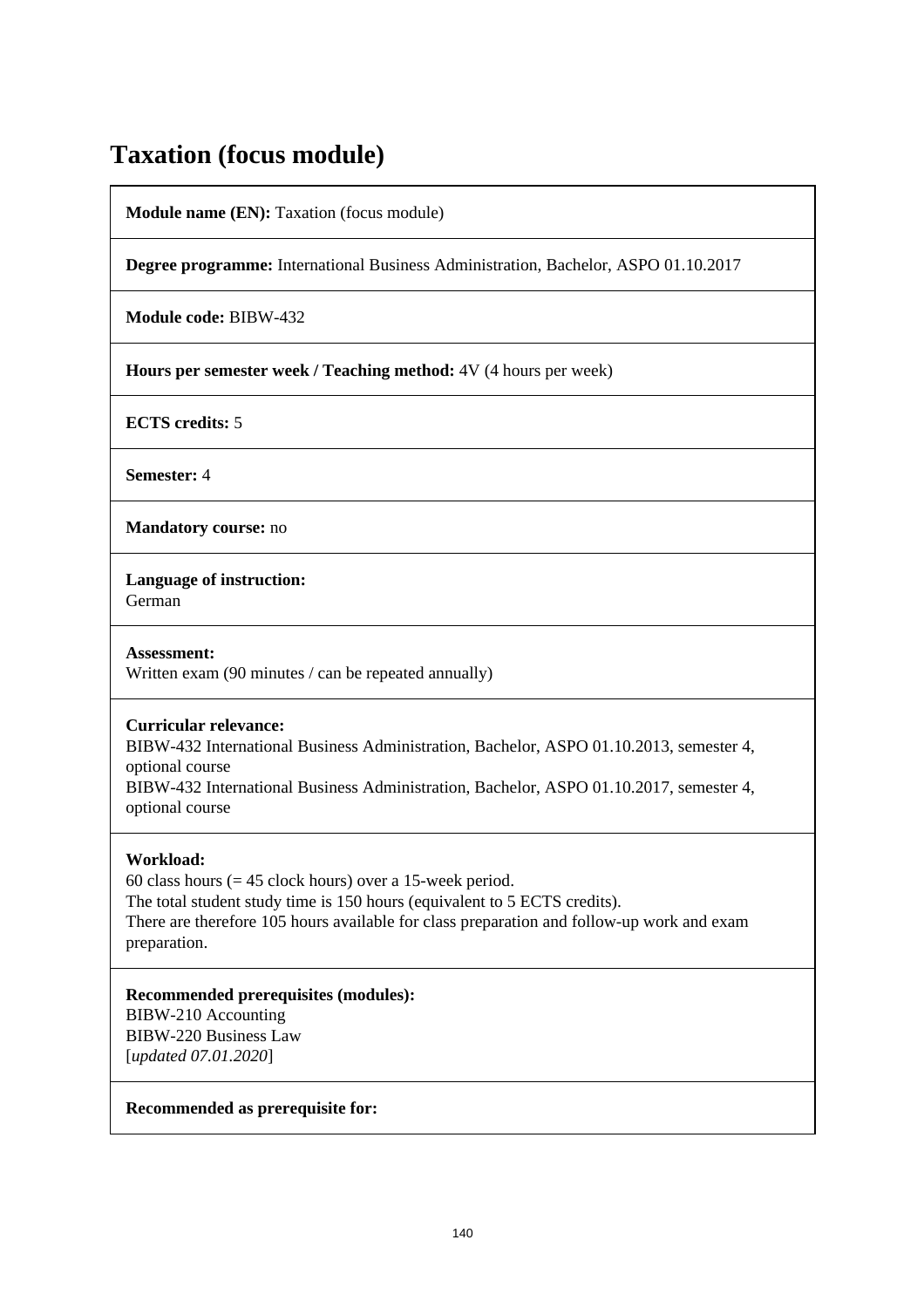# Taxation (focus module)

**Module name (EN):** Taxation (focus module)

**Degree programme:** International Business Administration, Bachelor, ASPO 01.10.2017

**Module code:** BIBW-432

**Hours per semester week / Teaching method:** 4V (4 hours per week)

**ECTS credits:** 5

**Semester:** 4

**Mandatory course:** no

**Language of instruction:**
German

**Assessment:**
Written exam (90 minutes / can be repeated annually)

**Curricular relevance:**
BIBW-432 International Business Administration, Bachelor, ASPO 01.10.2013, semester 4, optional course
BIBW-432 International Business Administration, Bachelor, ASPO 01.10.2017, semester 4, optional course

**Workload:**
60 class hours (= 45 clock hours) over a 15-week period.
The total student study time is 150 hours (equivalent to 5 ECTS credits).
There are therefore 105 hours available for class preparation and follow-up work and exam preparation.

**Recommended prerequisites (modules):**
BIBW-210 Accounting
BIBW-220 Business Law
[*updated 07.01.2020*]

**Recommended as prerequisite for:**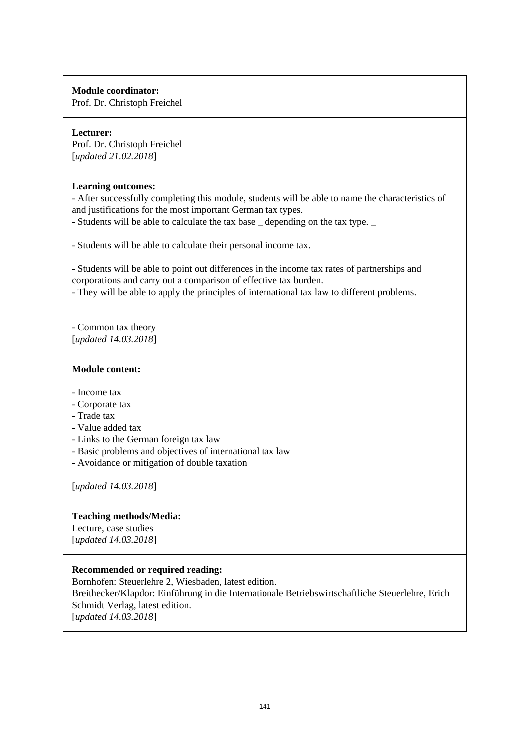**Module coordinator:**
Prof. Dr. Christoph Freichel

**Lecturer:**
Prof. Dr. Christoph Freichel
[*updated 21.02.2018*]

**Learning outcomes:**
- After successfully completing this module, students will be able to name the characteristics of and justifications for the most important German tax types.
- Students will be able to calculate the tax base _ depending on the tax type. _

- Students will be able to calculate their personal income tax.

- Students will be able to point out differences in the income tax rates of partnerships and corporations and carry out a comparison of effective tax burden.
- They will be able to apply the principles of international tax law to different problems.

- Common tax theory
[*updated 14.03.2018*]

**Module content:**

- Income tax
- Corporate tax
- Trade tax
- Value added tax
- Links to the German foreign tax law
- Basic problems and objectives of international tax law
- Avoidance or mitigation of double taxation

[*updated 14.03.2018*]

**Teaching methods/Media:**
Lecture, case studies
[*updated 14.03.2018*]

**Recommended or required reading:**
Bornhofen: Steuerlehre 2, Wiesbaden, latest edition.
Breithecker/Klapdor: Einführung in die Internationale Betriebswirtschaftliche Steuerlehre, Erich Schmidt Verlag, latest edition.
[*updated 14.03.2018*]